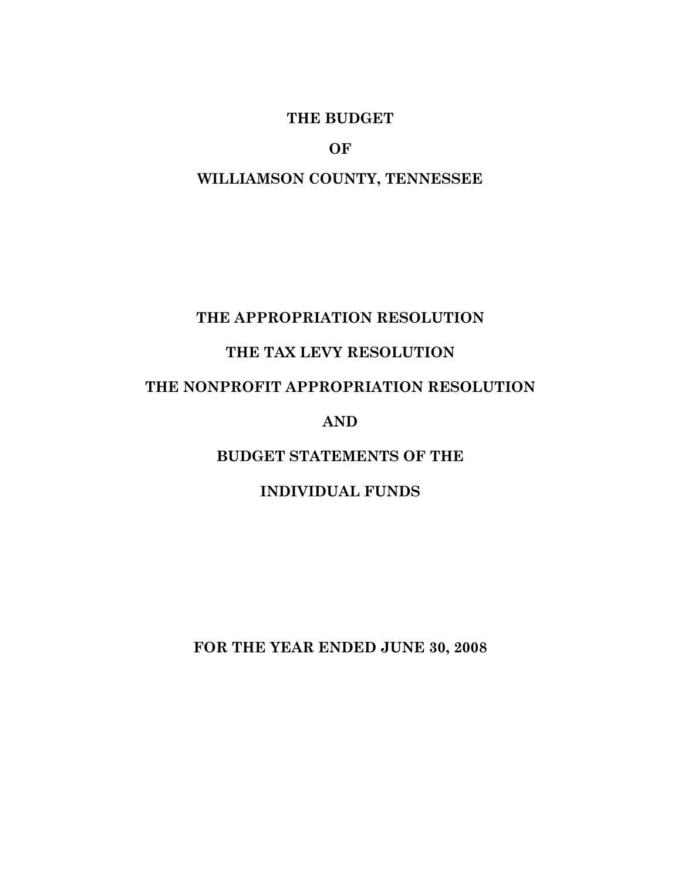# THE BUDGET

# OF

# WILLIAMSON COUNTY, TENNESSEE

## THE APPROPRIATION RESOLUTION

## THE TAX LEVY RESOLUTION

## THE NONPROFIT APPROPRIATION RESOLUTION

## AND

## BUDGET STATEMENTS OF THE

## INDIVIDUAL FUNDS

**FOR THE YEAR ENDED JUNE 30, 2008**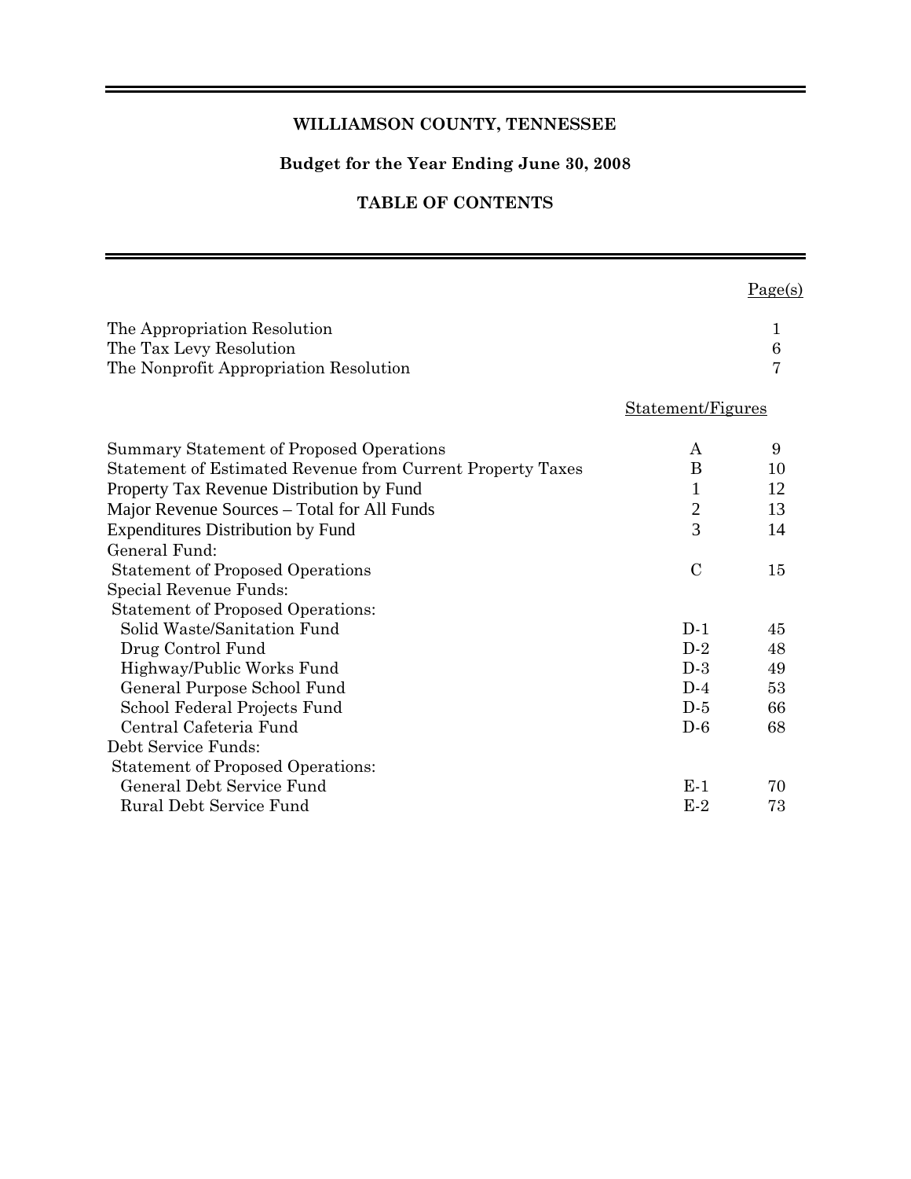# WILLIAMSON COUNTY, TENNESSEE

## Budget for the Year Ending June 30, 2008

## TABLE OF CONTENTS

| | | Page(s) |
|---|---|---|
| The Appropriation Resolution | | 1 |
| The Tax Levy Resolution | | 6 |
| The Nonprofit Appropriation Resolution | | 7 |
| | Statement/Figures | |
| Summary Statement of Proposed Operations | A | 9 |
| Statement of Estimated Revenue from Current Property Taxes | B | 10 |
| Property Tax Revenue Distribution by Fund | 1 | 12 |
| Major Revenue Sources – Total for All Funds | 2 | 13 |
| Expenditures Distribution by Fund | 3 | 14 |
| General Fund: | | |
| Statement of Proposed Operations | C | 15 |
| Special Revenue Funds: | | |
| Statement of Proposed Operations: | | |
| Solid Waste/Sanitation Fund | D-1 | 45 |
| Drug Control Fund | D-2 | 48 |
| Highway/Public Works Fund | D-3 | 49 |
| General Purpose School Fund | D-4 | 53 |
| School Federal Projects Fund | D-5 | 66 |
| Central Cafeteria Fund | D-6 | 68 |
| Debt Service Funds: | | |
| Statement of Proposed Operations: | | |
| General Debt Service Fund | E-1 | 70 |
| Rural Debt Service Fund | E-2 | 73 |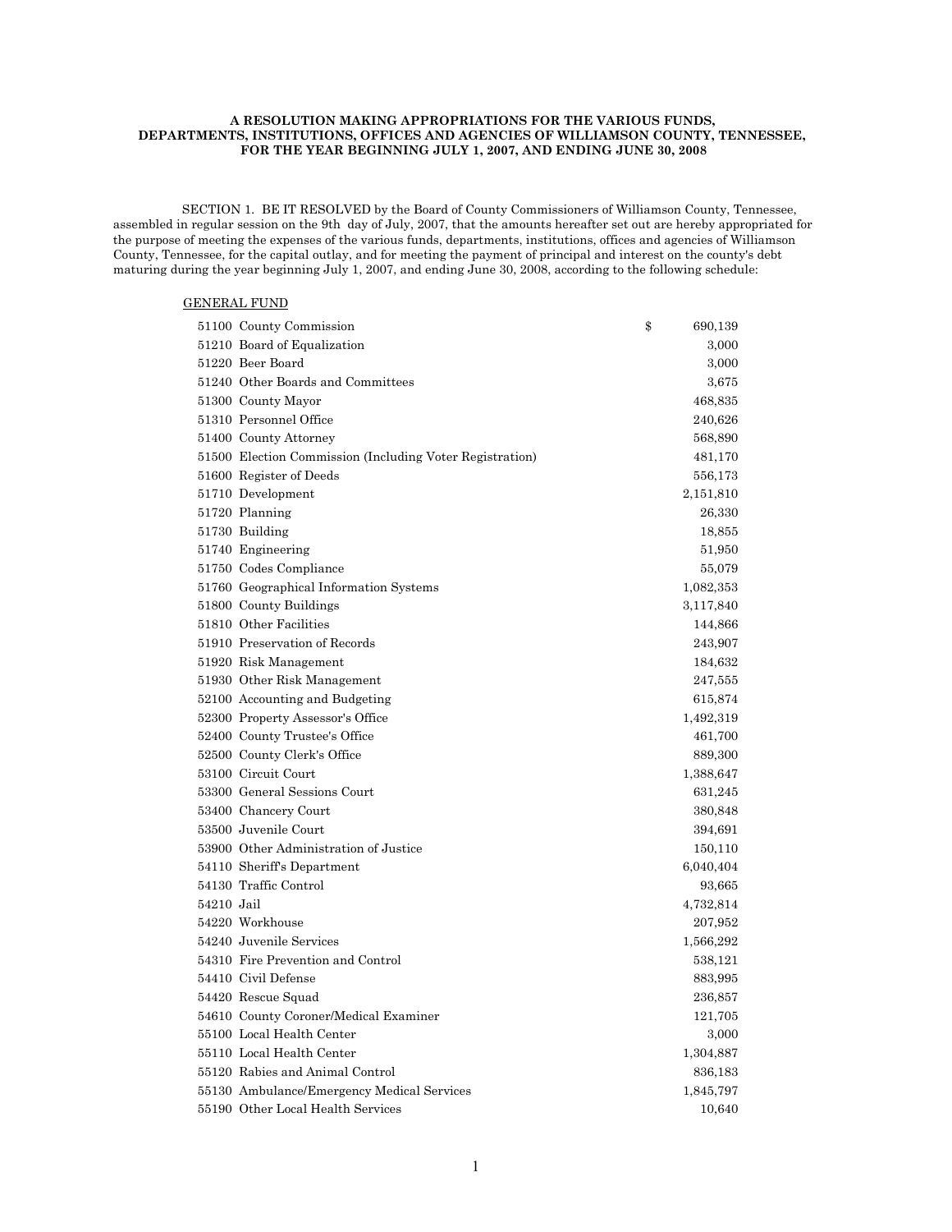**A RESOLUTION MAKING APPROPRIATIONS FOR THE VARIOUS FUNDS, DEPARTMENTS, INSTITUTIONS, OFFICES AND AGENCIES OF WILLIAMSON COUNTY, TENNESSEE, FOR THE YEAR BEGINNING JULY 1, 2007, AND ENDING JUNE 30, 2008**

SECTION 1. BE IT RESOLVED by the Board of County Commissioners of Williamson County, Tennessee, assembled in regular session on the 9th day of July, 2007, that the amounts hereafter set out are hereby appropriated for the purpose of meeting the expenses of the various funds, departments, institutions, offices and agencies of Williamson County, Tennessee, for the capital outlay, and for meeting the payment of principal and interest on the county's debt maturing during the year beginning July 1, 2007, and ending June 30, 2008, according to the following schedule:

GENERAL FUND

| | | |
|---|---|---|
| 51100 | County Commission | $ 690,139 |
| 51210 | Board of Equalization | 3,000 |
| 51220 | Beer Board | 3,000 |
| 51240 | Other Boards and Committees | 3,675 |
| 51300 | County Mayor | 468,835 |
| 51310 | Personnel Office | 240,626 |
| 51400 | County Attorney | 568,890 |
| 51500 | Election Commission (Including Voter Registration) | 481,170 |
| 51600 | Register of Deeds | 556,173 |
| 51710 | Development | 2,151,810 |
| 51720 | Planning | 26,330 |
| 51730 | Building | 18,855 |
| 51740 | Engineering | 51,950 |
| 51750 | Codes Compliance | 55,079 |
| 51760 | Geographical Information Systems | 1,082,353 |
| 51800 | County Buildings | 3,117,840 |
| 51810 | Other Facilities | 144,866 |
| 51910 | Preservation of Records | 243,907 |
| 51920 | Risk Management | 184,632 |
| 51930 | Other Risk Management | 247,555 |
| 52100 | Accounting and Budgeting | 615,874 |
| 52300 | Property Assessor's Office | 1,492,319 |
| 52400 | County Trustee's Office | 461,700 |
| 52500 | County Clerk's Office | 889,300 |
| 53100 | Circuit Court | 1,388,647 |
| 53300 | General Sessions Court | 631,245 |
| 53400 | Chancery Court | 380,848 |
| 53500 | Juvenile Court | 394,691 |
| 53900 | Other Administration of Justice | 150,110 |
| 54110 | Sheriff's Department | 6,040,404 |
| 54130 | Traffic Control | 93,665 |
| 54210 | Jail | 4,732,814 |
| 54220 | Workhouse | 207,952 |
| 54240 | Juvenile Services | 1,566,292 |
| 54310 | Fire Prevention and Control | 538,121 |
| 54410 | Civil Defense | 883,995 |
| 54420 | Rescue Squad | 236,857 |
| 54610 | County Coroner/Medical Examiner | 121,705 |
| 55100 | Local Health Center | 3,000 |
| 55110 | Local Health Center | 1,304,887 |
| 55120 | Rabies and Animal Control | 836,183 |
| 55130 | Ambulance/Emergency Medical Services | 1,845,797 |
| 55190 | Other Local Health Services | 10,640 |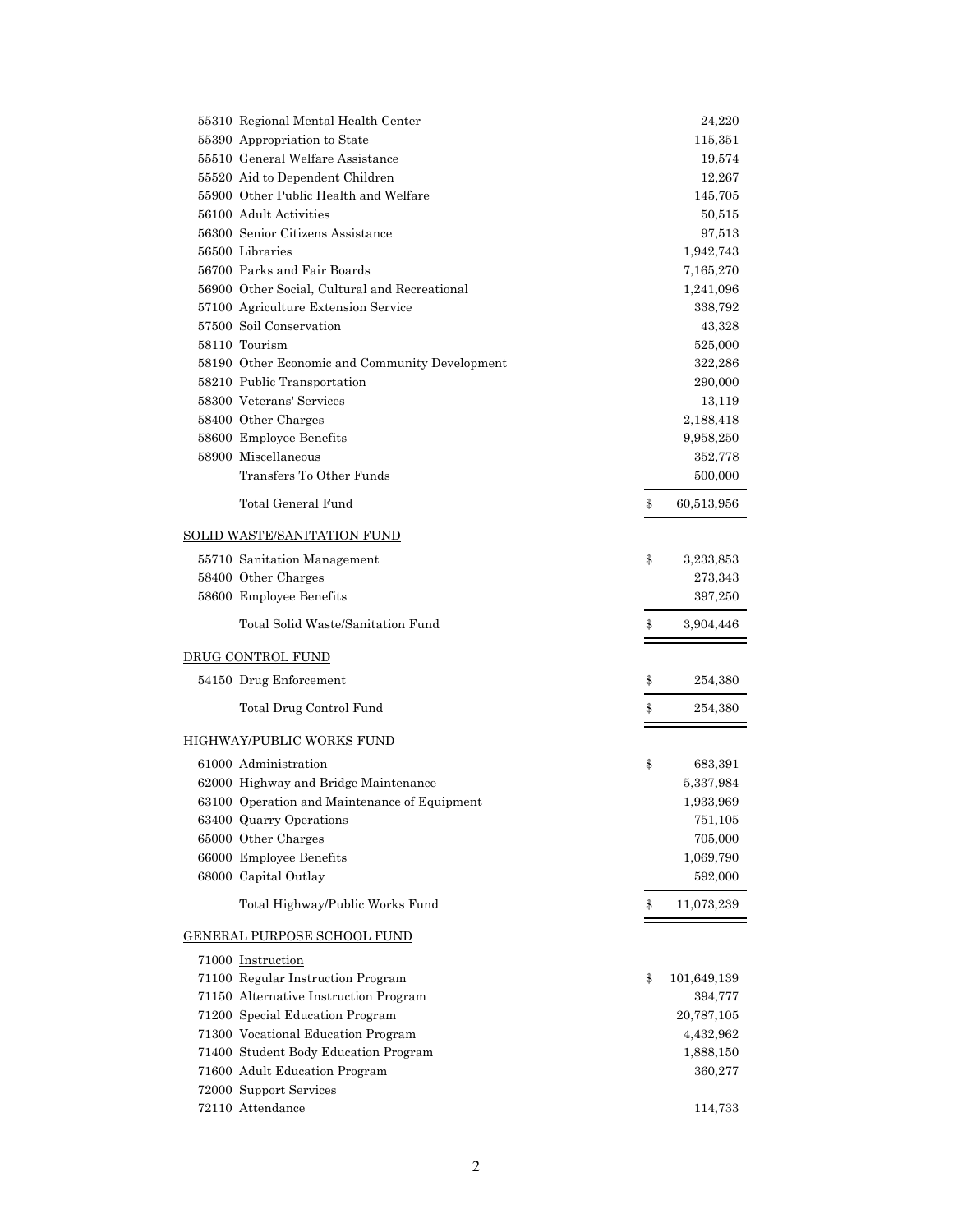| Code | Description | Amount |
|---|---|---|
| 55310 | Regional Mental Health Center | 24,220 |
| 55390 | Appropriation to State | 115,351 |
| 55510 | General Welfare Assistance | 19,574 |
| 55520 | Aid to Dependent Children | 12,267 |
| 55900 | Other Public Health and Welfare | 145,705 |
| 56100 | Adult Activities | 50,515 |
| 56300 | Senior Citizens Assistance | 97,513 |
| 56500 | Libraries | 1,942,743 |
| 56700 | Parks and Fair Boards | 7,165,270 |
| 56900 | Other Social, Cultural and Recreational | 1,241,096 |
| 57100 | Agriculture Extension Service | 338,792 |
| 57500 | Soil Conservation | 43,328 |
| 58110 | Tourism | 525,000 |
| 58190 | Other Economic and Community Development | 322,286 |
| 58210 | Public Transportation | 290,000 |
| 58300 | Veterans' Services | 13,119 |
| 58400 | Other Charges | 2,188,418 |
| 58600 | Employee Benefits | 9,958,250 |
| 58900 | Miscellaneous | 352,778 |
| | Transfers To Other Funds | 500,000 |
| | Total General Fund | $ 60,513,956 |

SOLID WASTE/SANITATION FUND

| Code | Description | Amount |
|---|---|---|
| 55710 | Sanitation Management | $ 3,233,853 |
| 58400 | Other Charges | 273,343 |
| 58600 | Employee Benefits | 397,250 |
| | Total Solid Waste/Sanitation Fund | $ 3,904,446 |

DRUG CONTROL FUND

| Code | Description | Amount |
|---|---|---|
| 54150 | Drug Enforcement | $ 254,380 |
| | Total Drug Control Fund | $ 254,380 |

HIGHWAY/PUBLIC WORKS FUND

| Code | Description | Amount |
|---|---|---|
| 61000 | Administration | $ 683,391 |
| 62000 | Highway and Bridge Maintenance | 5,337,984 |
| 63100 | Operation and Maintenance of Equipment | 1,933,969 |
| 63400 | Quarry Operations | 751,105 |
| 65000 | Other Charges | 705,000 |
| 66000 | Employee Benefits | 1,069,790 |
| 68000 | Capital Outlay | 592,000 |
| | Total Highway/Public Works Fund | $ 11,073,239 |

GENERAL PURPOSE SCHOOL FUND

| Code | Description | Amount |
|---|---|---|
| 71000 | Instruction | |
| 71100 | Regular Instruction Program | $ 101,649,139 |
| 71150 | Alternative Instruction Program | 394,777 |
| 71200 | Special Education Program | 20,787,105 |
| 71300 | Vocational Education Program | 4,432,962 |
| 71400 | Student Body Education Program | 1,888,150 |
| 71600 | Adult Education Program | 360,277 |
| 72000 | Support Services | |
| 72110 | Attendance | 114,733 |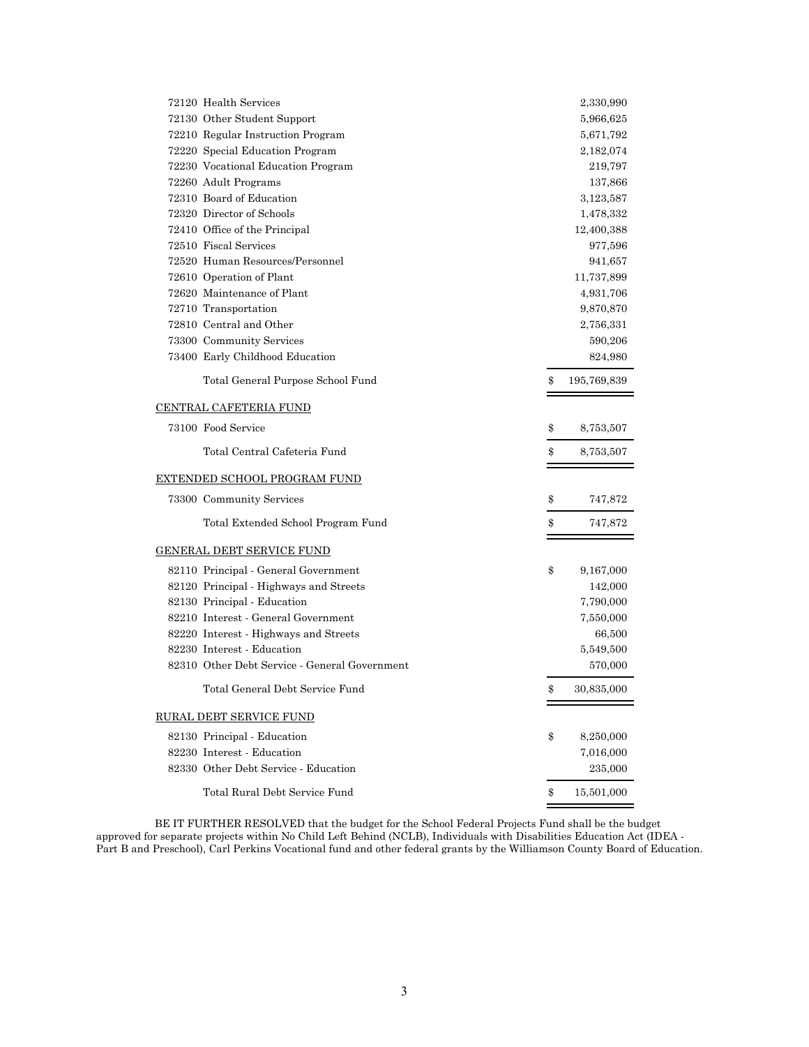| | | |
|---|---|---|
| 72120 Health Services | | 2,330,990 |
| 72130 Other Student Support | | 5,966,625 |
| 72210 Regular Instruction Program | | 5,671,792 |
| 72220 Special Education Program | | 2,182,074 |
| 72230 Vocational Education Program | | 219,797 |
| 72260 Adult Programs | | 137,866 |
| 72310 Board of Education | | 3,123,587 |
| 72320 Director of Schools | | 1,478,332 |
| 72410 Office of the Principal | | 12,400,388 |
| 72510 Fiscal Services | | 977,596 |
| 72520 Human Resources/Personnel | | 941,657 |
| 72610 Operation of Plant | | 11,737,899 |
| 72620 Maintenance of Plant | | 4,931,706 |
| 72710 Transportation | | 9,870,870 |
| 72810 Central and Other | | 2,756,331 |
| 73300 Community Services | | 590,206 |
| 73400 Early Childhood Education | | 824,980 |
| Total General Purpose School Fund | $ | 195,769,839 |

CENTRAL CAFETERIA FUND

| | | |
|---|---|---|
| 73100 Food Service | $ | 8,753,507 |
| Total Central Cafeteria Fund | $ | 8,753,507 |

EXTENDED SCHOOL PROGRAM FUND

| | | |
|---|---|---|
| 73300 Community Services | $ | 747,872 |
| Total Extended School Program Fund | $ | 747,872 |

GENERAL DEBT SERVICE FUND

| | | |
|---|---|---|
| 82110 Principal - General Government | $ | 9,167,000 |
| 82120 Principal - Highways and Streets | | 142,000 |
| 82130 Principal - Education | | 7,790,000 |
| 82210 Interest - General Government | | 7,550,000 |
| 82220 Interest - Highways and Streets | | 66,500 |
| 82230 Interest - Education | | 5,549,500 |
| 82310 Other Debt Service - General Government | | 570,000 |
| Total General Debt Service Fund | $ | 30,835,000 |

RURAL DEBT SERVICE FUND

| | | |
|---|---|---|
| 82130 Principal - Education | $ | 8,250,000 |
| 82230 Interest - Education | | 7,016,000 |
| 82330 Other Debt Service - Education | | 235,000 |
| Total Rural Debt Service Fund | $ | 15,501,000 |

BE IT FURTHER RESOLVED that the budget for the School Federal Projects Fund shall be the budget approved for separate projects within No Child Left Behind (NCLB), Individuals with Disabilities Education Act (IDEA - Part B and Preschool), Carl Perkins Vocational fund and other federal grants by the Williamson County Board of Education.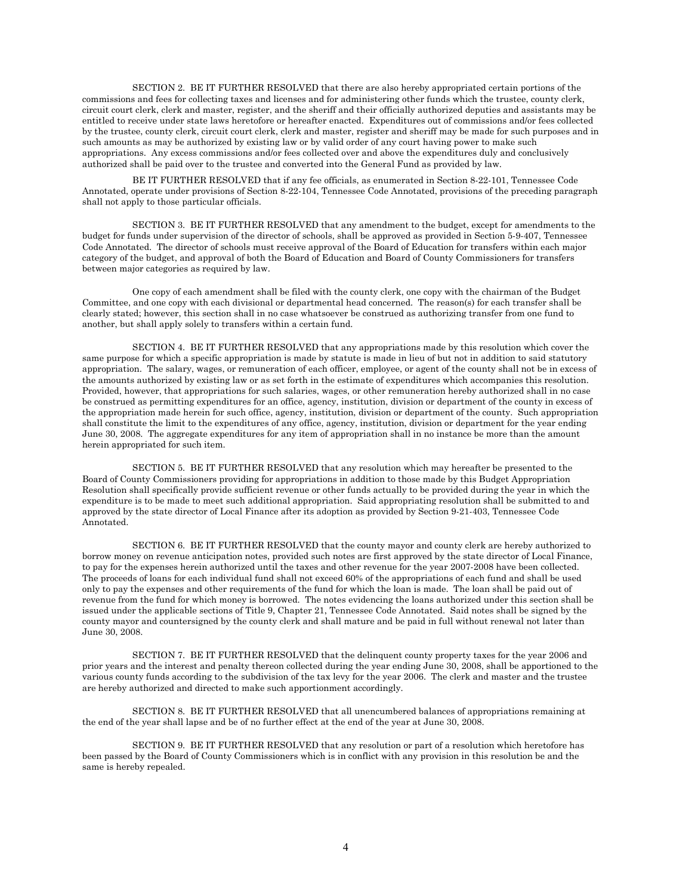SECTION 2. BE IT FURTHER RESOLVED that there are also hereby appropriated certain portions of the commissions and fees for collecting taxes and licenses and for administering other funds which the trustee, county clerk, circuit court clerk, clerk and master, register, and the sheriff and their officially authorized deputies and assistants may be entitled to receive under state laws heretofore or hereafter enacted. Expenditures out of commissions and/or fees collected by the trustee, county clerk, circuit court clerk, clerk and master, register and sheriff may be made for such purposes and in such amounts as may be authorized by existing law or by valid order of any court having power to make such appropriations. Any excess commissions and/or fees collected over and above the expenditures duly and conclusively authorized shall be paid over to the trustee and converted into the General Fund as provided by law.

BE IT FURTHER RESOLVED that if any fee officials, as enumerated in Section 8-22-101, Tennessee Code Annotated, operate under provisions of Section 8-22-104, Tennessee Code Annotated, provisions of the preceding paragraph shall not apply to those particular officials.

SECTION 3. BE IT FURTHER RESOLVED that any amendment to the budget, except for amendments to the budget for funds under supervision of the director of schools, shall be approved as provided in Section 5-9-407, Tennessee Code Annotated. The director of schools must receive approval of the Board of Education for transfers within each major category of the budget, and approval of both the Board of Education and Board of County Commissioners for transfers between major categories as required by law.

One copy of each amendment shall be filed with the county clerk, one copy with the chairman of the Budget Committee, and one copy with each divisional or departmental head concerned. The reason(s) for each transfer shall be clearly stated; however, this section shall in no case whatsoever be construed as authorizing transfer from one fund to another, but shall apply solely to transfers within a certain fund.

SECTION 4. BE IT FURTHER RESOLVED that any appropriations made by this resolution which cover the same purpose for which a specific appropriation is made by statute is made in lieu of but not in addition to said statutory appropriation. The salary, wages, or remuneration of each officer, employee, or agent of the county shall not be in excess of the amounts authorized by existing law or as set forth in the estimate of expenditures which accompanies this resolution. Provided, however, that appropriations for such salaries, wages, or other remuneration hereby authorized shall in no case be construed as permitting expenditures for an office, agency, institution, division or department of the county in excess of the appropriation made herein for such office, agency, institution, division or department of the county. Such appropriation shall constitute the limit to the expenditures of any office, agency, institution, division or department for the year ending June 30, 2008. The aggregate expenditures for any item of appropriation shall in no instance be more than the amount herein appropriated for such item.

SECTION 5. BE IT FURTHER RESOLVED that any resolution which may hereafter be presented to the Board of County Commissioners providing for appropriations in addition to those made by this Budget Appropriation Resolution shall specifically provide sufficient revenue or other funds actually to be provided during the year in which the expenditure is to be made to meet such additional appropriation. Said appropriating resolution shall be submitted to and approved by the state director of Local Finance after its adoption as provided by Section 9-21-403, Tennessee Code Annotated.

SECTION 6. BE IT FURTHER RESOLVED that the county mayor and county clerk are hereby authorized to borrow money on revenue anticipation notes, provided such notes are first approved by the state director of Local Finance, to pay for the expenses herein authorized until the taxes and other revenue for the year 2007-2008 have been collected. The proceeds of loans for each individual fund shall not exceed 60% of the appropriations of each fund and shall be used only to pay the expenses and other requirements of the fund for which the loan is made. The loan shall be paid out of revenue from the fund for which money is borrowed. The notes evidencing the loans authorized under this section shall be issued under the applicable sections of Title 9, Chapter 21, Tennessee Code Annotated. Said notes shall be signed by the county mayor and countersigned by the county clerk and shall mature and be paid in full without renewal not later than June 30, 2008.

SECTION 7. BE IT FURTHER RESOLVED that the delinquent county property taxes for the year 2006 and prior years and the interest and penalty thereon collected during the year ending June 30, 2008, shall be apportioned to the various county funds according to the subdivision of the tax levy for the year 2006. The clerk and master and the trustee are hereby authorized and directed to make such apportionment accordingly.

SECTION 8. BE IT FURTHER RESOLVED that all unencumbered balances of appropriations remaining at the end of the year shall lapse and be of no further effect at the end of the year at June 30, 2008.

SECTION 9. BE IT FURTHER RESOLVED that any resolution or part of a resolution which heretofore has been passed by the Board of County Commissioners which is in conflict with any provision in this resolution be and the same is hereby repealed.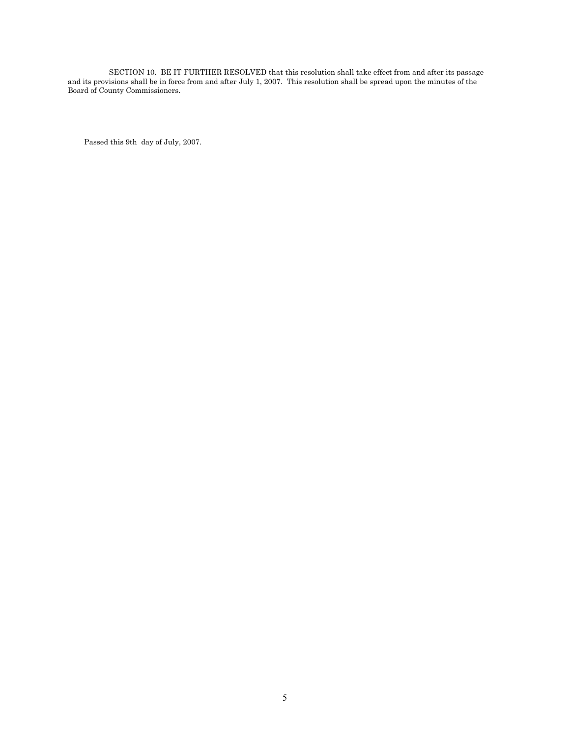SECTION 10. BE IT FURTHER RESOLVED that this resolution shall take effect from and after its passage and its provisions shall be in force from and after July 1, 2007. This resolution shall be spread upon the minutes of the Board of County Commissioners.

Passed this 9th day of July, 2007.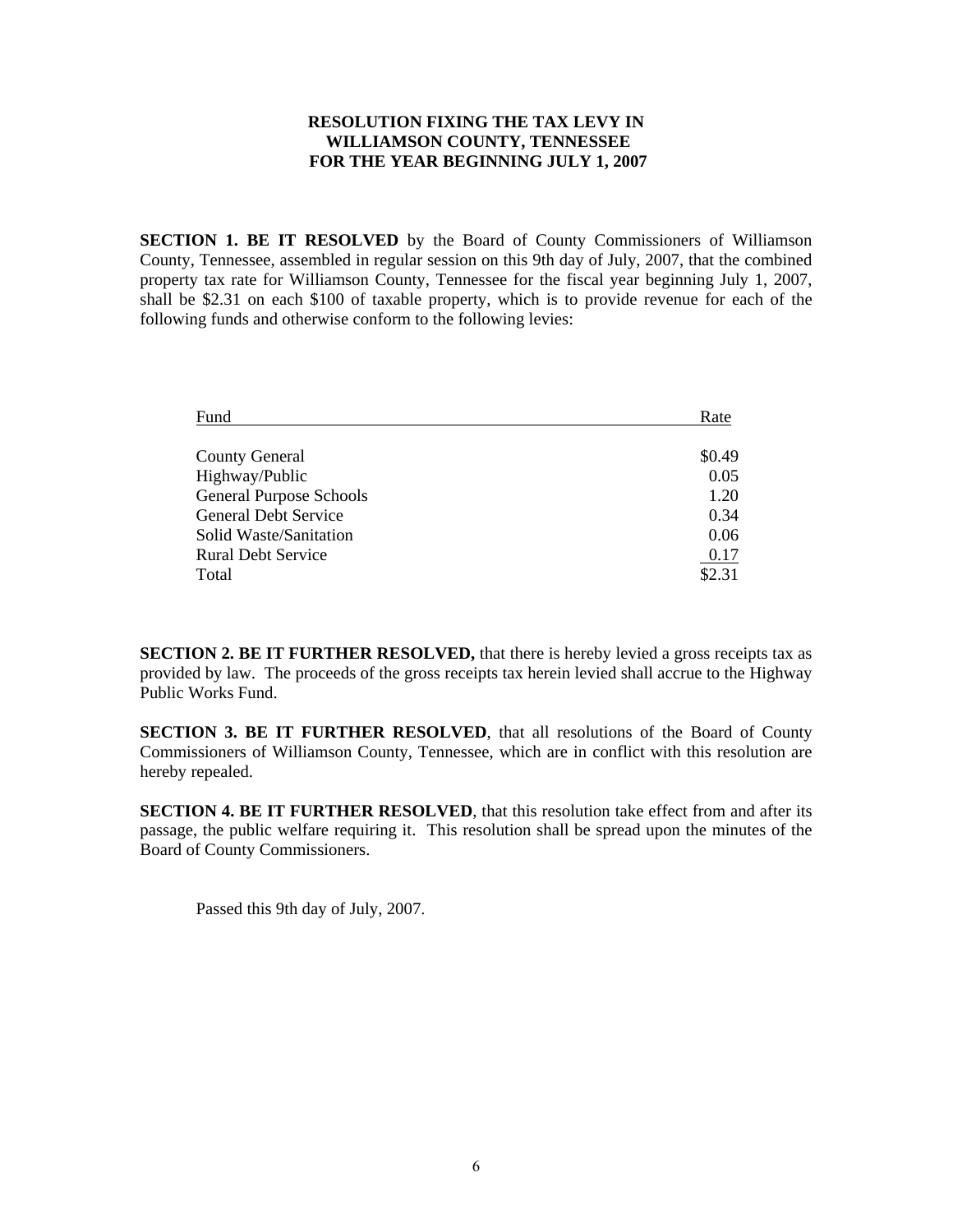# RESOLUTION FIXING THE TAX LEVY IN WILLIAMSON COUNTY, TENNESSEE FOR THE YEAR BEGINNING JULY 1, 2007

**SECTION 1. BE IT RESOLVED** by the Board of County Commissioners of Williamson County, Tennessee, assembled in regular session on this 9th day of July, 2007, that the combined property tax rate for Williamson County, Tennessee for the fiscal year beginning July 1, 2007, shall be $2.31 on each $100 of taxable property, which is to provide revenue for each of the following funds and otherwise conform to the following levies:

| Fund | Rate |
| --- | --- |
| County General | $0.49 |
| Highway/Public | 0.05 |
| General Purpose Schools | 1.20 |
| General Debt Service | 0.34 |
| Solid Waste/Sanitation | 0.06 |
| Rural Debt Service | 0.17 |
| Total | $2.31 |

**SECTION 2. BE IT FURTHER RESOLVED,** that there is hereby levied a gross receipts tax as provided by law. The proceeds of the gross receipts tax herein levied shall accrue to the Highway Public Works Fund.

**SECTION 3. BE IT FURTHER RESOLVED**, that all resolutions of the Board of County Commissioners of Williamson County, Tennessee, which are in conflict with this resolution are hereby repealed.

**SECTION 4. BE IT FURTHER RESOLVED**, that this resolution take effect from and after its passage, the public welfare requiring it. This resolution shall be spread upon the minutes of the Board of County Commissioners.

Passed this 9th day of July, 2007.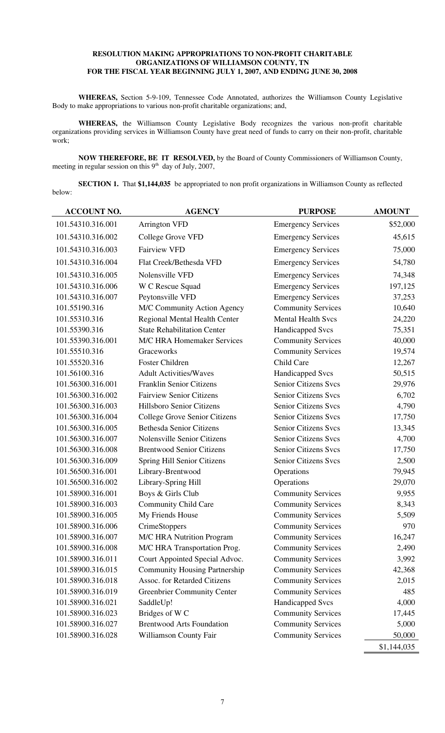**RESOLUTION MAKING APPROPRIATIONS TO NON-PROFIT CHARITABLE ORGANIZATIONS OF WILLIAMSON COUNTY, TN FOR THE FISCAL YEAR BEGINNING JULY 1, 2007, AND ENDING JUNE 30, 2008**

**WHEREAS,** Section 5-9-109, Tennessee Code Annotated, authorizes the Williamson County Legislative Body to make appropriations to various non-profit charitable organizations; and,

**WHEREAS,** the Williamson County Legislative Body recognizes the various non-profit charitable organizations providing services in Williamson County have great need of funds to carry on their non-profit, charitable work;

**NOW THEREFORE, BE IT RESOLVED,** by the Board of County Commissioners of Williamson County, meeting in regular session on this 9th day of July, 2007,

**SECTION 1.** That **$1,144,035** be appropriated to non profit organizations in Williamson County as reflected below:

| ACCOUNT NO. | AGENCY | PURPOSE | AMOUNT |
|---|---|---|---|
| 101.54310.316.001 | Arrington VFD | Emergency Services | $52,000 |
| 101.54310.316.002 | College Grove VFD | Emergency Services | 45,615 |
| 101.54310.316.003 | Fairview VFD | Emergency Services | 75,000 |
| 101.54310.316.004 | Flat Creek/Bethesda VFD | Emergency Services | 54,780 |
| 101.54310.316.005 | Nolensville VFD | Emergency Services | 74,348 |
| 101.54310.316.006 | W C Rescue Squad | Emergency Services | 197,125 |
| 101.54310.316.007 | Peytonsville VFD | Emergency Services | 37,253 |
| 101.55190.316 | M/C Community Action Agency | Community Services | 10,640 |
| 101.55310.316 | Regional Mental Health Center | Mental Health Svcs | 24,220 |
| 101.55390.316 | State Rehabilitation Center | Handicapped Svcs | 75,351 |
| 101.55390.316.001 | M/C HRA Homemaker Services | Community Services | 40,000 |
| 101.55510.316 | Graceworks | Community Services | 19,574 |
| 101.55520.316 | Foster Children | Child Care | 12,267 |
| 101.56100.316 | Adult Activities/Waves | Handicapped Svcs | 50,515 |
| 101.56300.316.001 | Franklin Senior Citizens | Senior Citizens Svcs | 29,976 |
| 101.56300.316.002 | Fairview Senior Citizens | Senior Citizens Svcs | 6,702 |
| 101.56300.316.003 | Hillsboro Senior Citizens | Senior Citizens Svcs | 4,790 |
| 101.56300.316.004 | College Grove Senior Citizens | Senior Citizens Svcs | 17,750 |
| 101.56300.316.005 | Bethesda Senior Citizens | Senior Citizens Svcs | 13,345 |
| 101.56300.316.007 | Nolensville Senior Citizens | Senior Citizens Svcs | 4,700 |
| 101.56300.316.008 | Brentwood Senior Citizens | Senior Citizens Svcs | 17,750 |
| 101.56300.316.009 | Spring Hill Senior Citizens | Senior Citizens Svcs | 2,500 |
| 101.56500.316.001 | Library-Brentwood | Operations | 79,945 |
| 101.56500.316.002 | Library-Spring Hill | Operations | 29,070 |
| 101.58900.316.001 | Boys & Girls Club | Community Services | 9,955 |
| 101.58900.316.003 | Community Child Care | Community Services | 8,343 |
| 101.58900.316.005 | My Friends House | Community Services | 5,509 |
| 101.58900.316.006 | CrimeStoppers | Community Services | 970 |
| 101.58900.316.007 | M/C HRA Nutrition Program | Community Services | 16,247 |
| 101.58900.316.008 | M/C HRA Transportation Prog. | Community Services | 2,490 |
| 101.58900.316.011 | Court Appointed Special Advoc. | Community Services | 3,992 |
| 101.58900.316.015 | Community Housing Partnership | Community Services | 42,368 |
| 101.58900.316.018 | Assoc. for Retarded Citizens | Community Services | 2,015 |
| 101.58900.316.019 | Greenbrier Community Center | Community Services | 485 |
| 101.58900.316.021 | SaddleUp! | Handicapped Svcs | 4,000 |
| 101.58900.316.023 | Bridges of W C | Community Services | 17,445 |
| 101.58900.316.027 | Brentwood Arts Foundation | Community Services | 5,000 |
| 101.58900.316.028 | Williamson County Fair | Community Services | 50,000 |
| | | | $1,144,035 |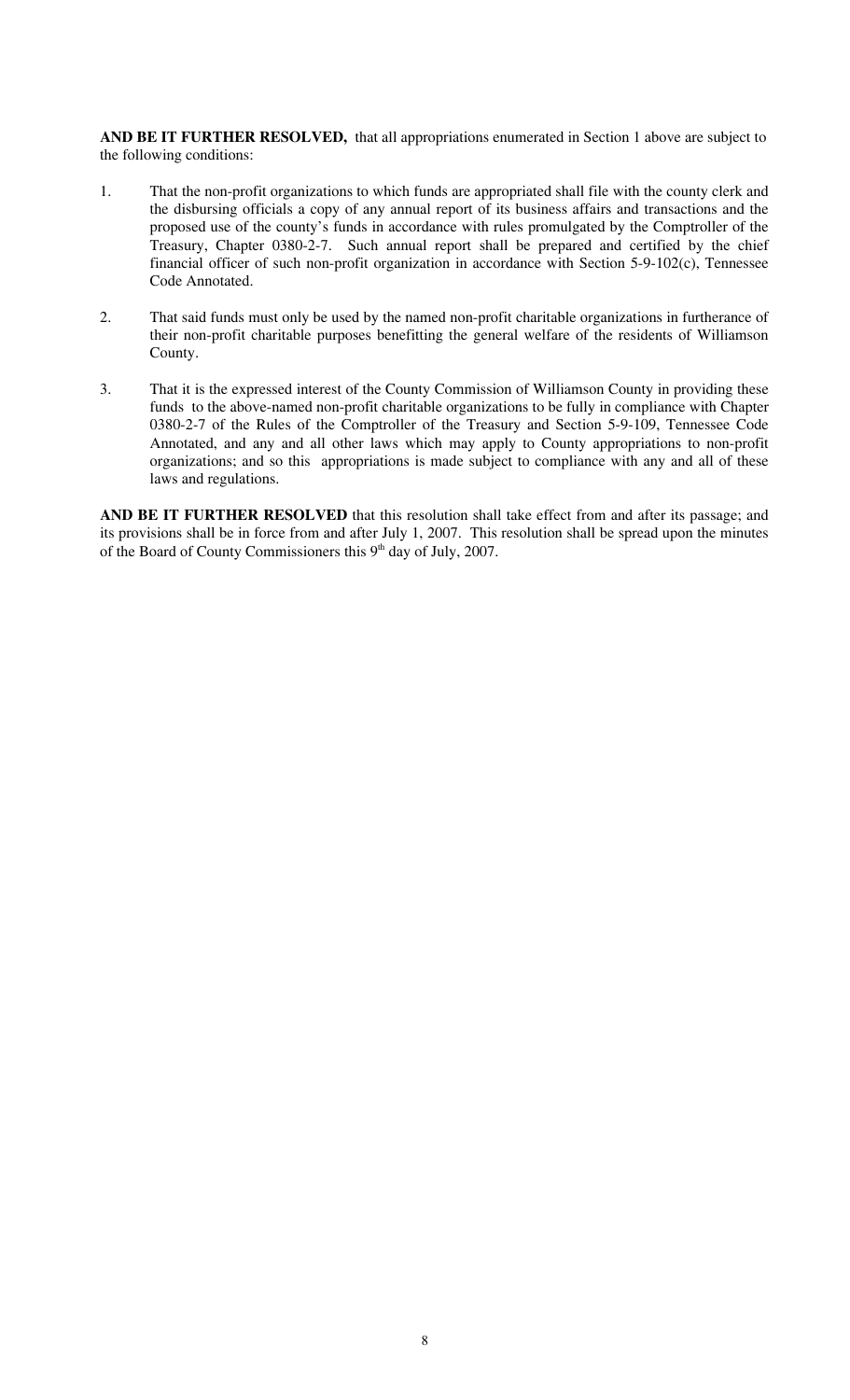**AND BE IT FURTHER RESOLVED,** that all appropriations enumerated in Section 1 above are subject to the following conditions:

1. That the non-profit organizations to which funds are appropriated shall file with the county clerk and the disbursing officials a copy of any annual report of its business affairs and transactions and the proposed use of the county's funds in accordance with rules promulgated by the Comptroller of the Treasury, Chapter 0380-2-7. Such annual report shall be prepared and certified by the chief financial officer of such non-profit organization in accordance with Section 5-9-102(c), Tennessee Code Annotated.

2. That said funds must only be used by the named non-profit charitable organizations in furtherance of their non-profit charitable purposes benefitting the general welfare of the residents of Williamson County.

3. That it is the expressed interest of the County Commission of Williamson County in providing these funds to the above-named non-profit charitable organizations to be fully in compliance with Chapter 0380-2-7 of the Rules of the Comptroller of the Treasury and Section 5-9-109, Tennessee Code Annotated, and any and all other laws which may apply to County appropriations to non-profit organizations; and so this appropriations is made subject to compliance with any and all of these laws and regulations.

**AND BE IT FURTHER RESOLVED** that this resolution shall take effect from and after its passage; and its provisions shall be in force from and after July 1, 2007. This resolution shall be spread upon the minutes of the Board of County Commissioners this 9th day of July, 2007.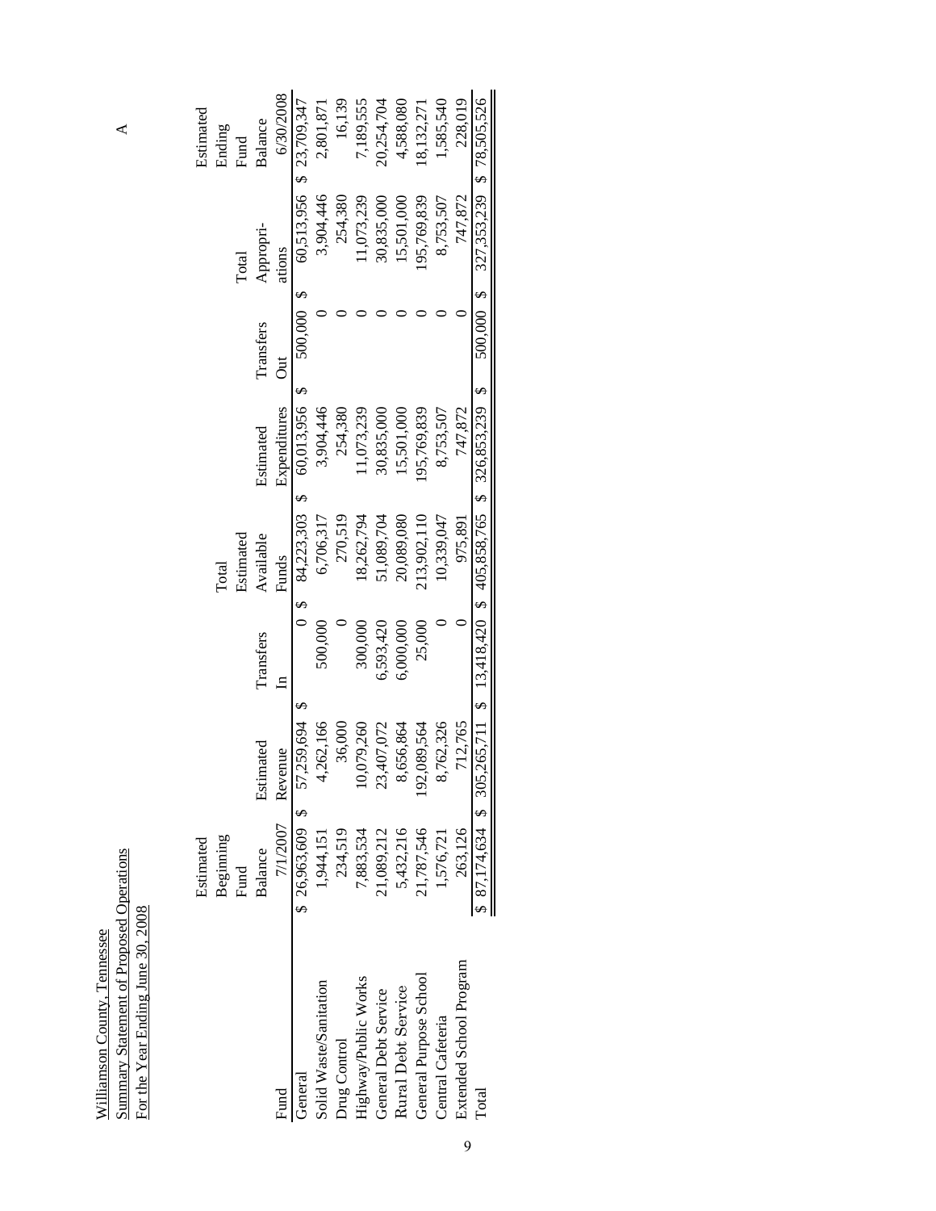Williamson County, Tennessee

Summary Statement of Proposed Operations

For the Year Ending June 30, 2008

| Fund | Estimated Beginning Fund Balance 7/1/2007 | Estimated Revenue | Transfers In | Total Estimated Available Funds | Estimated Expenditures | Transfers Out | Total Appropri-ations | Estimated Ending Fund Balance 6/30/2008 |
|---|---|---|---|---|---|---|---|---|
| General | $ 26,963,609 | $ 57,259,694 | $ 0 | $ 84,223,303 | $ 60,013,956 | $ 500,000 | $ 60,513,956 | $ 23,709,347 |
| Solid Waste/Sanitation | 1,944,151 | 4,262,166 | 500,000 | 6,706,317 | 3,904,446 | 0 | 3,904,446 | 2,801,871 |
| Drug Control | 234,519 | 36,000 | 0 | 270,519 | 254,380 | 0 | 254,380 | 16,139 |
| Highway/Public Works | 7,883,534 | 10,079,260 | 300,000 | 18,262,794 | 11,073,239 | 0 | 11,073,239 | 7,189,555 |
| General Debt Service | 21,089,212 | 23,407,072 | 6,593,420 | 51,089,704 | 30,835,000 | 0 | 30,835,000 | 20,254,704 |
| Rural Debt Service | 5,432,216 | 8,656,864 | 6,000,000 | 20,089,080 | 15,501,000 | 0 | 15,501,000 | 4,588,080 |
| General Purpose School | 21,787,546 | 192,089,564 | 25,000 | 213,902,110 | 195,769,839 | 0 | 195,769,839 | 18,132,271 |
| Central Cafeteria | 1,576,721 | 8,762,326 | 0 | 10,339,047 | 8,753,507 | 0 | 8,753,507 | 1,585,540 |
| Extended School Program | 263,126 | 712,765 | 0 | 975,891 | 747,872 | 0 | 747,872 | 228,019 |
| Total | $ 87,174,634 | $ 305,265,711 | $ 13,418,420 | $ 405,858,765 | $ 326,853,239 | $ 500,000 | $ 327,353,239 | $ 78,505,526 |

A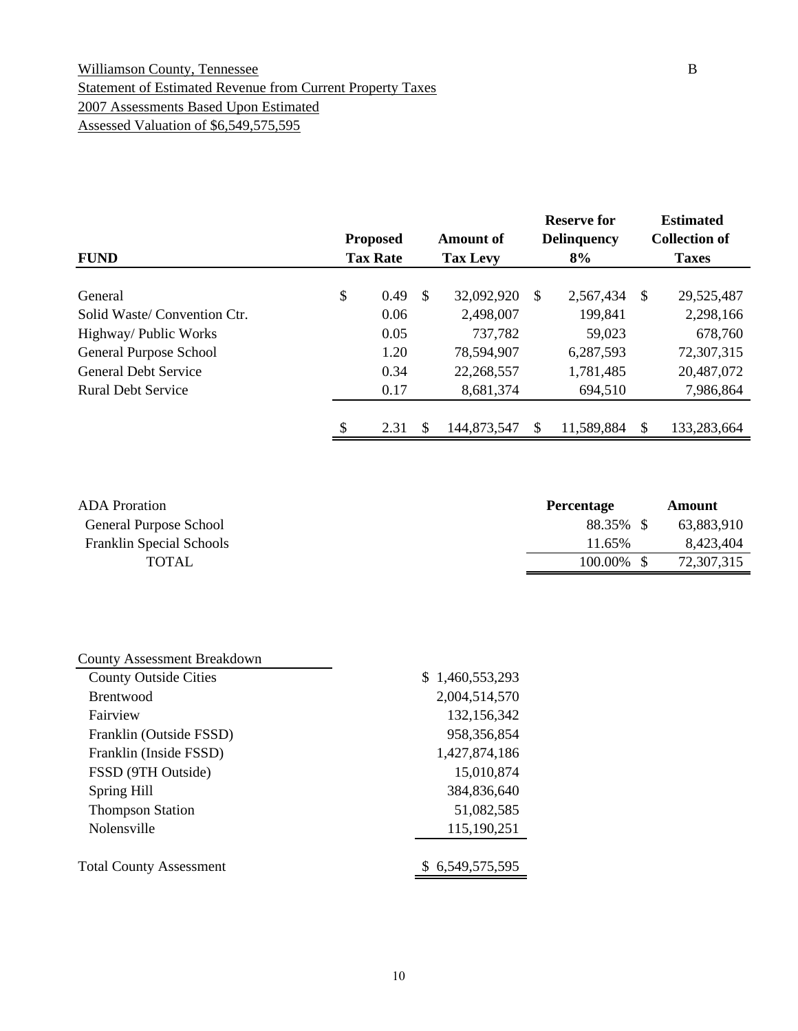Williamson County, Tennessee

Statement of Estimated Revenue from Current Property Taxes

2007 Assessments Based Upon Estimated

Assessed Valuation of $6,549,575,595

B

| FUND | Proposed Tax Rate | Amount of Tax Levy | Reserve for Delinquency 8% | Estimated Collection of Taxes |
|---|---|---|---|---|
| General | $ 0.49 | $ 32,092,920 | $ 2,567,434 | $ 29,525,487 |
| Solid Waste/ Convention Ctr. | 0.06 | 2,498,007 | 199,841 | 2,298,166 |
| Highway/ Public Works | 0.05 | 737,782 | 59,023 | 678,760 |
| General Purpose School | 1.20 | 78,594,907 | 6,287,593 | 72,307,315 |
| General Debt Service | 0.34 | 22,268,557 | 1,781,485 | 20,487,072 |
| Rural Debt Service | 0.17 | 8,681,374 | 694,510 | 7,986,864 |
| | $ 2.31 | $ 144,873,547 | $ 11,589,884 | $ 133,283,664 |

| ADA Proration | Percentage | Amount |
|---|---|---|
| General Purpose School | 88.35% | $ 63,883,910 |
| Franklin Special Schools | 11.65% | 8,423,404 |
| TOTAL | 100.00% | $ 72,307,315 |

| County Assessment Breakdown | |
|---|---|
| County Outside Cities | $ 1,460,553,293 |
| Brentwood | 2,004,514,570 |
| Fairview | 132,156,342 |
| Franklin (Outside FSSD) | 958,356,854 |
| Franklin (Inside FSSD) | 1,427,874,186 |
| FSSD (9TH Outside) | 15,010,874 |
| Spring Hill | 384,836,640 |
| Thompson Station | 51,082,585 |
| Nolensville | 115,190,251 |
| Total County Assessment | $ 6,549,575,595 |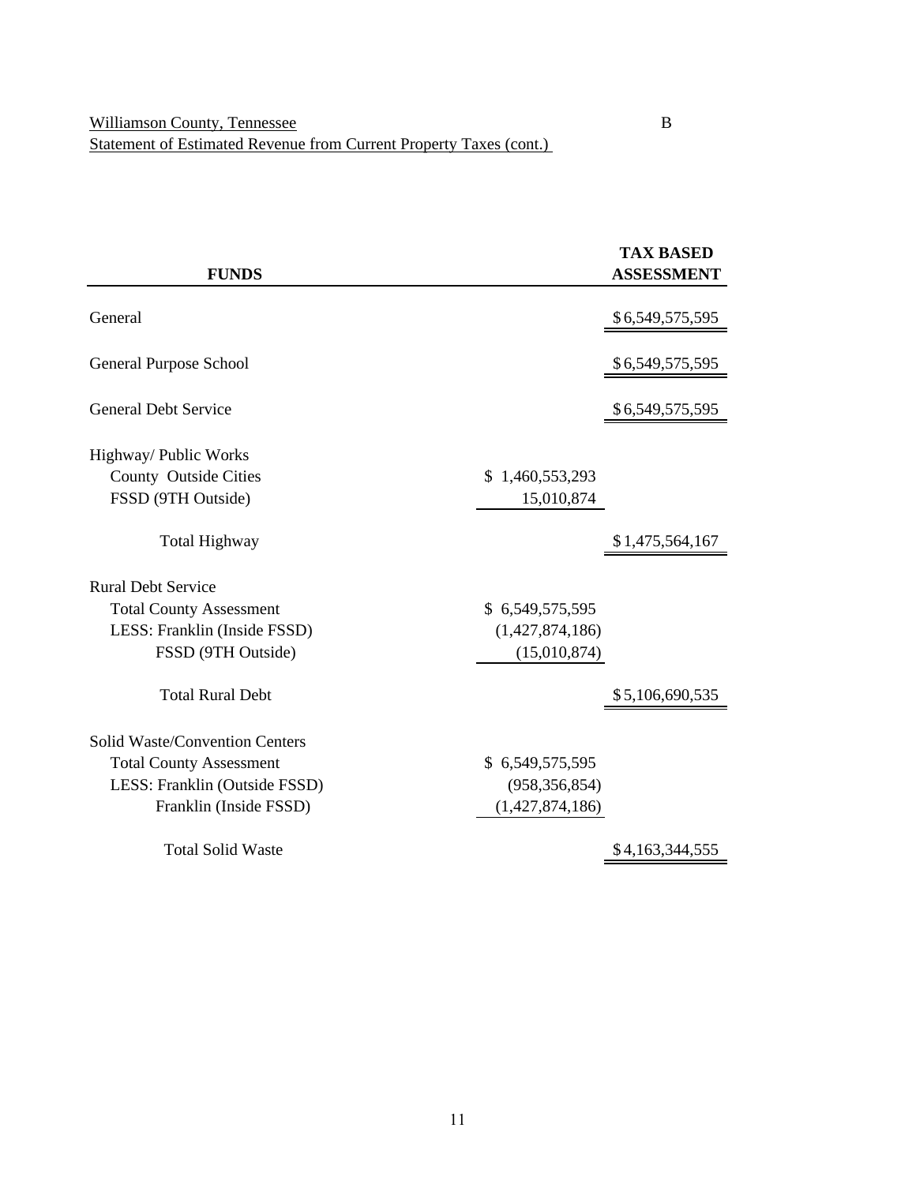Williamson County, Tennessee

Statement of Estimated Revenue from Current Property Taxes (cont.)

B

| FUNDS | | TAX BASED ASSESSMENT |
|---|---|---|
| General | | $6,549,575,595 |
| General Purpose School | | $6,549,575,595 |
| General Debt Service | | $6,549,575,595 |
| Highway/ Public Works | | |
| County Outside Cities | $ 1,460,553,293 | |
| FSSD (9TH Outside) | 15,010,874 | |
| Total Highway | | $1,475,564,167 |
| Rural Debt Service | | |
| Total County Assessment | $ 6,549,575,595 | |
| LESS: Franklin (Inside FSSD) | (1,427,874,186) | |
| FSSD (9TH Outside) | (15,010,874) | |
| Total Rural Debt | | $5,106,690,535 |
| Solid Waste/Convention Centers | | |
| Total County Assessment | $ 6,549,575,595 | |
| LESS: Franklin (Outside FSSD) | (958,356,854) | |
| Franklin (Inside FSSD) | (1,427,874,186) | |
| Total Solid Waste | | $4,163,344,555 |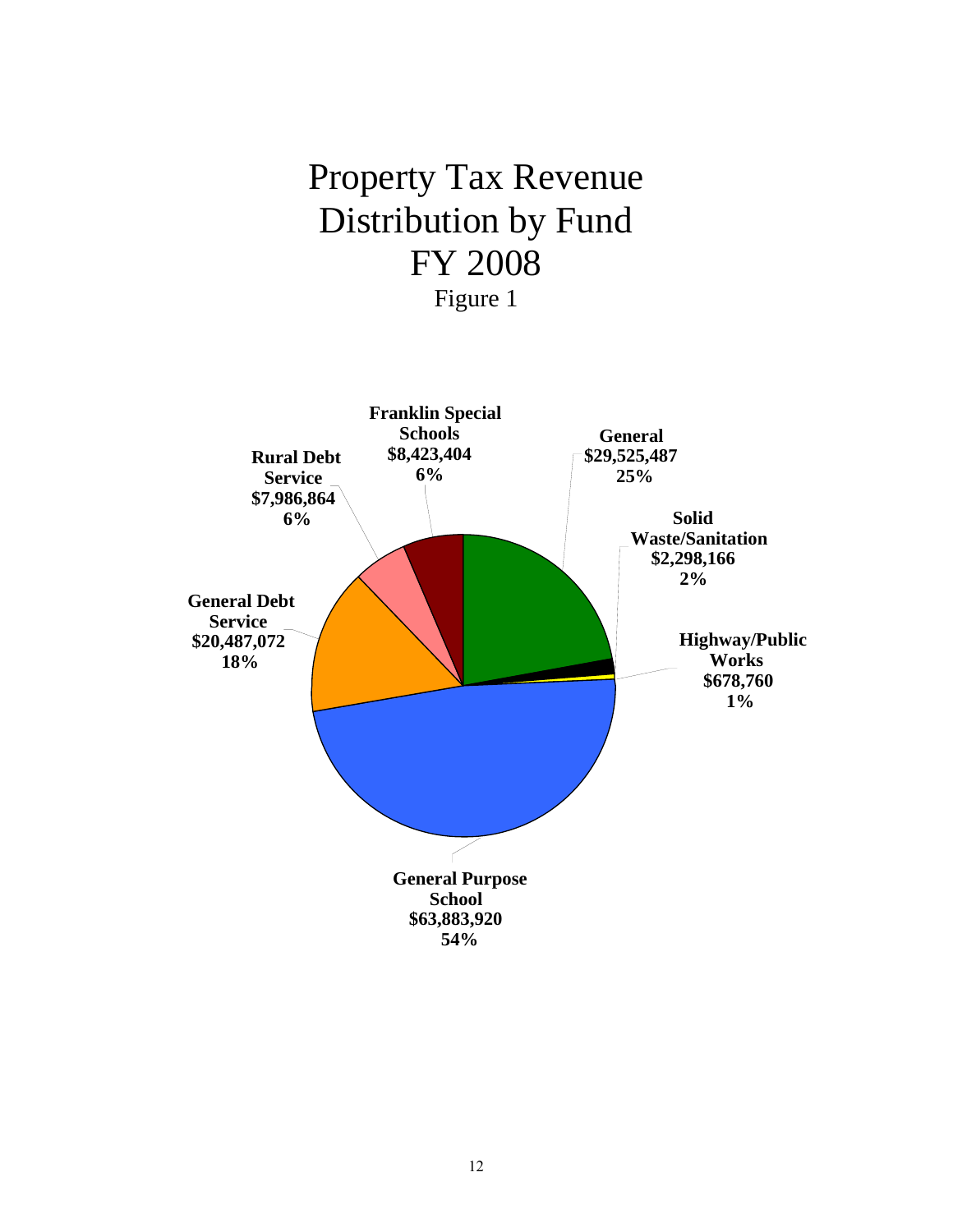# Property Tax Revenue Distribution by Fund FY 2008

Figure 1

| Fund | Amount | Percent |
|---|---|---|
| General Purpose School | $63,883,920 | 54% |
| General | $29,525,487 | 25% |
| General Debt Service | $20,487,072 | 18% |
| Franklin Special Schools | $8,423,404 | 6% |
| Rural Debt Service | $7,986,864 | 6% |
| Solid Waste/Sanitation | $2,298,166 | 2% |
| Highway/Public Works | $678,760 | 1% |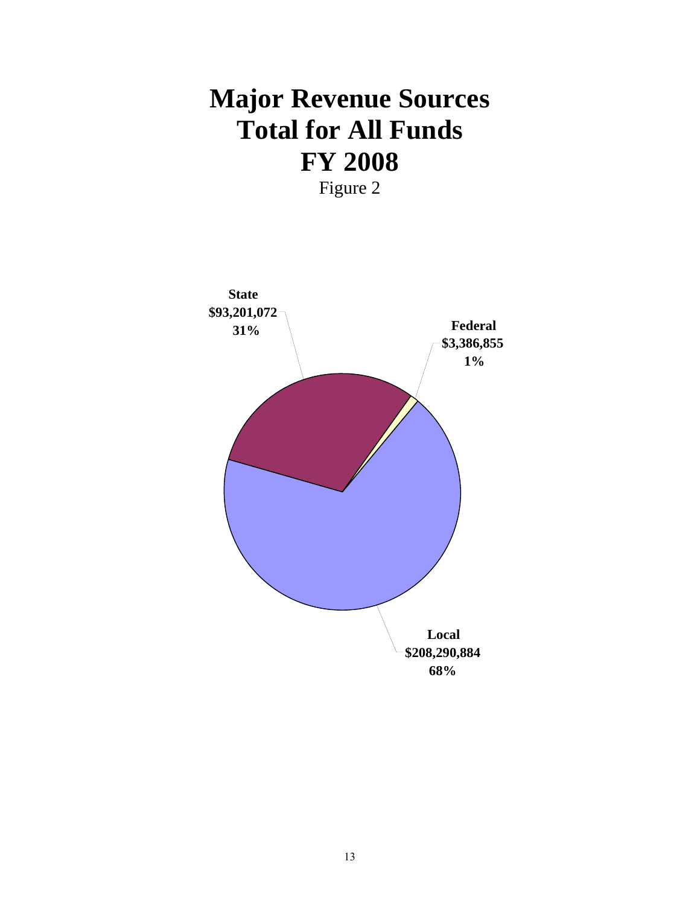# Major Revenue Sources
# Total for All Funds
# FY 2008

Figure 2

**State**
**$93,201,072**
**31%**

**Federal**
**$3,386,855**
**1%**

**Local**
**$208,290,884**
**68%**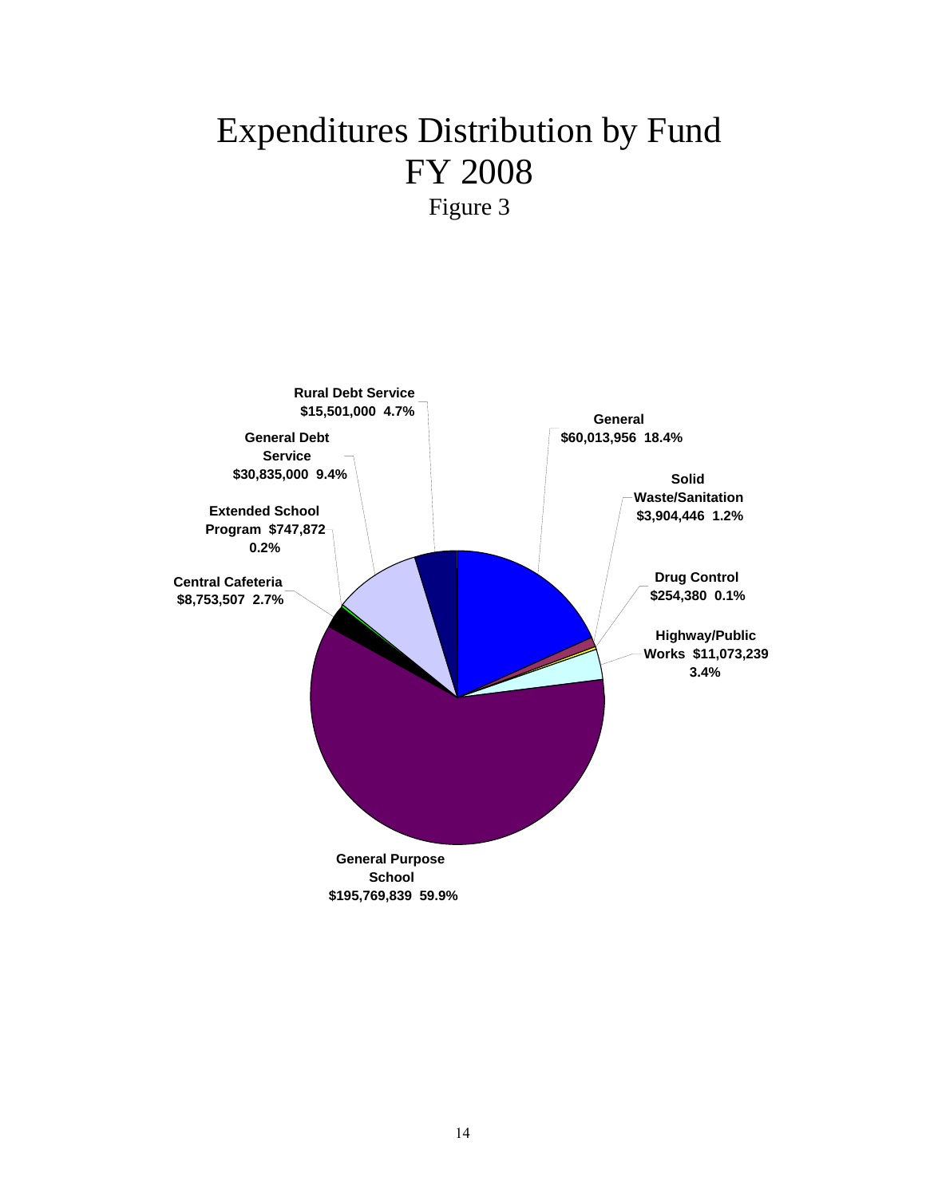# Expenditures Distribution by Fund FY 2008

Figure 3

| Fund | Amount | Percent |
|---|---|---|
| General | $60,013,956 | 18.4% |
| Solid Waste/Sanitation | $3,904,446 | 1.2% |
| Drug Control | $254,380 | 0.1% |
| Highway/Public Works | $11,073,239 | 3.4% |
| General Purpose School | $195,769,839 | 59.9% |
| Central Cafeteria | $8,753,507 | 2.7% |
| Extended School Program | $747,872 | 0.2% |
| General Debt Service | $30,835,000 | 9.4% |
| Rural Debt Service | $15,501,000 | 4.7% |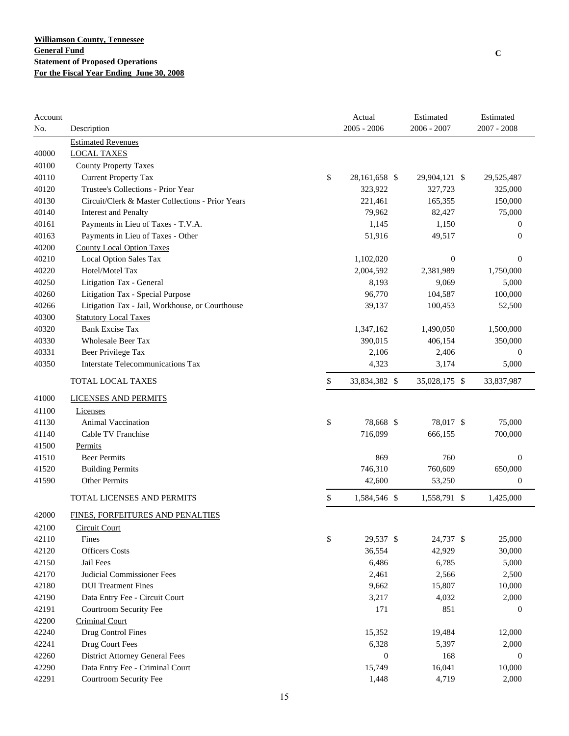**Williamson County, Tennessee**
**General Fund**
**Statement of Proposed Operations**
**For the Fiscal Year Ending June 30, 2008**

C

| Account No. | Description | Actual 2005 - 2006 | Estimated 2006 - 2007 | Estimated 2007 - 2008 |
|---|---|---|---|---|
| | Estimated Revenues | | | |
| 40000 | LOCAL TAXES | | | |
| 40100 | County Property Taxes | | | |
| 40110 | Current Property Tax | $ 28,161,658 | $ 29,904,121 | $ 29,525,487 |
| 40120 | Trustee's Collections - Prior Year | 323,922 | 327,723 | 325,000 |
| 40130 | Circuit/Clerk & Master Collections - Prior Years | 221,461 | 165,355 | 150,000 |
| 40140 | Interest and Penalty | 79,962 | 82,427 | 75,000 |
| 40161 | Payments in Lieu of Taxes - T.V.A. | 1,145 | 1,150 | 0 |
| 40163 | Payments in Lieu of Taxes - Other | 51,916 | 49,517 | 0 |
| 40200 | County Local Option Taxes | | | |
| 40210 | Local Option Sales Tax | 1,102,020 | 0 | 0 |
| 40220 | Hotel/Motel Tax | 2,004,592 | 2,381,989 | 1,750,000 |
| 40250 | Litigation Tax - General | 8,193 | 9,069 | 5,000 |
| 40260 | Litigation Tax - Special Purpose | 96,770 | 104,587 | 100,000 |
| 40266 | Litigation Tax - Jail, Workhouse, or Courthouse | 39,137 | 100,453 | 52,500 |
| 40300 | Statutory Local Taxes | | | |
| 40320 | Bank Excise Tax | 1,347,162 | 1,490,050 | 1,500,000 |
| 40330 | Wholesale Beer Tax | 390,015 | 406,154 | 350,000 |
| 40331 | Beer Privilege Tax | 2,106 | 2,406 | 0 |
| 40350 | Interstate Telecommunications Tax | 4,323 | 3,174 | 5,000 |
| | TOTAL LOCAL TAXES | $ 33,834,382 | $ 35,028,175 | $ 33,837,987 |
| 41000 | LICENSES AND PERMITS | | | |
| 41100 | Licenses | | | |
| 41130 | Animal Vaccination | $ 78,668 | $ 78,017 | $ 75,000 |
| 41140 | Cable TV Franchise | 716,099 | 666,155 | 700,000 |
| 41500 | Permits | | | |
| 41510 | Beer Permits | 869 | 760 | 0 |
| 41520 | Building Permits | 746,310 | 760,609 | 650,000 |
| 41590 | Other Permits | 42,600 | 53,250 | 0 |
| | TOTAL LICENSES AND PERMITS | $ 1,584,546 | $ 1,558,791 | $ 1,425,000 |
| 42000 | FINES, FORFEITURES AND PENALTIES | | | |
| 42100 | Circuit Court | | | |
| 42110 | Fines | $ 29,537 | $ 24,737 | $ 25,000 |
| 42120 | Officers Costs | 36,554 | 42,929 | 30,000 |
| 42150 | Jail Fees | 6,486 | 6,785 | 5,000 |
| 42170 | Judicial Commissioner Fees | 2,461 | 2,566 | 2,500 |
| 42180 | DUI Treatment Fines | 9,662 | 15,807 | 10,000 |
| 42190 | Data Entry Fee - Circuit Court | 3,217 | 4,032 | 2,000 |
| 42191 | Courtroom Security Fee | 171 | 851 | 0 |
| 42200 | Criminal Court | | | |
| 42240 | Drug Control Fines | 15,352 | 19,484 | 12,000 |
| 42241 | Drug Court Fees | 6,328 | 5,397 | 2,000 |
| 42260 | District Attorney General Fees | 0 | 168 | 0 |
| 42290 | Data Entry Fee - Criminal Court | 15,749 | 16,041 | 10,000 |
| 42291 | Courtroom Security Fee | 1,448 | 4,719 | 2,000 |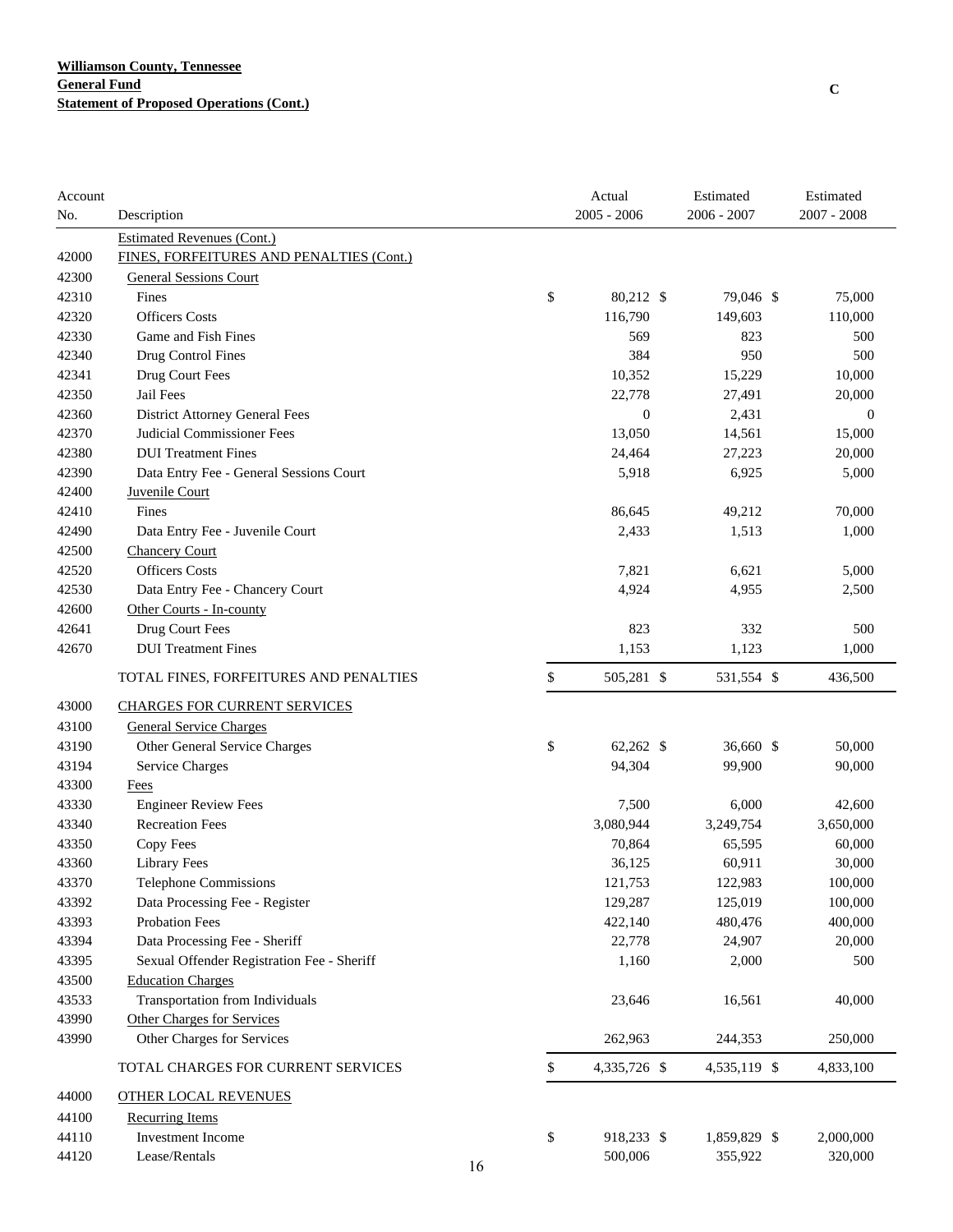**Williamson County, Tennessee**
**General Fund**
**Statement of Proposed Operations (Cont.)**

C

| Account No. | Description | Actual 2005 - 2006 | Estimated 2006 - 2007 | Estimated 2007 - 2008 |
|---|---|---|---|---|
| | Estimated Revenues (Cont.) | | | |
| 42000 | FINES, FORFEITURES AND PENALTIES (Cont.) | | | |
| 42300 | General Sessions Court | | | |
| 42310 | Fines | $ 80,212 | $ 79,046 | $ 75,000 |
| 42320 | Officers Costs | 116,790 | 149,603 | 110,000 |
| 42330 | Game and Fish Fines | 569 | 823 | 500 |
| 42340 | Drug Control Fines | 384 | 950 | 500 |
| 42341 | Drug Court Fees | 10,352 | 15,229 | 10,000 |
| 42350 | Jail Fees | 22,778 | 27,491 | 20,000 |
| 42360 | District Attorney General Fees | 0 | 2,431 | 0 |
| 42370 | Judicial Commissioner Fees | 13,050 | 14,561 | 15,000 |
| 42380 | DUI Treatment Fines | 24,464 | 27,223 | 20,000 |
| 42390 | Data Entry Fee - General Sessions Court | 5,918 | 6,925 | 5,000 |
| 42400 | Juvenile Court | | | |
| 42410 | Fines | 86,645 | 49,212 | 70,000 |
| 42490 | Data Entry Fee - Juvenile Court | 2,433 | 1,513 | 1,000 |
| 42500 | Chancery Court | | | |
| 42520 | Officers Costs | 7,821 | 6,621 | 5,000 |
| 42530 | Data Entry Fee - Chancery Court | 4,924 | 4,955 | 2,500 |
| 42600 | Other Courts - In-county | | | |
| 42641 | Drug Court Fees | 823 | 332 | 500 |
| 42670 | DUI Treatment Fines | 1,153 | 1,123 | 1,000 |
| | TOTAL FINES, FORFEITURES AND PENALTIES | $ 505,281 | $ 531,554 | $ 436,500 |
| 43000 | CHARGES FOR CURRENT SERVICES | | | |
| 43100 | General Service Charges | | | |
| 43190 | Other General Service Charges | $ 62,262 | $ 36,660 | $ 50,000 |
| 43194 | Service Charges | 94,304 | 99,900 | 90,000 |
| 43300 | Fees | | | |
| 43330 | Engineer Review Fees | 7,500 | 6,000 | 42,600 |
| 43340 | Recreation Fees | 3,080,944 | 3,249,754 | 3,650,000 |
| 43350 | Copy Fees | 70,864 | 65,595 | 60,000 |
| 43360 | Library Fees | 36,125 | 60,911 | 30,000 |
| 43370 | Telephone Commissions | 121,753 | 122,983 | 100,000 |
| 43392 | Data Processing Fee - Register | 129,287 | 125,019 | 100,000 |
| 43393 | Probation Fees | 422,140 | 480,476 | 400,000 |
| 43394 | Data Processing Fee - Sheriff | 22,778 | 24,907 | 20,000 |
| 43395 | Sexual Offender Registration Fee - Sheriff | 1,160 | 2,000 | 500 |
| 43500 | Education Charges | | | |
| 43533 | Transportation from Individuals | 23,646 | 16,561 | 40,000 |
| 43990 | Other Charges for Services | | | |
| 43990 | Other Charges for Services | 262,963 | 244,353 | 250,000 |
| | TOTAL CHARGES FOR CURRENT SERVICES | $ 4,335,726 | $ 4,535,119 | $ 4,833,100 |
| 44000 | OTHER LOCAL REVENUES | | | |
| 44100 | Recurring Items | | | |
| 44110 | Investment Income | $ 918,233 | $ 1,859,829 | $ 2,000,000 |
| 44120 | Lease/Rentals | 500,006 | 355,922 | 320,000 |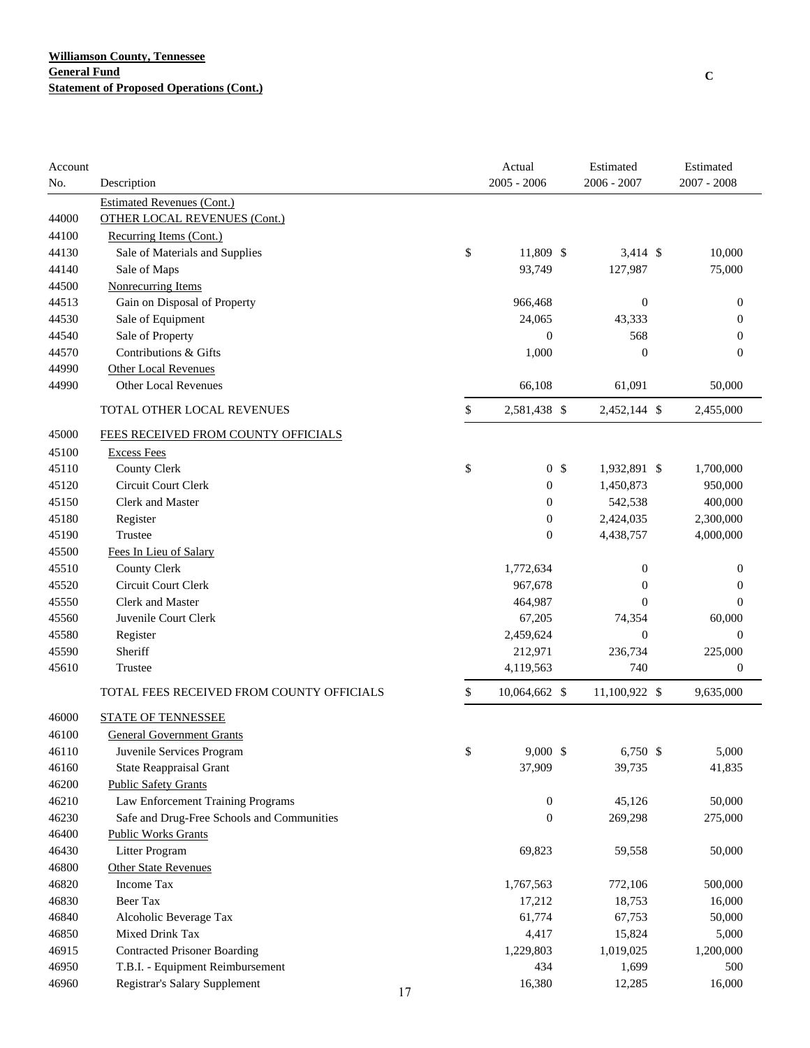**Williamson County, Tennessee**
**General Fund**
**Statement of Proposed Operations (Cont.)**

C

| Account No. | Description | Actual 2005 - 2006 | Estimated 2006 - 2007 | Estimated 2007 - 2008 |
|---|---|---|---|---|
| | Estimated Revenues (Cont.) | | | |
| 44000 | OTHER LOCAL REVENUES (Cont.) | | | |
| 44100 | Recurring Items (Cont.) | | | |
| 44130 | Sale of Materials and Supplies | $ 11,809 | $ 3,414 | $ 10,000 |
| 44140 | Sale of Maps | 93,749 | 127,987 | 75,000 |
| 44500 | Nonrecurring Items | | | |
| 44513 | Gain on Disposal of Property | 966,468 | 0 | 0 |
| 44530 | Sale of Equipment | 24,065 | 43,333 | 0 |
| 44540 | Sale of Property | 0 | 568 | 0 |
| 44570 | Contributions & Gifts | 1,000 | 0 | 0 |
| 44990 | Other Local Revenues | | | |
| 44990 | Other Local Revenues | 66,108 | 61,091 | 50,000 |
| | TOTAL OTHER LOCAL REVENUES | $ 2,581,438 | $ 2,452,144 | $ 2,455,000 |
| 45000 | FEES RECEIVED FROM COUNTY OFFICIALS | | | |
| 45100 | Excess Fees | | | |
| 45110 | County Clerk | $ 0 | $ 1,932,891 | $ 1,700,000 |
| 45120 | Circuit Court Clerk | 0 | 1,450,873 | 950,000 |
| 45150 | Clerk and Master | 0 | 542,538 | 400,000 |
| 45180 | Register | 0 | 2,424,035 | 2,300,000 |
| 45190 | Trustee | 0 | 4,438,757 | 4,000,000 |
| 45500 | Fees In Lieu of Salary | | | |
| 45510 | County Clerk | 1,772,634 | 0 | 0 |
| 45520 | Circuit Court Clerk | 967,678 | 0 | 0 |
| 45550 | Clerk and Master | 464,987 | 0 | 0 |
| 45560 | Juvenile Court Clerk | 67,205 | 74,354 | 60,000 |
| 45580 | Register | 2,459,624 | 0 | 0 |
| 45590 | Sheriff | 212,971 | 236,734 | 225,000 |
| 45610 | Trustee | 4,119,563 | 740 | 0 |
| | TOTAL FEES RECEIVED FROM COUNTY OFFICIALS | $ 10,064,662 | $ 11,100,922 | $ 9,635,000 |
| 46000 | STATE OF TENNESSEE | | | |
| 46100 | General Government Grants | | | |
| 46110 | Juvenile Services Program | $ 9,000 | $ 6,750 | $ 5,000 |
| 46160 | State Reappraisal Grant | 37,909 | 39,735 | 41,835 |
| 46200 | Public Safety Grants | | | |
| 46210 | Law Enforcement Training Programs | 0 | 45,126 | 50,000 |
| 46230 | Safe and Drug-Free Schools and Communities | 0 | 269,298 | 275,000 |
| 46400 | Public Works Grants | | | |
| 46430 | Litter Program | 69,823 | 59,558 | 50,000 |
| 46800 | Other State Revenues | | | |
| 46820 | Income Tax | 1,767,563 | 772,106 | 500,000 |
| 46830 | Beer Tax | 17,212 | 18,753 | 16,000 |
| 46840 | Alcoholic Beverage Tax | 61,774 | 67,753 | 50,000 |
| 46850 | Mixed Drink Tax | 4,417 | 15,824 | 5,000 |
| 46915 | Contracted Prisoner Boarding | 1,229,803 | 1,019,025 | 1,200,000 |
| 46950 | T.B.I. - Equipment Reimbursement | 434 | 1,699 | 500 |
| 46960 | Registrar's Salary Supplement | 16,380 | 12,285 | 16,000 |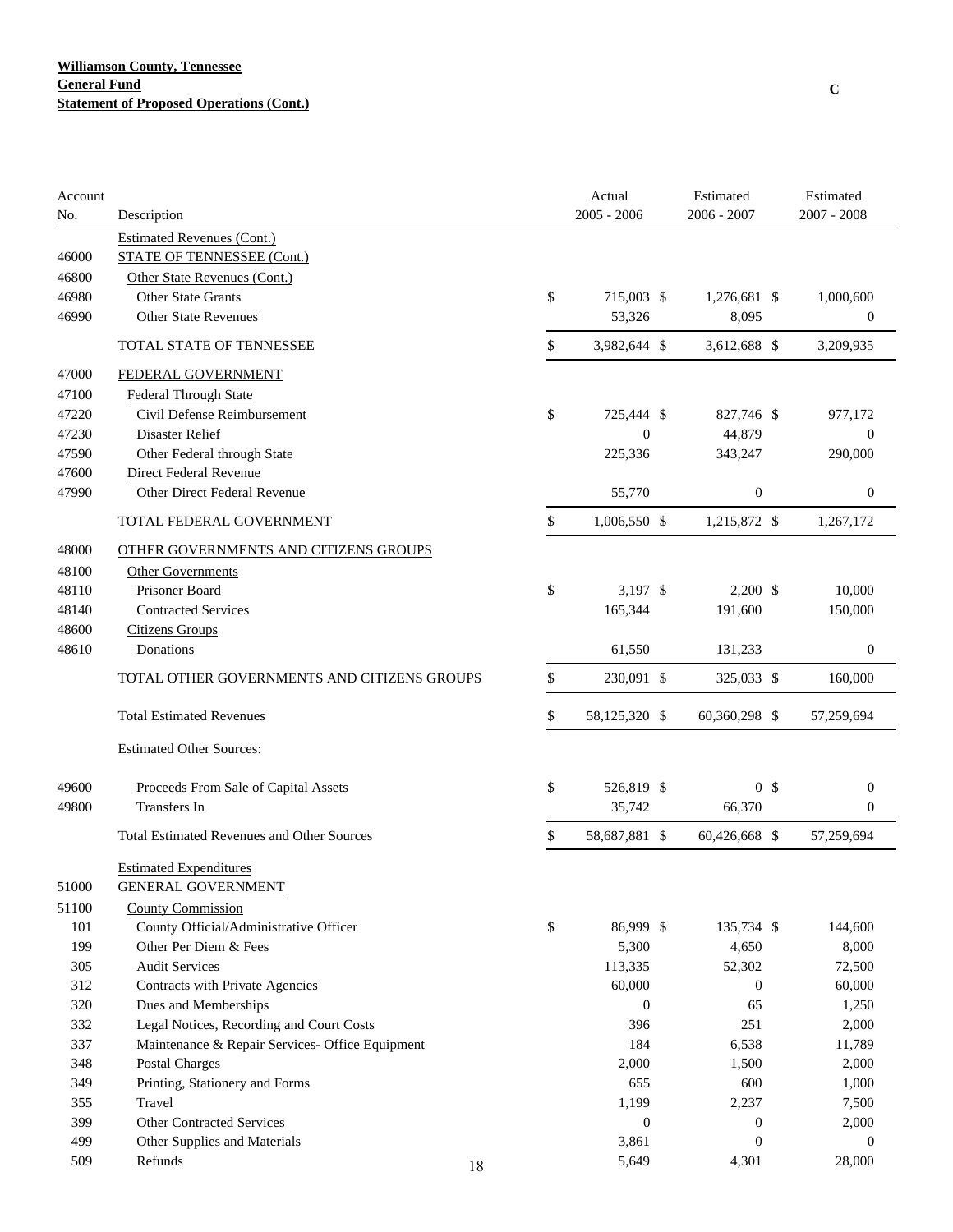**Williamson County, Tennessee**
**General Fund**
**Statement of Proposed Operations (Cont.)**

C

| Account No. | Description | Actual 2005 - 2006 | Estimated 2006 - 2007 | Estimated 2007 - 2008 |
|---|---|---|---|---|
| | Estimated Revenues (Cont.) | | | |
| 46000 | STATE OF TENNESSEE (Cont.) | | | |
| 46800 | Other State Revenues (Cont.) | | | |
| 46980 | Other State Grants | $ 715,003 | $ 1,276,681 | $ 1,000,600 |
| 46990 | Other State Revenues | 53,326 | 8,095 | 0 |
| | TOTAL STATE OF TENNESSEE | $ 3,982,644 | $ 3,612,688 | $ 3,209,935 |
| 47000 | FEDERAL GOVERNMENT | | | |
| 47100 | Federal Through State | | | |
| 47220 | Civil Defense Reimbursement | $ 725,444 | $ 827,746 | $ 977,172 |
| 47230 | Disaster Relief | 0 | 44,879 | 0 |
| 47590 | Other Federal through State | 225,336 | 343,247 | 290,000 |
| 47600 | Direct Federal Revenue | | | |
| 47990 | Other Direct Federal Revenue | 55,770 | 0 | 0 |
| | TOTAL FEDERAL GOVERNMENT | $ 1,006,550 | $ 1,215,872 | $ 1,267,172 |
| 48000 | OTHER GOVERNMENTS AND CITIZENS GROUPS | | | |
| 48100 | Other Governments | | | |
| 48110 | Prisoner Board | $ 3,197 | $ 2,200 | $ 10,000 |
| 48140 | Contracted Services | 165,344 | 191,600 | 150,000 |
| 48600 | Citizens Groups | | | |
| 48610 | Donations | 61,550 | 131,233 | 0 |
| | TOTAL OTHER GOVERNMENTS AND CITIZENS GROUPS | $ 230,091 | $ 325,033 | $ 160,000 |
| | Total Estimated Revenues | $ 58,125,320 | $ 60,360,298 | $ 57,259,694 |
| | Estimated Other Sources: | | | |
| 49600 | Proceeds From Sale of Capital Assets | $ 526,819 | $ 0 | $ 0 |
| 49800 | Transfers In | 35,742 | 66,370 | 0 |
| | Total Estimated Revenues and Other Sources | $ 58,687,881 | $ 60,426,668 | $ 57,259,694 |
| | Estimated Expenditures | | | |
| 51000 | GENERAL GOVERNMENT | | | |
| 51100 | County Commission | | | |
| 101 | County Official/Administrative Officer | $ 86,999 | $ 135,734 | $ 144,600 |
| 199 | Other Per Diem & Fees | 5,300 | 4,650 | 8,000 |
| 305 | Audit Services | 113,335 | 52,302 | 72,500 |
| 312 | Contracts with Private Agencies | 60,000 | 0 | 60,000 |
| 320 | Dues and Memberships | 0 | 65 | 1,250 |
| 332 | Legal Notices, Recording and Court Costs | 396 | 251 | 2,000 |
| 337 | Maintenance & Repair Services- Office Equipment | 184 | 6,538 | 11,789 |
| 348 | Postal Charges | 2,000 | 1,500 | 2,000 |
| 349 | Printing, Stationery and Forms | 655 | 600 | 1,000 |
| 355 | Travel | 1,199 | 2,237 | 7,500 |
| 399 | Other Contracted Services | 0 | 0 | 2,000 |
| 499 | Other Supplies and Materials | 3,861 | 0 | 0 |
| 509 | Refunds | 5,649 | 4,301 | 28,000 |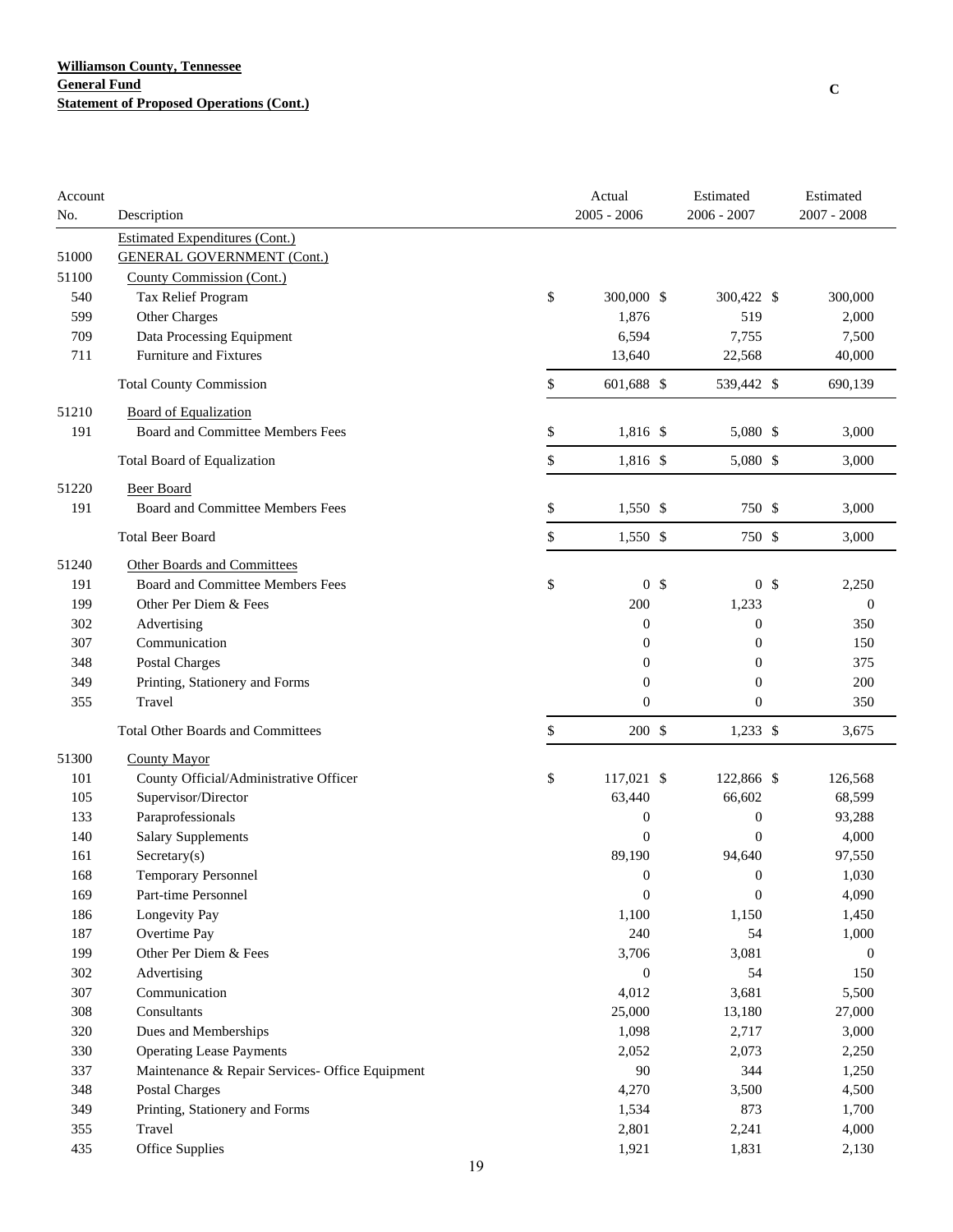**Williamson County, Tennessee**
**General Fund**
**Statement of Proposed Operations (Cont.)**

C

| Account No. | Description | Actual 2005 - 2006 | Estimated 2006 - 2007 | Estimated 2007 - 2008 |
|---|---|---|---|---|
| | Estimated Expenditures (Cont.) | | | |
| 51000 | GENERAL GOVERNMENT (Cont.) | | | |
| 51100 | County Commission (Cont.) | | | |
| 540 | Tax Relief Program | $ 300,000 | $ 300,422 | $ 300,000 |
| 599 | Other Charges | 1,876 | 519 | 2,000 |
| 709 | Data Processing Equipment | 6,594 | 7,755 | 7,500 |
| 711 | Furniture and Fixtures | 13,640 | 22,568 | 40,000 |
| | Total County Commission | $ 601,688 | $ 539,442 | $ 690,139 |
| 51210 | Board of Equalization | | | |
| 191 | Board and Committee Members Fees | $ 1,816 | $ 5,080 | $ 3,000 |
| | Total Board of Equalization | $ 1,816 | $ 5,080 | $ 3,000 |
| 51220 | Beer Board | | | |
| 191 | Board and Committee Members Fees | $ 1,550 | $ 750 | $ 3,000 |
| | Total Beer Board | $ 1,550 | $ 750 | $ 3,000 |
| 51240 | Other Boards and Committees | | | |
| 191 | Board and Committee Members Fees | $ 0 | $ 0 | $ 2,250 |
| 199 | Other Per Diem & Fees | 200 | 1,233 | 0 |
| 302 | Advertising | 0 | 0 | 350 |
| 307 | Communication | 0 | 0 | 150 |
| 348 | Postal Charges | 0 | 0 | 375 |
| 349 | Printing, Stationery and Forms | 0 | 0 | 200 |
| 355 | Travel | 0 | 0 | 350 |
| | Total Other Boards and Committees | $ 200 | $ 1,233 | $ 3,675 |
| 51300 | County Mayor | | | |
| 101 | County Official/Administrative Officer | $ 117,021 | $ 122,866 | $ 126,568 |
| 105 | Supervisor/Director | 63,440 | 66,602 | 68,599 |
| 133 | Paraprofessionals | 0 | 0 | 93,288 |
| 140 | Salary Supplements | 0 | 0 | 4,000 |
| 161 | Secretary(s) | 89,190 | 94,640 | 97,550 |
| 168 | Temporary Personnel | 0 | 0 | 1,030 |
| 169 | Part-time Personnel | 0 | 0 | 4,090 |
| 186 | Longevity Pay | 1,100 | 1,150 | 1,450 |
| 187 | Overtime Pay | 240 | 54 | 1,000 |
| 199 | Other Per Diem & Fees | 3,706 | 3,081 | 0 |
| 302 | Advertising | 0 | 54 | 150 |
| 307 | Communication | 4,012 | 3,681 | 5,500 |
| 308 | Consultants | 25,000 | 13,180 | 27,000 |
| 320 | Dues and Memberships | 1,098 | 2,717 | 3,000 |
| 330 | Operating Lease Payments | 2,052 | 2,073 | 2,250 |
| 337 | Maintenance & Repair Services- Office Equipment | 90 | 344 | 1,250 |
| 348 | Postal Charges | 4,270 | 3,500 | 4,500 |
| 349 | Printing, Stationery and Forms | 1,534 | 873 | 1,700 |
| 355 | Travel | 2,801 | 2,241 | 4,000 |
| 435 | Office Supplies | 1,921 | 1,831 | 2,130 |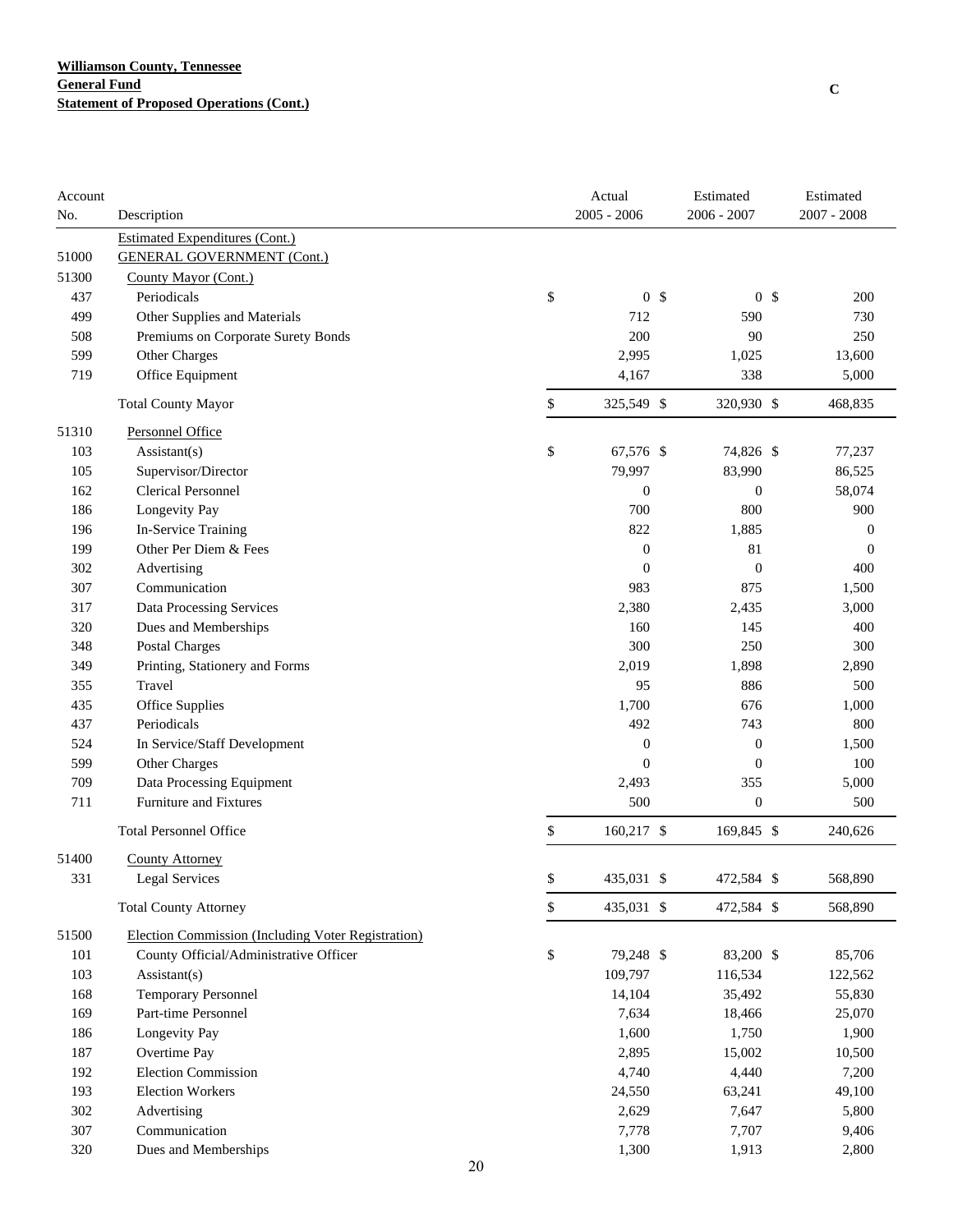**Williamson County, Tennessee**
**General Fund**
**Statement of Proposed Operations (Cont.)**

C

| Account No. | Description | Actual 2005 - 2006 | Estimated 2006 - 2007 | Estimated 2007 - 2008 |
|---|---|---|---|---|
| | Estimated Expenditures (Cont.) | | | |
| 51000 | GENERAL GOVERNMENT (Cont.) | | | |
| 51300 | County Mayor (Cont.) | | | |
| 437 | Periodicals | $ 0 | $ 0 | $ 200 |
| 499 | Other Supplies and Materials | 712 | 590 | 730 |
| 508 | Premiums on Corporate Surety Bonds | 200 | 90 | 250 |
| 599 | Other Charges | 2,995 | 1,025 | 13,600 |
| 719 | Office Equipment | 4,167 | 338 | 5,000 |
| | Total County Mayor | $ 325,549 | $ 320,930 | $ 468,835 |
| 51310 | Personnel Office | | | |
| 103 | Assistant(s) | $ 67,576 | $ 74,826 | $ 77,237 |
| 105 | Supervisor/Director | 79,997 | 83,990 | 86,525 |
| 162 | Clerical Personnel | 0 | 0 | 58,074 |
| 186 | Longevity Pay | 700 | 800 | 900 |
| 196 | In-Service Training | 822 | 1,885 | 0 |
| 199 | Other Per Diem & Fees | 0 | 81 | 0 |
| 302 | Advertising | 0 | 0 | 400 |
| 307 | Communication | 983 | 875 | 1,500 |
| 317 | Data Processing Services | 2,380 | 2,435 | 3,000 |
| 320 | Dues and Memberships | 160 | 145 | 400 |
| 348 | Postal Charges | 300 | 250 | 300 |
| 349 | Printing, Stationery and Forms | 2,019 | 1,898 | 2,890 |
| 355 | Travel | 95 | 886 | 500 |
| 435 | Office Supplies | 1,700 | 676 | 1,000 |
| 437 | Periodicals | 492 | 743 | 800 |
| 524 | In Service/Staff Development | 0 | 0 | 1,500 |
| 599 | Other Charges | 0 | 0 | 100 |
| 709 | Data Processing Equipment | 2,493 | 355 | 5,000 |
| 711 | Furniture and Fixtures | 500 | 0 | 500 |
| | Total Personnel Office | $ 160,217 | $ 169,845 | $ 240,626 |
| 51400 | County Attorney | | | |
| 331 | Legal Services | $ 435,031 | $ 472,584 | $ 568,890 |
| | Total County Attorney | $ 435,031 | $ 472,584 | $ 568,890 |
| 51500 | Election Commission (Including Voter Registration) | | | |
| 101 | County Official/Administrative Officer | $ 79,248 | $ 83,200 | $ 85,706 |
| 103 | Assistant(s) | 109,797 | 116,534 | 122,562 |
| 168 | Temporary Personnel | 14,104 | 35,492 | 55,830 |
| 169 | Part-time Personnel | 7,634 | 18,466 | 25,070 |
| 186 | Longevity Pay | 1,600 | 1,750 | 1,900 |
| 187 | Overtime Pay | 2,895 | 15,002 | 10,500 |
| 192 | Election Commission | 4,740 | 4,440 | 7,200 |
| 193 | Election Workers | 24,550 | 63,241 | 49,100 |
| 302 | Advertising | 2,629 | 7,647 | 5,800 |
| 307 | Communication | 7,778 | 7,707 | 9,406 |
| 320 | Dues and Memberships | 1,300 | 1,913 | 2,800 |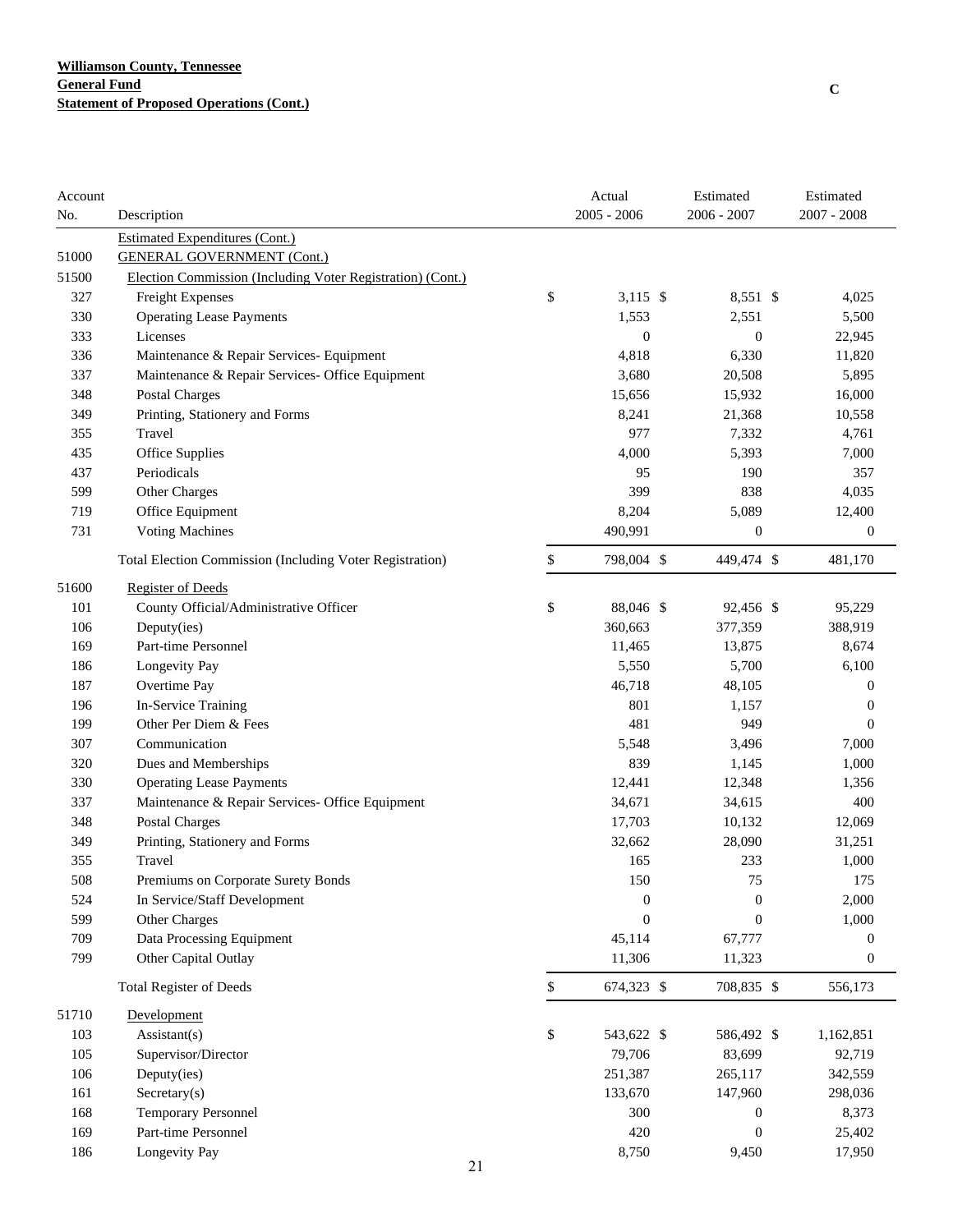**Williamson County, Tennessee**
**General Fund**
**Statement of Proposed Operations (Cont.)**

C

| Account No. | Description | Actual 2005 - 2006 | Estimated 2006 - 2007 | Estimated 2007 - 2008 |
|---|---|---|---|---|
| | Estimated Expenditures (Cont.) | | | |
| 51000 | GENERAL GOVERNMENT (Cont.) | | | |
| 51500 | Election Commission (Including Voter Registration) (Cont.) | | | |
| 327 | Freight Expenses | $ 3,115 | $ 8,551 | $ 4,025 |
| 330 | Operating Lease Payments | 1,553 | 2,551 | 5,500 |
| 333 | Licenses | 0 | 0 | 22,945 |
| 336 | Maintenance & Repair Services- Equipment | 4,818 | 6,330 | 11,820 |
| 337 | Maintenance & Repair Services- Office Equipment | 3,680 | 20,508 | 5,895 |
| 348 | Postal Charges | 15,656 | 15,932 | 16,000 |
| 349 | Printing, Stationery and Forms | 8,241 | 21,368 | 10,558 |
| 355 | Travel | 977 | 7,332 | 4,761 |
| 435 | Office Supplies | 4,000 | 5,393 | 7,000 |
| 437 | Periodicals | 95 | 190 | 357 |
| 599 | Other Charges | 399 | 838 | 4,035 |
| 719 | Office Equipment | 8,204 | 5,089 | 12,400 |
| 731 | Voting Machines | 490,991 | 0 | 0 |
| | Total Election Commission (Including Voter Registration) | $ 798,004 | $ 449,474 | $ 481,170 |
| 51600 | Register of Deeds | | | |
| 101 | County Official/Administrative Officer | $ 88,046 | $ 92,456 | $ 95,229 |
| 106 | Deputy(ies) | 360,663 | 377,359 | 388,919 |
| 169 | Part-time Personnel | 11,465 | 13,875 | 8,674 |
| 186 | Longevity Pay | 5,550 | 5,700 | 6,100 |
| 187 | Overtime Pay | 46,718 | 48,105 | 0 |
| 196 | In-Service Training | 801 | 1,157 | 0 |
| 199 | Other Per Diem & Fees | 481 | 949 | 0 |
| 307 | Communication | 5,548 | 3,496 | 7,000 |
| 320 | Dues and Memberships | 839 | 1,145 | 1,000 |
| 330 | Operating Lease Payments | 12,441 | 12,348 | 1,356 |
| 337 | Maintenance & Repair Services- Office Equipment | 34,671 | 34,615 | 400 |
| 348 | Postal Charges | 17,703 | 10,132 | 12,069 |
| 349 | Printing, Stationery and Forms | 32,662 | 28,090 | 31,251 |
| 355 | Travel | 165 | 233 | 1,000 |
| 508 | Premiums on Corporate Surety Bonds | 150 | 75 | 175 |
| 524 | In Service/Staff Development | 0 | 0 | 2,000 |
| 599 | Other Charges | 0 | 0 | 1,000 |
| 709 | Data Processing Equipment | 45,114 | 67,777 | 0 |
| 799 | Other Capital Outlay | 11,306 | 11,323 | 0 |
| | Total Register of Deeds | $ 674,323 | $ 708,835 | $ 556,173 |
| 51710 | Development | | | |
| 103 | Assistant(s) | $ 543,622 | $ 586,492 | $ 1,162,851 |
| 105 | Supervisor/Director | 79,706 | 83,699 | 92,719 |
| 106 | Deputy(ies) | 251,387 | 265,117 | 342,559 |
| 161 | Secretary(s) | 133,670 | 147,960 | 298,036 |
| 168 | Temporary Personnel | 300 | 0 | 8,373 |
| 169 | Part-time Personnel | 420 | 0 | 25,402 |
| 186 | Longevity Pay | 8,750 | 9,450 | 17,950 |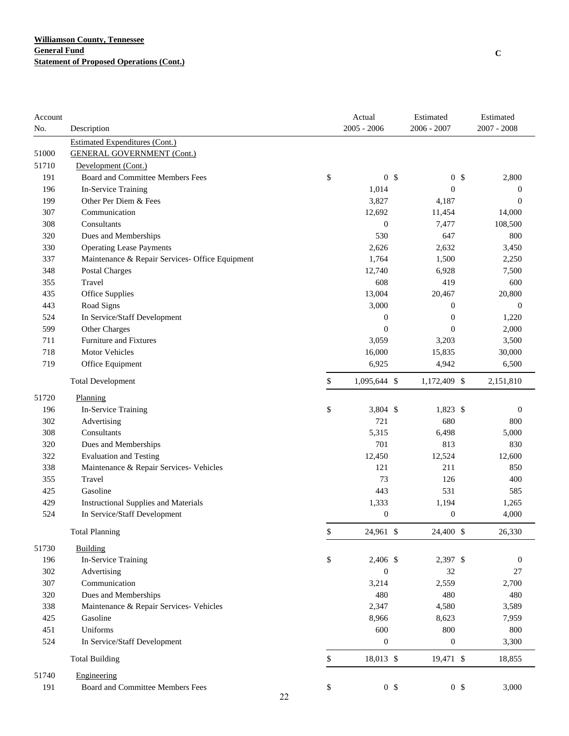**Williamson County, Tennessee**
**General Fund**
**Statement of Proposed Operations (Cont.)**

| Account No. | Description | Actual 2005 - 2006 | Estimated 2006 - 2007 | Estimated 2007 - 2008 |
|---|---|---|---|---|
| | Estimated Expenditures (Cont.) | | | |
| 51000 | GENERAL GOVERNMENT (Cont.) | | | |
| 51710 | Development (Cont.) | | | |
| 191 | Board and Committee Members Fees | $ 0 | $ 0 | $ 2,800 |
| 196 | In-Service Training | 1,014 | 0 | 0 |
| 199 | Other Per Diem & Fees | 3,827 | 4,187 | 0 |
| 307 | Communication | 12,692 | 11,454 | 14,000 |
| 308 | Consultants | 0 | 7,477 | 108,500 |
| 320 | Dues and Memberships | 530 | 647 | 800 |
| 330 | Operating Lease Payments | 2,626 | 2,632 | 3,450 |
| 337 | Maintenance & Repair Services- Office Equipment | 1,764 | 1,500 | 2,250 |
| 348 | Postal Charges | 12,740 | 6,928 | 7,500 |
| 355 | Travel | 608 | 419 | 600 |
| 435 | Office Supplies | 13,004 | 20,467 | 20,800 |
| 443 | Road Signs | 3,000 | 0 | 0 |
| 524 | In Service/Staff Development | 0 | 0 | 1,220 |
| 599 | Other Charges | 0 | 0 | 2,000 |
| 711 | Furniture and Fixtures | 3,059 | 3,203 | 3,500 |
| 718 | Motor Vehicles | 16,000 | 15,835 | 30,000 |
| 719 | Office Equipment | 6,925 | 4,942 | 6,500 |
| | Total Development | $ 1,095,644 | $ 1,172,409 | $ 2,151,810 |
| 51720 | Planning | | | |
| 196 | In-Service Training | $ 3,804 | $ 1,823 | $ 0 |
| 302 | Advertising | 721 | 680 | 800 |
| 308 | Consultants | 5,315 | 6,498 | 5,000 |
| 320 | Dues and Memberships | 701 | 813 | 830 |
| 322 | Evaluation and Testing | 12,450 | 12,524 | 12,600 |
| 338 | Maintenance & Repair Services- Vehicles | 121 | 211 | 850 |
| 355 | Travel | 73 | 126 | 400 |
| 425 | Gasoline | 443 | 531 | 585 |
| 429 | Instructional Supplies and Materials | 1,333 | 1,194 | 1,265 |
| 524 | In Service/Staff Development | 0 | 0 | 4,000 |
| | Total Planning | $ 24,961 | $ 24,400 | $ 26,330 |
| 51730 | Building | | | |
| 196 | In-Service Training | $ 2,406 | $ 2,397 | $ 0 |
| 302 | Advertising | 0 | 32 | 27 |
| 307 | Communication | 3,214 | 2,559 | 2,700 |
| 320 | Dues and Memberships | 480 | 480 | 480 |
| 338 | Maintenance & Repair Services- Vehicles | 2,347 | 4,580 | 3,589 |
| 425 | Gasoline | 8,966 | 8,623 | 7,959 |
| 451 | Uniforms | 600 | 800 | 800 |
| 524 | In Service/Staff Development | 0 | 0 | 3,300 |
| | Total Building | $ 18,013 | $ 19,471 | $ 18,855 |
| 51740 | Engineering | | | |
| 191 | Board and Committee Members Fees | $ 0 | $ 0 | $ 3,000 |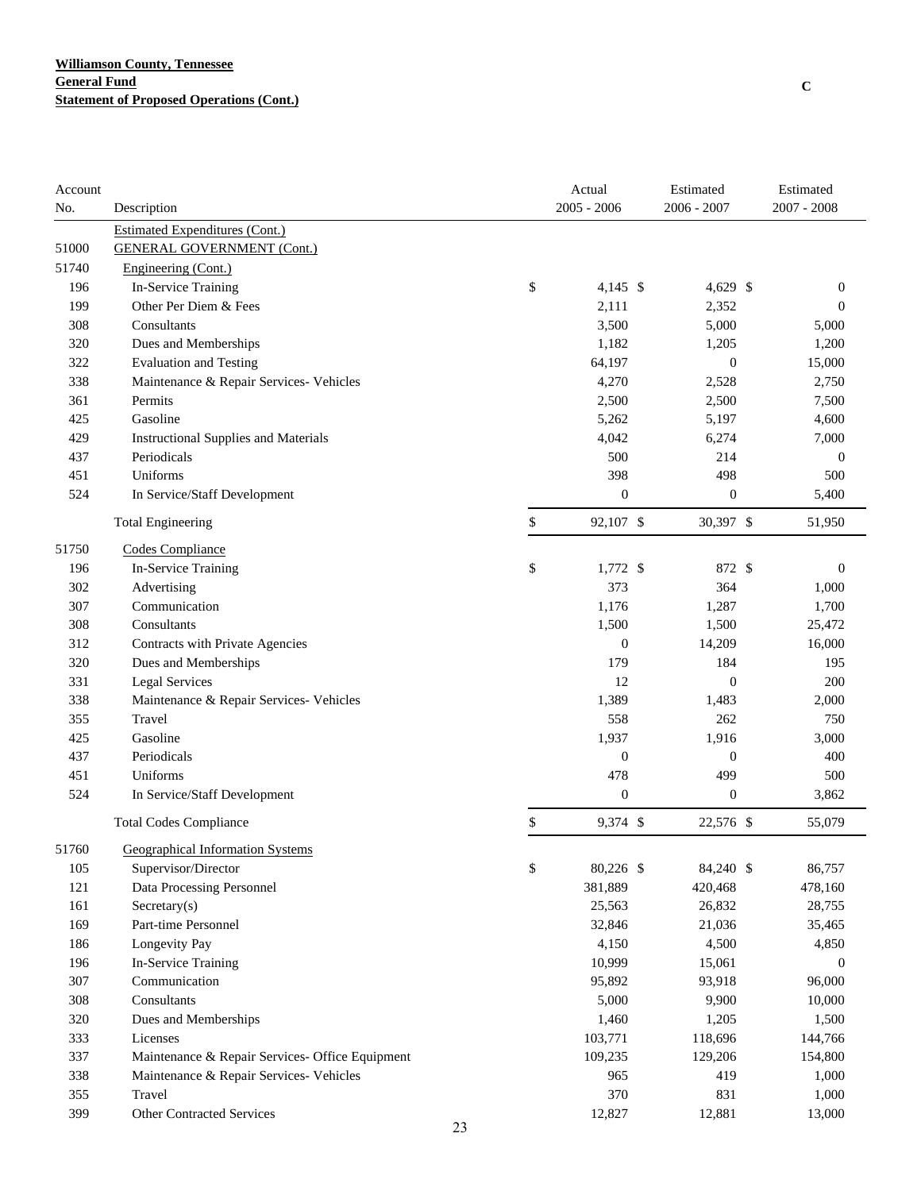**Williamson County, Tennessee**
**General Fund**
**Statement of Proposed Operations (Cont.)**

C

| Account No. | Description | Actual 2005 - 2006 | Estimated 2006 - 2007 | Estimated 2007 - 2008 |
|---|---|---|---|---|
| | Estimated Expenditures (Cont.) | | | |
| 51000 | GENERAL GOVERNMENT (Cont.) | | | |
| 51740 | Engineering (Cont.) | | | |
| 196 | In-Service Training | $ 4,145 | $ 4,629 | $ 0 |
| 199 | Other Per Diem & Fees | 2,111 | 2,352 | 0 |
| 308 | Consultants | 3,500 | 5,000 | 5,000 |
| 320 | Dues and Memberships | 1,182 | 1,205 | 1,200 |
| 322 | Evaluation and Testing | 64,197 | 0 | 15,000 |
| 338 | Maintenance & Repair Services- Vehicles | 4,270 | 2,528 | 2,750 |
| 361 | Permits | 2,500 | 2,500 | 7,500 |
| 425 | Gasoline | 5,262 | 5,197 | 4,600 |
| 429 | Instructional Supplies and Materials | 4,042 | 6,274 | 7,000 |
| 437 | Periodicals | 500 | 214 | 0 |
| 451 | Uniforms | 398 | 498 | 500 |
| 524 | In Service/Staff Development | 0 | 0 | 5,400 |
| | Total Engineering | $ 92,107 | $ 30,397 | $ 51,950 |
| 51750 | Codes Compliance | | | |
| 196 | In-Service Training | $ 1,772 | $ 872 | $ 0 |
| 302 | Advertising | 373 | 364 | 1,000 |
| 307 | Communication | 1,176 | 1,287 | 1,700 |
| 308 | Consultants | 1,500 | 1,500 | 25,472 |
| 312 | Contracts with Private Agencies | 0 | 14,209 | 16,000 |
| 320 | Dues and Memberships | 179 | 184 | 195 |
| 331 | Legal Services | 12 | 0 | 200 |
| 338 | Maintenance & Repair Services- Vehicles | 1,389 | 1,483 | 2,000 |
| 355 | Travel | 558 | 262 | 750 |
| 425 | Gasoline | 1,937 | 1,916 | 3,000 |
| 437 | Periodicals | 0 | 0 | 400 |
| 451 | Uniforms | 478 | 499 | 500 |
| 524 | In Service/Staff Development | 0 | 0 | 3,862 |
| | Total Codes Compliance | $ 9,374 | $ 22,576 | $ 55,079 |
| 51760 | Geographical Information Systems | | | |
| 105 | Supervisor/Director | $ 80,226 | $ 84,240 | $ 86,757 |
| 121 | Data Processing Personnel | 381,889 | 420,468 | 478,160 |
| 161 | Secretary(s) | 25,563 | 26,832 | 28,755 |
| 169 | Part-time Personnel | 32,846 | 21,036 | 35,465 |
| 186 | Longevity Pay | 4,150 | 4,500 | 4,850 |
| 196 | In-Service Training | 10,999 | 15,061 | 0 |
| 307 | Communication | 95,892 | 93,918 | 96,000 |
| 308 | Consultants | 5,000 | 9,900 | 10,000 |
| 320 | Dues and Memberships | 1,460 | 1,205 | 1,500 |
| 333 | Licenses | 103,771 | 118,696 | 144,766 |
| 337 | Maintenance & Repair Services- Office Equipment | 109,235 | 129,206 | 154,800 |
| 338 | Maintenance & Repair Services- Vehicles | 965 | 419 | 1,000 |
| 355 | Travel | 370 | 831 | 1,000 |
| 399 | Other Contracted Services | 12,827 | 12,881 | 13,000 |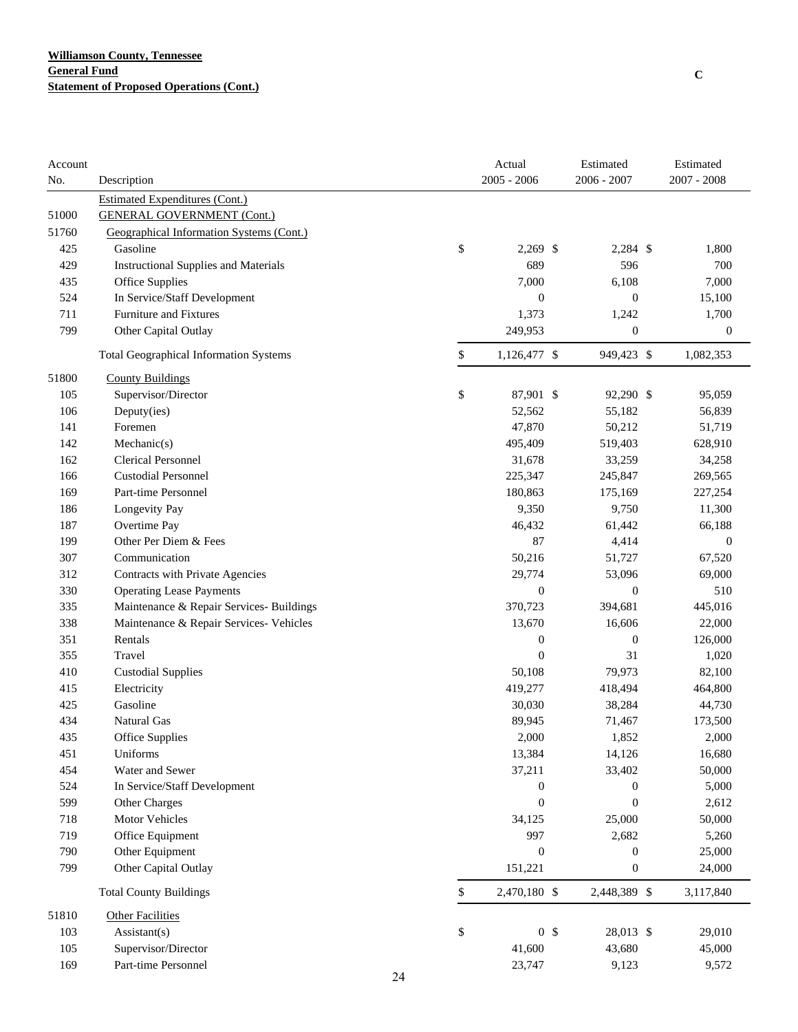**Williamson County, Tennessee**
**General Fund**
**Statement of Proposed Operations (Cont.)**

C

| Account No. | Description | Actual 2005 - 2006 | Estimated 2006 - 2007 | Estimated 2007 - 2008 |
|---|---|---|---|---|
| | Estimated Expenditures (Cont.) | | | |
| 51000 | GENERAL GOVERNMENT (Cont.) | | | |
| 51760 | Geographical Information Systems (Cont.) | | | |
| 425 | Gasoline | $ 2,269 | $ 2,284 | $ 1,800 |
| 429 | Instructional Supplies and Materials | 689 | 596 | 700 |
| 435 | Office Supplies | 7,000 | 6,108 | 7,000 |
| 524 | In Service/Staff Development | 0 | 0 | 15,100 |
| 711 | Furniture and Fixtures | 1,373 | 1,242 | 1,700 |
| 799 | Other Capital Outlay | 249,953 | 0 | 0 |
| | Total Geographical Information Systems | $ 1,126,477 | $ 949,423 | $ 1,082,353 |
| 51800 | County Buildings | | | |
| 105 | Supervisor/Director | $ 87,901 | $ 92,290 | $ 95,059 |
| 106 | Deputy(ies) | 52,562 | 55,182 | 56,839 |
| 141 | Foremen | 47,870 | 50,212 | 51,719 |
| 142 | Mechanic(s) | 495,409 | 519,403 | 628,910 |
| 162 | Clerical Personnel | 31,678 | 33,259 | 34,258 |
| 166 | Custodial Personnel | 225,347 | 245,847 | 269,565 |
| 169 | Part-time Personnel | 180,863 | 175,169 | 227,254 |
| 186 | Longevity Pay | 9,350 | 9,750 | 11,300 |
| 187 | Overtime Pay | 46,432 | 61,442 | 66,188 |
| 199 | Other Per Diem & Fees | 87 | 4,414 | 0 |
| 307 | Communication | 50,216 | 51,727 | 67,520 |
| 312 | Contracts with Private Agencies | 29,774 | 53,096 | 69,000 |
| 330 | Operating Lease Payments | 0 | 0 | 510 |
| 335 | Maintenance & Repair Services- Buildings | 370,723 | 394,681 | 445,016 |
| 338 | Maintenance & Repair Services- Vehicles | 13,670 | 16,606 | 22,000 |
| 351 | Rentals | 0 | 0 | 126,000 |
| 355 | Travel | 0 | 31 | 1,020 |
| 410 | Custodial Supplies | 50,108 | 79,973 | 82,100 |
| 415 | Electricity | 419,277 | 418,494 | 464,800 |
| 425 | Gasoline | 30,030 | 38,284 | 44,730 |
| 434 | Natural Gas | 89,945 | 71,467 | 173,500 |
| 435 | Office Supplies | 2,000 | 1,852 | 2,000 |
| 451 | Uniforms | 13,384 | 14,126 | 16,680 |
| 454 | Water and Sewer | 37,211 | 33,402 | 50,000 |
| 524 | In Service/Staff Development | 0 | 0 | 5,000 |
| 599 | Other Charges | 0 | 0 | 2,612 |
| 718 | Motor Vehicles | 34,125 | 25,000 | 50,000 |
| 719 | Office Equipment | 997 | 2,682 | 5,260 |
| 790 | Other Equipment | 0 | 0 | 25,000 |
| 799 | Other Capital Outlay | 151,221 | 0 | 24,000 |
| | Total County Buildings | $ 2,470,180 | $ 2,448,389 | $ 3,117,840 |
| 51810 | Other Facilities | | | |
| 103 | Assistant(s) | $ 0 | $ 28,013 | $ 29,010 |
| 105 | Supervisor/Director | 41,600 | 43,680 | 45,000 |
| 169 | Part-time Personnel | 23,747 | 9,123 | 9,572 |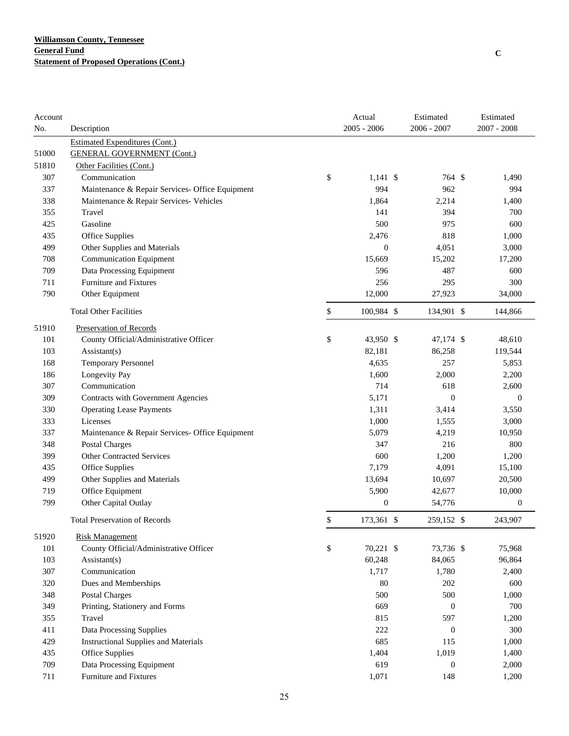**Williamson County, Tennessee**
**General Fund**
**Statement of Proposed Operations (Cont.)**

C

| Account No. | Description | Actual 2005 - 2006 | Estimated 2006 - 2007 | Estimated 2007 - 2008 |
|---|---|---|---|---|
| | Estimated Expenditures (Cont.) | | | |
| 51000 | GENERAL GOVERNMENT (Cont.) | | | |
| 51810 | Other Facilities (Cont.) | | | |
| 307 | Communication | $ 1,141 | $ 764 | $ 1,490 |
| 337 | Maintenance & Repair Services- Office Equipment | 994 | 962 | 994 |
| 338 | Maintenance & Repair Services- Vehicles | 1,864 | 2,214 | 1,400 |
| 355 | Travel | 141 | 394 | 700 |
| 425 | Gasoline | 500 | 975 | 600 |
| 435 | Office Supplies | 2,476 | 818 | 1,000 |
| 499 | Other Supplies and Materials | 0 | 4,051 | 3,000 |
| 708 | Communication Equipment | 15,669 | 15,202 | 17,200 |
| 709 | Data Processing Equipment | 596 | 487 | 600 |
| 711 | Furniture and Fixtures | 256 | 295 | 300 |
| 790 | Other Equipment | 12,000 | 27,923 | 34,000 |
| | Total Other Facilities | $ 100,984 | $ 134,901 | $ 144,866 |
| 51910 | Preservation of Records | | | |
| 101 | County Official/Administrative Officer | $ 43,950 | $ 47,174 | $ 48,610 |
| 103 | Assistant(s) | 82,181 | 86,258 | 119,544 |
| 168 | Temporary Personnel | 4,635 | 257 | 5,853 |
| 186 | Longevity Pay | 1,600 | 2,000 | 2,200 |
| 307 | Communication | 714 | 618 | 2,600 |
| 309 | Contracts with Government Agencies | 5,171 | 0 | 0 |
| 330 | Operating Lease Payments | 1,311 | 3,414 | 3,550 |
| 333 | Licenses | 1,000 | 1,555 | 3,000 |
| 337 | Maintenance & Repair Services- Office Equipment | 5,079 | 4,219 | 10,950 |
| 348 | Postal Charges | 347 | 216 | 800 |
| 399 | Other Contracted Services | 600 | 1,200 | 1,200 |
| 435 | Office Supplies | 7,179 | 4,091 | 15,100 |
| 499 | Other Supplies and Materials | 13,694 | 10,697 | 20,500 |
| 719 | Office Equipment | 5,900 | 42,677 | 10,000 |
| 799 | Other Capital Outlay | 0 | 54,776 | 0 |
| | Total Preservation of Records | $ 173,361 | $ 259,152 | $ 243,907 |
| 51920 | Risk Management | | | |
| 101 | County Official/Administrative Officer | $ 70,221 | $ 73,736 | $ 75,968 |
| 103 | Assistant(s) | 60,248 | 84,065 | 96,864 |
| 307 | Communication | 1,717 | 1,780 | 2,400 |
| 320 | Dues and Memberships | 80 | 202 | 600 |
| 348 | Postal Charges | 500 | 500 | 1,000 |
| 349 | Printing, Stationery and Forms | 669 | 0 | 700 |
| 355 | Travel | 815 | 597 | 1,200 |
| 411 | Data Processing Supplies | 222 | 0 | 300 |
| 429 | Instructional Supplies and Materials | 685 | 115 | 1,000 |
| 435 | Office Supplies | 1,404 | 1,019 | 1,400 |
| 709 | Data Processing Equipment | 619 | 0 | 2,000 |
| 711 | Furniture and Fixtures | 1,071 | 148 | 1,200 |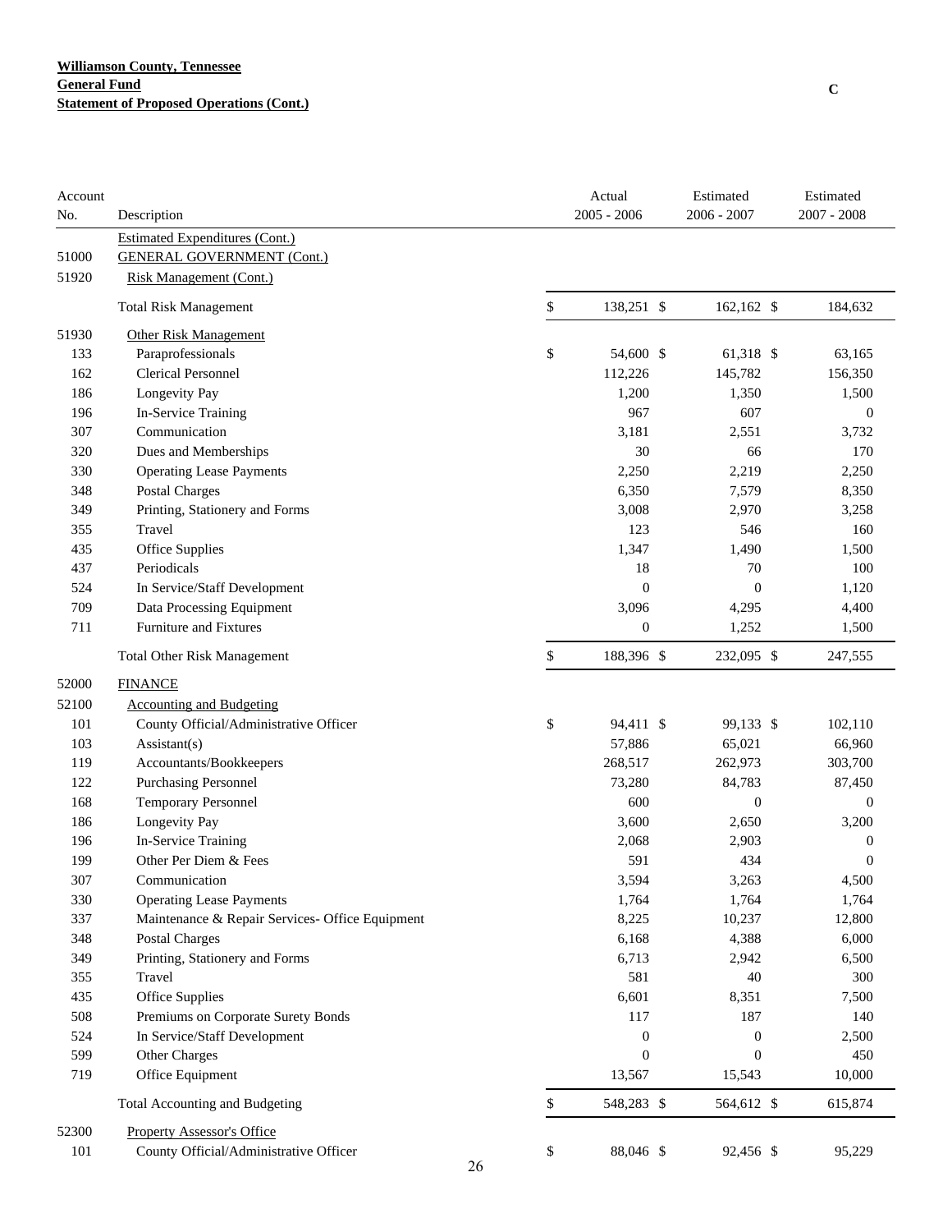**Williamson County, Tennessee**
**General Fund**
**Statement of Proposed Operations (Cont.)**

C

| Account No. | Description | Actual 2005 - 2006 | Estimated 2006 - 2007 | Estimated 2007 - 2008 |
|---|---|---|---|---|
| | Estimated Expenditures (Cont.) | | | |
| 51000 | GENERAL GOVERNMENT (Cont.) | | | |
| 51920 | Risk Management (Cont.) | | | |
| | Total Risk Management | $ 138,251 | $ 162,162 | $ 184,632 |
| 51930 | Other Risk Management | | | |
| 133 | Paraprofessionals | $ 54,600 | $ 61,318 | $ 63,165 |
| 162 | Clerical Personnel | 112,226 | 145,782 | 156,350 |
| 186 | Longevity Pay | 1,200 | 1,350 | 1,500 |
| 196 | In-Service Training | 967 | 607 | 0 |
| 307 | Communication | 3,181 | 2,551 | 3,732 |
| 320 | Dues and Memberships | 30 | 66 | 170 |
| 330 | Operating Lease Payments | 2,250 | 2,219 | 2,250 |
| 348 | Postal Charges | 6,350 | 7,579 | 8,350 |
| 349 | Printing, Stationery and Forms | 3,008 | 2,970 | 3,258 |
| 355 | Travel | 123 | 546 | 160 |
| 435 | Office Supplies | 1,347 | 1,490 | 1,500 |
| 437 | Periodicals | 18 | 70 | 100 |
| 524 | In Service/Staff Development | 0 | 0 | 1,120 |
| 709 | Data Processing Equipment | 3,096 | 4,295 | 4,400 |
| 711 | Furniture and Fixtures | 0 | 1,252 | 1,500 |
| | Total Other Risk Management | $ 188,396 | $ 232,095 | $ 247,555 |
| 52000 | FINANCE | | | |
| 52100 | Accounting and Budgeting | | | |
| 101 | County Official/Administrative Officer | $ 94,411 | $ 99,133 | $ 102,110 |
| 103 | Assistant(s) | 57,886 | 65,021 | 66,960 |
| 119 | Accountants/Bookkeepers | 268,517 | 262,973 | 303,700 |
| 122 | Purchasing Personnel | 73,280 | 84,783 | 87,450 |
| 168 | Temporary Personnel | 600 | 0 | 0 |
| 186 | Longevity Pay | 3,600 | 2,650 | 3,200 |
| 196 | In-Service Training | 2,068 | 2,903 | 0 |
| 199 | Other Per Diem & Fees | 591 | 434 | 0 |
| 307 | Communication | 3,594 | 3,263 | 4,500 |
| 330 | Operating Lease Payments | 1,764 | 1,764 | 1,764 |
| 337 | Maintenance & Repair Services- Office Equipment | 8,225 | 10,237 | 12,800 |
| 348 | Postal Charges | 6,168 | 4,388 | 6,000 |
| 349 | Printing, Stationery and Forms | 6,713 | 2,942 | 6,500 |
| 355 | Travel | 581 | 40 | 300 |
| 435 | Office Supplies | 6,601 | 8,351 | 7,500 |
| 508 | Premiums on Corporate Surety Bonds | 117 | 187 | 140 |
| 524 | In Service/Staff Development | 0 | 0 | 2,500 |
| 599 | Other Charges | 0 | 0 | 450 |
| 719 | Office Equipment | 13,567 | 15,543 | 10,000 |
| | Total Accounting and Budgeting | $ 548,283 | $ 564,612 | $ 615,874 |
| 52300 | Property Assessor's Office | | | |
| 101 | County Official/Administrative Officer | $ 88,046 | $ 92,456 | $ 95,229 |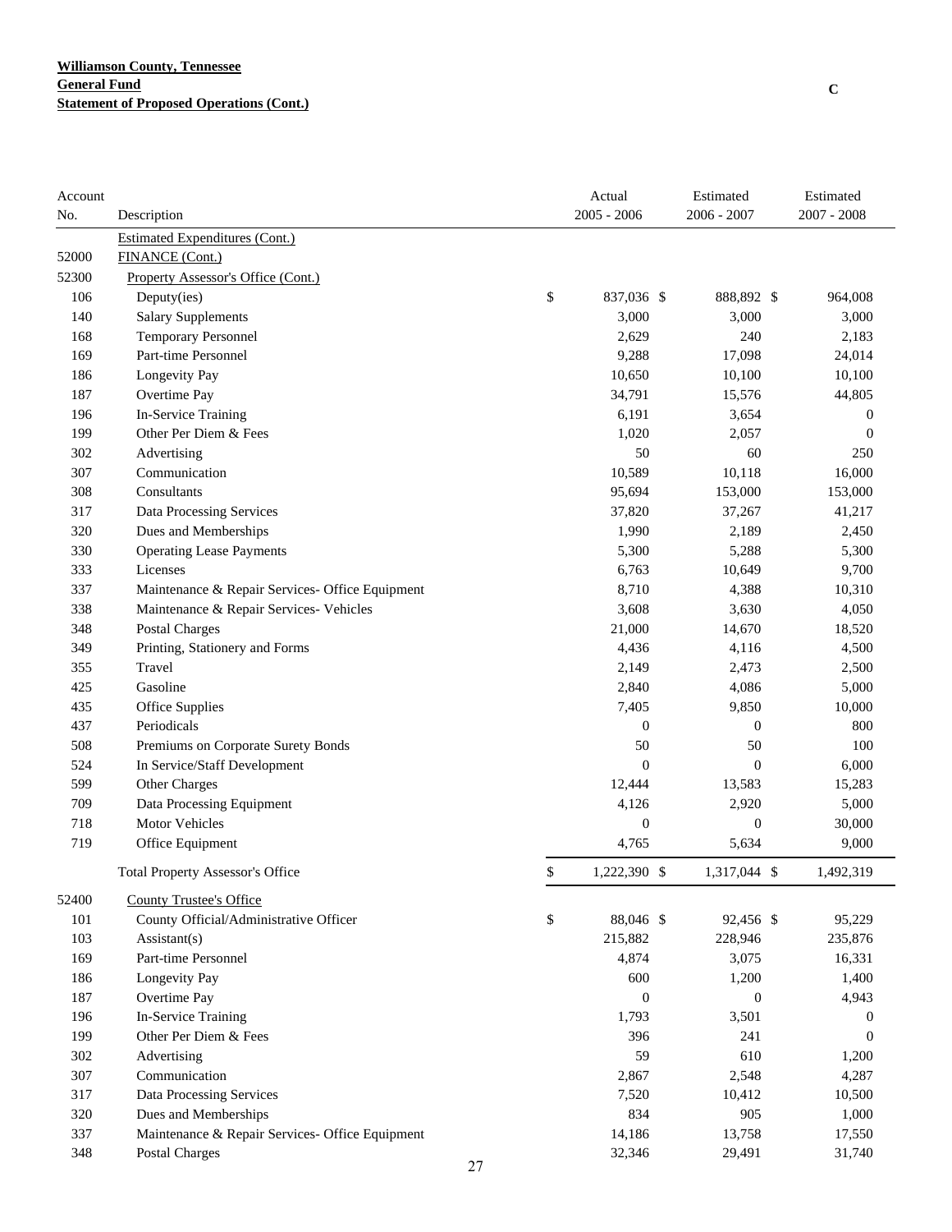**Williamson County, Tennessee**
**General Fund**
**Statement of Proposed Operations (Cont.)**

C

| Account No. | Description | Actual 2005 - 2006 | Estimated 2006 - 2007 | Estimated 2007 - 2008 |
|---|---|---|---|---|
| | Estimated Expenditures (Cont.) | | | |
| 52000 | FINANCE (Cont.) | | | |
| 52300 | Property Assessor's Office (Cont.) | | | |
| 106 | Deputy(ies) | $ 837,036 | $ 888,892 | $ 964,008 |
| 140 | Salary Supplements | 3,000 | 3,000 | 3,000 |
| 168 | Temporary Personnel | 2,629 | 240 | 2,183 |
| 169 | Part-time Personnel | 9,288 | 17,098 | 24,014 |
| 186 | Longevity Pay | 10,650 | 10,100 | 10,100 |
| 187 | Overtime Pay | 34,791 | 15,576 | 44,805 |
| 196 | In-Service Training | 6,191 | 3,654 | 0 |
| 199 | Other Per Diem & Fees | 1,020 | 2,057 | 0 |
| 302 | Advertising | 50 | 60 | 250 |
| 307 | Communication | 10,589 | 10,118 | 16,000 |
| 308 | Consultants | 95,694 | 153,000 | 153,000 |
| 317 | Data Processing Services | 37,820 | 37,267 | 41,217 |
| 320 | Dues and Memberships | 1,990 | 2,189 | 2,450 |
| 330 | Operating Lease Payments | 5,300 | 5,288 | 5,300 |
| 333 | Licenses | 6,763 | 10,649 | 9,700 |
| 337 | Maintenance & Repair Services- Office Equipment | 8,710 | 4,388 | 10,310 |
| 338 | Maintenance & Repair Services- Vehicles | 3,608 | 3,630 | 4,050 |
| 348 | Postal Charges | 21,000 | 14,670 | 18,520 |
| 349 | Printing, Stationery and Forms | 4,436 | 4,116 | 4,500 |
| 355 | Travel | 2,149 | 2,473 | 2,500 |
| 425 | Gasoline | 2,840 | 4,086 | 5,000 |
| 435 | Office Supplies | 7,405 | 9,850 | 10,000 |
| 437 | Periodicals | 0 | 0 | 800 |
| 508 | Premiums on Corporate Surety Bonds | 50 | 50 | 100 |
| 524 | In Service/Staff Development | 0 | 0 | 6,000 |
| 599 | Other Charges | 12,444 | 13,583 | 15,283 |
| 709 | Data Processing Equipment | 4,126 | 2,920 | 5,000 |
| 718 | Motor Vehicles | 0 | 0 | 30,000 |
| 719 | Office Equipment | 4,765 | 5,634 | 9,000 |
| | Total Property Assessor's Office | $ 1,222,390 | $ 1,317,044 | $ 1,492,319 |
| 52400 | County Trustee's Office | | | |
| 101 | County Official/Administrative Officer | $ 88,046 | $ 92,456 | $ 95,229 |
| 103 | Assistant(s) | 215,882 | 228,946 | 235,876 |
| 169 | Part-time Personnel | 4,874 | 3,075 | 16,331 |
| 186 | Longevity Pay | 600 | 1,200 | 1,400 |
| 187 | Overtime Pay | 0 | 0 | 4,943 |
| 196 | In-Service Training | 1,793 | 3,501 | 0 |
| 199 | Other Per Diem & Fees | 396 | 241 | 0 |
| 302 | Advertising | 59 | 610 | 1,200 |
| 307 | Communication | 2,867 | 2,548 | 4,287 |
| 317 | Data Processing Services | 7,520 | 10,412 | 10,500 |
| 320 | Dues and Memberships | 834 | 905 | 1,000 |
| 337 | Maintenance & Repair Services- Office Equipment | 14,186 | 13,758 | 17,550 |
| 348 | Postal Charges | 32,346 | 29,491 | 31,740 |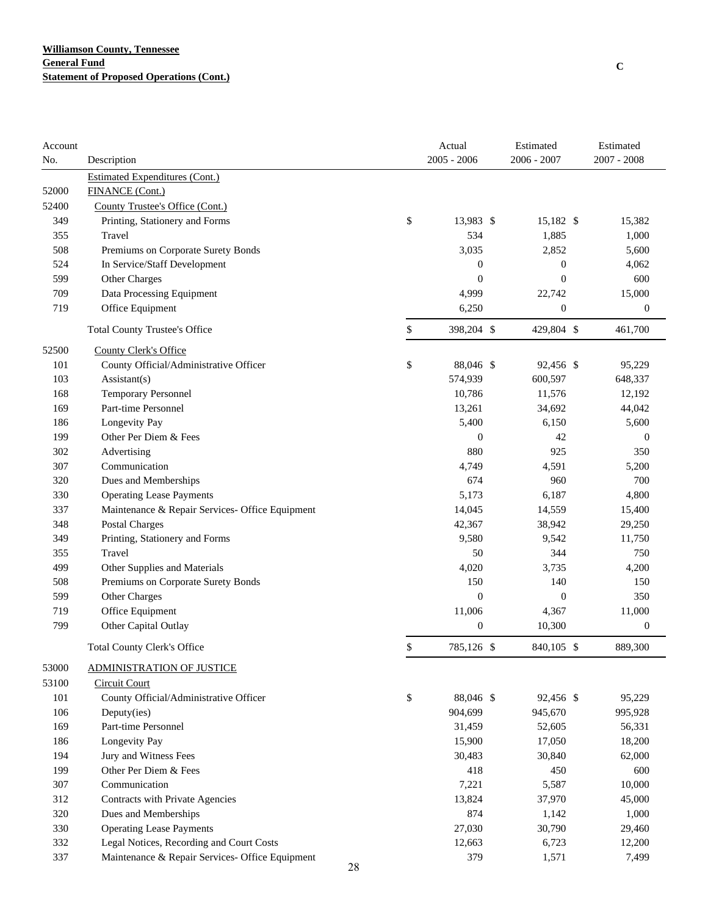**Williamson County, Tennessee**
**General Fund**
**Statement of Proposed Operations (Cont.)**

C

| Account No. | Description | Actual 2005 - 2006 | Estimated 2006 - 2007 | Estimated 2007 - 2008 |
|---|---|---|---|---|
| | Estimated Expenditures (Cont.) | | | |
| 52000 | FINANCE (Cont.) | | | |
| 52400 | County Trustee's Office (Cont.) | | | |
| 349 | Printing, Stationery and Forms | $ 13,983 | $ 15,182 | $ 15,382 |
| 355 | Travel | 534 | 1,885 | 1,000 |
| 508 | Premiums on Corporate Surety Bonds | 3,035 | 2,852 | 5,600 |
| 524 | In Service/Staff Development | 0 | 0 | 4,062 |
| 599 | Other Charges | 0 | 0 | 600 |
| 709 | Data Processing Equipment | 4,999 | 22,742 | 15,000 |
| 719 | Office Equipment | 6,250 | 0 | 0 |
| | Total County Trustee's Office | $ 398,204 | $ 429,804 | $ 461,700 |
| 52500 | County Clerk's Office | | | |
| 101 | County Official/Administrative Officer | $ 88,046 | $ 92,456 | $ 95,229 |
| 103 | Assistant(s) | 574,939 | 600,597 | 648,337 |
| 168 | Temporary Personnel | 10,786 | 11,576 | 12,192 |
| 169 | Part-time Personnel | 13,261 | 34,692 | 44,042 |
| 186 | Longevity Pay | 5,400 | 6,150 | 5,600 |
| 199 | Other Per Diem & Fees | 0 | 42 | 0 |
| 302 | Advertising | 880 | 925 | 350 |
| 307 | Communication | 4,749 | 4,591 | 5,200 |
| 320 | Dues and Memberships | 674 | 960 | 700 |
| 330 | Operating Lease Payments | 5,173 | 6,187 | 4,800 |
| 337 | Maintenance & Repair Services- Office Equipment | 14,045 | 14,559 | 15,400 |
| 348 | Postal Charges | 42,367 | 38,942 | 29,250 |
| 349 | Printing, Stationery and Forms | 9,580 | 9,542 | 11,750 |
| 355 | Travel | 50 | 344 | 750 |
| 499 | Other Supplies and Materials | 4,020 | 3,735 | 4,200 |
| 508 | Premiums on Corporate Surety Bonds | 150 | 140 | 150 |
| 599 | Other Charges | 0 | 0 | 350 |
| 719 | Office Equipment | 11,006 | 4,367 | 11,000 |
| 799 | Other Capital Outlay | 0 | 10,300 | 0 |
| | Total County Clerk's Office | $ 785,126 | $ 840,105 | $ 889,300 |
| 53000 | ADMINISTRATION OF JUSTICE | | | |
| 53100 | Circuit Court | | | |
| 101 | County Official/Administrative Officer | $ 88,046 | $ 92,456 | $ 95,229 |
| 106 | Deputy(ies) | 904,699 | 945,670 | 995,928 |
| 169 | Part-time Personnel | 31,459 | 52,605 | 56,331 |
| 186 | Longevity Pay | 15,900 | 17,050 | 18,200 |
| 194 | Jury and Witness Fees | 30,483 | 30,840 | 62,000 |
| 199 | Other Per Diem & Fees | 418 | 450 | 600 |
| 307 | Communication | 7,221 | 5,587 | 10,000 |
| 312 | Contracts with Private Agencies | 13,824 | 37,970 | 45,000 |
| 320 | Dues and Memberships | 874 | 1,142 | 1,000 |
| 330 | Operating Lease Payments | 27,030 | 30,790 | 29,460 |
| 332 | Legal Notices, Recording and Court Costs | 12,663 | 6,723 | 12,200 |
| 337 | Maintenance & Repair Services- Office Equipment | 379 | 1,571 | 7,499 |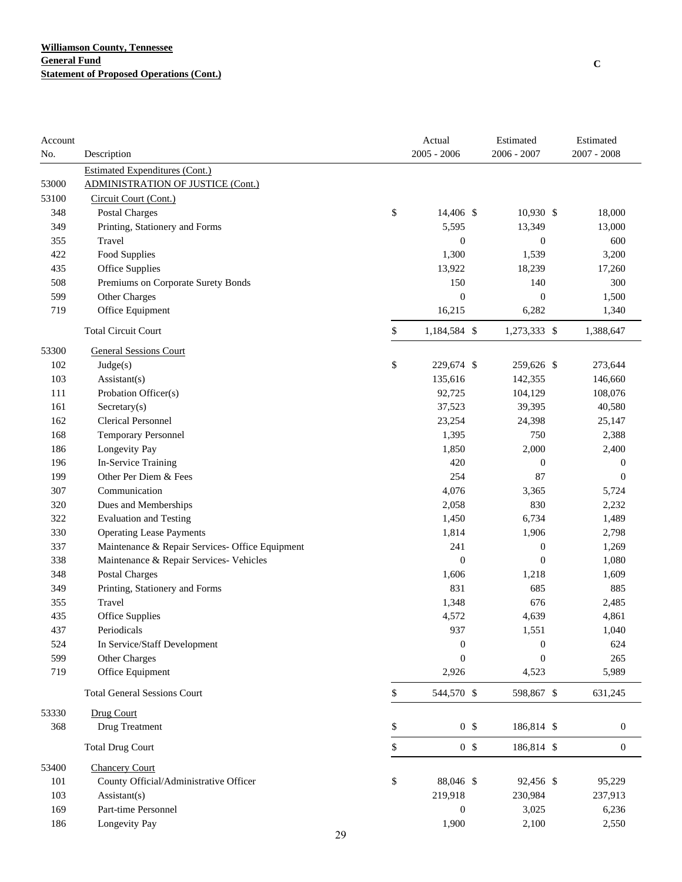**Williamson County, Tennessee**
**General Fund**
**Statement of Proposed Operations (Cont.)**

C

| Account No. | Description | Actual 2005 - 2006 | Estimated 2006 - 2007 | Estimated 2007 - 2008 |
|---|---|---|---|---|
| | Estimated Expenditures (Cont.) | | | |
| 53000 | ADMINISTRATION OF JUSTICE (Cont.) | | | |
| 53100 | Circuit Court (Cont.) | | | |
| 348 | Postal Charges | $ 14,406 | $ 10,930 | $ 18,000 |
| 349 | Printing, Stationery and Forms | 5,595 | 13,349 | 13,000 |
| 355 | Travel | 0 | 0 | 600 |
| 422 | Food Supplies | 1,300 | 1,539 | 3,200 |
| 435 | Office Supplies | 13,922 | 18,239 | 17,260 |
| 508 | Premiums on Corporate Surety Bonds | 150 | 140 | 300 |
| 599 | Other Charges | 0 | 0 | 1,500 |
| 719 | Office Equipment | 16,215 | 6,282 | 1,340 |
| | Total Circuit Court | $ 1,184,584 | $ 1,273,333 | $ 1,388,647 |
| 53300 | General Sessions Court | | | |
| 102 | Judge(s) | $ 229,674 | $ 259,626 | $ 273,644 |
| 103 | Assistant(s) | 135,616 | 142,355 | 146,660 |
| 111 | Probation Officer(s) | 92,725 | 104,129 | 108,076 |
| 161 | Secretary(s) | 37,523 | 39,395 | 40,580 |
| 162 | Clerical Personnel | 23,254 | 24,398 | 25,147 |
| 168 | Temporary Personnel | 1,395 | 750 | 2,388 |
| 186 | Longevity Pay | 1,850 | 2,000 | 2,400 |
| 196 | In-Service Training | 420 | 0 | 0 |
| 199 | Other Per Diem & Fees | 254 | 87 | 0 |
| 307 | Communication | 4,076 | 3,365 | 5,724 |
| 320 | Dues and Memberships | 2,058 | 830 | 2,232 |
| 322 | Evaluation and Testing | 1,450 | 6,734 | 1,489 |
| 330 | Operating Lease Payments | 1,814 | 1,906 | 2,798 |
| 337 | Maintenance & Repair Services- Office Equipment | 241 | 0 | 1,269 |
| 338 | Maintenance & Repair Services- Vehicles | 0 | 0 | 1,080 |
| 348 | Postal Charges | 1,606 | 1,218 | 1,609 |
| 349 | Printing, Stationery and Forms | 831 | 685 | 885 |
| 355 | Travel | 1,348 | 676 | 2,485 |
| 435 | Office Supplies | 4,572 | 4,639 | 4,861 |
| 437 | Periodicals | 937 | 1,551 | 1,040 |
| 524 | In Service/Staff Development | 0 | 0 | 624 |
| 599 | Other Charges | 0 | 0 | 265 |
| 719 | Office Equipment | 2,926 | 4,523 | 5,989 |
| | Total General Sessions Court | $ 544,570 | $ 598,867 | $ 631,245 |
| 53330 | Drug Court | | | |
| 368 | Drug Treatment | $ 0 | $ 186,814 | $ 0 |
| | Total Drug Court | $ 0 | $ 186,814 | $ 0 |
| 53400 | Chancery Court | | | |
| 101 | County Official/Administrative Officer | $ 88,046 | $ 92,456 | $ 95,229 |
| 103 | Assistant(s) | 219,918 | 230,984 | 237,913 |
| 169 | Part-time Personnel | 0 | 3,025 | 6,236 |
| 186 | Longevity Pay | 1,900 | 2,100 | 2,550 |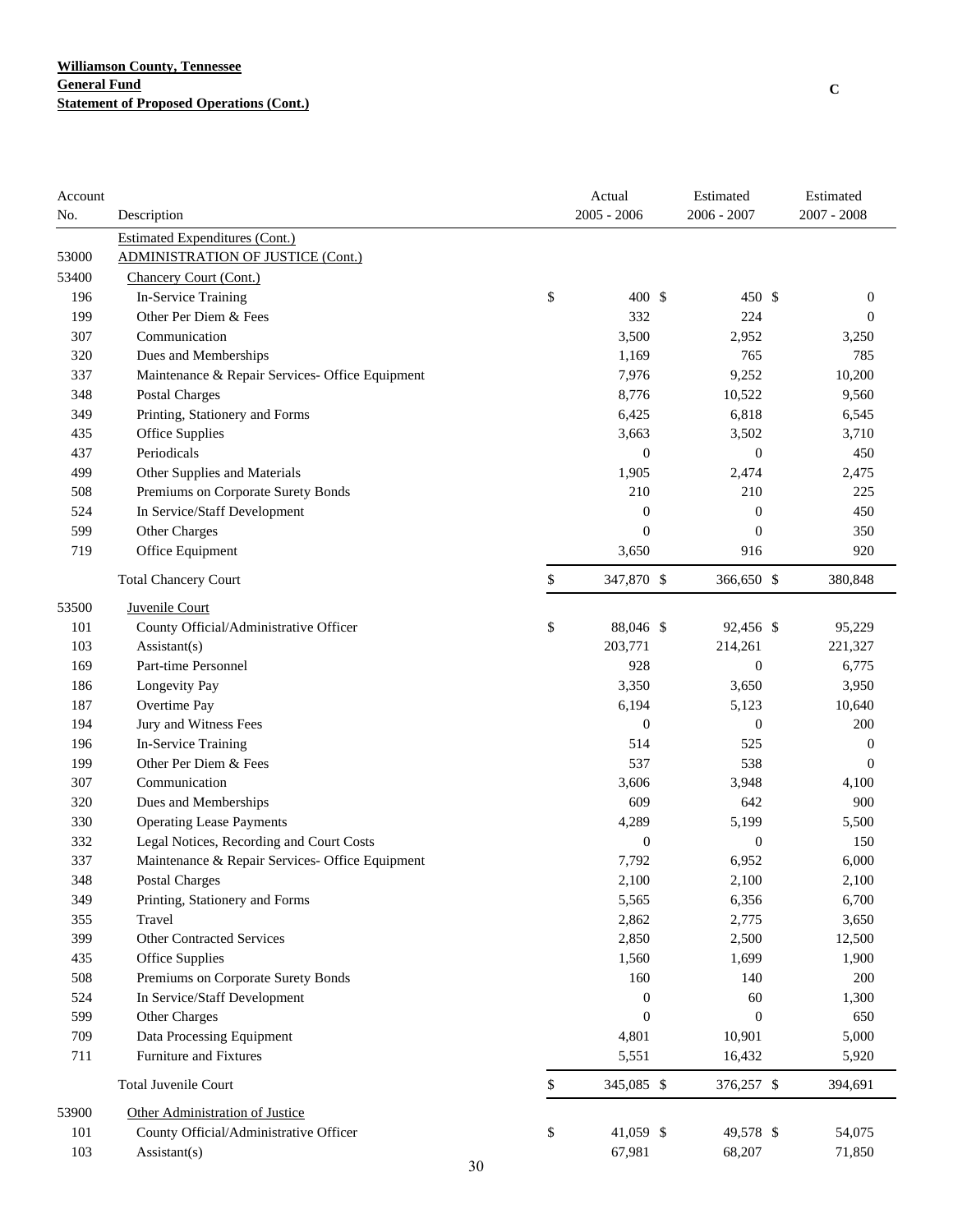**Williamson County, Tennessee**
**General Fund**
**Statement of Proposed Operations (Cont.)**

C

| Account No. | Description | Actual 2005 - 2006 | Estimated 2006 - 2007 | Estimated 2007 - 2008 |
|---|---|---|---|---|
| | Estimated Expenditures (Cont.) | | | |
| 53000 | ADMINISTRATION OF JUSTICE (Cont.) | | | |
| 53400 | Chancery Court (Cont.) | | | |
| 196 | In-Service Training | $ 400 | $ 450 | $ 0 |
| 199 | Other Per Diem & Fees | 332 | 224 | 0 |
| 307 | Communication | 3,500 | 2,952 | 3,250 |
| 320 | Dues and Memberships | 1,169 | 765 | 785 |
| 337 | Maintenance & Repair Services- Office Equipment | 7,976 | 9,252 | 10,200 |
| 348 | Postal Charges | 8,776 | 10,522 | 9,560 |
| 349 | Printing, Stationery and Forms | 6,425 | 6,818 | 6,545 |
| 435 | Office Supplies | 3,663 | 3,502 | 3,710 |
| 437 | Periodicals | 0 | 0 | 450 |
| 499 | Other Supplies and Materials | 1,905 | 2,474 | 2,475 |
| 508 | Premiums on Corporate Surety Bonds | 210 | 210 | 225 |
| 524 | In Service/Staff Development | 0 | 0 | 450 |
| 599 | Other Charges | 0 | 0 | 350 |
| 719 | Office Equipment | 3,650 | 916 | 920 |
| | Total Chancery Court | $ 347,870 | $ 366,650 | $ 380,848 |
| 53500 | Juvenile Court | | | |
| 101 | County Official/Administrative Officer | $ 88,046 | $ 92,456 | $ 95,229 |
| 103 | Assistant(s) | 203,771 | 214,261 | 221,327 |
| 169 | Part-time Personnel | 928 | 0 | 6,775 |
| 186 | Longevity Pay | 3,350 | 3,650 | 3,950 |
| 187 | Overtime Pay | 6,194 | 5,123 | 10,640 |
| 194 | Jury and Witness Fees | 0 | 0 | 200 |
| 196 | In-Service Training | 514 | 525 | 0 |
| 199 | Other Per Diem & Fees | 537 | 538 | 0 |
| 307 | Communication | 3,606 | 3,948 | 4,100 |
| 320 | Dues and Memberships | 609 | 642 | 900 |
| 330 | Operating Lease Payments | 4,289 | 5,199 | 5,500 |
| 332 | Legal Notices, Recording and Court Costs | 0 | 0 | 150 |
| 337 | Maintenance & Repair Services- Office Equipment | 7,792 | 6,952 | 6,000 |
| 348 | Postal Charges | 2,100 | 2,100 | 2,100 |
| 349 | Printing, Stationery and Forms | 5,565 | 6,356 | 6,700 |
| 355 | Travel | 2,862 | 2,775 | 3,650 |
| 399 | Other Contracted Services | 2,850 | 2,500 | 12,500 |
| 435 | Office Supplies | 1,560 | 1,699 | 1,900 |
| 508 | Premiums on Corporate Surety Bonds | 160 | 140 | 200 |
| 524 | In Service/Staff Development | 0 | 60 | 1,300 |
| 599 | Other Charges | 0 | 0 | 650 |
| 709 | Data Processing Equipment | 4,801 | 10,901 | 5,000 |
| 711 | Furniture and Fixtures | 5,551 | 16,432 | 5,920 |
| | Total Juvenile Court | $ 345,085 | $ 376,257 | $ 394,691 |
| 53900 | Other Administration of Justice | | | |
| 101 | County Official/Administrative Officer | $ 41,059 | $ 49,578 | $ 54,075 |
| 103 | Assistant(s) | 67,981 | 68,207 | 71,850 |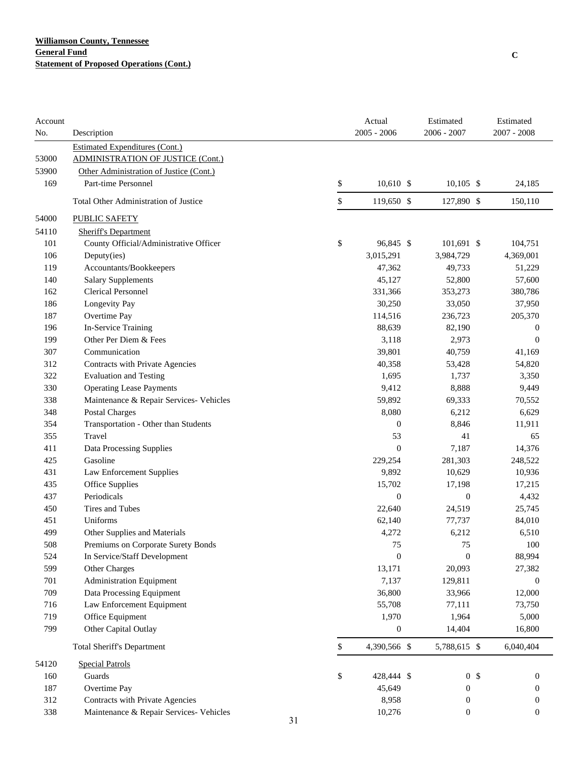**Williamson County, Tennessee**
**General Fund**
**Statement of Proposed Operations (Cont.)**

C

| Account No. | Description | Actual 2005 - 2006 | Estimated 2006 - 2007 | Estimated 2007 - 2008 |
|---|---|---|---|---|
| | Estimated Expenditures (Cont.) | | | |
| 53000 | ADMINISTRATION OF JUSTICE (Cont.) | | | |
| 53900 | Other Administration of Justice (Cont.) | | | |
| 169 | Part-time Personnel | $ 10,610 | $ 10,105 | $ 24,185 |
| | Total Other Administration of Justice | $ 119,650 | $ 127,890 | $ 150,110 |
| 54000 | PUBLIC SAFETY | | | |
| 54110 | Sheriff's Department | | | |
| 101 | County Official/Administrative Officer | $ 96,845 | $ 101,691 | $ 104,751 |
| 106 | Deputy(ies) | 3,015,291 | 3,984,729 | 4,369,001 |
| 119 | Accountants/Bookkeepers | 47,362 | 49,733 | 51,229 |
| 140 | Salary Supplements | 45,127 | 52,800 | 57,600 |
| 162 | Clerical Personnel | 331,366 | 353,273 | 380,786 |
| 186 | Longevity Pay | 30,250 | 33,050 | 37,950 |
| 187 | Overtime Pay | 114,516 | 236,723 | 205,370 |
| 196 | In-Service Training | 88,639 | 82,190 | 0 |
| 199 | Other Per Diem & Fees | 3,118 | 2,973 | 0 |
| 307 | Communication | 39,801 | 40,759 | 41,169 |
| 312 | Contracts with Private Agencies | 40,358 | 53,428 | 54,820 |
| 322 | Evaluation and Testing | 1,695 | 1,737 | 3,350 |
| 330 | Operating Lease Payments | 9,412 | 8,888 | 9,449 |
| 338 | Maintenance & Repair Services- Vehicles | 59,892 | 69,333 | 70,552 |
| 348 | Postal Charges | 8,080 | 6,212 | 6,629 |
| 354 | Transportation - Other than Students | 0 | 8,846 | 11,911 |
| 355 | Travel | 53 | 41 | 65 |
| 411 | Data Processing Supplies | 0 | 7,187 | 14,376 |
| 425 | Gasoline | 229,254 | 281,303 | 248,522 |
| 431 | Law Enforcement Supplies | 9,892 | 10,629 | 10,936 |
| 435 | Office Supplies | 15,702 | 17,198 | 17,215 |
| 437 | Periodicals | 0 | 0 | 4,432 |
| 450 | Tires and Tubes | 22,640 | 24,519 | 25,745 |
| 451 | Uniforms | 62,140 | 77,737 | 84,010 |
| 499 | Other Supplies and Materials | 4,272 | 6,212 | 6,510 |
| 508 | Premiums on Corporate Surety Bonds | 75 | 75 | 100 |
| 524 | In Service/Staff Development | 0 | 0 | 88,994 |
| 599 | Other Charges | 13,171 | 20,093 | 27,382 |
| 701 | Administration Equipment | 7,137 | 129,811 | 0 |
| 709 | Data Processing Equipment | 36,800 | 33,966 | 12,000 |
| 716 | Law Enforcement Equipment | 55,708 | 77,111 | 73,750 |
| 719 | Office Equipment | 1,970 | 1,964 | 5,000 |
| 799 | Other Capital Outlay | 0 | 14,404 | 16,800 |
| | Total Sheriff's Department | $ 4,390,566 | $ 5,788,615 | $ 6,040,404 |
| 54120 | Special Patrols | | | |
| 160 | Guards | $ 428,444 | $ 0 | $ 0 |
| 187 | Overtime Pay | 45,649 | 0 | 0 |
| 312 | Contracts with Private Agencies | 8,958 | 0 | 0 |
| 338 | Maintenance & Repair Services- Vehicles | 10,276 | 0 | 0 |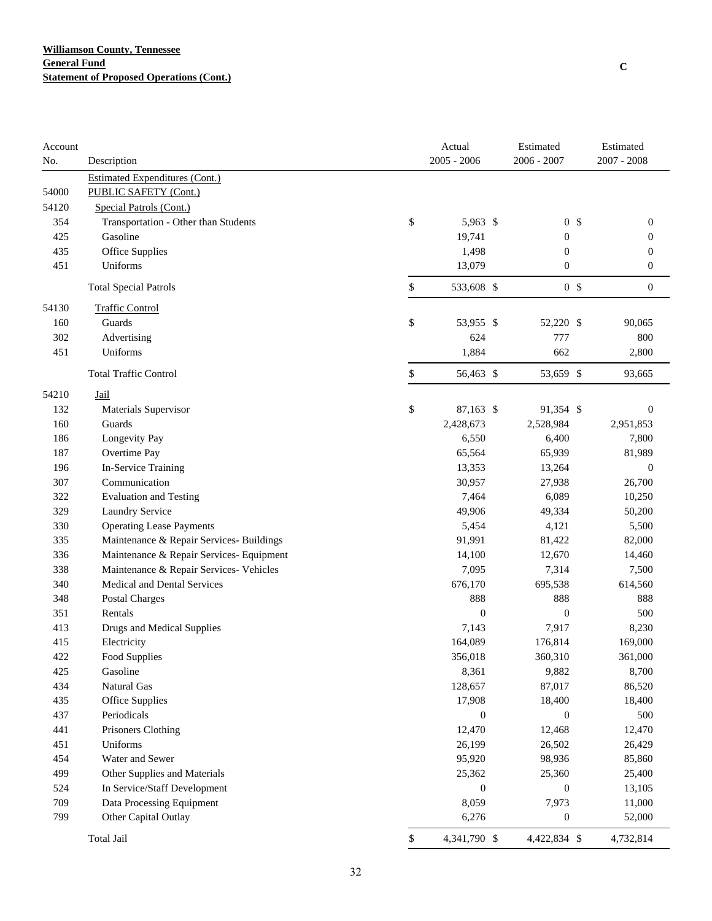**Williamson County, Tennessee**
**General Fund**
**Statement of Proposed Operations (Cont.)**

C

| Account No. | Description | Actual 2005 - 2006 | Estimated 2006 - 2007 | Estimated 2007 - 2008 |
|---|---|---|---|---|
| | Estimated Expenditures (Cont.) | | | |
| 54000 | PUBLIC SAFETY (Cont.) | | | |
| 54120 | Special Patrols (Cont.) | | | |
| 354 | Transportation - Other than Students | $ 5,963 | $ 0 | $ 0 |
| 425 | Gasoline | 19,741 | 0 | 0 |
| 435 | Office Supplies | 1,498 | 0 | 0 |
| 451 | Uniforms | 13,079 | 0 | 0 |
| | Total Special Patrols | $ 533,608 | $ 0 | $ 0 |
| 54130 | Traffic Control | | | |
| 160 | Guards | $ 53,955 | $ 52,220 | $ 90,065 |
| 302 | Advertising | 624 | 777 | 800 |
| 451 | Uniforms | 1,884 | 662 | 2,800 |
| | Total Traffic Control | $ 56,463 | $ 53,659 | $ 93,665 |
| 54210 | Jail | | | |
| 132 | Materials Supervisor | $ 87,163 | $ 91,354 | $ 0 |
| 160 | Guards | 2,428,673 | 2,528,984 | 2,951,853 |
| 186 | Longevity Pay | 6,550 | 6,400 | 7,800 |
| 187 | Overtime Pay | 65,564 | 65,939 | 81,989 |
| 196 | In-Service Training | 13,353 | 13,264 | 0 |
| 307 | Communication | 30,957 | 27,938 | 26,700 |
| 322 | Evaluation and Testing | 7,464 | 6,089 | 10,250 |
| 329 | Laundry Service | 49,906 | 49,334 | 50,200 |
| 330 | Operating Lease Payments | 5,454 | 4,121 | 5,500 |
| 335 | Maintenance & Repair Services- Buildings | 91,991 | 81,422 | 82,000 |
| 336 | Maintenance & Repair Services- Equipment | 14,100 | 12,670 | 14,460 |
| 338 | Maintenance & Repair Services- Vehicles | 7,095 | 7,314 | 7,500 |
| 340 | Medical and Dental Services | 676,170 | 695,538 | 614,560 |
| 348 | Postal Charges | 888 | 888 | 888 |
| 351 | Rentals | 0 | 0 | 500 |
| 413 | Drugs and Medical Supplies | 7,143 | 7,917 | 8,230 |
| 415 | Electricity | 164,089 | 176,814 | 169,000 |
| 422 | Food Supplies | 356,018 | 360,310 | 361,000 |
| 425 | Gasoline | 8,361 | 9,882 | 8,700 |
| 434 | Natural Gas | 128,657 | 87,017 | 86,520 |
| 435 | Office Supplies | 17,908 | 18,400 | 18,400 |
| 437 | Periodicals | 0 | 0 | 500 |
| 441 | Prisoners Clothing | 12,470 | 12,468 | 12,470 |
| 451 | Uniforms | 26,199 | 26,502 | 26,429 |
| 454 | Water and Sewer | 95,920 | 98,936 | 85,860 |
| 499 | Other Supplies and Materials | 25,362 | 25,360 | 25,400 |
| 524 | In Service/Staff Development | 0 | 0 | 13,105 |
| 709 | Data Processing Equipment | 8,059 | 7,973 | 11,000 |
| 799 | Other Capital Outlay | 6,276 | 0 | 52,000 |
| | Total Jail | $ 4,341,790 | $ 4,422,834 | $ 4,732,814 |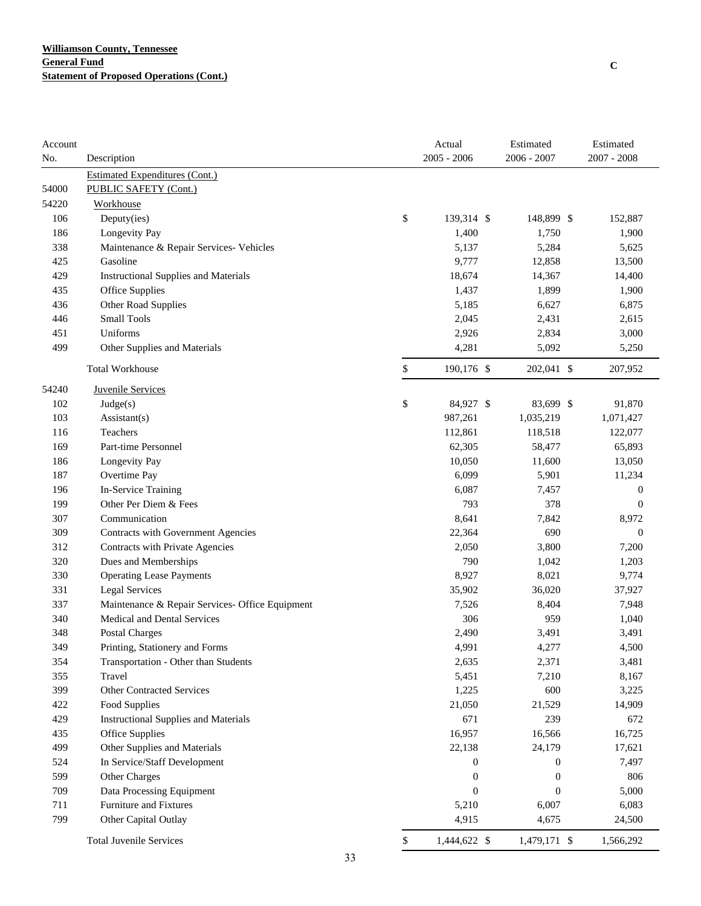**Williamson County, Tennessee**
**General Fund**
**Statement of Proposed Operations (Cont.)**

C

| Account No. | Description | Actual 2005 - 2006 | Estimated 2006 - 2007 | Estimated 2007 - 2008 |
|---|---|---|---|---|
| | Estimated Expenditures (Cont.) | | | |
| 54000 | PUBLIC SAFETY (Cont.) | | | |
| 54220 | Workhouse | | | |
| 106 | Deputy(ies) | $ 139,314 | $ 148,899 | $ 152,887 |
| 186 | Longevity Pay | 1,400 | 1,750 | 1,900 |
| 338 | Maintenance & Repair Services- Vehicles | 5,137 | 5,284 | 5,625 |
| 425 | Gasoline | 9,777 | 12,858 | 13,500 |
| 429 | Instructional Supplies and Materials | 18,674 | 14,367 | 14,400 |
| 435 | Office Supplies | 1,437 | 1,899 | 1,900 |
| 436 | Other Road Supplies | 5,185 | 6,627 | 6,875 |
| 446 | Small Tools | 2,045 | 2,431 | 2,615 |
| 451 | Uniforms | 2,926 | 2,834 | 3,000 |
| 499 | Other Supplies and Materials | 4,281 | 5,092 | 5,250 |
| | Total Workhouse | $ 190,176 | $ 202,041 | $ 207,952 |
| 54240 | Juvenile Services | | | |
| 102 | Judge(s) | $ 84,927 | $ 83,699 | $ 91,870 |
| 103 | Assistant(s) | 987,261 | 1,035,219 | 1,071,427 |
| 116 | Teachers | 112,861 | 118,518 | 122,077 |
| 169 | Part-time Personnel | 62,305 | 58,477 | 65,893 |
| 186 | Longevity Pay | 10,050 | 11,600 | 13,050 |
| 187 | Overtime Pay | 6,099 | 5,901 | 11,234 |
| 196 | In-Service Training | 6,087 | 7,457 | 0 |
| 199 | Other Per Diem & Fees | 793 | 378 | 0 |
| 307 | Communication | 8,641 | 7,842 | 8,972 |
| 309 | Contracts with Government Agencies | 22,364 | 690 | 0 |
| 312 | Contracts with Private Agencies | 2,050 | 3,800 | 7,200 |
| 320 | Dues and Memberships | 790 | 1,042 | 1,203 |
| 330 | Operating Lease Payments | 8,927 | 8,021 | 9,774 |
| 331 | Legal Services | 35,902 | 36,020 | 37,927 |
| 337 | Maintenance & Repair Services- Office Equipment | 7,526 | 8,404 | 7,948 |
| 340 | Medical and Dental Services | 306 | 959 | 1,040 |
| 348 | Postal Charges | 2,490 | 3,491 | 3,491 |
| 349 | Printing, Stationery and Forms | 4,991 | 4,277 | 4,500 |
| 354 | Transportation - Other than Students | 2,635 | 2,371 | 3,481 |
| 355 | Travel | 5,451 | 7,210 | 8,167 |
| 399 | Other Contracted Services | 1,225 | 600 | 3,225 |
| 422 | Food Supplies | 21,050 | 21,529 | 14,909 |
| 429 | Instructional Supplies and Materials | 671 | 239 | 672 |
| 435 | Office Supplies | 16,957 | 16,566 | 16,725 |
| 499 | Other Supplies and Materials | 22,138 | 24,179 | 17,621 |
| 524 | In Service/Staff Development | 0 | 0 | 7,497 |
| 599 | Other Charges | 0 | 0 | 806 |
| 709 | Data Processing Equipment | 0 | 0 | 5,000 |
| 711 | Furniture and Fixtures | 5,210 | 6,007 | 6,083 |
| 799 | Other Capital Outlay | 4,915 | 4,675 | 24,500 |
| | Total Juvenile Services | $ 1,444,622 | $ 1,479,171 | $ 1,566,292 |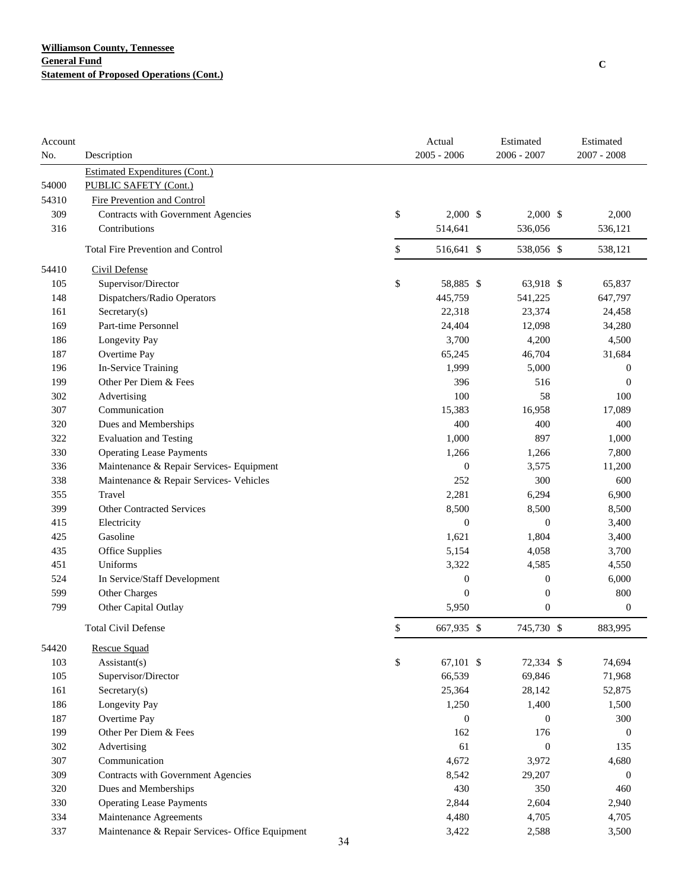**Williamson County, Tennessee**
**General Fund**
**Statement of Proposed Operations (Cont.)**

C

| Account No. | Description | Actual 2005 - 2006 | Estimated 2006 - 2007 | Estimated 2007 - 2008 |
|---|---|---|---|---|
| | Estimated Expenditures (Cont.) | | | |
| 54000 | PUBLIC SAFETY (Cont.) | | | |
| 54310 | Fire Prevention and Control | | | |
| 309 | Contracts with Government Agencies | $ 2,000 | $ 2,000 | $ 2,000 |
| 316 | Contributions | 514,641 | 536,056 | 536,121 |
| | Total Fire Prevention and Control | $ 516,641 | $ 538,056 | $ 538,121 |
| 54410 | Civil Defense | | | |
| 105 | Supervisor/Director | $ 58,885 | $ 63,918 | $ 65,837 |
| 148 | Dispatchers/Radio Operators | 445,759 | 541,225 | 647,797 |
| 161 | Secretary(s) | 22,318 | 23,374 | 24,458 |
| 169 | Part-time Personnel | 24,404 | 12,098 | 34,280 |
| 186 | Longevity Pay | 3,700 | 4,200 | 4,500 |
| 187 | Overtime Pay | 65,245 | 46,704 | 31,684 |
| 196 | In-Service Training | 1,999 | 5,000 | 0 |
| 199 | Other Per Diem & Fees | 396 | 516 | 0 |
| 302 | Advertising | 100 | 58 | 100 |
| 307 | Communication | 15,383 | 16,958 | 17,089 |
| 320 | Dues and Memberships | 400 | 400 | 400 |
| 322 | Evaluation and Testing | 1,000 | 897 | 1,000 |
| 330 | Operating Lease Payments | 1,266 | 1,266 | 7,800 |
| 336 | Maintenance & Repair Services- Equipment | 0 | 3,575 | 11,200 |
| 338 | Maintenance & Repair Services- Vehicles | 252 | 300 | 600 |
| 355 | Travel | 2,281 | 6,294 | 6,900 |
| 399 | Other Contracted Services | 8,500 | 8,500 | 8,500 |
| 415 | Electricity | 0 | 0 | 3,400 |
| 425 | Gasoline | 1,621 | 1,804 | 3,400 |
| 435 | Office Supplies | 5,154 | 4,058 | 3,700 |
| 451 | Uniforms | 3,322 | 4,585 | 4,550 |
| 524 | In Service/Staff Development | 0 | 0 | 6,000 |
| 599 | Other Charges | 0 | 0 | 800 |
| 799 | Other Capital Outlay | 5,950 | 0 | 0 |
| | Total Civil Defense | $ 667,935 | $ 745,730 | $ 883,995 |
| 54420 | Rescue Squad | | | |
| 103 | Assistant(s) | $ 67,101 | $ 72,334 | $ 74,694 |
| 105 | Supervisor/Director | 66,539 | 69,846 | 71,968 |
| 161 | Secretary(s) | 25,364 | 28,142 | 52,875 |
| 186 | Longevity Pay | 1,250 | 1,400 | 1,500 |
| 187 | Overtime Pay | 0 | 0 | 300 |
| 199 | Other Per Diem & Fees | 162 | 176 | 0 |
| 302 | Advertising | 61 | 0 | 135 |
| 307 | Communication | 4,672 | 3,972 | 4,680 |
| 309 | Contracts with Government Agencies | 8,542 | 29,207 | 0 |
| 320 | Dues and Memberships | 430 | 350 | 460 |
| 330 | Operating Lease Payments | 2,844 | 2,604 | 2,940 |
| 334 | Maintenance Agreements | 4,480 | 4,705 | 4,705 |
| 337 | Maintenance & Repair Services- Office Equipment | 3,422 | 2,588 | 3,500 |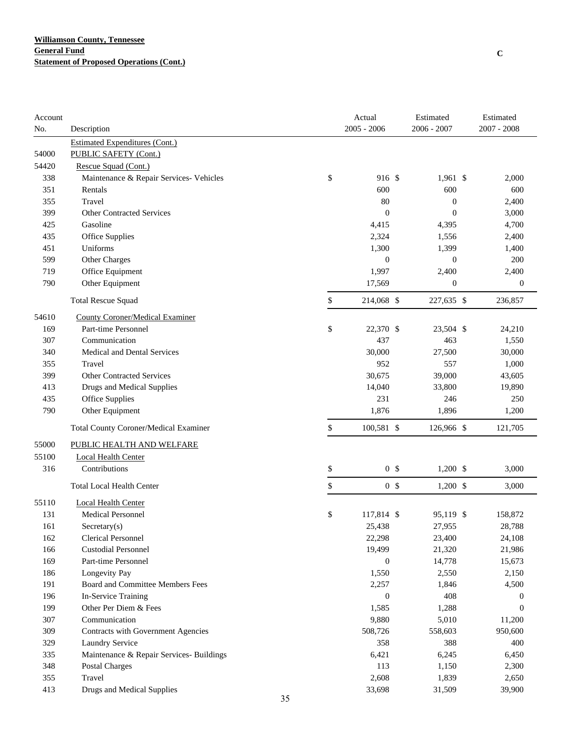**Williamson County, Tennessee**
**General Fund**
**Statement of Proposed Operations (Cont.)**

C

| Account No. | Description | Actual 2005 - 2006 | Estimated 2006 - 2007 | Estimated 2007 - 2008 |
|---|---|---|---|---|
| | Estimated Expenditures (Cont.) | | | |
| 54000 | PUBLIC SAFETY (Cont.) | | | |
| 54420 | Rescue Squad (Cont.) | | | |
| 338 | Maintenance & Repair Services- Vehicles | $ 916 | $ 1,961 | $ 2,000 |
| 351 | Rentals | 600 | 600 | 600 |
| 355 | Travel | 80 | 0 | 2,400 |
| 399 | Other Contracted Services | 0 | 0 | 3,000 |
| 425 | Gasoline | 4,415 | 4,395 | 4,700 |
| 435 | Office Supplies | 2,324 | 1,556 | 2,400 |
| 451 | Uniforms | 1,300 | 1,399 | 1,400 |
| 599 | Other Charges | 0 | 0 | 200 |
| 719 | Office Equipment | 1,997 | 2,400 | 2,400 |
| 790 | Other Equipment | 17,569 | 0 | 0 |
| | Total Rescue Squad | $ 214,068 | $ 227,635 | $ 236,857 |
| 54610 | County Coroner/Medical Examiner | | | |
| 169 | Part-time Personnel | $ 22,370 | $ 23,504 | $ 24,210 |
| 307 | Communication | 437 | 463 | 1,550 |
| 340 | Medical and Dental Services | 30,000 | 27,500 | 30,000 |
| 355 | Travel | 952 | 557 | 1,000 |
| 399 | Other Contracted Services | 30,675 | 39,000 | 43,605 |
| 413 | Drugs and Medical Supplies | 14,040 | 33,800 | 19,890 |
| 435 | Office Supplies | 231 | 246 | 250 |
| 790 | Other Equipment | 1,876 | 1,896 | 1,200 |
| | Total County Coroner/Medical Examiner | $ 100,581 | $ 126,966 | $ 121,705 |
| 55000 | PUBLIC HEALTH AND WELFARE | | | |
| 55100 | Local Health Center | | | |
| 316 | Contributions | $ 0 | $ 1,200 | $ 3,000 |
| | Total Local Health Center | $ 0 | $ 1,200 | $ 3,000 |
| 55110 | Local Health Center | | | |
| 131 | Medical Personnel | $ 117,814 | $ 95,119 | $ 158,872 |
| 161 | Secretary(s) | 25,438 | 27,955 | 28,788 |
| 162 | Clerical Personnel | 22,298 | 23,400 | 24,108 |
| 166 | Custodial Personnel | 19,499 | 21,320 | 21,986 |
| 169 | Part-time Personnel | 0 | 14,778 | 15,673 |
| 186 | Longevity Pay | 1,550 | 2,550 | 2,150 |
| 191 | Board and Committee Members Fees | 2,257 | 1,846 | 4,500 |
| 196 | In-Service Training | 0 | 408 | 0 |
| 199 | Other Per Diem & Fees | 1,585 | 1,288 | 0 |
| 307 | Communication | 9,880 | 5,010 | 11,200 |
| 309 | Contracts with Government Agencies | 508,726 | 558,603 | 950,600 |
| 329 | Laundry Service | 358 | 388 | 400 |
| 335 | Maintenance & Repair Services- Buildings | 6,421 | 6,245 | 6,450 |
| 348 | Postal Charges | 113 | 1,150 | 2,300 |
| 355 | Travel | 2,608 | 1,839 | 2,650 |
| 413 | Drugs and Medical Supplies | 33,698 | 31,509 | 39,900 |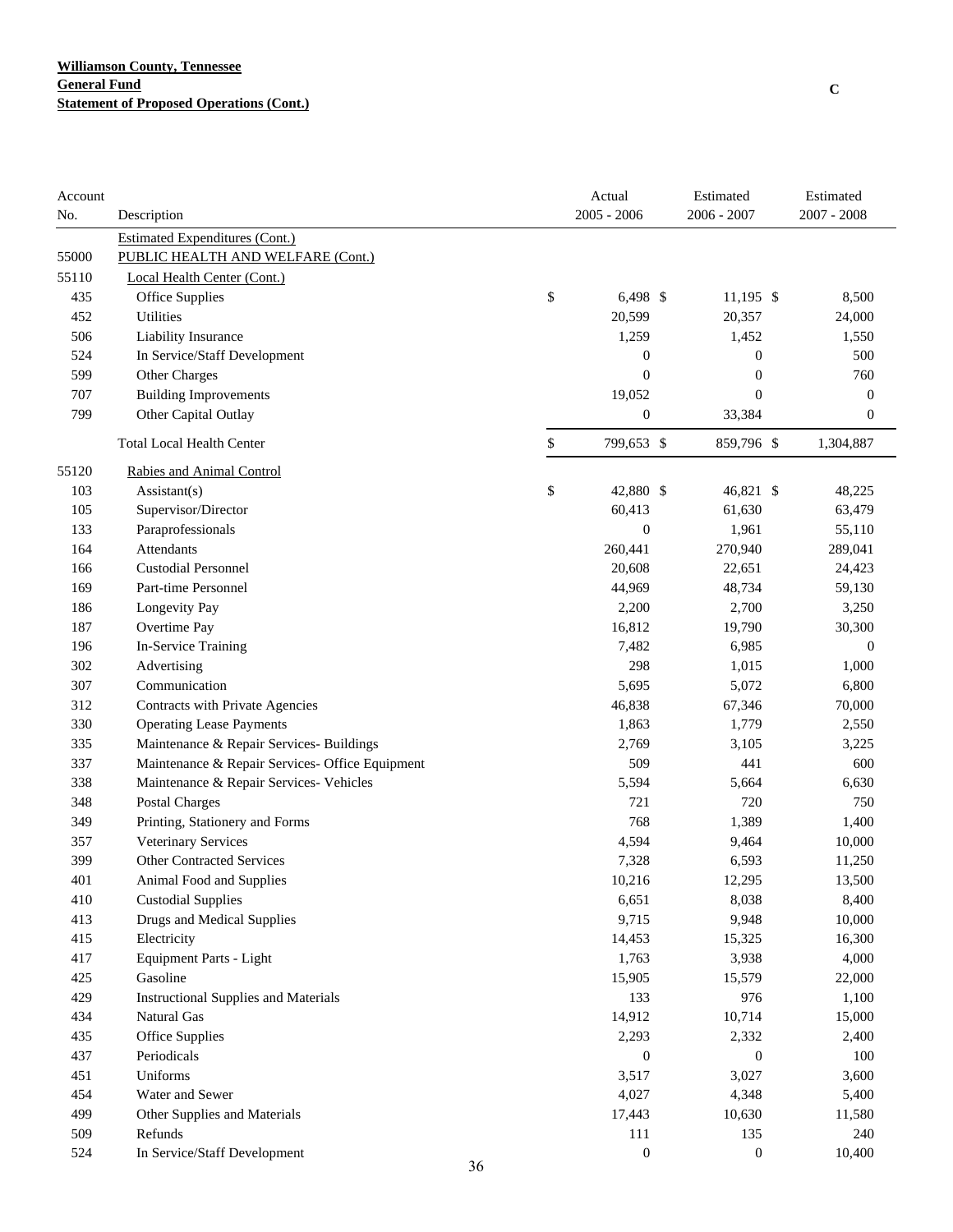**Williamson County, Tennessee**
**General Fund**
**Statement of Proposed Operations (Cont.)**

C

| Account No. | Description | Actual 2005 - 2006 | Estimated 2006 - 2007 | Estimated 2007 - 2008 |
|---|---|---|---|---|
| | Estimated Expenditures (Cont.) | | | |
| 55000 | PUBLIC HEALTH AND WELFARE (Cont.) | | | |
| 55110 | Local Health Center (Cont.) | | | |
| 435 | Office Supplies | $ 6,498 | $ 11,195 | $ 8,500 |
| 452 | Utilities | 20,599 | 20,357 | 24,000 |
| 506 | Liability Insurance | 1,259 | 1,452 | 1,550 |
| 524 | In Service/Staff Development | 0 | 0 | 500 |
| 599 | Other Charges | 0 | 0 | 760 |
| 707 | Building Improvements | 19,052 | 0 | 0 |
| 799 | Other Capital Outlay | 0 | 33,384 | 0 |
| | Total Local Health Center | $ 799,653 | $ 859,796 | $ 1,304,887 |
| 55120 | Rabies and Animal Control | | | |
| 103 | Assistant(s) | $ 42,880 | $ 46,821 | $ 48,225 |
| 105 | Supervisor/Director | 60,413 | 61,630 | 63,479 |
| 133 | Paraprofessionals | 0 | 1,961 | 55,110 |
| 164 | Attendants | 260,441 | 270,940 | 289,041 |
| 166 | Custodial Personnel | 20,608 | 22,651 | 24,423 |
| 169 | Part-time Personnel | 44,969 | 48,734 | 59,130 |
| 186 | Longevity Pay | 2,200 | 2,700 | 3,250 |
| 187 | Overtime Pay | 16,812 | 19,790 | 30,300 |
| 196 | In-Service Training | 7,482 | 6,985 | 0 |
| 302 | Advertising | 298 | 1,015 | 1,000 |
| 307 | Communication | 5,695 | 5,072 | 6,800 |
| 312 | Contracts with Private Agencies | 46,838 | 67,346 | 70,000 |
| 330 | Operating Lease Payments | 1,863 | 1,779 | 2,550 |
| 335 | Maintenance & Repair Services- Buildings | 2,769 | 3,105 | 3,225 |
| 337 | Maintenance & Repair Services- Office Equipment | 509 | 441 | 600 |
| 338 | Maintenance & Repair Services- Vehicles | 5,594 | 5,664 | 6,630 |
| 348 | Postal Charges | 721 | 720 | 750 |
| 349 | Printing, Stationery and Forms | 768 | 1,389 | 1,400 |
| 357 | Veterinary Services | 4,594 | 9,464 | 10,000 |
| 399 | Other Contracted Services | 7,328 | 6,593 | 11,250 |
| 401 | Animal Food and Supplies | 10,216 | 12,295 | 13,500 |
| 410 | Custodial Supplies | 6,651 | 8,038 | 8,400 |
| 413 | Drugs and Medical Supplies | 9,715 | 9,948 | 10,000 |
| 415 | Electricity | 14,453 | 15,325 | 16,300 |
| 417 | Equipment Parts - Light | 1,763 | 3,938 | 4,000 |
| 425 | Gasoline | 15,905 | 15,579 | 22,000 |
| 429 | Instructional Supplies and Materials | 133 | 976 | 1,100 |
| 434 | Natural Gas | 14,912 | 10,714 | 15,000 |
| 435 | Office Supplies | 2,293 | 2,332 | 2,400 |
| 437 | Periodicals | 0 | 0 | 100 |
| 451 | Uniforms | 3,517 | 3,027 | 3,600 |
| 454 | Water and Sewer | 4,027 | 4,348 | 5,400 |
| 499 | Other Supplies and Materials | 17,443 | 10,630 | 11,580 |
| 509 | Refunds | 111 | 135 | 240 |
| 524 | In Service/Staff Development | 0 | 0 | 10,400 |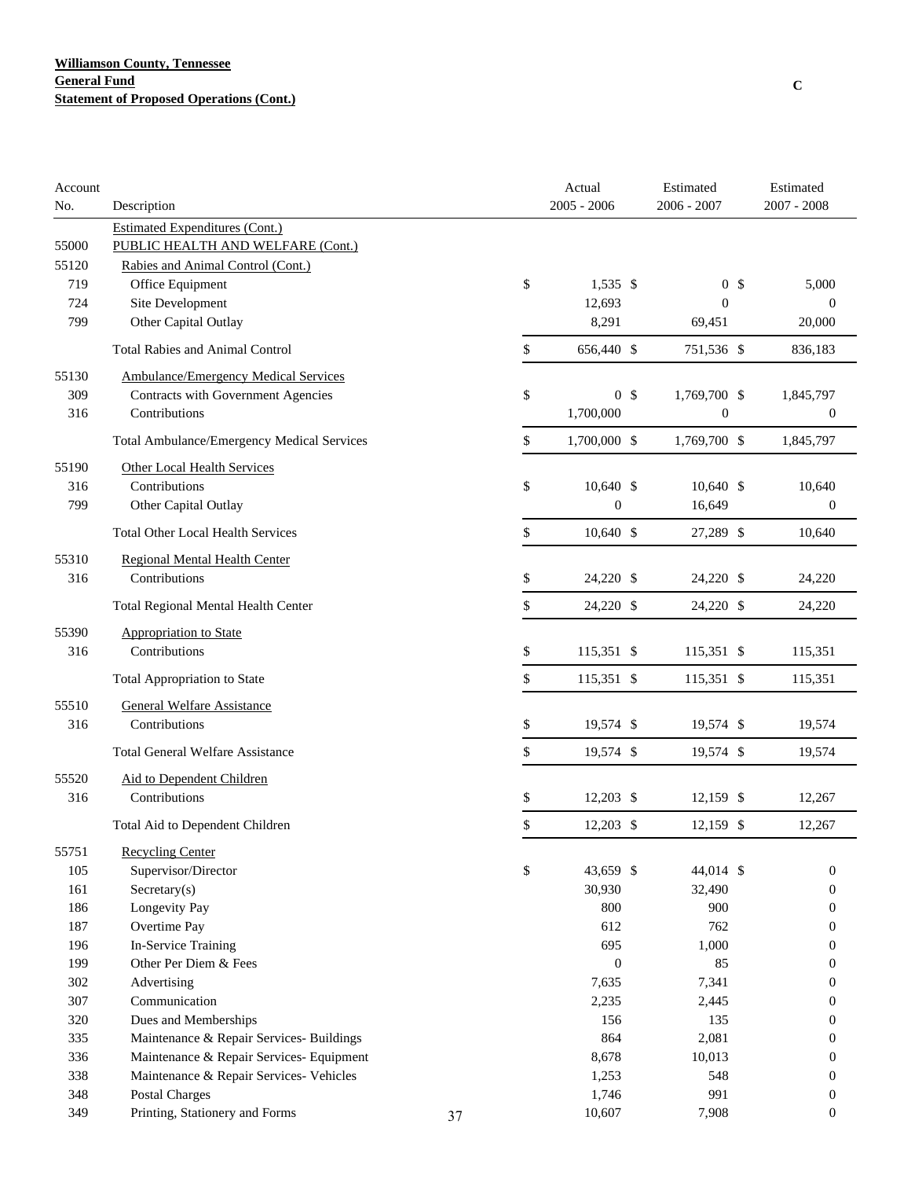**Williamson County, Tennessee**
**General Fund**
**Statement of Proposed Operations (Cont.)**

C

| Account No. | Description | Actual 2005 - 2006 | Estimated 2006 - 2007 | Estimated 2007 - 2008 |
|---|---|---|---|---|
| | Estimated Expenditures (Cont.) | | | |
| 55000 | PUBLIC HEALTH AND WELFARE (Cont.) | | | |
| 55120 | Rabies and Animal Control (Cont.) | | | |
| 719 | Office Equipment | $ 1,535 | $ 0 | $ 5,000 |
| 724 | Site Development | 12,693 | 0 | 0 |
| 799 | Other Capital Outlay | 8,291 | 69,451 | 20,000 |
| | Total Rabies and Animal Control | $ 656,440 | $ 751,536 | $ 836,183 |
| 55130 | Ambulance/Emergency Medical Services | | | |
| 309 | Contracts with Government Agencies | $ 0 | $ 1,769,700 | $ 1,845,797 |
| 316 | Contributions | 1,700,000 | 0 | 0 |
| | Total Ambulance/Emergency Medical Services | $ 1,700,000 | $ 1,769,700 | $ 1,845,797 |
| 55190 | Other Local Health Services | | | |
| 316 | Contributions | $ 10,640 | $ 10,640 | $ 10,640 |
| 799 | Other Capital Outlay | 0 | 16,649 | 0 |
| | Total Other Local Health Services | $ 10,640 | $ 27,289 | $ 10,640 |
| 55310 | Regional Mental Health Center | | | |
| 316 | Contributions | $ 24,220 | $ 24,220 | $ 24,220 |
| | Total Regional Mental Health Center | $ 24,220 | $ 24,220 | $ 24,220 |
| 55390 | Appropriation to State | | | |
| 316 | Contributions | $ 115,351 | $ 115,351 | $ 115,351 |
| | Total Appropriation to State | $ 115,351 | $ 115,351 | $ 115,351 |
| 55510 | General Welfare Assistance | | | |
| 316 | Contributions | $ 19,574 | $ 19,574 | $ 19,574 |
| | Total General Welfare Assistance | $ 19,574 | $ 19,574 | $ 19,574 |
| 55520 | Aid to Dependent Children | | | |
| 316 | Contributions | $ 12,203 | $ 12,159 | $ 12,267 |
| | Total Aid to Dependent Children | $ 12,203 | $ 12,159 | $ 12,267 |
| 55751 | Recycling Center | | | |
| 105 | Supervisor/Director | $ 43,659 | $ 44,014 | $ 0 |
| 161 | Secretary(s) | 30,930 | 32,490 | 0 |
| 186 | Longevity Pay | 800 | 900 | 0 |
| 187 | Overtime Pay | 612 | 762 | 0 |
| 196 | In-Service Training | 695 | 1,000 | 0 |
| 199 | Other Per Diem & Fees | 0 | 85 | 0 |
| 302 | Advertising | 7,635 | 7,341 | 0 |
| 307 | Communication | 2,235 | 2,445 | 0 |
| 320 | Dues and Memberships | 156 | 135 | 0 |
| 335 | Maintenance & Repair Services- Buildings | 864 | 2,081 | 0 |
| 336 | Maintenance & Repair Services- Equipment | 8,678 | 10,013 | 0 |
| 338 | Maintenance & Repair Services- Vehicles | 1,253 | 548 | 0 |
| 348 | Postal Charges | 1,746 | 991 | 0 |
| 349 | Printing, Stationery and Forms | 10,607 | 7,908 | 0 |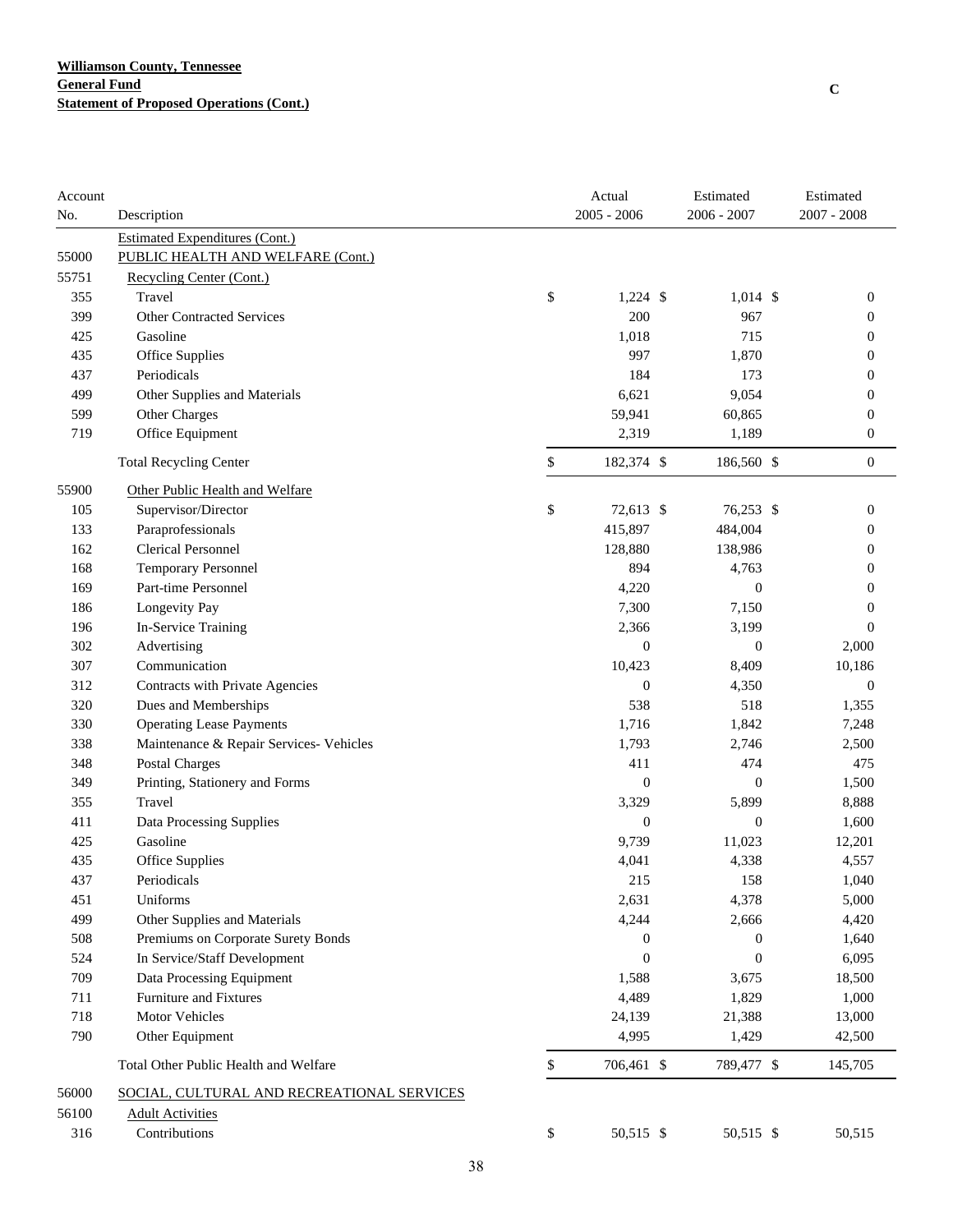**Williamson County, Tennessee**
**General Fund**
**Statement of Proposed Operations (Cont.)**

C

| Account No. | Description | Actual 2005 - 2006 | Estimated 2006 - 2007 | Estimated 2007 - 2008 |
|---|---|---|---|---|
| | Estimated Expenditures (Cont.) | | | |
| 55000 | PUBLIC HEALTH AND WELFARE (Cont.) | | | |
| 55751 | Recycling Center (Cont.) | | | |
| 355 | Travel | $ 1,224 | $ 1,014 | $ 0 |
| 399 | Other Contracted Services | 200 | 967 | 0 |
| 425 | Gasoline | 1,018 | 715 | 0 |
| 435 | Office Supplies | 997 | 1,870 | 0 |
| 437 | Periodicals | 184 | 173 | 0 |
| 499 | Other Supplies and Materials | 6,621 | 9,054 | 0 |
| 599 | Other Charges | 59,941 | 60,865 | 0 |
| 719 | Office Equipment | 2,319 | 1,189 | 0 |
| | Total Recycling Center | $ 182,374 | $ 186,560 | $ 0 |
| 55900 | Other Public Health and Welfare | | | |
| 105 | Supervisor/Director | $ 72,613 | $ 76,253 | $ 0 |
| 133 | Paraprofessionals | 415,897 | 484,004 | 0 |
| 162 | Clerical Personnel | 128,880 | 138,986 | 0 |
| 168 | Temporary Personnel | 894 | 4,763 | 0 |
| 169 | Part-time Personnel | 4,220 | 0 | 0 |
| 186 | Longevity Pay | 7,300 | 7,150 | 0 |
| 196 | In-Service Training | 2,366 | 3,199 | 0 |
| 302 | Advertising | 0 | 0 | 2,000 |
| 307 | Communication | 10,423 | 8,409 | 10,186 |
| 312 | Contracts with Private Agencies | 0 | 4,350 | 0 |
| 320 | Dues and Memberships | 538 | 518 | 1,355 |
| 330 | Operating Lease Payments | 1,716 | 1,842 | 7,248 |
| 338 | Maintenance & Repair Services- Vehicles | 1,793 | 2,746 | 2,500 |
| 348 | Postal Charges | 411 | 474 | 475 |
| 349 | Printing, Stationery and Forms | 0 | 0 | 1,500 |
| 355 | Travel | 3,329 | 5,899 | 8,888 |
| 411 | Data Processing Supplies | 0 | 0 | 1,600 |
| 425 | Gasoline | 9,739 | 11,023 | 12,201 |
| 435 | Office Supplies | 4,041 | 4,338 | 4,557 |
| 437 | Periodicals | 215 | 158 | 1,040 |
| 451 | Uniforms | 2,631 | 4,378 | 5,000 |
| 499 | Other Supplies and Materials | 4,244 | 2,666 | 4,420 |
| 508 | Premiums on Corporate Surety Bonds | 0 | 0 | 1,640 |
| 524 | In Service/Staff Development | 0 | 0 | 6,095 |
| 709 | Data Processing Equipment | 1,588 | 3,675 | 18,500 |
| 711 | Furniture and Fixtures | 4,489 | 1,829 | 1,000 |
| 718 | Motor Vehicles | 24,139 | 21,388 | 13,000 |
| 790 | Other Equipment | 4,995 | 1,429 | 42,500 |
| | Total Other Public Health and Welfare | $ 706,461 | $ 789,477 | $ 145,705 |
| 56000 | SOCIAL, CULTURAL AND RECREATIONAL SERVICES | | | |
| 56100 | Adult Activities | | | |
| 316 | Contributions | $ 50,515 | $ 50,515 | $ 50,515 |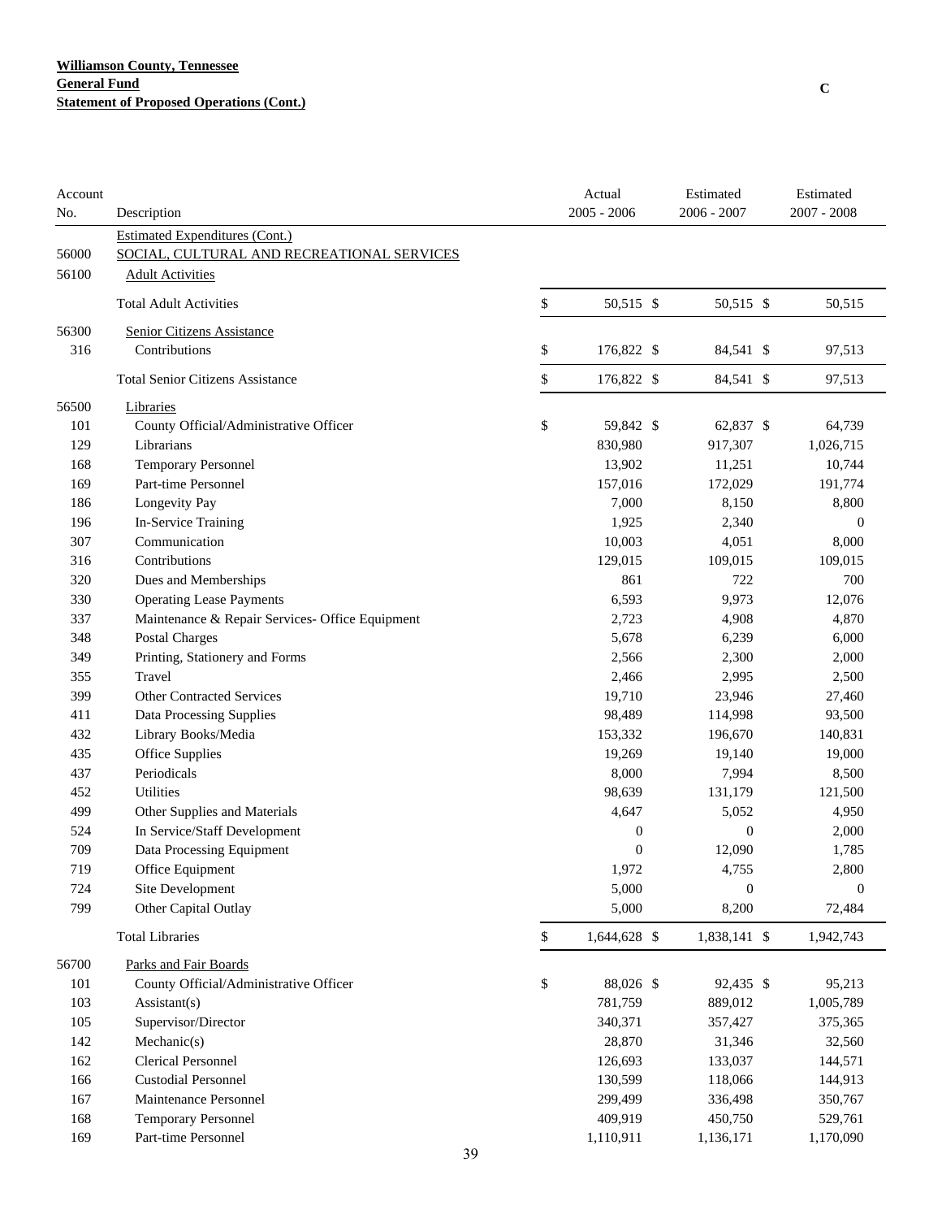**Williamson County, Tennessee**
**General Fund**
**Statement of Proposed Operations (Cont.)**

C

| Account No. | Description | Actual 2005 - 2006 | Estimated 2006 - 2007 | Estimated 2007 - 2008 |
|---|---|---|---|---|
| | Estimated Expenditures (Cont.) | | | |
| 56000 | SOCIAL, CULTURAL AND RECREATIONAL SERVICES | | | |
| 56100 | Adult Activities | | | |
| | Total Adult Activities | $ 50,515 | $ 50,515 | $ 50,515 |
| 56300 | Senior Citizens Assistance | | | |
| 316 | Contributions | $ 176,822 | $ 84,541 | $ 97,513 |
| | Total Senior Citizens Assistance | $ 176,822 | $ 84,541 | $ 97,513 |
| 56500 | Libraries | | | |
| 101 | County Official/Administrative Officer | $ 59,842 | $ 62,837 | $ 64,739 |
| 129 | Librarians | 830,980 | 917,307 | 1,026,715 |
| 168 | Temporary Personnel | 13,902 | 11,251 | 10,744 |
| 169 | Part-time Personnel | 157,016 | 172,029 | 191,774 |
| 186 | Longevity Pay | 7,000 | 8,150 | 8,800 |
| 196 | In-Service Training | 1,925 | 2,340 | 0 |
| 307 | Communication | 10,003 | 4,051 | 8,000 |
| 316 | Contributions | 129,015 | 109,015 | 109,015 |
| 320 | Dues and Memberships | 861 | 722 | 700 |
| 330 | Operating Lease Payments | 6,593 | 9,973 | 12,076 |
| 337 | Maintenance & Repair Services- Office Equipment | 2,723 | 4,908 | 4,870 |
| 348 | Postal Charges | 5,678 | 6,239 | 6,000 |
| 349 | Printing, Stationery and Forms | 2,566 | 2,300 | 2,000 |
| 355 | Travel | 2,466 | 2,995 | 2,500 |
| 399 | Other Contracted Services | 19,710 | 23,946 | 27,460 |
| 411 | Data Processing Supplies | 98,489 | 114,998 | 93,500 |
| 432 | Library Books/Media | 153,332 | 196,670 | 140,831 |
| 435 | Office Supplies | 19,269 | 19,140 | 19,000 |
| 437 | Periodicals | 8,000 | 7,994 | 8,500 |
| 452 | Utilities | 98,639 | 131,179 | 121,500 |
| 499 | Other Supplies and Materials | 4,647 | 5,052 | 4,950 |
| 524 | In Service/Staff Development | 0 | 0 | 2,000 |
| 709 | Data Processing Equipment | 0 | 12,090 | 1,785 |
| 719 | Office Equipment | 1,972 | 4,755 | 2,800 |
| 724 | Site Development | 5,000 | 0 | 0 |
| 799 | Other Capital Outlay | 5,000 | 8,200 | 72,484 |
| | Total Libraries | $ 1,644,628 | $ 1,838,141 | $ 1,942,743 |
| 56700 | Parks and Fair Boards | | | |
| 101 | County Official/Administrative Officer | $ 88,026 | $ 92,435 | $ 95,213 |
| 103 | Assistant(s) | 781,759 | 889,012 | 1,005,789 |
| 105 | Supervisor/Director | 340,371 | 357,427 | 375,365 |
| 142 | Mechanic(s) | 28,870 | 31,346 | 32,560 |
| 162 | Clerical Personnel | 126,693 | 133,037 | 144,571 |
| 166 | Custodial Personnel | 130,599 | 118,066 | 144,913 |
| 167 | Maintenance Personnel | 299,499 | 336,498 | 350,767 |
| 168 | Temporary Personnel | 409,919 | 450,750 | 529,761 |
| 169 | Part-time Personnel | 1,110,911 | 1,136,171 | 1,170,090 |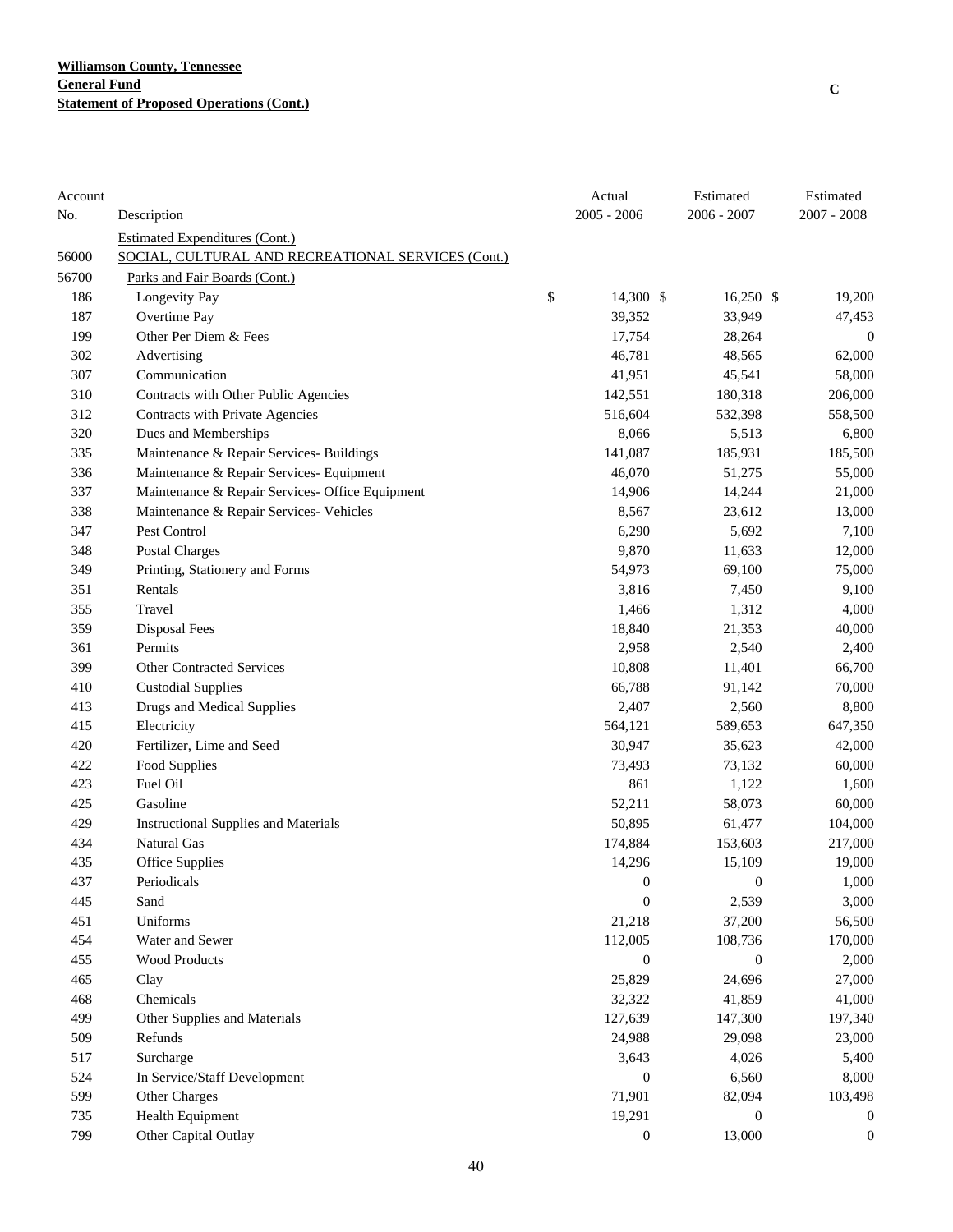**Williamson County, Tennessee**
**General Fund**
**Statement of Proposed Operations (Cont.)**

C

| Account No. | Description | Actual 2005 - 2006 | Estimated 2006 - 2007 | Estimated 2007 - 2008 |
|---|---|---|---|---|
| | Estimated Expenditures (Cont.) | | | |
| 56000 | SOCIAL, CULTURAL AND RECREATIONAL SERVICES (Cont.) | | | |
| 56700 | Parks and Fair Boards (Cont.) | | | |
| 186 | Longevity Pay | $ 14,300 | $ 16,250 | $ 19,200 |
| 187 | Overtime Pay | 39,352 | 33,949 | 47,453 |
| 199 | Other Per Diem & Fees | 17,754 | 28,264 | 0 |
| 302 | Advertising | 46,781 | 48,565 | 62,000 |
| 307 | Communication | 41,951 | 45,541 | 58,000 |
| 310 | Contracts with Other Public Agencies | 142,551 | 180,318 | 206,000 |
| 312 | Contracts with Private Agencies | 516,604 | 532,398 | 558,500 |
| 320 | Dues and Memberships | 8,066 | 5,513 | 6,800 |
| 335 | Maintenance & Repair Services- Buildings | 141,087 | 185,931 | 185,500 |
| 336 | Maintenance & Repair Services- Equipment | 46,070 | 51,275 | 55,000 |
| 337 | Maintenance & Repair Services- Office Equipment | 14,906 | 14,244 | 21,000 |
| 338 | Maintenance & Repair Services- Vehicles | 8,567 | 23,612 | 13,000 |
| 347 | Pest Control | 6,290 | 5,692 | 7,100 |
| 348 | Postal Charges | 9,870 | 11,633 | 12,000 |
| 349 | Printing, Stationery and Forms | 54,973 | 69,100 | 75,000 |
| 351 | Rentals | 3,816 | 7,450 | 9,100 |
| 355 | Travel | 1,466 | 1,312 | 4,000 |
| 359 | Disposal Fees | 18,840 | 21,353 | 40,000 |
| 361 | Permits | 2,958 | 2,540 | 2,400 |
| 399 | Other Contracted Services | 10,808 | 11,401 | 66,700 |
| 410 | Custodial Supplies | 66,788 | 91,142 | 70,000 |
| 413 | Drugs and Medical Supplies | 2,407 | 2,560 | 8,800 |
| 415 | Electricity | 564,121 | 589,653 | 647,350 |
| 420 | Fertilizer, Lime and Seed | 30,947 | 35,623 | 42,000 |
| 422 | Food Supplies | 73,493 | 73,132 | 60,000 |
| 423 | Fuel Oil | 861 | 1,122 | 1,600 |
| 425 | Gasoline | 52,211 | 58,073 | 60,000 |
| 429 | Instructional Supplies and Materials | 50,895 | 61,477 | 104,000 |
| 434 | Natural Gas | 174,884 | 153,603 | 217,000 |
| 435 | Office Supplies | 14,296 | 15,109 | 19,000 |
| 437 | Periodicals | 0 | 0 | 1,000 |
| 445 | Sand | 0 | 2,539 | 3,000 |
| 451 | Uniforms | 21,218 | 37,200 | 56,500 |
| 454 | Water and Sewer | 112,005 | 108,736 | 170,000 |
| 455 | Wood Products | 0 | 0 | 2,000 |
| 465 | Clay | 25,829 | 24,696 | 27,000 |
| 468 | Chemicals | 32,322 | 41,859 | 41,000 |
| 499 | Other Supplies and Materials | 127,639 | 147,300 | 197,340 |
| 509 | Refunds | 24,988 | 29,098 | 23,000 |
| 517 | Surcharge | 3,643 | 4,026 | 5,400 |
| 524 | In Service/Staff Development | 0 | 6,560 | 8,000 |
| 599 | Other Charges | 71,901 | 82,094 | 103,498 |
| 735 | Health Equipment | 19,291 | 0 | 0 |
| 799 | Other Capital Outlay | 0 | 13,000 | 0 |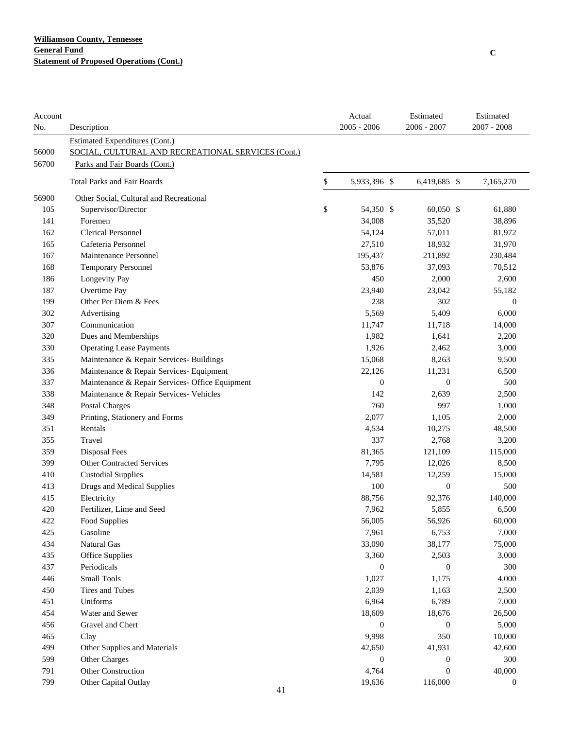**Williamson County, Tennessee**
**General Fund**
**Statement of Proposed Operations (Cont.)**

C

| Account No. | Description | Actual 2005 - 2006 | Estimated 2006 - 2007 | Estimated 2007 - 2008 |
|---|---|---|---|---|
| | Estimated Expenditures (Cont.) | | | |
| 56000 | SOCIAL, CULTURAL AND RECREATIONAL SERVICES (Cont.) | | | |
| 56700 | Parks and Fair Boards (Cont.) | | | |
| | Total Parks and Fair Boards | $ 5,933,396 | $ 6,419,685 | $ 7,165,270 |
| 56900 | Other Social, Cultural and Recreational | | | |
| 105 | Supervisor/Director | $ 54,350 | $ 60,050 | $ 61,880 |
| 141 | Foremen | 34,008 | 35,520 | 38,896 |
| 162 | Clerical Personnel | 54,124 | 57,011 | 81,972 |
| 165 | Cafeteria Personnel | 27,510 | 18,932 | 31,970 |
| 167 | Maintenance Personnel | 195,437 | 211,892 | 230,484 |
| 168 | Temporary Personnel | 53,876 | 37,093 | 70,512 |
| 186 | Longevity Pay | 450 | 2,000 | 2,600 |
| 187 | Overtime Pay | 23,940 | 23,042 | 55,182 |
| 199 | Other Per Diem & Fees | 238 | 302 | 0 |
| 302 | Advertising | 5,569 | 5,409 | 6,000 |
| 307 | Communication | 11,747 | 11,718 | 14,000 |
| 320 | Dues and Memberships | 1,982 | 1,641 | 2,200 |
| 330 | Operating Lease Payments | 1,926 | 2,462 | 3,000 |
| 335 | Maintenance & Repair Services- Buildings | 15,068 | 8,263 | 9,500 |
| 336 | Maintenance & Repair Services- Equipment | 22,126 | 11,231 | 6,500 |
| 337 | Maintenance & Repair Services- Office Equipment | 0 | 0 | 500 |
| 338 | Maintenance & Repair Services- Vehicles | 142 | 2,639 | 2,500 |
| 348 | Postal Charges | 760 | 997 | 1,000 |
| 349 | Printing, Stationery and Forms | 2,077 | 1,105 | 2,000 |
| 351 | Rentals | 4,534 | 10,275 | 48,500 |
| 355 | Travel | 337 | 2,768 | 3,200 |
| 359 | Disposal Fees | 81,365 | 121,109 | 115,000 |
| 399 | Other Contracted Services | 7,795 | 12,026 | 8,500 |
| 410 | Custodial Supplies | 14,581 | 12,259 | 15,000 |
| 413 | Drugs and Medical Supplies | 100 | 0 | 500 |
| 415 | Electricity | 88,756 | 92,376 | 140,000 |
| 420 | Fertilizer, Lime and Seed | 7,962 | 5,855 | 6,500 |
| 422 | Food Supplies | 56,005 | 56,926 | 60,000 |
| 425 | Gasoline | 7,961 | 6,753 | 7,000 |
| 434 | Natural Gas | 33,090 | 38,177 | 75,000 |
| 435 | Office Supplies | 3,360 | 2,503 | 3,000 |
| 437 | Periodicals | 0 | 0 | 300 |
| 446 | Small Tools | 1,027 | 1,175 | 4,000 |
| 450 | Tires and Tubes | 2,039 | 1,163 | 2,500 |
| 451 | Uniforms | 6,964 | 6,789 | 7,000 |
| 454 | Water and Sewer | 18,609 | 18,676 | 26,500 |
| 456 | Gravel and Chert | 0 | 0 | 5,000 |
| 465 | Clay | 9,998 | 350 | 10,000 |
| 499 | Other Supplies and Materials | 42,650 | 41,931 | 42,600 |
| 599 | Other Charges | 0 | 0 | 300 |
| 791 | Other Construction | 4,764 | 0 | 40,000 |
| 799 | Other Capital Outlay | 19,636 | 116,000 | 0 |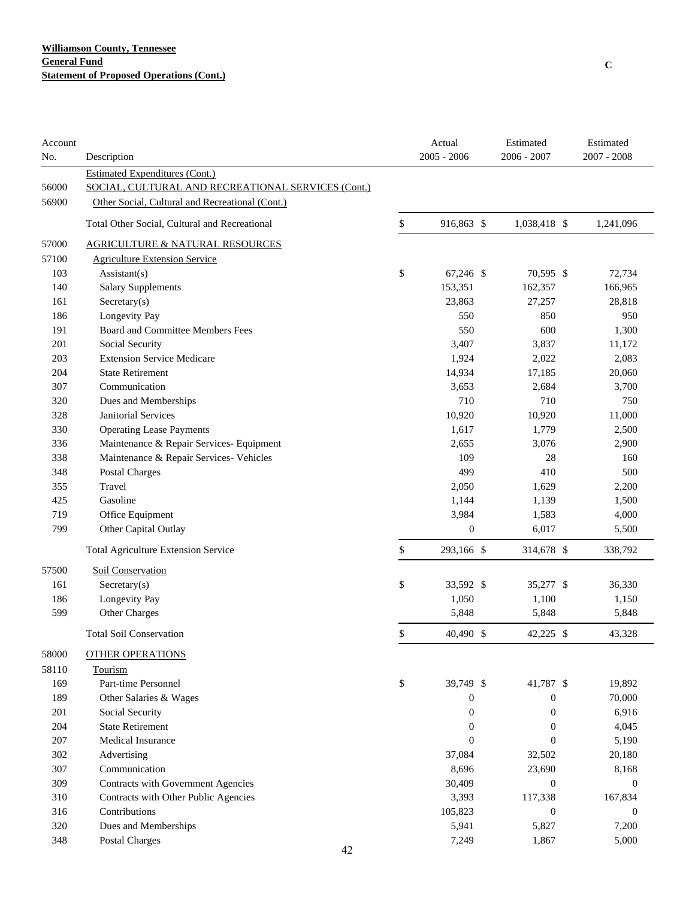**Williamson County, Tennessee**
**General Fund**
**Statement of Proposed Operations (Cont.)**

C

| Account No. | Description | Actual 2005 - 2006 | Estimated 2006 - 2007 | Estimated 2007 - 2008 |
|---|---|---|---|---|
| | Estimated Expenditures (Cont.) | | | |
| 56000 | SOCIAL, CULTURAL AND RECREATIONAL SERVICES (Cont.) | | | |
| 56900 | Other Social, Cultural and Recreational (Cont.) | | | |
| | Total Other Social, Cultural and Recreational | $ 916,863 | $ 1,038,418 | $ 1,241,096 |
| 57000 | AGRICULTURE & NATURAL RESOURCES | | | |
| 57100 | Agriculture Extension Service | | | |
| 103 | Assistant(s) | $ 67,246 | $ 70,595 | $ 72,734 |
| 140 | Salary Supplements | 153,351 | 162,357 | 166,965 |
| 161 | Secretary(s) | 23,863 | 27,257 | 28,818 |
| 186 | Longevity Pay | 550 | 850 | 950 |
| 191 | Board and Committee Members Fees | 550 | 600 | 1,300 |
| 201 | Social Security | 3,407 | 3,837 | 11,172 |
| 203 | Extension Service Medicare | 1,924 | 2,022 | 2,083 |
| 204 | State Retirement | 14,934 | 17,185 | 20,060 |
| 307 | Communication | 3,653 | 2,684 | 3,700 |
| 320 | Dues and Memberships | 710 | 710 | 750 |
| 328 | Janitorial Services | 10,920 | 10,920 | 11,000 |
| 330 | Operating Lease Payments | 1,617 | 1,779 | 2,500 |
| 336 | Maintenance & Repair Services- Equipment | 2,655 | 3,076 | 2,900 |
| 338 | Maintenance & Repair Services- Vehicles | 109 | 28 | 160 |
| 348 | Postal Charges | 499 | 410 | 500 |
| 355 | Travel | 2,050 | 1,629 | 2,200 |
| 425 | Gasoline | 1,144 | 1,139 | 1,500 |
| 719 | Office Equipment | 3,984 | 1,583 | 4,000 |
| 799 | Other Capital Outlay | 0 | 6,017 | 5,500 |
| | Total Agriculture Extension Service | $ 293,166 | $ 314,678 | $ 338,792 |
| 57500 | Soil Conservation | | | |
| 161 | Secretary(s) | $ 33,592 | $ 35,277 | $ 36,330 |
| 186 | Longevity Pay | 1,050 | 1,100 | 1,150 |
| 599 | Other Charges | 5,848 | 5,848 | 5,848 |
| | Total Soil Conservation | $ 40,490 | $ 42,225 | $ 43,328 |
| 58000 | OTHER OPERATIONS | | | |
| 58110 | Tourism | | | |
| 169 | Part-time Personnel | $ 39,749 | $ 41,787 | $ 19,892 |
| 189 | Other Salaries & Wages | 0 | 0 | 70,000 |
| 201 | Social Security | 0 | 0 | 6,916 |
| 204 | State Retirement | 0 | 0 | 4,045 |
| 207 | Medical Insurance | 0 | 0 | 5,190 |
| 302 | Advertising | 37,084 | 32,502 | 20,180 |
| 307 | Communication | 8,696 | 23,690 | 8,168 |
| 309 | Contracts with Government Agencies | 30,409 | 0 | 0 |
| 310 | Contracts with Other Public Agencies | 3,393 | 117,338 | 167,834 |
| 316 | Contributions | 105,823 | 0 | 0 |
| 320 | Dues and Memberships | 5,941 | 5,827 | 7,200 |
| 348 | Postal Charges | 7,249 | 1,867 | 5,000 |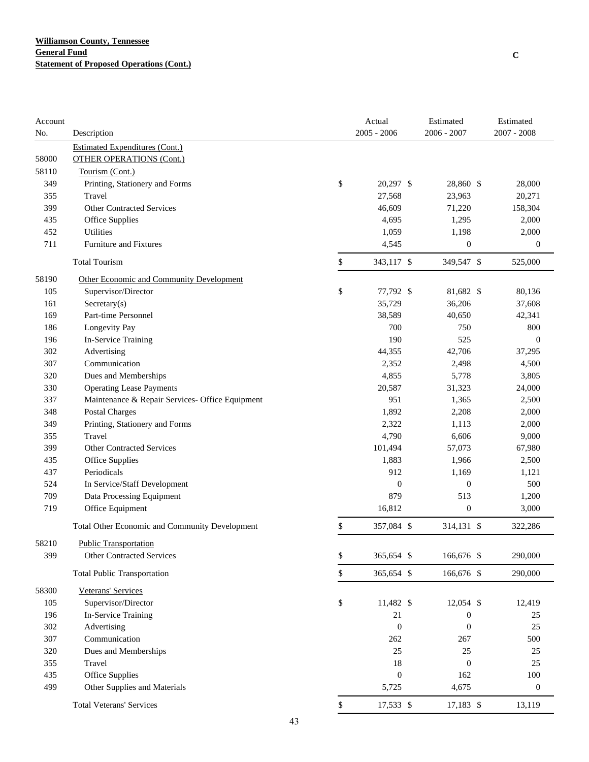**Williamson County, Tennessee**
**General Fund**
**Statement of Proposed Operations (Cont.)**

C

| Account No. | Description | Actual 2005 - 2006 | Estimated 2006 - 2007 | Estimated 2007 - 2008 |
|---|---|---|---|---|
| | Estimated Expenditures (Cont.) | | | |
| 58000 | OTHER OPERATIONS (Cont.) | | | |
| 58110 | Tourism (Cont.) | | | |
| 349 | Printing, Stationery and Forms | $ 20,297 | $ 28,860 | $ 28,000 |
| 355 | Travel | 27,568 | 23,963 | 20,271 |
| 399 | Other Contracted Services | 46,609 | 71,220 | 158,304 |
| 435 | Office Supplies | 4,695 | 1,295 | 2,000 |
| 452 | Utilities | 1,059 | 1,198 | 2,000 |
| 711 | Furniture and Fixtures | 4,545 | 0 | 0 |
| | Total Tourism | $ 343,117 | $ 349,547 | $ 525,000 |
| 58190 | Other Economic and Community Development | | | |
| 105 | Supervisor/Director | $ 77,792 | $ 81,682 | $ 80,136 |
| 161 | Secretary(s) | 35,729 | 36,206 | 37,608 |
| 169 | Part-time Personnel | 38,589 | 40,650 | 42,341 |
| 186 | Longevity Pay | 700 | 750 | 800 |
| 196 | In-Service Training | 190 | 525 | 0 |
| 302 | Advertising | 44,355 | 42,706 | 37,295 |
| 307 | Communication | 2,352 | 2,498 | 4,500 |
| 320 | Dues and Memberships | 4,855 | 5,778 | 3,805 |
| 330 | Operating Lease Payments | 20,587 | 31,323 | 24,000 |
| 337 | Maintenance & Repair Services- Office Equipment | 951 | 1,365 | 2,500 |
| 348 | Postal Charges | 1,892 | 2,208 | 2,000 |
| 349 | Printing, Stationery and Forms | 2,322 | 1,113 | 2,000 |
| 355 | Travel | 4,790 | 6,606 | 9,000 |
| 399 | Other Contracted Services | 101,494 | 57,073 | 67,980 |
| 435 | Office Supplies | 1,883 | 1,966 | 2,500 |
| 437 | Periodicals | 912 | 1,169 | 1,121 |
| 524 | In Service/Staff Development | 0 | 0 | 500 |
| 709 | Data Processing Equipment | 879 | 513 | 1,200 |
| 719 | Office Equipment | 16,812 | 0 | 3,000 |
| | Total Other Economic and Community Development | $ 357,084 | $ 314,131 | $ 322,286 |
| 58210 | Public Transportation | | | |
| 399 | Other Contracted Services | $ 365,654 | $ 166,676 | $ 290,000 |
| | Total Public Transportation | $ 365,654 | $ 166,676 | $ 290,000 |
| 58300 | Veterans' Services | | | |
| 105 | Supervisor/Director | $ 11,482 | $ 12,054 | $ 12,419 |
| 196 | In-Service Training | 21 | 0 | 25 |
| 302 | Advertising | 0 | 0 | 25 |
| 307 | Communication | 262 | 267 | 500 |
| 320 | Dues and Memberships | 25 | 25 | 25 |
| 355 | Travel | 18 | 0 | 25 |
| 435 | Office Supplies | 0 | 162 | 100 |
| 499 | Other Supplies and Materials | 5,725 | 4,675 | 0 |
| | Total Veterans' Services | $ 17,533 | $ 17,183 | $ 13,119 |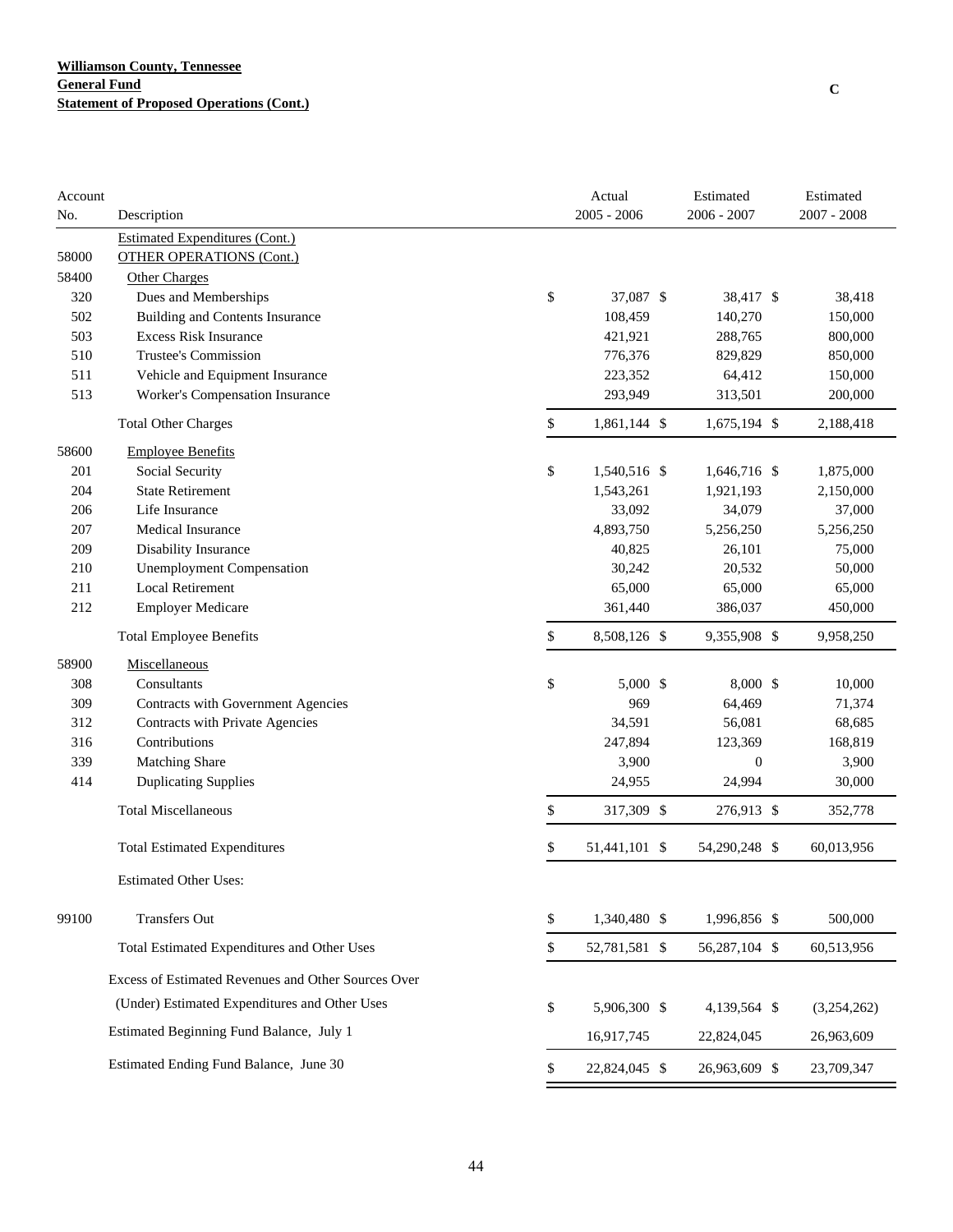**Williamson County, Tennessee**
**General Fund**
**Statement of Proposed Operations (Cont.)**

C

| Account No. | Description | Actual 2005 - 2006 | Estimated 2006 - 2007 | Estimated 2007 - 2008 |
|---|---|---|---|---|
| | Estimated Expenditures (Cont.) | | | |
| 58000 | OTHER OPERATIONS (Cont.) | | | |
| 58400 | Other Charges | | | |
| 320 | Dues and Memberships | $ 37,087 | $ 38,417 | $ 38,418 |
| 502 | Building and Contents Insurance | 108,459 | 140,270 | 150,000 |
| 503 | Excess Risk Insurance | 421,921 | 288,765 | 800,000 |
| 510 | Trustee's Commission | 776,376 | 829,829 | 850,000 |
| 511 | Vehicle and Equipment Insurance | 223,352 | 64,412 | 150,000 |
| 513 | Worker's Compensation Insurance | 293,949 | 313,501 | 200,000 |
| | Total Other Charges | $ 1,861,144 | $ 1,675,194 | $ 2,188,418 |
| 58600 | Employee Benefits | | | |
| 201 | Social Security | $ 1,540,516 | $ 1,646,716 | $ 1,875,000 |
| 204 | State Retirement | 1,543,261 | 1,921,193 | 2,150,000 |
| 206 | Life Insurance | 33,092 | 34,079 | 37,000 |
| 207 | Medical Insurance | 4,893,750 | 5,256,250 | 5,256,250 |
| 209 | Disability Insurance | 40,825 | 26,101 | 75,000 |
| 210 | Unemployment Compensation | 30,242 | 20,532 | 50,000 |
| 211 | Local Retirement | 65,000 | 65,000 | 65,000 |
| 212 | Employer Medicare | 361,440 | 386,037 | 450,000 |
| | Total Employee Benefits | $ 8,508,126 | $ 9,355,908 | $ 9,958,250 |
| 58900 | Miscellaneous | | | |
| 308 | Consultants | $ 5,000 | $ 8,000 | $ 10,000 |
| 309 | Contracts with Government Agencies | 969 | 64,469 | 71,374 |
| 312 | Contracts with Private Agencies | 34,591 | 56,081 | 68,685 |
| 316 | Contributions | 247,894 | 123,369 | 168,819 |
| 339 | Matching Share | 3,900 | 0 | 3,900 |
| 414 | Duplicating Supplies | 24,955 | 24,994 | 30,000 |
| | Total Miscellaneous | $ 317,309 | $ 276,913 | $ 352,778 |
| | Total Estimated Expenditures | $ 51,441,101 | $ 54,290,248 | $ 60,013,956 |
| | Estimated Other Uses: | | | |
| 99100 | Transfers Out | $ 1,340,480 | $ 1,996,856 | $ 500,000 |
| | Total Estimated Expenditures and Other Uses | $ 52,781,581 | $ 56,287,104 | $ 60,513,956 |
| | Excess of Estimated Revenues and Other Sources Over (Under) Estimated Expenditures and Other Uses | $ 5,906,300 | $ 4,139,564 | $ (3,254,262) |
| | Estimated Beginning Fund Balance, July 1 | 16,917,745 | 22,824,045 | 26,963,609 |
| | Estimated Ending Fund Balance, June 30 | $ 22,824,045 | $ 26,963,609 | $ 23,709,347 |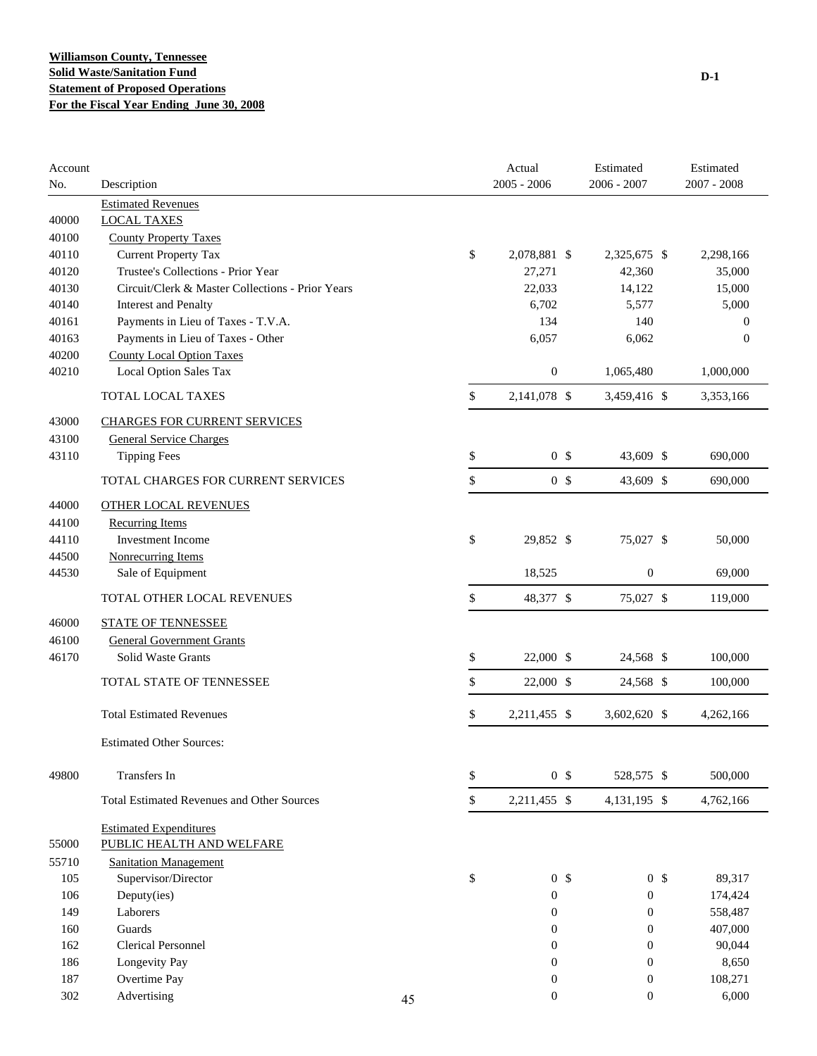**Williamson County, Tennessee**
**Solid Waste/Sanitation Fund**
**Statement of Proposed Operations**
**For the Fiscal Year Ending June 30, 2008**

D-1

| Account No. | Description | Actual 2005 - 2006 | Estimated 2006 - 2007 | Estimated 2007 - 2008 |
|---|---|---|---|---|
| | Estimated Revenues | | | |
| 40000 | LOCAL TAXES | | | |
| 40100 | County Property Taxes | | | |
| 40110 | Current Property Tax | $ 2,078,881 | $ 2,325,675 | $ 2,298,166 |
| 40120 | Trustee's Collections - Prior Year | 27,271 | 42,360 | 35,000 |
| 40130 | Circuit/Clerk & Master Collections - Prior Years | 22,033 | 14,122 | 15,000 |
| 40140 | Interest and Penalty | 6,702 | 5,577 | 5,000 |
| 40161 | Payments in Lieu of Taxes - T.V.A. | 134 | 140 | 0 |
| 40163 | Payments in Lieu of Taxes - Other | 6,057 | 6,062 | 0 |
| 40200 | County Local Option Taxes | | | |
| 40210 | Local Option Sales Tax | 0 | 1,065,480 | 1,000,000 |
| | TOTAL LOCAL TAXES | $ 2,141,078 | $ 3,459,416 | $ 3,353,166 |
| 43000 | CHARGES FOR CURRENT SERVICES | | | |
| 43100 | General Service Charges | | | |
| 43110 | Tipping Fees | $ 0 | $ 43,609 | $ 690,000 |
| | TOTAL CHARGES FOR CURRENT SERVICES | $ 0 | $ 43,609 | $ 690,000 |
| 44000 | OTHER LOCAL REVENUES | | | |
| 44100 | Recurring Items | | | |
| 44110 | Investment Income | $ 29,852 | $ 75,027 | $ 50,000 |
| 44500 | Nonrecurring Items | | | |
| 44530 | Sale of Equipment | 18,525 | 0 | 69,000 |
| | TOTAL OTHER LOCAL REVENUES | $ 48,377 | $ 75,027 | $ 119,000 |
| 46000 | STATE OF TENNESSEE | | | |
| 46100 | General Government Grants | | | |
| 46170 | Solid Waste Grants | $ 22,000 | $ 24,568 | $ 100,000 |
| | TOTAL STATE OF TENNESSEE | $ 22,000 | $ 24,568 | $ 100,000 |
| | Total Estimated Revenues | $ 2,211,455 | $ 3,602,620 | $ 4,262,166 |
| | Estimated Other Sources: | | | |
| 49800 | Transfers In | $ 0 | $ 528,575 | $ 500,000 |
| | Total Estimated Revenues and Other Sources | $ 2,211,455 | $ 4,131,195 | $ 4,762,166 |
| | Estimated Expenditures | | | |
| 55000 | PUBLIC HEALTH AND WELFARE | | | |
| 55710 | Sanitation Management | | | |
| 105 | Supervisor/Director | $ 0 | $ 0 | $ 89,317 |
| 106 | Deputy(ies) | 0 | 0 | 174,424 |
| 149 | Laborers | 0 | 0 | 558,487 |
| 160 | Guards | 0 | 0 | 407,000 |
| 162 | Clerical Personnel | 0 | 0 | 90,044 |
| 186 | Longevity Pay | 0 | 0 | 8,650 |
| 187 | Overtime Pay | 0 | 0 | 108,271 |
| 302 | Advertising | 0 | 0 | 6,000 |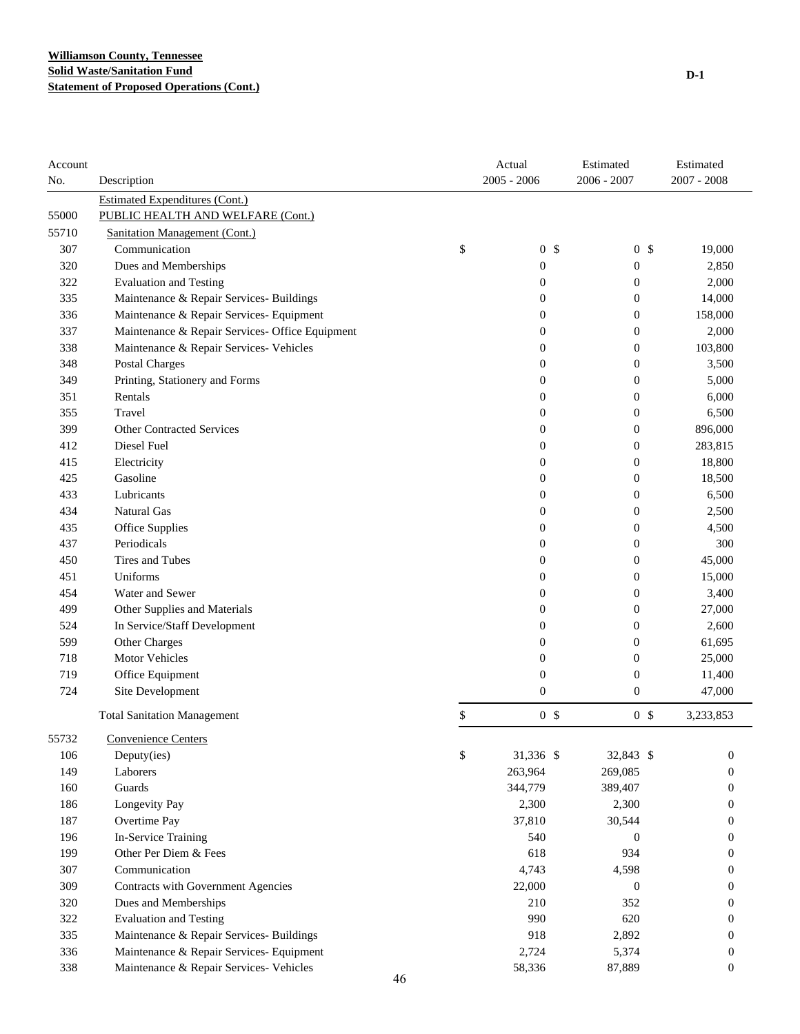**Williamson County, Tennessee**
**Solid Waste/Sanitation Fund**
**Statement of Proposed Operations (Cont.)**

D-1

| Account No. | Description | Actual 2005 - 2006 | Estimated 2006 - 2007 | Estimated 2007 - 2008 |
|---|---|---|---|---|
| | Estimated Expenditures (Cont.) | | | |
| 55000 | PUBLIC HEALTH AND WELFARE (Cont.) | | | |
| 55710 | Sanitation Management (Cont.) | | | |
| 307 | Communication | $ 0 | $ 0 | $ 19,000 |
| 320 | Dues and Memberships | 0 | 0 | 2,850 |
| 322 | Evaluation and Testing | 0 | 0 | 2,000 |
| 335 | Maintenance & Repair Services- Buildings | 0 | 0 | 14,000 |
| 336 | Maintenance & Repair Services- Equipment | 0 | 0 | 158,000 |
| 337 | Maintenance & Repair Services- Office Equipment | 0 | 0 | 2,000 |
| 338 | Maintenance & Repair Services- Vehicles | 0 | 0 | 103,800 |
| 348 | Postal Charges | 0 | 0 | 3,500 |
| 349 | Printing, Stationery and Forms | 0 | 0 | 5,000 |
| 351 | Rentals | 0 | 0 | 6,000 |
| 355 | Travel | 0 | 0 | 6,500 |
| 399 | Other Contracted Services | 0 | 0 | 896,000 |
| 412 | Diesel Fuel | 0 | 0 | 283,815 |
| 415 | Electricity | 0 | 0 | 18,800 |
| 425 | Gasoline | 0 | 0 | 18,500 |
| 433 | Lubricants | 0 | 0 | 6,500 |
| 434 | Natural Gas | 0 | 0 | 2,500 |
| 435 | Office Supplies | 0 | 0 | 4,500 |
| 437 | Periodicals | 0 | 0 | 300 |
| 450 | Tires and Tubes | 0 | 0 | 45,000 |
| 451 | Uniforms | 0 | 0 | 15,000 |
| 454 | Water and Sewer | 0 | 0 | 3,400 |
| 499 | Other Supplies and Materials | 0 | 0 | 27,000 |
| 524 | In Service/Staff Development | 0 | 0 | 2,600 |
| 599 | Other Charges | 0 | 0 | 61,695 |
| 718 | Motor Vehicles | 0 | 0 | 25,000 |
| 719 | Office Equipment | 0 | 0 | 11,400 |
| 724 | Site Development | 0 | 0 | 47,000 |
| | Total Sanitation Management | $ 0 | $ 0 | $ 3,233,853 |
| 55732 | Convenience Centers | | | |
| 106 | Deputy(ies) | $ 31,336 | $ 32,843 | $ 0 |
| 149 | Laborers | 263,964 | 269,085 | 0 |
| 160 | Guards | 344,779 | 389,407 | 0 |
| 186 | Longevity Pay | 2,300 | 2,300 | 0 |
| 187 | Overtime Pay | 37,810 | 30,544 | 0 |
| 196 | In-Service Training | 540 | 0 | 0 |
| 199 | Other Per Diem & Fees | 618 | 934 | 0 |
| 307 | Communication | 4,743 | 4,598 | 0 |
| 309 | Contracts with Government Agencies | 22,000 | 0 | 0 |
| 320 | Dues and Memberships | 210 | 352 | 0 |
| 322 | Evaluation and Testing | 990 | 620 | 0 |
| 335 | Maintenance & Repair Services- Buildings | 918 | 2,892 | 0 |
| 336 | Maintenance & Repair Services- Equipment | 2,724 | 5,374 | 0 |
| 338 | Maintenance & Repair Services- Vehicles | 58,336 | 87,889 | 0 |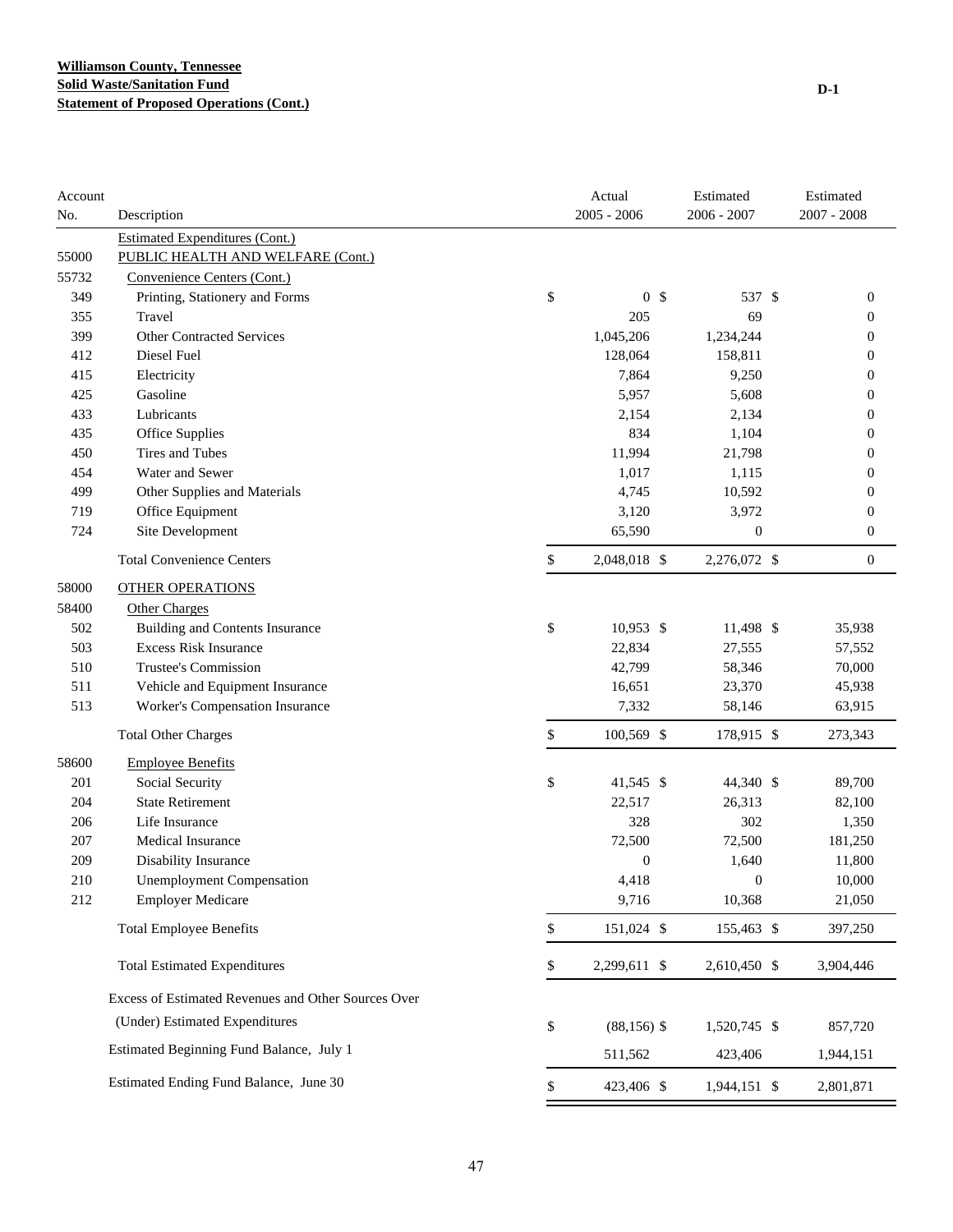**Williamson County, Tennessee**
**Solid Waste/Sanitation Fund**
**Statement of Proposed Operations (Cont.)**

D-1

| Account No. | Description | Actual 2005 - 2006 | Estimated 2006 - 2007 | Estimated 2007 - 2008 |
|---|---|---|---|---|
| | Estimated Expenditures (Cont.) | | | |
| 55000 | PUBLIC HEALTH AND WELFARE (Cont.) | | | |
| 55732 | Convenience Centers (Cont.) | | | |
| 349 | Printing, Stationery and Forms | $ 0 | $ 537 | $ 0 |
| 355 | Travel | 205 | 69 | 0 |
| 399 | Other Contracted Services | 1,045,206 | 1,234,244 | 0 |
| 412 | Diesel Fuel | 128,064 | 158,811 | 0 |
| 415 | Electricity | 7,864 | 9,250 | 0 |
| 425 | Gasoline | 5,957 | 5,608 | 0 |
| 433 | Lubricants | 2,154 | 2,134 | 0 |
| 435 | Office Supplies | 834 | 1,104 | 0 |
| 450 | Tires and Tubes | 11,994 | 21,798 | 0 |
| 454 | Water and Sewer | 1,017 | 1,115 | 0 |
| 499 | Other Supplies and Materials | 4,745 | 10,592 | 0 |
| 719 | Office Equipment | 3,120 | 3,972 | 0 |
| 724 | Site Development | 65,590 | 0 | 0 |
| | Total Convenience Centers | $ 2,048,018 | $ 2,276,072 | $ 0 |
| 58000 | OTHER OPERATIONS | | | |
| 58400 | Other Charges | | | |
| 502 | Building and Contents Insurance | $ 10,953 | $ 11,498 | $ 35,938 |
| 503 | Excess Risk Insurance | 22,834 | 27,555 | 57,552 |
| 510 | Trustee's Commission | 42,799 | 58,346 | 70,000 |
| 511 | Vehicle and Equipment Insurance | 16,651 | 23,370 | 45,938 |
| 513 | Worker's Compensation Insurance | 7,332 | 58,146 | 63,915 |
| | Total Other Charges | $ 100,569 | $ 178,915 | $ 273,343 |
| 58600 | Employee Benefits | | | |
| 201 | Social Security | $ 41,545 | $ 44,340 | $ 89,700 |
| 204 | State Retirement | 22,517 | 26,313 | 82,100 |
| 206 | Life Insurance | 328 | 302 | 1,350 |
| 207 | Medical Insurance | 72,500 | 72,500 | 181,250 |
| 209 | Disability Insurance | 0 | 1,640 | 11,800 |
| 210 | Unemployment Compensation | 4,418 | 0 | 10,000 |
| 212 | Employer Medicare | 9,716 | 10,368 | 21,050 |
| | Total Employee Benefits | $ 151,024 | $ 155,463 | $ 397,250 |
| | Total Estimated Expenditures | $ 2,299,611 | $ 2,610,450 | $ 3,904,446 |
| | Excess of Estimated Revenues and Other Sources Over (Under) Estimated Expenditures | $ (88,156) | $ 1,520,745 | $ 857,720 |
| | Estimated Beginning Fund Balance, July 1 | 511,562 | 423,406 | 1,944,151 |
| | Estimated Ending Fund Balance, June 30 | $ 423,406 | $ 1,944,151 | $ 2,801,871 |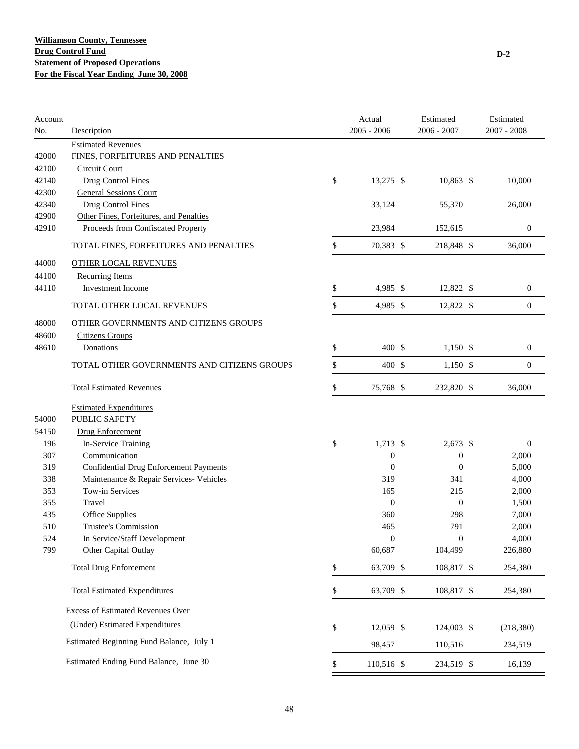**Williamson County, Tennessee**
**Drug Control Fund**
**Statement of Proposed Operations**
**For the Fiscal Year Ending June 30, 2008**

D-2

| Account No. | Description | Actual 2005 - 2006 | Estimated 2006 - 2007 | Estimated 2007 - 2008 |
|---|---|---|---|---|
| | Estimated Revenues | | | |
| 42000 | FINES, FORFEITURES AND PENALTIES | | | |
| 42100 | Circuit Court | | | |
| 42140 | Drug Control Fines | $ 13,275 | $ 10,863 | $ 10,000 |
| 42300 | General Sessions Court | | | |
| 42340 | Drug Control Fines | 33,124 | 55,370 | 26,000 |
| 42900 | Other Fines, Forfeitures, and Penalties | | | |
| 42910 | Proceeds from Confiscated Property | 23,984 | 152,615 | 0 |
| | TOTAL FINES, FORFEITURES AND PENALTIES | $ 70,383 | $ 218,848 | $ 36,000 |
| 44000 | OTHER LOCAL REVENUES | | | |
| 44100 | Recurring Items | | | |
| 44110 | Investment Income | $ 4,985 | $ 12,822 | $ 0 |
| | TOTAL OTHER LOCAL REVENUES | $ 4,985 | $ 12,822 | $ 0 |
| 48000 | OTHER GOVERNMENTS AND CITIZENS GROUPS | | | |
| 48600 | Citizens Groups | | | |
| 48610 | Donations | $ 400 | $ 1,150 | $ 0 |
| | TOTAL OTHER GOVERNMENTS AND CITIZENS GROUPS | $ 400 | $ 1,150 | $ 0 |
| | Total Estimated Revenues | $ 75,768 | $ 232,820 | $ 36,000 |
| | Estimated Expenditures | | | |
| 54000 | PUBLIC SAFETY | | | |
| 54150 | Drug Enforcement | | | |
| 196 | In-Service Training | $ 1,713 | $ 2,673 | $ 0 |
| 307 | Communication | 0 | 0 | 2,000 |
| 319 | Confidential Drug Enforcement Payments | 0 | 0 | 5,000 |
| 338 | Maintenance & Repair Services- Vehicles | 319 | 341 | 4,000 |
| 353 | Tow-in Services | 165 | 215 | 2,000 |
| 355 | Travel | 0 | 0 | 1,500 |
| 435 | Office Supplies | 360 | 298 | 7,000 |
| 510 | Trustee's Commission | 465 | 791 | 2,000 |
| 524 | In Service/Staff Development | 0 | 0 | 4,000 |
| 799 | Other Capital Outlay | 60,687 | 104,499 | 226,880 |
| | Total Drug Enforcement | $ 63,709 | $ 108,817 | $ 254,380 |
| | Total Estimated Expenditures | $ 63,709 | $ 108,817 | $ 254,380 |
| | Excess of Estimated Revenues Over (Under) Estimated Expenditures | $ 12,059 | $ 124,003 | $ (218,380) |
| | Estimated Beginning Fund Balance, July 1 | 98,457 | 110,516 | 234,519 |
| | Estimated Ending Fund Balance, June 30 | $ 110,516 | $ 234,519 | $ 16,139 |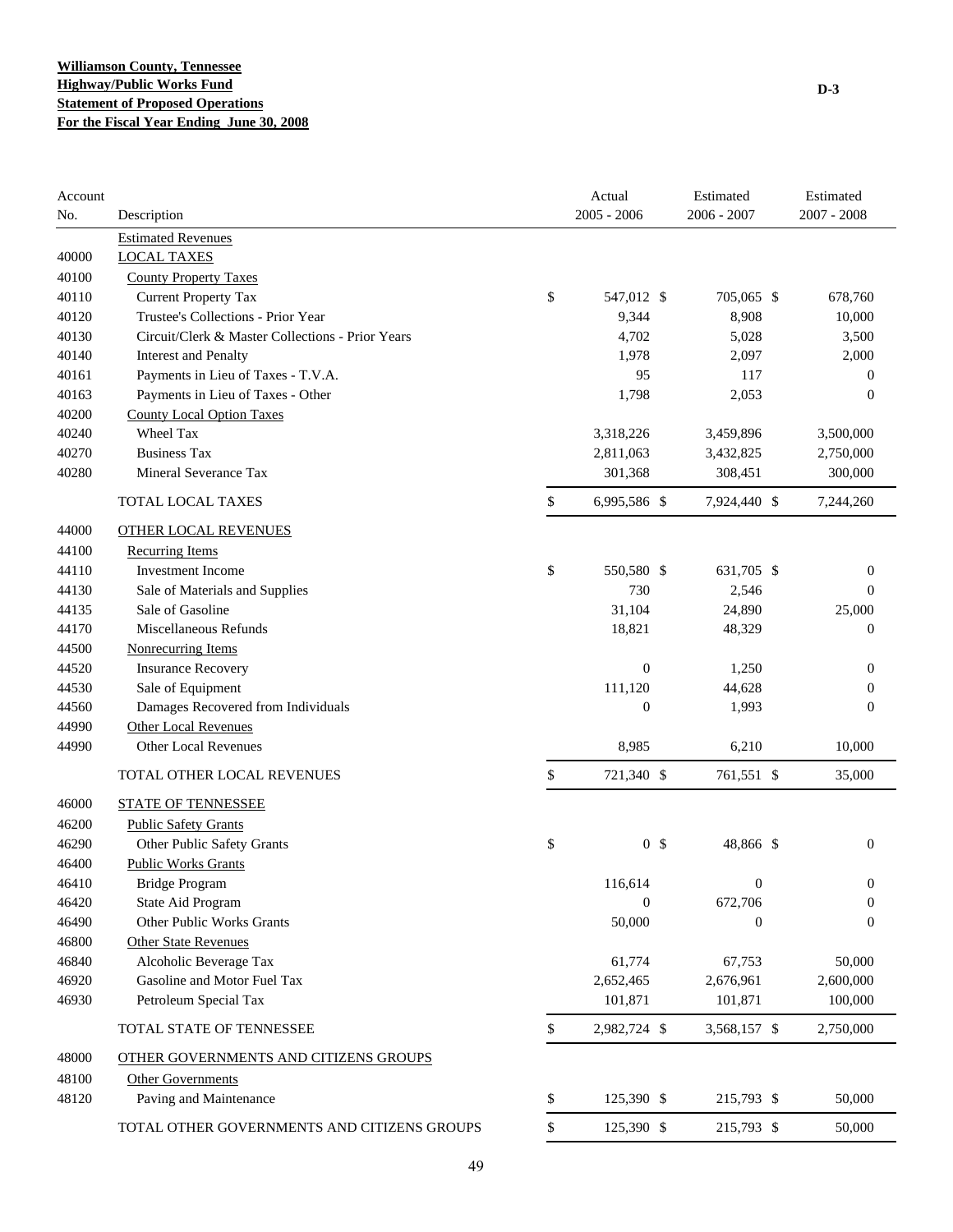**Williamson County, Tennessee**
**Highway/Public Works Fund**
**Statement of Proposed Operations**
**For the Fiscal Year Ending June 30, 2008**

D-3

| Account No. | Description | Actual 2005 - 2006 | Estimated 2006 - 2007 | Estimated 2007 - 2008 |
|---|---|---|---|---|
| | Estimated Revenues | | | |
| 40000 | LOCAL TAXES | | | |
| 40100 | County Property Taxes | | | |
| 40110 | Current Property Tax | $ 547,012 | $ 705,065 | $ 678,760 |
| 40120 | Trustee's Collections - Prior Year | 9,344 | 8,908 | 10,000 |
| 40130 | Circuit/Clerk & Master Collections - Prior Years | 4,702 | 5,028 | 3,500 |
| 40140 | Interest and Penalty | 1,978 | 2,097 | 2,000 |
| 40161 | Payments in Lieu of Taxes - T.V.A. | 95 | 117 | 0 |
| 40163 | Payments in Lieu of Taxes - Other | 1,798 | 2,053 | 0 |
| 40200 | County Local Option Taxes | | | |
| 40240 | Wheel Tax | 3,318,226 | 3,459,896 | 3,500,000 |
| 40270 | Business Tax | 2,811,063 | 3,432,825 | 2,750,000 |
| 40280 | Mineral Severance Tax | 301,368 | 308,451 | 300,000 |
| | TOTAL LOCAL TAXES | $ 6,995,586 | $ 7,924,440 | $ 7,244,260 |
| 44000 | OTHER LOCAL REVENUES | | | |
| 44100 | Recurring Items | | | |
| 44110 | Investment Income | $ 550,580 | $ 631,705 | $ 0 |
| 44130 | Sale of Materials and Supplies | 730 | 2,546 | 0 |
| 44135 | Sale of Gasoline | 31,104 | 24,890 | 25,000 |
| 44170 | Miscellaneous Refunds | 18,821 | 48,329 | 0 |
| 44500 | Nonrecurring Items | | | |
| 44520 | Insurance Recovery | 0 | 1,250 | 0 |
| 44530 | Sale of Equipment | 111,120 | 44,628 | 0 |
| 44560 | Damages Recovered from Individuals | 0 | 1,993 | 0 |
| 44990 | Other Local Revenues | | | |
| 44990 | Other Local Revenues | 8,985 | 6,210 | 10,000 |
| | TOTAL OTHER LOCAL REVENUES | $ 721,340 | $ 761,551 | $ 35,000 |
| 46000 | STATE OF TENNESSEE | | | |
| 46200 | Public Safety Grants | | | |
| 46290 | Other Public Safety Grants | $ 0 | $ 48,866 | $ 0 |
| 46400 | Public Works Grants | | | |
| 46410 | Bridge Program | 116,614 | 0 | 0 |
| 46420 | State Aid Program | 0 | 672,706 | 0 |
| 46490 | Other Public Works Grants | 50,000 | 0 | 0 |
| 46800 | Other State Revenues | | | |
| 46840 | Alcoholic Beverage Tax | 61,774 | 67,753 | 50,000 |
| 46920 | Gasoline and Motor Fuel Tax | 2,652,465 | 2,676,961 | 2,600,000 |
| 46930 | Petroleum Special Tax | 101,871 | 101,871 | 100,000 |
| | TOTAL STATE OF TENNESSEE | $ 2,982,724 | $ 3,568,157 | $ 2,750,000 |
| 48000 | OTHER GOVERNMENTS AND CITIZENS GROUPS | | | |
| 48100 | Other Governments | | | |
| 48120 | Paving and Maintenance | $ 125,390 | $ 215,793 | $ 50,000 |
| | TOTAL OTHER GOVERNMENTS AND CITIZENS GROUPS | $ 125,390 | $ 215,793 | $ 50,000 |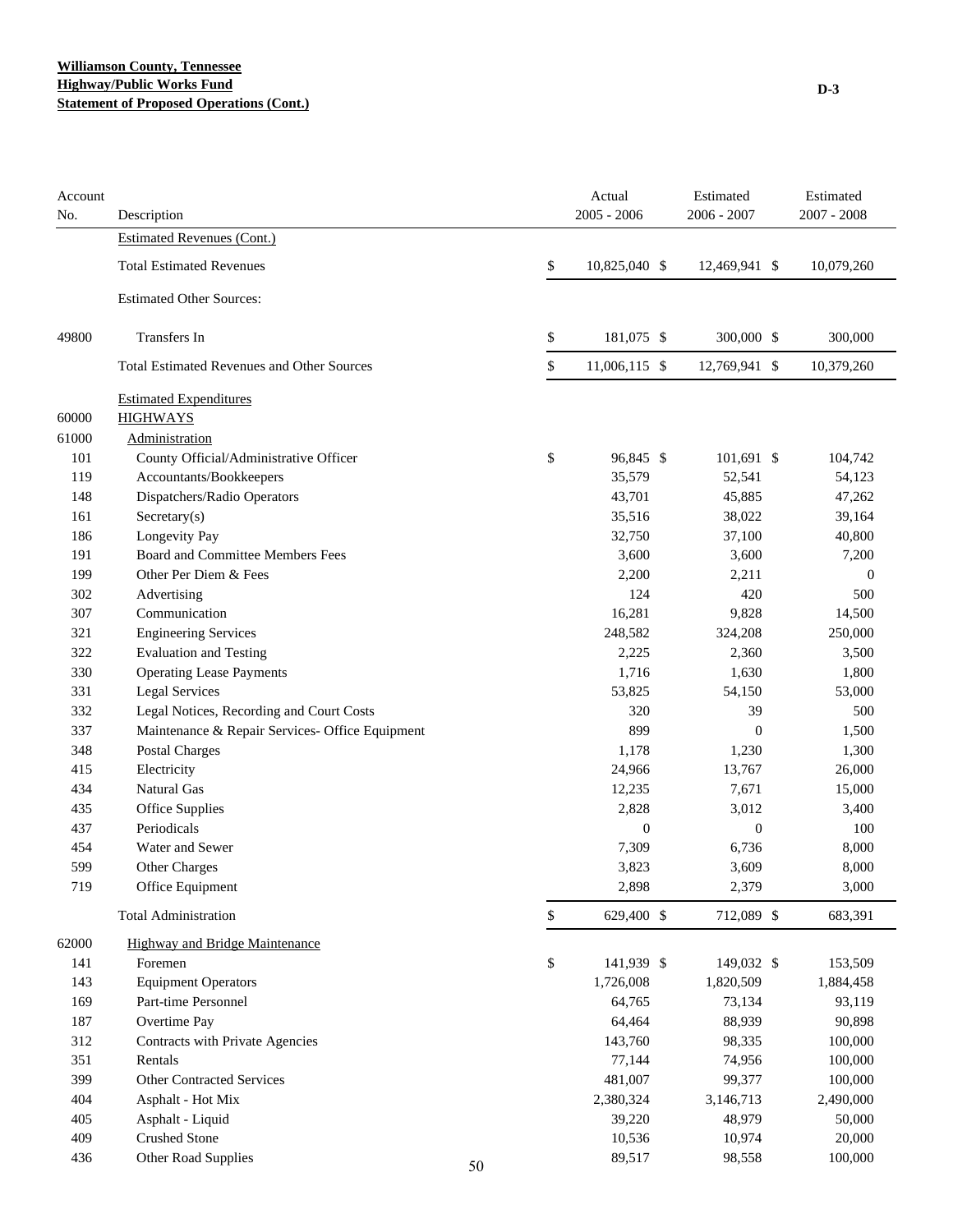**Williamson County, Tennessee**
**Highway/Public Works Fund**
**Statement of Proposed Operations (Cont.)**

D-3

| Account No. | Description | Actual 2005 - 2006 | Estimated 2006 - 2007 | Estimated 2007 - 2008 |
|---|---|---|---|---|
| | Estimated Revenues (Cont.) | | | |
| | Total Estimated Revenues | $ 10,825,040 | $ 12,469,941 | $ 10,079,260 |
| | Estimated Other Sources: | | | |
| 49800 | Transfers In | $ 181,075 | $ 300,000 | $ 300,000 |
| | Total Estimated Revenues and Other Sources | $ 11,006,115 | $ 12,769,941 | $ 10,379,260 |
| | Estimated Expenditures | | | |
| 60000 | HIGHWAYS | | | |
| 61000 | Administration | | | |
| 101 | County Official/Administrative Officer | $ 96,845 | $ 101,691 | $ 104,742 |
| 119 | Accountants/Bookkeepers | 35,579 | 52,541 | 54,123 |
| 148 | Dispatchers/Radio Operators | 43,701 | 45,885 | 47,262 |
| 161 | Secretary(s) | 35,516 | 38,022 | 39,164 |
| 186 | Longevity Pay | 32,750 | 37,100 | 40,800 |
| 191 | Board and Committee Members Fees | 3,600 | 3,600 | 7,200 |
| 199 | Other Per Diem & Fees | 2,200 | 2,211 | 0 |
| 302 | Advertising | 124 | 420 | 500 |
| 307 | Communication | 16,281 | 9,828 | 14,500 |
| 321 | Engineering Services | 248,582 | 324,208 | 250,000 |
| 322 | Evaluation and Testing | 2,225 | 2,360 | 3,500 |
| 330 | Operating Lease Payments | 1,716 | 1,630 | 1,800 |
| 331 | Legal Services | 53,825 | 54,150 | 53,000 |
| 332 | Legal Notices, Recording and Court Costs | 320 | 39 | 500 |
| 337 | Maintenance & Repair Services- Office Equipment | 899 | 0 | 1,500 |
| 348 | Postal Charges | 1,178 | 1,230 | 1,300 |
| 415 | Electricity | 24,966 | 13,767 | 26,000 |
| 434 | Natural Gas | 12,235 | 7,671 | 15,000 |
| 435 | Office Supplies | 2,828 | 3,012 | 3,400 |
| 437 | Periodicals | 0 | 0 | 100 |
| 454 | Water and Sewer | 7,309 | 6,736 | 8,000 |
| 599 | Other Charges | 3,823 | 3,609 | 8,000 |
| 719 | Office Equipment | 2,898 | 2,379 | 3,000 |
| | Total Administration | $ 629,400 | $ 712,089 | $ 683,391 |
| 62000 | Highway and Bridge Maintenance | | | |
| 141 | Foremen | $ 141,939 | $ 149,032 | $ 153,509 |
| 143 | Equipment Operators | 1,726,008 | 1,820,509 | 1,884,458 |
| 169 | Part-time Personnel | 64,765 | 73,134 | 93,119 |
| 187 | Overtime Pay | 64,464 | 88,939 | 90,898 |
| 312 | Contracts with Private Agencies | 143,760 | 98,335 | 100,000 |
| 351 | Rentals | 77,144 | 74,956 | 100,000 |
| 399 | Other Contracted Services | 481,007 | 99,377 | 100,000 |
| 404 | Asphalt - Hot Mix | 2,380,324 | 3,146,713 | 2,490,000 |
| 405 | Asphalt - Liquid | 39,220 | 48,979 | 50,000 |
| 409 | Crushed Stone | 10,536 | 10,974 | 20,000 |
| 436 | Other Road Supplies | 89,517 | 98,558 | 100,000 |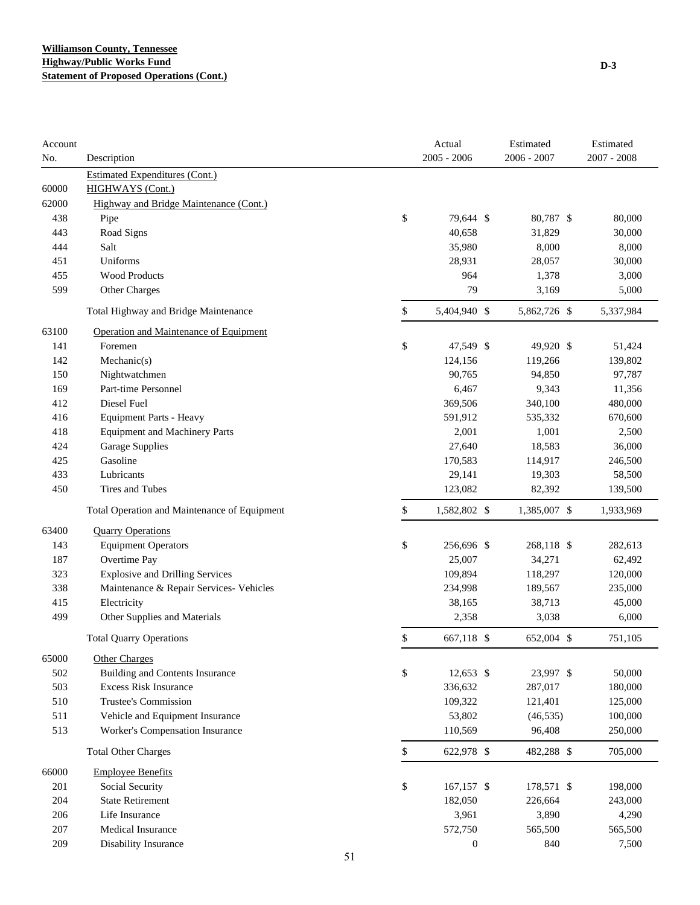**Williamson County, Tennessee**
**Highway/Public Works Fund**
**Statement of Proposed Operations (Cont.)**

D-3

| Account No. | Description | Actual 2005 - 2006 | Estimated 2006 - 2007 | Estimated 2007 - 2008 |
|---|---|---|---|---|
| | Estimated Expenditures (Cont.) | | | |
| 60000 | HIGHWAYS (Cont.) | | | |
| 62000 | Highway and Bridge Maintenance (Cont.) | | | |
| 438 | Pipe | $ 79,644 | $ 80,787 | $ 80,000 |
| 443 | Road Signs | 40,658 | 31,829 | 30,000 |
| 444 | Salt | 35,980 | 8,000 | 8,000 |
| 451 | Uniforms | 28,931 | 28,057 | 30,000 |
| 455 | Wood Products | 964 | 1,378 | 3,000 |
| 599 | Other Charges | 79 | 3,169 | 5,000 |
| | Total Highway and Bridge Maintenance | $ 5,404,940 | $ 5,862,726 | $ 5,337,984 |
| 63100 | Operation and Maintenance of Equipment | | | |
| 141 | Foremen | $ 47,549 | $ 49,920 | $ 51,424 |
| 142 | Mechanic(s) | 124,156 | 119,266 | 139,802 |
| 150 | Nightwatchmen | 90,765 | 94,850 | 97,787 |
| 169 | Part-time Personnel | 6,467 | 9,343 | 11,356 |
| 412 | Diesel Fuel | 369,506 | 340,100 | 480,000 |
| 416 | Equipment Parts - Heavy | 591,912 | 535,332 | 670,600 |
| 418 | Equipment and Machinery Parts | 2,001 | 1,001 | 2,500 |
| 424 | Garage Supplies | 27,640 | 18,583 | 36,000 |
| 425 | Gasoline | 170,583 | 114,917 | 246,500 |
| 433 | Lubricants | 29,141 | 19,303 | 58,500 |
| 450 | Tires and Tubes | 123,082 | 82,392 | 139,500 |
| | Total Operation and Maintenance of Equipment | $ 1,582,802 | $ 1,385,007 | $ 1,933,969 |
| 63400 | Quarry Operations | | | |
| 143 | Equipment Operators | $ 256,696 | $ 268,118 | $ 282,613 |
| 187 | Overtime Pay | 25,007 | 34,271 | 62,492 |
| 323 | Explosive and Drilling Services | 109,894 | 118,297 | 120,000 |
| 338 | Maintenance & Repair Services- Vehicles | 234,998 | 189,567 | 235,000 |
| 415 | Electricity | 38,165 | 38,713 | 45,000 |
| 499 | Other Supplies and Materials | 2,358 | 3,038 | 6,000 |
| | Total Quarry Operations | $ 667,118 | $ 652,004 | $ 751,105 |
| 65000 | Other Charges | | | |
| 502 | Building and Contents Insurance | $ 12,653 | $ 23,997 | $ 50,000 |
| 503 | Excess Risk Insurance | 336,632 | 287,017 | 180,000 |
| 510 | Trustee's Commission | 109,322 | 121,401 | 125,000 |
| 511 | Vehicle and Equipment Insurance | 53,802 | (46,535) | 100,000 |
| 513 | Worker's Compensation Insurance | 110,569 | 96,408 | 250,000 |
| | Total Other Charges | $ 622,978 | $ 482,288 | $ 705,000 |
| 66000 | Employee Benefits | | | |
| 201 | Social Security | $ 167,157 | $ 178,571 | $ 198,000 |
| 204 | State Retirement | 182,050 | 226,664 | 243,000 |
| 206 | Life Insurance | 3,961 | 3,890 | 4,290 |
| 207 | Medical Insurance | 572,750 | 565,500 | 565,500 |
| 209 | Disability Insurance | 0 | 840 | 7,500 |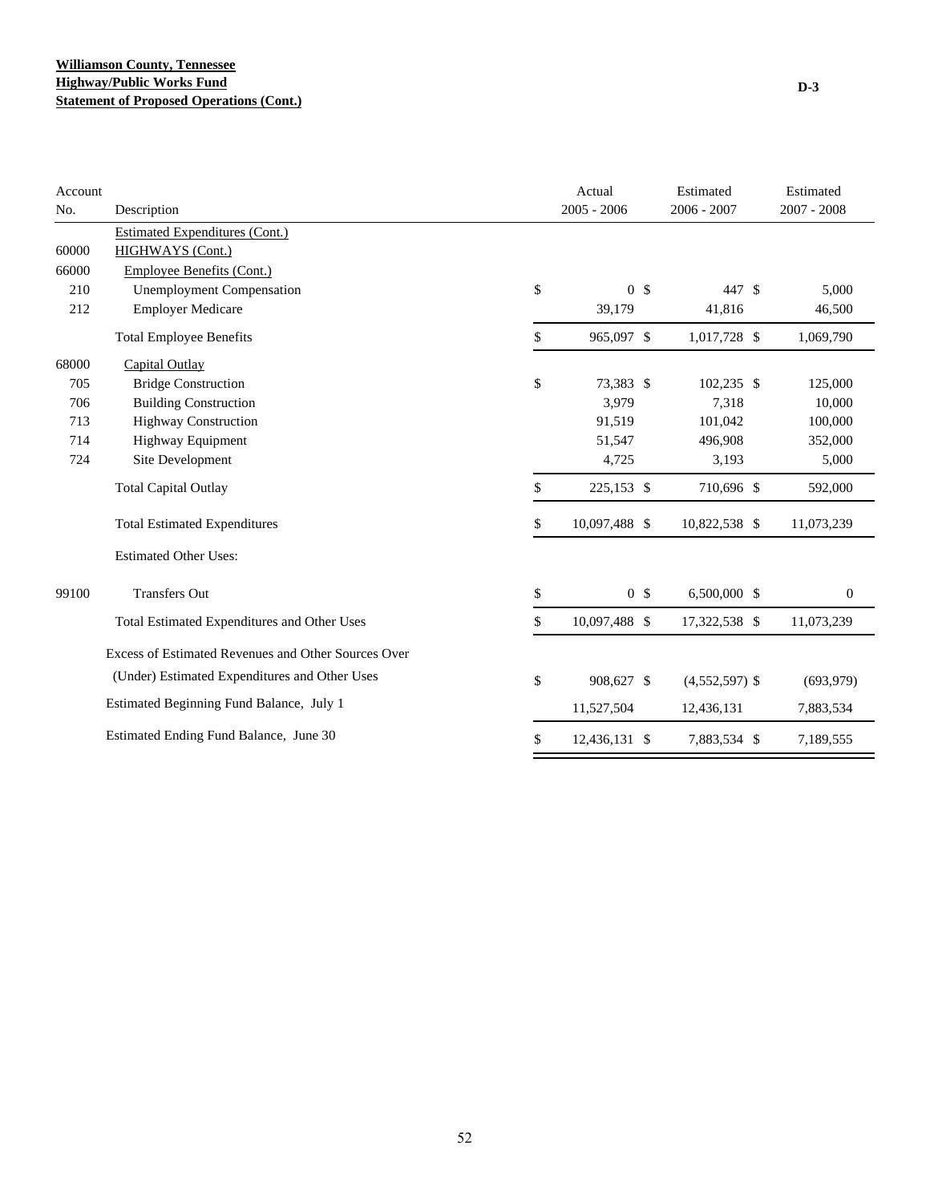**Williamson County, Tennessee**
**Highway/Public Works Fund**
**Statement of Proposed Operations (Cont.)**

D-3

| Account No. | Description | Actual 2005 - 2006 | Estimated 2006 - 2007 | Estimated 2007 - 2008 |
|---|---|---|---|---|
| | Estimated Expenditures (Cont.) | | | |
| 60000 | HIGHWAYS (Cont.) | | | |
| 66000 | Employee Benefits (Cont.) | | | |
| 210 | Unemployment Compensation | $ 0 | $ 447 | $ 5,000 |
| 212 | Employer Medicare | 39,179 | 41,816 | 46,500 |
| | Total Employee Benefits | $ 965,097 | $ 1,017,728 | $ 1,069,790 |
| 68000 | Capital Outlay | | | |
| 705 | Bridge Construction | $ 73,383 | $ 102,235 | $ 125,000 |
| 706 | Building Construction | 3,979 | 7,318 | 10,000 |
| 713 | Highway Construction | 91,519 | 101,042 | 100,000 |
| 714 | Highway Equipment | 51,547 | 496,908 | 352,000 |
| 724 | Site Development | 4,725 | 3,193 | 5,000 |
| | Total Capital Outlay | $ 225,153 | $ 710,696 | $ 592,000 |
| | Total Estimated Expenditures | $ 10,097,488 | $ 10,822,538 | $ 11,073,239 |
| | Estimated Other Uses: | | | |
| 99100 | Transfers Out | $ 0 | $ 6,500,000 | $ 0 |
| | Total Estimated Expenditures and Other Uses | $ 10,097,488 | $ 17,322,538 | $ 11,073,239 |
| | Excess of Estimated Revenues and Other Sources Over (Under) Estimated Expenditures and Other Uses | $ 908,627 | $ (4,552,597) | $ (693,979) |
| | Estimated Beginning Fund Balance, July 1 | 11,527,504 | 12,436,131 | 7,883,534 |
| | Estimated Ending Fund Balance, June 30 | $ 12,436,131 | $ 7,883,534 | $ 7,189,555 |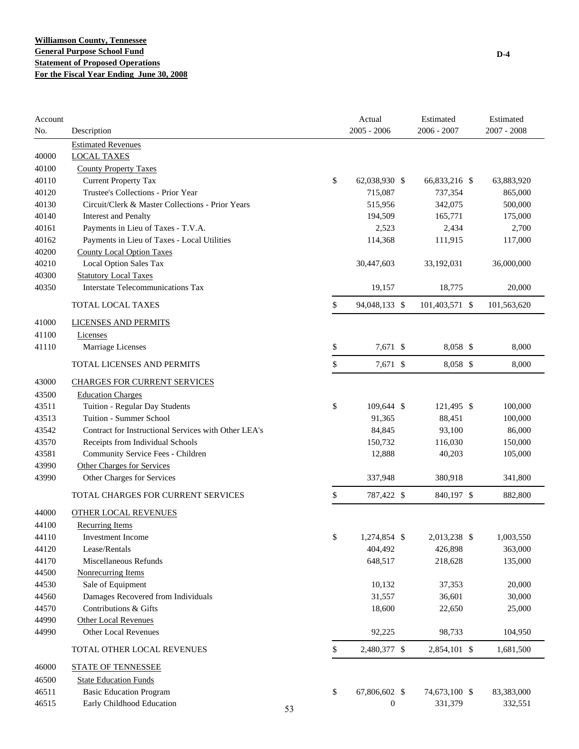**Williamson County, Tennessee**
**General Purpose School Fund**
**Statement of Proposed Operations**
**For the Fiscal Year Ending June 30, 2008**

D-4

| Account No. | Description | Actual 2005 - 2006 | Estimated 2006 - 2007 | Estimated 2007 - 2008 |
|---|---|---|---|---|
| | Estimated Revenues | | | |
| 40000 | LOCAL TAXES | | | |
| 40100 | County Property Taxes | | | |
| 40110 | Current Property Tax | $ 62,038,930 | $ 66,833,216 | $ 63,883,920 |
| 40120 | Trustee's Collections - Prior Year | 715,087 | 737,354 | 865,000 |
| 40130 | Circuit/Clerk & Master Collections - Prior Years | 515,956 | 342,075 | 500,000 |
| 40140 | Interest and Penalty | 194,509 | 165,771 | 175,000 |
| 40161 | Payments in Lieu of Taxes - T.V.A. | 2,523 | 2,434 | 2,700 |
| 40162 | Payments in Lieu of Taxes - Local Utilities | 114,368 | 111,915 | 117,000 |
| 40200 | County Local Option Taxes | | | |
| 40210 | Local Option Sales Tax | 30,447,603 | 33,192,031 | 36,000,000 |
| 40300 | Statutory Local Taxes | | | |
| 40350 | Interstate Telecommunications Tax | 19,157 | 18,775 | 20,000 |
| | TOTAL LOCAL TAXES | $ 94,048,133 | $ 101,403,571 | $ 101,563,620 |
| 41000 | LICENSES AND PERMITS | | | |
| 41100 | Licenses | | | |
| 41110 | Marriage Licenses | $ 7,671 | $ 8,058 | $ 8,000 |
| | TOTAL LICENSES AND PERMITS | $ 7,671 | $ 8,058 | $ 8,000 |
| 43000 | CHARGES FOR CURRENT SERVICES | | | |
| 43500 | Education Charges | | | |
| 43511 | Tuition - Regular Day Students | $ 109,644 | $ 121,495 | $ 100,000 |
| 43513 | Tuition - Summer School | 91,365 | 88,451 | 100,000 |
| 43542 | Contract for Instructional Services with Other LEA's | 84,845 | 93,100 | 86,000 |
| 43570 | Receipts from Individual Schools | 150,732 | 116,030 | 150,000 |
| 43581 | Community Service Fees - Children | 12,888 | 40,203 | 105,000 |
| 43990 | Other Charges for Services | | | |
| 43990 | Other Charges for Services | 337,948 | 380,918 | 341,800 |
| | TOTAL CHARGES FOR CURRENT SERVICES | $ 787,422 | $ 840,197 | $ 882,800 |
| 44000 | OTHER LOCAL REVENUES | | | |
| 44100 | Recurring Items | | | |
| 44110 | Investment Income | $ 1,274,854 | $ 2,013,238 | $ 1,003,550 |
| 44120 | Lease/Rentals | 404,492 | 426,898 | 363,000 |
| 44170 | Miscellaneous Refunds | 648,517 | 218,628 | 135,000 |
| 44500 | Nonrecurring Items | | | |
| 44530 | Sale of Equipment | 10,132 | 37,353 | 20,000 |
| 44560 | Damages Recovered from Individuals | 31,557 | 36,601 | 30,000 |
| 44570 | Contributions & Gifts | 18,600 | 22,650 | 25,000 |
| 44990 | Other Local Revenues | | | |
| 44990 | Other Local Revenues | 92,225 | 98,733 | 104,950 |
| | TOTAL OTHER LOCAL REVENUES | $ 2,480,377 | $ 2,854,101 | $ 1,681,500 |
| 46000 | STATE OF TENNESSEE | | | |
| 46500 | State Education Funds | | | |
| 46511 | Basic Education Program | $ 67,806,602 | $ 74,673,100 | $ 83,383,000 |
| 46515 | Early Childhood Education | 0 | 331,379 | 332,551 |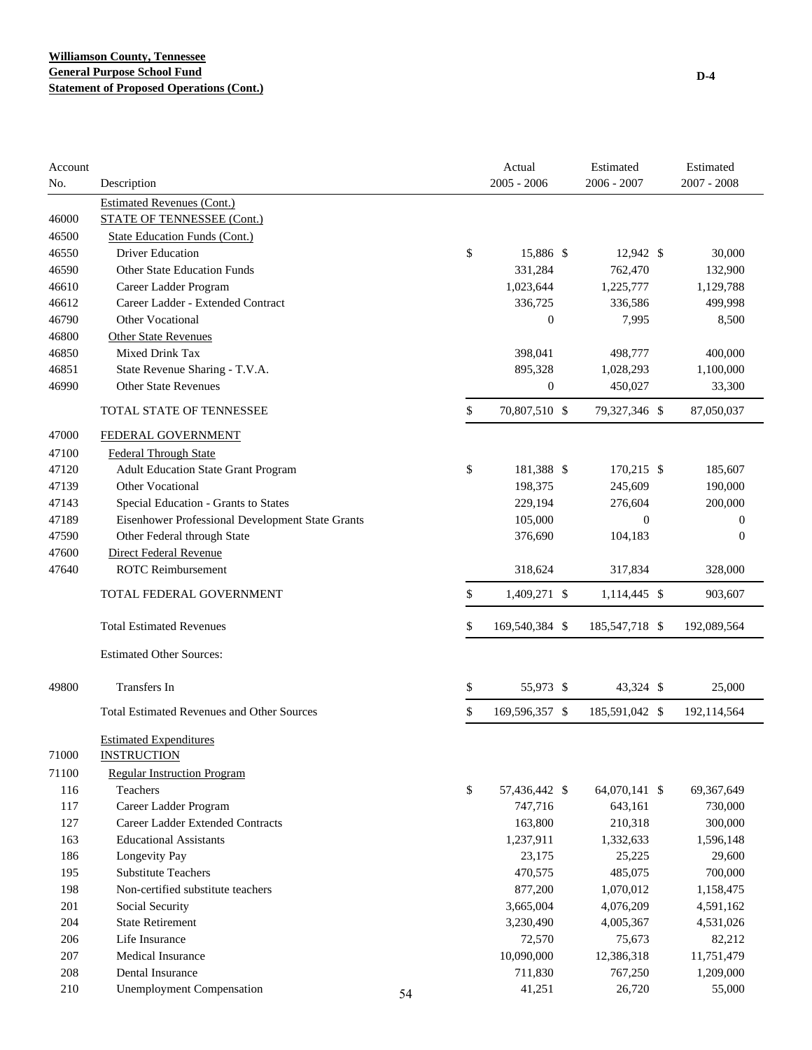**Williamson County, Tennessee**
**General Purpose School Fund**
**Statement of Proposed Operations (Cont.)**

D-4

| Account No. | Description | Actual 2005 - 2006 | Estimated 2006 - 2007 | Estimated 2007 - 2008 |
|---|---|---|---|---|
| | Estimated Revenues (Cont.) | | | |
| 46000 | STATE OF TENNESSEE (Cont.) | | | |
| 46500 | State Education Funds (Cont.) | | | |
| 46550 | Driver Education | $ 15,886 | $ 12,942 | $ 30,000 |
| 46590 | Other State Education Funds | 331,284 | 762,470 | 132,900 |
| 46610 | Career Ladder Program | 1,023,644 | 1,225,777 | 1,129,788 |
| 46612 | Career Ladder - Extended Contract | 336,725 | 336,586 | 499,998 |
| 46790 | Other Vocational | 0 | 7,995 | 8,500 |
| 46800 | Other State Revenues | | | |
| 46850 | Mixed Drink Tax | 398,041 | 498,777 | 400,000 |
| 46851 | State Revenue Sharing - T.V.A. | 895,328 | 1,028,293 | 1,100,000 |
| 46990 | Other State Revenues | 0 | 450,027 | 33,300 |
| | TOTAL STATE OF TENNESSEE | $ 70,807,510 | $ 79,327,346 | $ 87,050,037 |
| 47000 | FEDERAL GOVERNMENT | | | |
| 47100 | Federal Through State | | | |
| 47120 | Adult Education State Grant Program | $ 181,388 | $ 170,215 | $ 185,607 |
| 47139 | Other Vocational | 198,375 | 245,609 | 190,000 |
| 47143 | Special Education - Grants to States | 229,194 | 276,604 | 200,000 |
| 47189 | Eisenhower Professional Development State Grants | 105,000 | 0 | 0 |
| 47590 | Other Federal through State | 376,690 | 104,183 | 0 |
| 47600 | Direct Federal Revenue | | | |
| 47640 | ROTC Reimbursement | 318,624 | 317,834 | 328,000 |
| | TOTAL FEDERAL GOVERNMENT | $ 1,409,271 | $ 1,114,445 | $ 903,607 |
| | Total Estimated Revenues | $ 169,540,384 | $ 185,547,718 | $ 192,089,564 |
| | Estimated Other Sources: | | | |
| 49800 | Transfers In | $ 55,973 | $ 43,324 | $ 25,000 |
| | Total Estimated Revenues and Other Sources | $ 169,596,357 | $ 185,591,042 | $ 192,114,564 |
| | Estimated Expenditures | | | |
| 71000 | INSTRUCTION | | | |
| 71100 | Regular Instruction Program | | | |
| 116 | Teachers | $ 57,436,442 | $ 64,070,141 | $ 69,367,649 |
| 117 | Career Ladder Program | 747,716 | 643,161 | 730,000 |
| 127 | Career Ladder Extended Contracts | 163,800 | 210,318 | 300,000 |
| 163 | Educational Assistants | 1,237,911 | 1,332,633 | 1,596,148 |
| 186 | Longevity Pay | 23,175 | 25,225 | 29,600 |
| 195 | Substitute Teachers | 470,575 | 485,075 | 700,000 |
| 198 | Non-certified substitute teachers | 877,200 | 1,070,012 | 1,158,475 |
| 201 | Social Security | 3,665,004 | 4,076,209 | 4,591,162 |
| 204 | State Retirement | 3,230,490 | 4,005,367 | 4,531,026 |
| 206 | Life Insurance | 72,570 | 75,673 | 82,212 |
| 207 | Medical Insurance | 10,090,000 | 12,386,318 | 11,751,479 |
| 208 | Dental Insurance | 711,830 | 767,250 | 1,209,000 |
| 210 | Unemployment Compensation | 41,251 | 26,720 | 55,000 |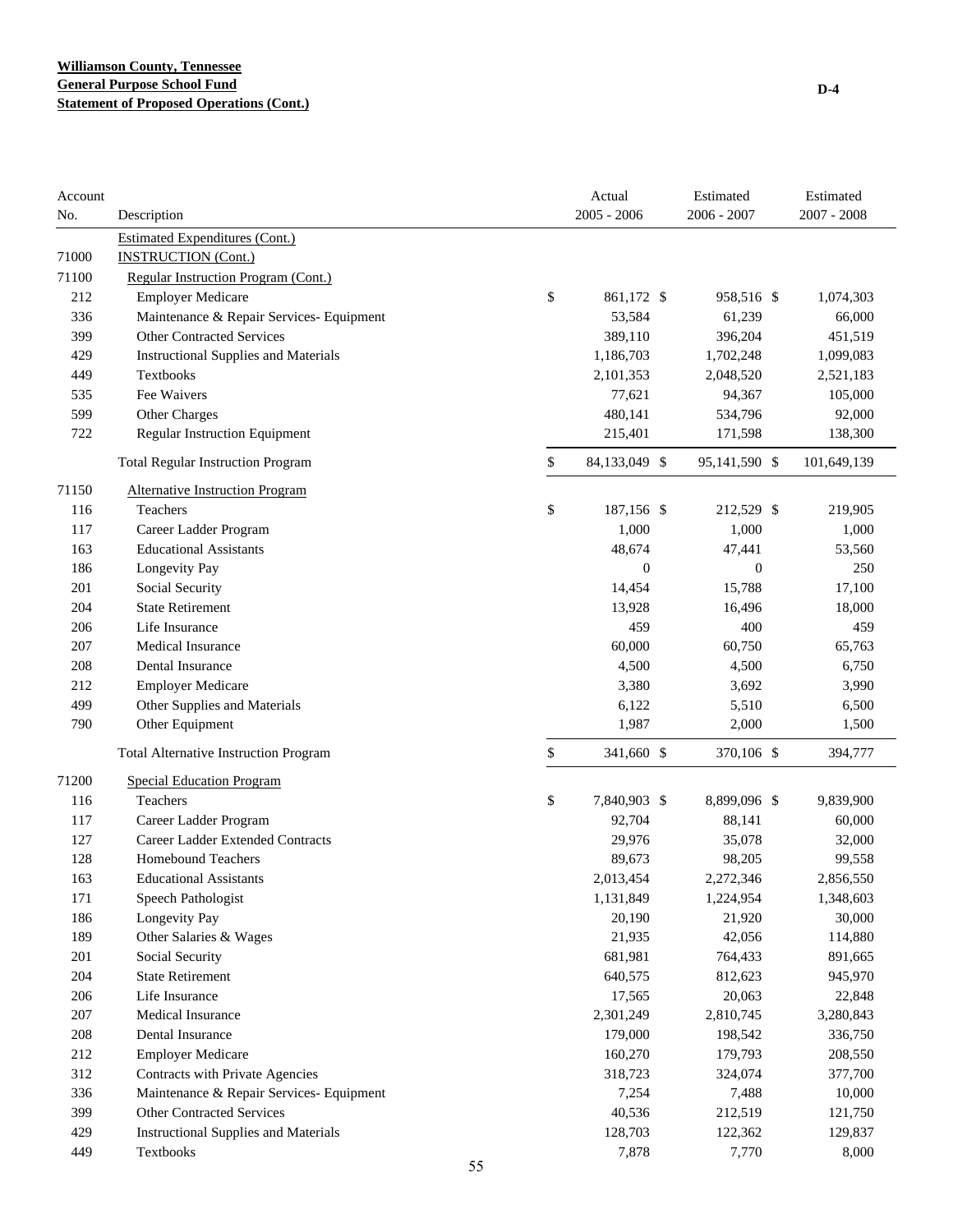**Williamson County, Tennessee**
**General Purpose School Fund**
**Statement of Proposed Operations (Cont.)**

D-4

| Account No. | Description | Actual 2005 - 2006 | Estimated 2006 - 2007 | Estimated 2007 - 2008 |
|---|---|---|---|---|
| | Estimated Expenditures (Cont.) | | | |
| 71000 | INSTRUCTION (Cont.) | | | |
| 71100 | Regular Instruction Program (Cont.) | | | |
| 212 | Employer Medicare | $ 861,172 | $ 958,516 | $ 1,074,303 |
| 336 | Maintenance & Repair Services- Equipment | 53,584 | 61,239 | 66,000 |
| 399 | Other Contracted Services | 389,110 | 396,204 | 451,519 |
| 429 | Instructional Supplies and Materials | 1,186,703 | 1,702,248 | 1,099,083 |
| 449 | Textbooks | 2,101,353 | 2,048,520 | 2,521,183 |
| 535 | Fee Waivers | 77,621 | 94,367 | 105,000 |
| 599 | Other Charges | 480,141 | 534,796 | 92,000 |
| 722 | Regular Instruction Equipment | 215,401 | 171,598 | 138,300 |
| | Total Regular Instruction Program | $ 84,133,049 | $ 95,141,590 | $ 101,649,139 |
| 71150 | Alternative Instruction Program | | | |
| 116 | Teachers | $ 187,156 | $ 212,529 | $ 219,905 |
| 117 | Career Ladder Program | 1,000 | 1,000 | 1,000 |
| 163 | Educational Assistants | 48,674 | 47,441 | 53,560 |
| 186 | Longevity Pay | 0 | 0 | 250 |
| 201 | Social Security | 14,454 | 15,788 | 17,100 |
| 204 | State Retirement | 13,928 | 16,496 | 18,000 |
| 206 | Life Insurance | 459 | 400 | 459 |
| 207 | Medical Insurance | 60,000 | 60,750 | 65,763 |
| 208 | Dental Insurance | 4,500 | 4,500 | 6,750 |
| 212 | Employer Medicare | 3,380 | 3,692 | 3,990 |
| 499 | Other Supplies and Materials | 6,122 | 5,510 | 6,500 |
| 790 | Other Equipment | 1,987 | 2,000 | 1,500 |
| | Total Alternative Instruction Program | $ 341,660 | $ 370,106 | $ 394,777 |
| 71200 | Special Education Program | | | |
| 116 | Teachers | $ 7,840,903 | $ 8,899,096 | $ 9,839,900 |
| 117 | Career Ladder Program | 92,704 | 88,141 | 60,000 |
| 127 | Career Ladder Extended Contracts | 29,976 | 35,078 | 32,000 |
| 128 | Homebound Teachers | 89,673 | 98,205 | 99,558 |
| 163 | Educational Assistants | 2,013,454 | 2,272,346 | 2,856,550 |
| 171 | Speech Pathologist | 1,131,849 | 1,224,954 | 1,348,603 |
| 186 | Longevity Pay | 20,190 | 21,920 | 30,000 |
| 189 | Other Salaries & Wages | 21,935 | 42,056 | 114,880 |
| 201 | Social Security | 681,981 | 764,433 | 891,665 |
| 204 | State Retirement | 640,575 | 812,623 | 945,970 |
| 206 | Life Insurance | 17,565 | 20,063 | 22,848 |
| 207 | Medical Insurance | 2,301,249 | 2,810,745 | 3,280,843 |
| 208 | Dental Insurance | 179,000 | 198,542 | 336,750 |
| 212 | Employer Medicare | 160,270 | 179,793 | 208,550 |
| 312 | Contracts with Private Agencies | 318,723 | 324,074 | 377,700 |
| 336 | Maintenance & Repair Services- Equipment | 7,254 | 7,488 | 10,000 |
| 399 | Other Contracted Services | 40,536 | 212,519 | 121,750 |
| 429 | Instructional Supplies and Materials | 128,703 | 122,362 | 129,837 |
| 449 | Textbooks | 7,878 | 7,770 | 8,000 |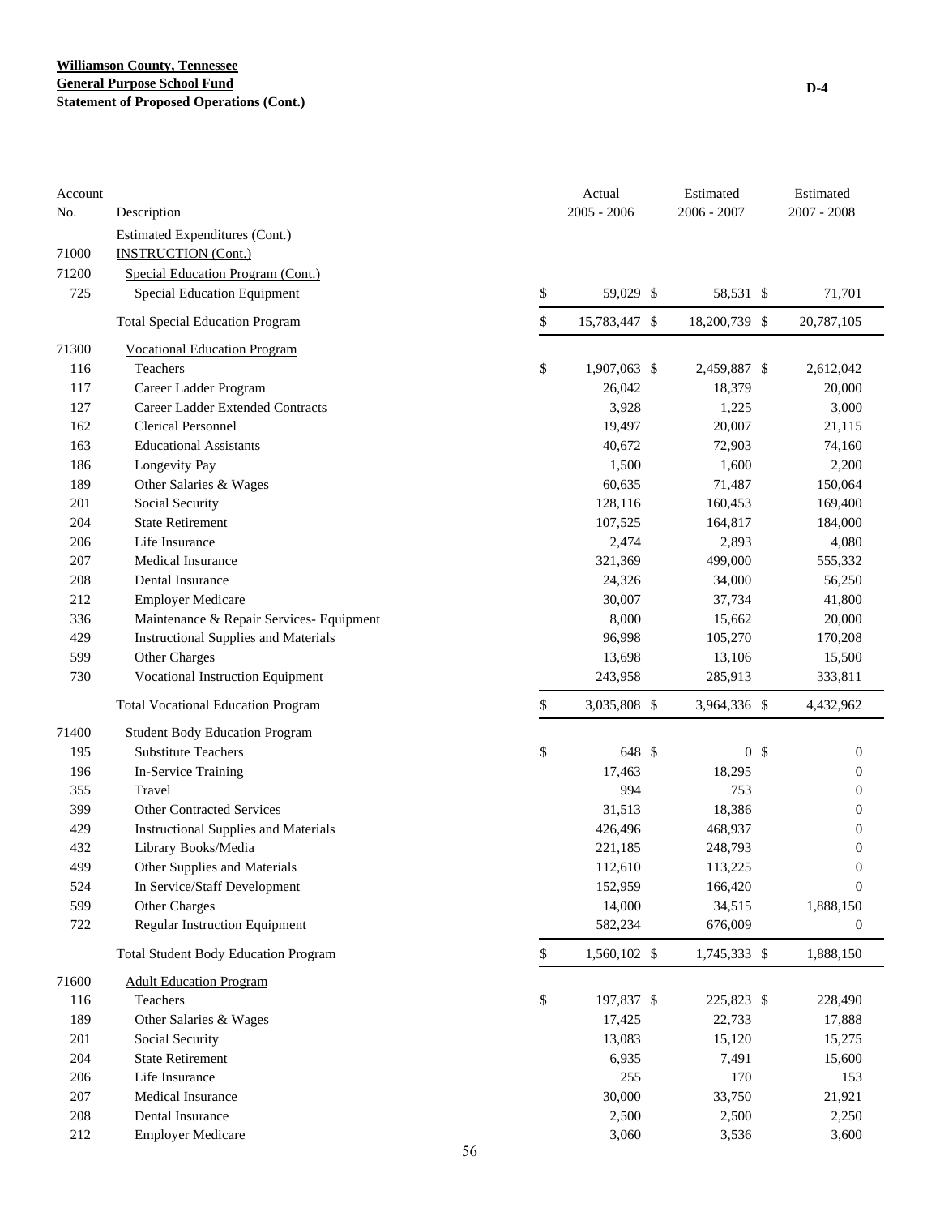**Williamson County, Tennessee**
**General Purpose School Fund**
**Statement of Proposed Operations (Cont.)**

D-4

| Account No. | Description | Actual 2005 - 2006 | Estimated 2006 - 2007 | Estimated 2007 - 2008 |
|---|---|---|---|---|
| | Estimated Expenditures (Cont.) | | | |
| 71000 | INSTRUCTION (Cont.) | | | |
| 71200 | Special Education Program (Cont.) | | | |
| 725 | Special Education Equipment | $ 59,029 | $ 58,531 | $ 71,701 |
| | Total Special Education Program | $ 15,783,447 | $ 18,200,739 | $ 20,787,105 |
| 71300 | Vocational Education Program | | | |
| 116 | Teachers | $ 1,907,063 | $ 2,459,887 | $ 2,612,042 |
| 117 | Career Ladder Program | 26,042 | 18,379 | 20,000 |
| 127 | Career Ladder Extended Contracts | 3,928 | 1,225 | 3,000 |
| 162 | Clerical Personnel | 19,497 | 20,007 | 21,115 |
| 163 | Educational Assistants | 40,672 | 72,903 | 74,160 |
| 186 | Longevity Pay | 1,500 | 1,600 | 2,200 |
| 189 | Other Salaries & Wages | 60,635 | 71,487 | 150,064 |
| 201 | Social Security | 128,116 | 160,453 | 169,400 |
| 204 | State Retirement | 107,525 | 164,817 | 184,000 |
| 206 | Life Insurance | 2,474 | 2,893 | 4,080 |
| 207 | Medical Insurance | 321,369 | 499,000 | 555,332 |
| 208 | Dental Insurance | 24,326 | 34,000 | 56,250 |
| 212 | Employer Medicare | 30,007 | 37,734 | 41,800 |
| 336 | Maintenance & Repair Services- Equipment | 8,000 | 15,662 | 20,000 |
| 429 | Instructional Supplies and Materials | 96,998 | 105,270 | 170,208 |
| 599 | Other Charges | 13,698 | 13,106 | 15,500 |
| 730 | Vocational Instruction Equipment | 243,958 | 285,913 | 333,811 |
| | Total Vocational Education Program | $ 3,035,808 | $ 3,964,336 | $ 4,432,962 |
| 71400 | Student Body Education Program | | | |
| 195 | Substitute Teachers | $ 648 | $ 0 | $ 0 |
| 196 | In-Service Training | 17,463 | 18,295 | 0 |
| 355 | Travel | 994 | 753 | 0 |
| 399 | Other Contracted Services | 31,513 | 18,386 | 0 |
| 429 | Instructional Supplies and Materials | 426,496 | 468,937 | 0 |
| 432 | Library Books/Media | 221,185 | 248,793 | 0 |
| 499 | Other Supplies and Materials | 112,610 | 113,225 | 0 |
| 524 | In Service/Staff Development | 152,959 | 166,420 | 0 |
| 599 | Other Charges | 14,000 | 34,515 | 1,888,150 |
| 722 | Regular Instruction Equipment | 582,234 | 676,009 | 0 |
| | Total Student Body Education Program | $ 1,560,102 | $ 1,745,333 | $ 1,888,150 |
| 71600 | Adult Education Program | | | |
| 116 | Teachers | $ 197,837 | $ 225,823 | $ 228,490 |
| 189 | Other Salaries & Wages | 17,425 | 22,733 | 17,888 |
| 201 | Social Security | 13,083 | 15,120 | 15,275 |
| 204 | State Retirement | 6,935 | 7,491 | 15,600 |
| 206 | Life Insurance | 255 | 170 | 153 |
| 207 | Medical Insurance | 30,000 | 33,750 | 21,921 |
| 208 | Dental Insurance | 2,500 | 2,500 | 2,250 |
| 212 | Employer Medicare | 3,060 | 3,536 | 3,600 |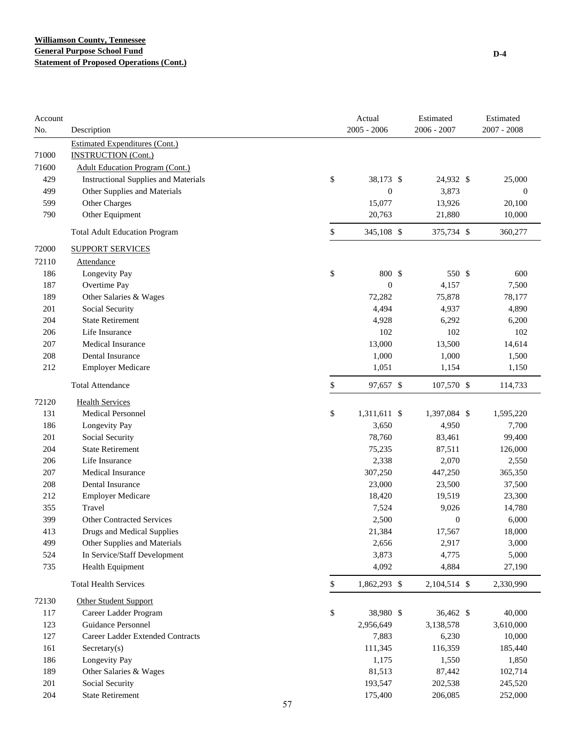**Williamson County, Tennessee**
**General Purpose School Fund**
**Statement of Proposed Operations (Cont.)**

D-4

| Account No. | Description | Actual 2005 - 2006 | Estimated 2006 - 2007 | Estimated 2007 - 2008 |
|---|---|---|---|---|
| | Estimated Expenditures (Cont.) | | | |
| 71000 | INSTRUCTION (Cont.) | | | |
| 71600 | Adult Education Program (Cont.) | | | |
| 429 | Instructional Supplies and Materials | $ 38,173 | $ 24,932 | $ 25,000 |
| 499 | Other Supplies and Materials | 0 | 3,873 | 0 |
| 599 | Other Charges | 15,077 | 13,926 | 20,100 |
| 790 | Other Equipment | 20,763 | 21,880 | 10,000 |
| | Total Adult Education Program | $ 345,108 | $ 375,734 | $ 360,277 |
| 72000 | SUPPORT SERVICES | | | |
| 72110 | Attendance | | | |
| 186 | Longevity Pay | $ 800 | $ 550 | $ 600 |
| 187 | Overtime Pay | 0 | 4,157 | 7,500 |
| 189 | Other Salaries & Wages | 72,282 | 75,878 | 78,177 |
| 201 | Social Security | 4,494 | 4,937 | 4,890 |
| 204 | State Retirement | 4,928 | 6,292 | 6,200 |
| 206 | Life Insurance | 102 | 102 | 102 |
| 207 | Medical Insurance | 13,000 | 13,500 | 14,614 |
| 208 | Dental Insurance | 1,000 | 1,000 | 1,500 |
| 212 | Employer Medicare | 1,051 | 1,154 | 1,150 |
| | Total Attendance | $ 97,657 | $ 107,570 | $ 114,733 |
| 72120 | Health Services | | | |
| 131 | Medical Personnel | $ 1,311,611 | $ 1,397,084 | $ 1,595,220 |
| 186 | Longevity Pay | 3,650 | 4,950 | 7,700 |
| 201 | Social Security | 78,760 | 83,461 | 99,400 |
| 204 | State Retirement | 75,235 | 87,511 | 126,000 |
| 206 | Life Insurance | 2,338 | 2,070 | 2,550 |
| 207 | Medical Insurance | 307,250 | 447,250 | 365,350 |
| 208 | Dental Insurance | 23,000 | 23,500 | 37,500 |
| 212 | Employer Medicare | 18,420 | 19,519 | 23,300 |
| 355 | Travel | 7,524 | 9,026 | 14,780 |
| 399 | Other Contracted Services | 2,500 | 0 | 6,000 |
| 413 | Drugs and Medical Supplies | 21,384 | 17,567 | 18,000 |
| 499 | Other Supplies and Materials | 2,656 | 2,917 | 3,000 |
| 524 | In Service/Staff Development | 3,873 | 4,775 | 5,000 |
| 735 | Health Equipment | 4,092 | 4,884 | 27,190 |
| | Total Health Services | $ 1,862,293 | $ 2,104,514 | $ 2,330,990 |
| 72130 | Other Student Support | | | |
| 117 | Career Ladder Program | $ 38,980 | $ 36,462 | $ 40,000 |
| 123 | Guidance Personnel | 2,956,649 | 3,138,578 | 3,610,000 |
| 127 | Career Ladder Extended Contracts | 7,883 | 6,230 | 10,000 |
| 161 | Secretary(s) | 111,345 | 116,359 | 185,440 |
| 186 | Longevity Pay | 1,175 | 1,550 | 1,850 |
| 189 | Other Salaries & Wages | 81,513 | 87,442 | 102,714 |
| 201 | Social Security | 193,547 | 202,538 | 245,520 |
| 204 | State Retirement | 175,400 | 206,085 | 252,000 |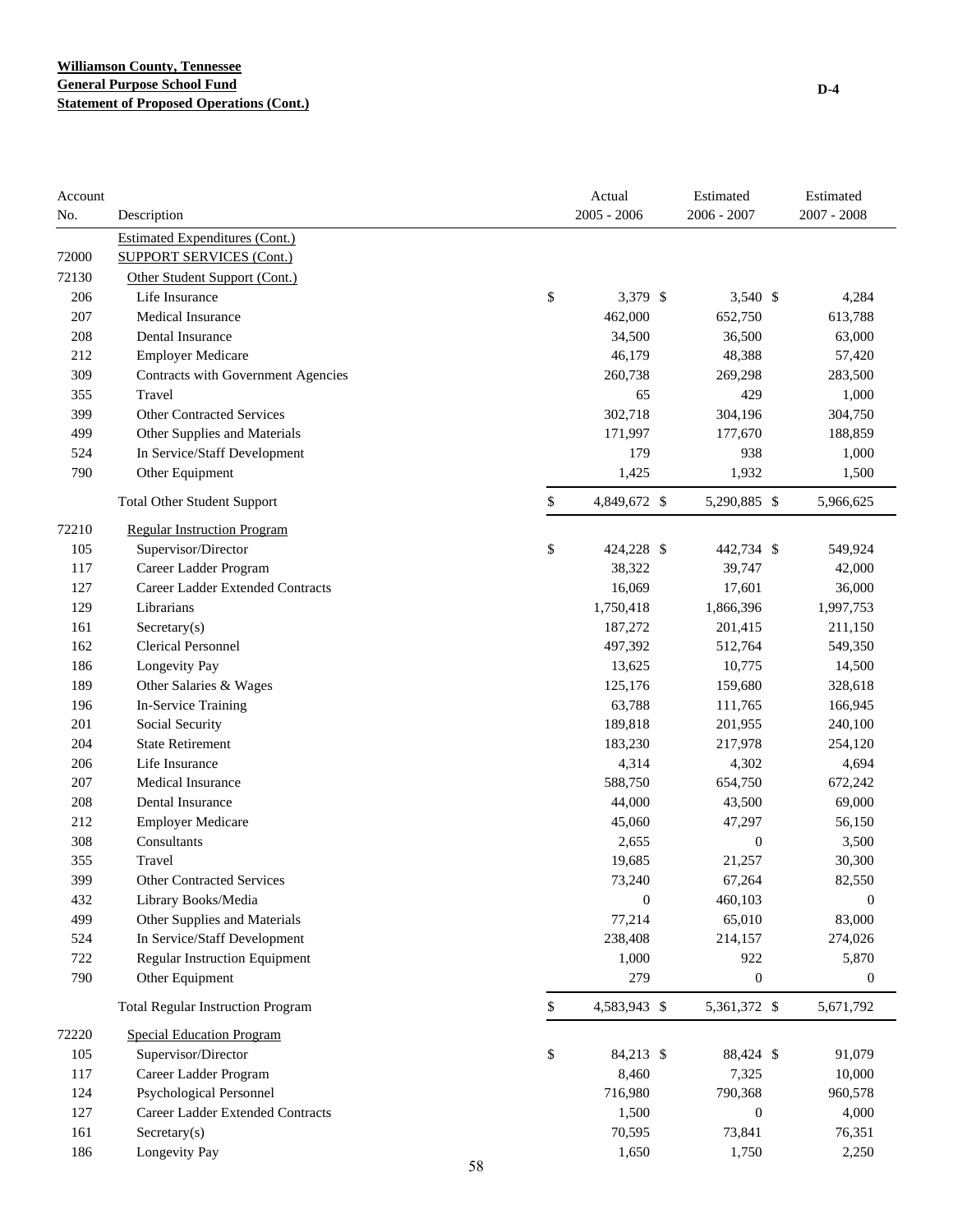**Williamson County, Tennessee**
**General Purpose School Fund**
**Statement of Proposed Operations (Cont.)**

D-4

| Account No. | Description | Actual 2005 - 2006 | Estimated 2006 - 2007 | Estimated 2007 - 2008 |
|---|---|---|---|---|
| | Estimated Expenditures (Cont.) | | | |
| 72000 | SUPPORT SERVICES (Cont.) | | | |
| 72130 | Other Student Support (Cont.) | | | |
| 206 | Life Insurance | $ 3,379 | $ 3,540 | $ 4,284 |
| 207 | Medical Insurance | 462,000 | 652,750 | 613,788 |
| 208 | Dental Insurance | 34,500 | 36,500 | 63,000 |
| 212 | Employer Medicare | 46,179 | 48,388 | 57,420 |
| 309 | Contracts with Government Agencies | 260,738 | 269,298 | 283,500 |
| 355 | Travel | 65 | 429 | 1,000 |
| 399 | Other Contracted Services | 302,718 | 304,196 | 304,750 |
| 499 | Other Supplies and Materials | 171,997 | 177,670 | 188,859 |
| 524 | In Service/Staff Development | 179 | 938 | 1,000 |
| 790 | Other Equipment | 1,425 | 1,932 | 1,500 |
| | Total Other Student Support | $ 4,849,672 | $ 5,290,885 | $ 5,966,625 |
| 72210 | Regular Instruction Program | | | |
| 105 | Supervisor/Director | $ 424,228 | $ 442,734 | $ 549,924 |
| 117 | Career Ladder Program | 38,322 | 39,747 | 42,000 |
| 127 | Career Ladder Extended Contracts | 16,069 | 17,601 | 36,000 |
| 129 | Librarians | 1,750,418 | 1,866,396 | 1,997,753 |
| 161 | Secretary(s) | 187,272 | 201,415 | 211,150 |
| 162 | Clerical Personnel | 497,392 | 512,764 | 549,350 |
| 186 | Longevity Pay | 13,625 | 10,775 | 14,500 |
| 189 | Other Salaries & Wages | 125,176 | 159,680 | 328,618 |
| 196 | In-Service Training | 63,788 | 111,765 | 166,945 |
| 201 | Social Security | 189,818 | 201,955 | 240,100 |
| 204 | State Retirement | 183,230 | 217,978 | 254,120 |
| 206 | Life Insurance | 4,314 | 4,302 | 4,694 |
| 207 | Medical Insurance | 588,750 | 654,750 | 672,242 |
| 208 | Dental Insurance | 44,000 | 43,500 | 69,000 |
| 212 | Employer Medicare | 45,060 | 47,297 | 56,150 |
| 308 | Consultants | 2,655 | 0 | 3,500 |
| 355 | Travel | 19,685 | 21,257 | 30,300 |
| 399 | Other Contracted Services | 73,240 | 67,264 | 82,550 |
| 432 | Library Books/Media | 0 | 460,103 | 0 |
| 499 | Other Supplies and Materials | 77,214 | 65,010 | 83,000 |
| 524 | In Service/Staff Development | 238,408 | 214,157 | 274,026 |
| 722 | Regular Instruction Equipment | 1,000 | 922 | 5,870 |
| 790 | Other Equipment | 279 | 0 | 0 |
| | Total Regular Instruction Program | $ 4,583,943 | $ 5,361,372 | $ 5,671,792 |
| 72220 | Special Education Program | | | |
| 105 | Supervisor/Director | $ 84,213 | $ 88,424 | $ 91,079 |
| 117 | Career Ladder Program | 8,460 | 7,325 | 10,000 |
| 124 | Psychological Personnel | 716,980 | 790,368 | 960,578 |
| 127 | Career Ladder Extended Contracts | 1,500 | 0 | 4,000 |
| 161 | Secretary(s) | 70,595 | 73,841 | 76,351 |
| 186 | Longevity Pay | 1,650 | 1,750 | 2,250 |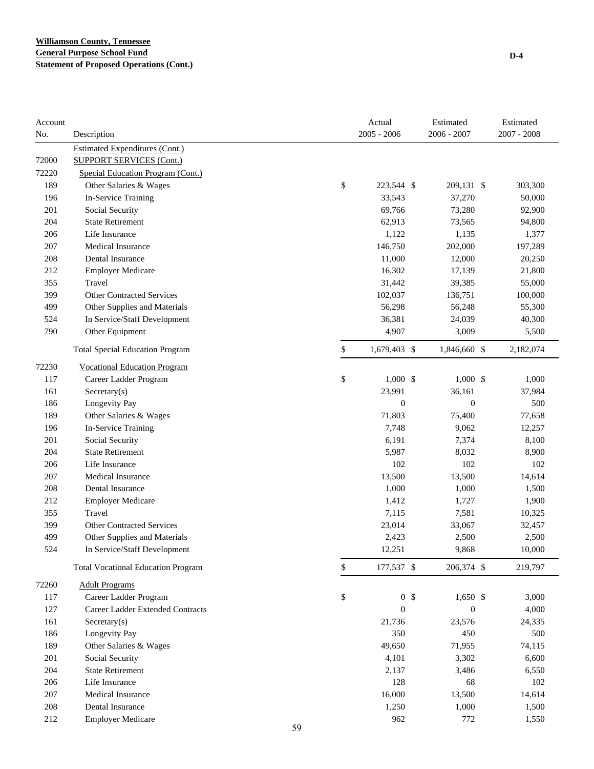**Williamson County, Tennessee**
**General Purpose School Fund**
**Statement of Proposed Operations (Cont.)**

D-4

| Account No. | Description | Actual 2005 - 2006 | Estimated 2006 - 2007 | Estimated 2007 - 2008 |
|---|---|---|---|---|
| | Estimated Expenditures (Cont.) | | | |
| 72000 | SUPPORT SERVICES (Cont.) | | | |
| 72220 | Special Education Program (Cont.) | | | |
| 189 | Other Salaries & Wages | $ 223,544 | $ 209,131 | $ 303,300 |
| 196 | In-Service Training | 33,543 | 37,270 | 50,000 |
| 201 | Social Security | 69,766 | 73,280 | 92,900 |
| 204 | State Retirement | 62,913 | 73,565 | 94,800 |
| 206 | Life Insurance | 1,122 | 1,135 | 1,377 |
| 207 | Medical Insurance | 146,750 | 202,000 | 197,289 |
| 208 | Dental Insurance | 11,000 | 12,000 | 20,250 |
| 212 | Employer Medicare | 16,302 | 17,139 | 21,800 |
| 355 | Travel | 31,442 | 39,385 | 55,000 |
| 399 | Other Contracted Services | 102,037 | 136,751 | 100,000 |
| 499 | Other Supplies and Materials | 56,298 | 56,248 | 55,300 |
| 524 | In Service/Staff Development | 36,381 | 24,039 | 40,300 |
| 790 | Other Equipment | 4,907 | 3,009 | 5,500 |
| | Total Special Education Program | $ 1,679,403 | $ 1,846,660 | $ 2,182,074 |
| 72230 | Vocational Education Program | | | |
| 117 | Career Ladder Program | $ 1,000 | $ 1,000 | $ 1,000 |
| 161 | Secretary(s) | 23,991 | 36,161 | 37,984 |
| 186 | Longevity Pay | 0 | 0 | 500 |
| 189 | Other Salaries & Wages | 71,803 | 75,400 | 77,658 |
| 196 | In-Service Training | 7,748 | 9,062 | 12,257 |
| 201 | Social Security | 6,191 | 7,374 | 8,100 |
| 204 | State Retirement | 5,987 | 8,032 | 8,900 |
| 206 | Life Insurance | 102 | 102 | 102 |
| 207 | Medical Insurance | 13,500 | 13,500 | 14,614 |
| 208 | Dental Insurance | 1,000 | 1,000 | 1,500 |
| 212 | Employer Medicare | 1,412 | 1,727 | 1,900 |
| 355 | Travel | 7,115 | 7,581 | 10,325 |
| 399 | Other Contracted Services | 23,014 | 33,067 | 32,457 |
| 499 | Other Supplies and Materials | 2,423 | 2,500 | 2,500 |
| 524 | In Service/Staff Development | 12,251 | 9,868 | 10,000 |
| | Total Vocational Education Program | $ 177,537 | $ 206,374 | $ 219,797 |
| 72260 | Adult Programs | | | |
| 117 | Career Ladder Program | $ 0 | $ 1,650 | $ 3,000 |
| 127 | Career Ladder Extended Contracts | 0 | 0 | 4,000 |
| 161 | Secretary(s) | 21,736 | 23,576 | 24,335 |
| 186 | Longevity Pay | 350 | 450 | 500 |
| 189 | Other Salaries & Wages | 49,650 | 71,955 | 74,115 |
| 201 | Social Security | 4,101 | 3,302 | 6,600 |
| 204 | State Retirement | 2,137 | 3,486 | 6,550 |
| 206 | Life Insurance | 128 | 68 | 102 |
| 207 | Medical Insurance | 16,000 | 13,500 | 14,614 |
| 208 | Dental Insurance | 1,250 | 1,000 | 1,500 |
| 212 | Employer Medicare | 962 | 772 | 1,550 |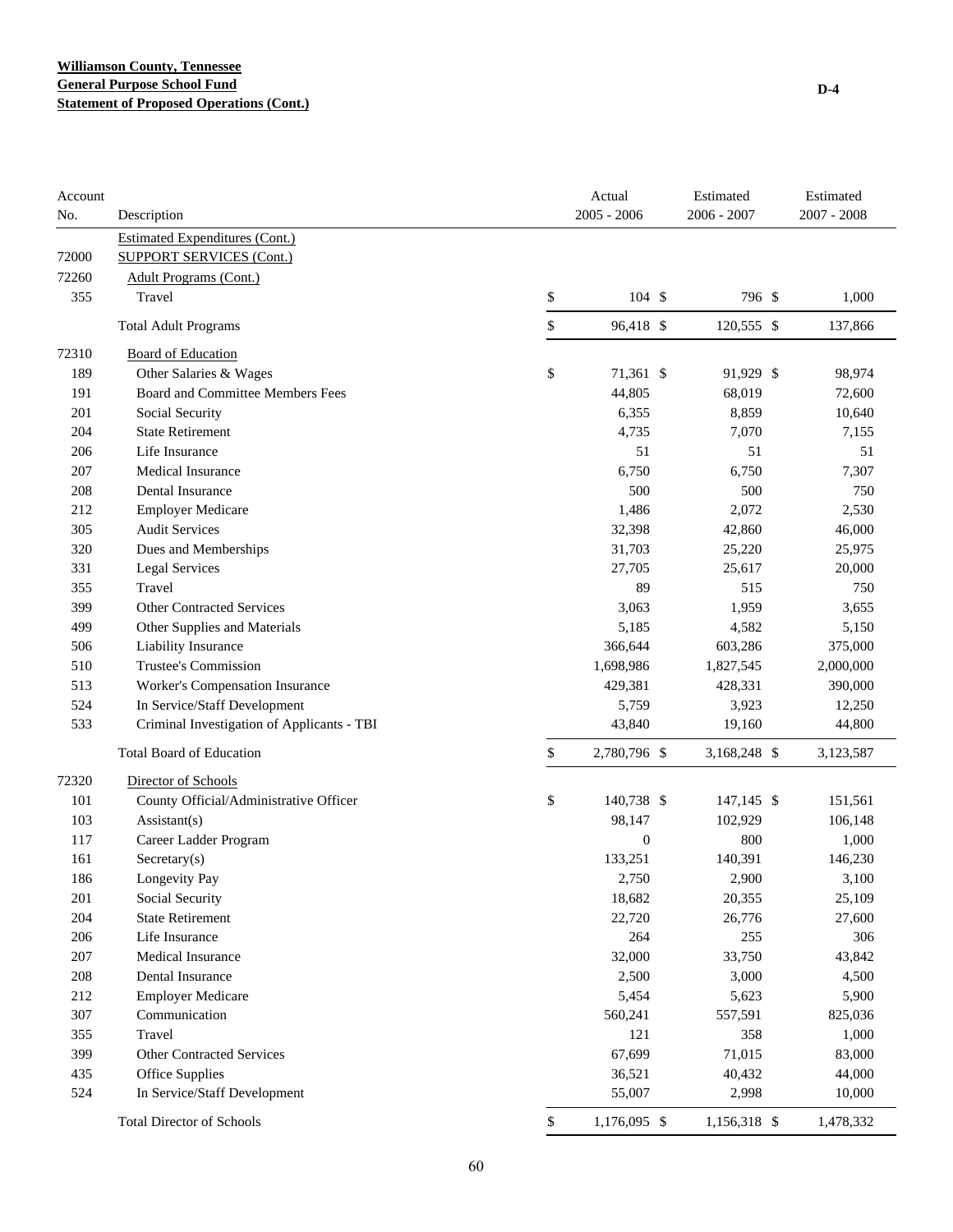**Williamson County, Tennessee**
**General Purpose School Fund**
**Statement of Proposed Operations (Cont.)**

D-4

| Account No. | Description | Actual 2005 - 2006 | Estimated 2006 - 2007 | Estimated 2007 - 2008 |
|---|---|---|---|---|
| | Estimated Expenditures (Cont.) | | | |
| 72000 | SUPPORT SERVICES (Cont.) | | | |
| 72260 | Adult Programs (Cont.) | | | |
| 355 | Travel | $ 104 | $ 796 | $ 1,000 |
| | Total Adult Programs | $ 96,418 | $ 120,555 | $ 137,866 |
| 72310 | Board of Education | | | |
| 189 | Other Salaries & Wages | $ 71,361 | $ 91,929 | $ 98,974 |
| 191 | Board and Committee Members Fees | 44,805 | 68,019 | 72,600 |
| 201 | Social Security | 6,355 | 8,859 | 10,640 |
| 204 | State Retirement | 4,735 | 7,070 | 7,155 |
| 206 | Life Insurance | 51 | 51 | 51 |
| 207 | Medical Insurance | 6,750 | 6,750 | 7,307 |
| 208 | Dental Insurance | 500 | 500 | 750 |
| 212 | Employer Medicare | 1,486 | 2,072 | 2,530 |
| 305 | Audit Services | 32,398 | 42,860 | 46,000 |
| 320 | Dues and Memberships | 31,703 | 25,220 | 25,975 |
| 331 | Legal Services | 27,705 | 25,617 | 20,000 |
| 355 | Travel | 89 | 515 | 750 |
| 399 | Other Contracted Services | 3,063 | 1,959 | 3,655 |
| 499 | Other Supplies and Materials | 5,185 | 4,582 | 5,150 |
| 506 | Liability Insurance | 366,644 | 603,286 | 375,000 |
| 510 | Trustee's Commission | 1,698,986 | 1,827,545 | 2,000,000 |
| 513 | Worker's Compensation Insurance | 429,381 | 428,331 | 390,000 |
| 524 | In Service/Staff Development | 5,759 | 3,923 | 12,250 |
| 533 | Criminal Investigation of Applicants - TBI | 43,840 | 19,160 | 44,800 |
| | Total Board of Education | $ 2,780,796 | $ 3,168,248 | $ 3,123,587 |
| 72320 | Director of Schools | | | |
| 101 | County Official/Administrative Officer | $ 140,738 | $ 147,145 | $ 151,561 |
| 103 | Assistant(s) | 98,147 | 102,929 | 106,148 |
| 117 | Career Ladder Program | 0 | 800 | 1,000 |
| 161 | Secretary(s) | 133,251 | 140,391 | 146,230 |
| 186 | Longevity Pay | 2,750 | 2,900 | 3,100 |
| 201 | Social Security | 18,682 | 20,355 | 25,109 |
| 204 | State Retirement | 22,720 | 26,776 | 27,600 |
| 206 | Life Insurance | 264 | 255 | 306 |
| 207 | Medical Insurance | 32,000 | 33,750 | 43,842 |
| 208 | Dental Insurance | 2,500 | 3,000 | 4,500 |
| 212 | Employer Medicare | 5,454 | 5,623 | 5,900 |
| 307 | Communication | 560,241 | 557,591 | 825,036 |
| 355 | Travel | 121 | 358 | 1,000 |
| 399 | Other Contracted Services | 67,699 | 71,015 | 83,000 |
| 435 | Office Supplies | 36,521 | 40,432 | 44,000 |
| 524 | In Service/Staff Development | 55,007 | 2,998 | 10,000 |
| | Total Director of Schools | $ 1,176,095 | $ 1,156,318 | $ 1,478,332 |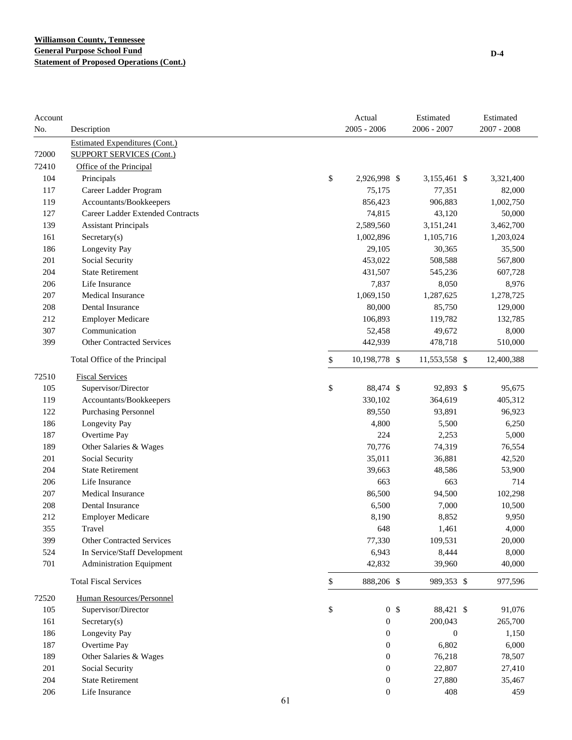**Williamson County, Tennessee**
**General Purpose School Fund**
**Statement of Proposed Operations (Cont.)**

D-4

| Account No. | Description | Actual 2005 - 2006 | Estimated 2006 - 2007 | Estimated 2007 - 2008 |
|---|---|---|---|---|
| | Estimated Expenditures (Cont.) | | | |
| 72000 | SUPPORT SERVICES (Cont.) | | | |
| 72410 | Office of the Principal | | | |
| 104 | Principals | $ 2,926,998 | $ 3,155,461 | $ 3,321,400 |
| 117 | Career Ladder Program | 75,175 | 77,351 | 82,000 |
| 119 | Accountants/Bookkeepers | 856,423 | 906,883 | 1,002,750 |
| 127 | Career Ladder Extended Contracts | 74,815 | 43,120 | 50,000 |
| 139 | Assistant Principals | 2,589,560 | 3,151,241 | 3,462,700 |
| 161 | Secretary(s) | 1,002,896 | 1,105,716 | 1,203,024 |
| 186 | Longevity Pay | 29,105 | 30,365 | 35,500 |
| 201 | Social Security | 453,022 | 508,588 | 567,800 |
| 204 | State Retirement | 431,507 | 545,236 | 607,728 |
| 206 | Life Insurance | 7,837 | 8,050 | 8,976 |
| 207 | Medical Insurance | 1,069,150 | 1,287,625 | 1,278,725 |
| 208 | Dental Insurance | 80,000 | 85,750 | 129,000 |
| 212 | Employer Medicare | 106,893 | 119,782 | 132,785 |
| 307 | Communication | 52,458 | 49,672 | 8,000 |
| 399 | Other Contracted Services | 442,939 | 478,718 | 510,000 |
| | Total Office of the Principal | $ 10,198,778 | $ 11,553,558 | $ 12,400,388 |
| 72510 | Fiscal Services | | | |
| 105 | Supervisor/Director | $ 88,474 | $ 92,893 | $ 95,675 |
| 119 | Accountants/Bookkeepers | 330,102 | 364,619 | 405,312 |
| 122 | Purchasing Personnel | 89,550 | 93,891 | 96,923 |
| 186 | Longevity Pay | 4,800 | 5,500 | 6,250 |
| 187 | Overtime Pay | 224 | 2,253 | 5,000 |
| 189 | Other Salaries & Wages | 70,776 | 74,319 | 76,554 |
| 201 | Social Security | 35,011 | 36,881 | 42,520 |
| 204 | State Retirement | 39,663 | 48,586 | 53,900 |
| 206 | Life Insurance | 663 | 663 | 714 |
| 207 | Medical Insurance | 86,500 | 94,500 | 102,298 |
| 208 | Dental Insurance | 6,500 | 7,000 | 10,500 |
| 212 | Employer Medicare | 8,190 | 8,852 | 9,950 |
| 355 | Travel | 648 | 1,461 | 4,000 |
| 399 | Other Contracted Services | 77,330 | 109,531 | 20,000 |
| 524 | In Service/Staff Development | 6,943 | 8,444 | 8,000 |
| 701 | Administration Equipment | 42,832 | 39,960 | 40,000 |
| | Total Fiscal Services | $ 888,206 | $ 989,353 | $ 977,596 |
| 72520 | Human Resources/Personnel | | | |
| 105 | Supervisor/Director | $ 0 | $ 88,421 | $ 91,076 |
| 161 | Secretary(s) | 0 | 200,043 | 265,700 |
| 186 | Longevity Pay | 0 | 0 | 1,150 |
| 187 | Overtime Pay | 0 | 6,802 | 6,000 |
| 189 | Other Salaries & Wages | 0 | 76,218 | 78,507 |
| 201 | Social Security | 0 | 22,807 | 27,410 |
| 204 | State Retirement | 0 | 27,880 | 35,467 |
| 206 | Life Insurance | 0 | 408 | 459 |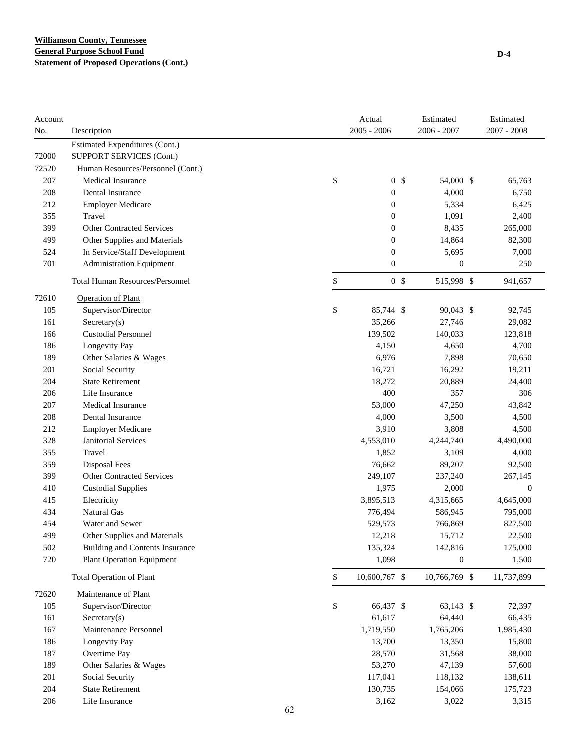**Williamson County, Tennessee**
**General Purpose School Fund**
**Statement of Proposed Operations (Cont.)**

D-4

| Account No. | Description | Actual 2005 - 2006 | Estimated 2006 - 2007 | Estimated 2007 - 2008 |
|---|---|---|---|---|
| | Estimated Expenditures (Cont.) | | | |
| 72000 | SUPPORT SERVICES (Cont.) | | | |
| 72520 | Human Resources/Personnel (Cont.) | | | |
| 207 | Medical Insurance | $ 0 | $ 54,000 | $ 65,763 |
| 208 | Dental Insurance | 0 | 4,000 | 6,750 |
| 212 | Employer Medicare | 0 | 5,334 | 6,425 |
| 355 | Travel | 0 | 1,091 | 2,400 |
| 399 | Other Contracted Services | 0 | 8,435 | 265,000 |
| 499 | Other Supplies and Materials | 0 | 14,864 | 82,300 |
| 524 | In Service/Staff Development | 0 | 5,695 | 7,000 |
| 701 | Administration Equipment | 0 | 0 | 250 |
| | Total Human Resources/Personnel | $ 0 | $ 515,998 | $ 941,657 |
| 72610 | Operation of Plant | | | |
| 105 | Supervisor/Director | $ 85,744 | $ 90,043 | $ 92,745 |
| 161 | Secretary(s) | 35,266 | 27,746 | 29,082 |
| 166 | Custodial Personnel | 139,502 | 140,033 | 123,818 |
| 186 | Longevity Pay | 4,150 | 4,650 | 4,700 |
| 189 | Other Salaries & Wages | 6,976 | 7,898 | 70,650 |
| 201 | Social Security | 16,721 | 16,292 | 19,211 |
| 204 | State Retirement | 18,272 | 20,889 | 24,400 |
| 206 | Life Insurance | 400 | 357 | 306 |
| 207 | Medical Insurance | 53,000 | 47,250 | 43,842 |
| 208 | Dental Insurance | 4,000 | 3,500 | 4,500 |
| 212 | Employer Medicare | 3,910 | 3,808 | 4,500 |
| 328 | Janitorial Services | 4,553,010 | 4,244,740 | 4,490,000 |
| 355 | Travel | 1,852 | 3,109 | 4,000 |
| 359 | Disposal Fees | 76,662 | 89,207 | 92,500 |
| 399 | Other Contracted Services | 249,107 | 237,240 | 267,145 |
| 410 | Custodial Supplies | 1,975 | 2,000 | 0 |
| 415 | Electricity | 3,895,513 | 4,315,665 | 4,645,000 |
| 434 | Natural Gas | 776,494 | 586,945 | 795,000 |
| 454 | Water and Sewer | 529,573 | 766,869 | 827,500 |
| 499 | Other Supplies and Materials | 12,218 | 15,712 | 22,500 |
| 502 | Building and Contents Insurance | 135,324 | 142,816 | 175,000 |
| 720 | Plant Operation Equipment | 1,098 | 0 | 1,500 |
| | Total Operation of Plant | $ 10,600,767 | $ 10,766,769 | $ 11,737,899 |
| 72620 | Maintenance of Plant | | | |
| 105 | Supervisor/Director | $ 66,437 | $ 63,143 | $ 72,397 |
| 161 | Secretary(s) | 61,617 | 64,440 | 66,435 |
| 167 | Maintenance Personnel | 1,719,550 | 1,765,206 | 1,985,430 |
| 186 | Longevity Pay | 13,700 | 13,350 | 15,800 |
| 187 | Overtime Pay | 28,570 | 31,568 | 38,000 |
| 189 | Other Salaries & Wages | 53,270 | 47,139 | 57,600 |
| 201 | Social Security | 117,041 | 118,132 | 138,611 |
| 204 | State Retirement | 130,735 | 154,066 | 175,723 |
| 206 | Life Insurance | 3,162 | 3,022 | 3,315 |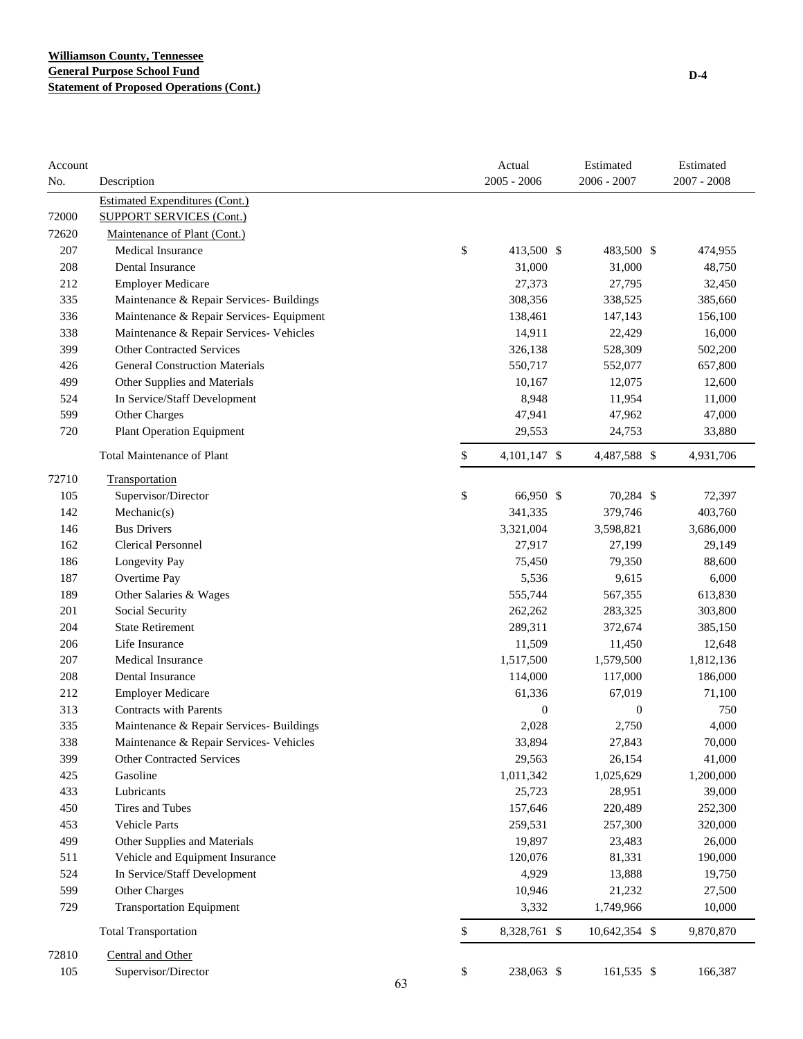**Williamson County, Tennessee**
**General Purpose School Fund**
**Statement of Proposed Operations (Cont.)**

D-4

| Account No. | Description | Actual 2005 - 2006 | Estimated 2006 - 2007 | Estimated 2007 - 2008 |
|---|---|---|---|---|
| | Estimated Expenditures (Cont.) | | | |
| 72000 | SUPPORT SERVICES (Cont.) | | | |
| 72620 | Maintenance of Plant (Cont.) | | | |
| 207 | Medical Insurance | $ 413,500 | $ 483,500 | $ 474,955 |
| 208 | Dental Insurance | 31,000 | 31,000 | 48,750 |
| 212 | Employer Medicare | 27,373 | 27,795 | 32,450 |
| 335 | Maintenance & Repair Services- Buildings | 308,356 | 338,525 | 385,660 |
| 336 | Maintenance & Repair Services- Equipment | 138,461 | 147,143 | 156,100 |
| 338 | Maintenance & Repair Services- Vehicles | 14,911 | 22,429 | 16,000 |
| 399 | Other Contracted Services | 326,138 | 528,309 | 502,200 |
| 426 | General Construction Materials | 550,717 | 552,077 | 657,800 |
| 499 | Other Supplies and Materials | 10,167 | 12,075 | 12,600 |
| 524 | In Service/Staff Development | 8,948 | 11,954 | 11,000 |
| 599 | Other Charges | 47,941 | 47,962 | 47,000 |
| 720 | Plant Operation Equipment | 29,553 | 24,753 | 33,880 |
| | Total Maintenance of Plant | $ 4,101,147 | $ 4,487,588 | $ 4,931,706 |
| 72710 | Transportation | | | |
| 105 | Supervisor/Director | $ 66,950 | $ 70,284 | $ 72,397 |
| 142 | Mechanic(s) | 341,335 | 379,746 | 403,760 |
| 146 | Bus Drivers | 3,321,004 | 3,598,821 | 3,686,000 |
| 162 | Clerical Personnel | 27,917 | 27,199 | 29,149 |
| 186 | Longevity Pay | 75,450 | 79,350 | 88,600 |
| 187 | Overtime Pay | 5,536 | 9,615 | 6,000 |
| 189 | Other Salaries & Wages | 555,744 | 567,355 | 613,830 |
| 201 | Social Security | 262,262 | 283,325 | 303,800 |
| 204 | State Retirement | 289,311 | 372,674 | 385,150 |
| 206 | Life Insurance | 11,509 | 11,450 | 12,648 |
| 207 | Medical Insurance | 1,517,500 | 1,579,500 | 1,812,136 |
| 208 | Dental Insurance | 114,000 | 117,000 | 186,000 |
| 212 | Employer Medicare | 61,336 | 67,019 | 71,100 |
| 313 | Contracts with Parents | 0 | 0 | 750 |
| 335 | Maintenance & Repair Services- Buildings | 2,028 | 2,750 | 4,000 |
| 338 | Maintenance & Repair Services- Vehicles | 33,894 | 27,843 | 70,000 |
| 399 | Other Contracted Services | 29,563 | 26,154 | 41,000 |
| 425 | Gasoline | 1,011,342 | 1,025,629 | 1,200,000 |
| 433 | Lubricants | 25,723 | 28,951 | 39,000 |
| 450 | Tires and Tubes | 157,646 | 220,489 | 252,300 |
| 453 | Vehicle Parts | 259,531 | 257,300 | 320,000 |
| 499 | Other Supplies and Materials | 19,897 | 23,483 | 26,000 |
| 511 | Vehicle and Equipment Insurance | 120,076 | 81,331 | 190,000 |
| 524 | In Service/Staff Development | 4,929 | 13,888 | 19,750 |
| 599 | Other Charges | 10,946 | 21,232 | 27,500 |
| 729 | Transportation Equipment | 3,332 | 1,749,966 | 10,000 |
| | Total Transportation | $ 8,328,761 | $ 10,642,354 | $ 9,870,870 |
| 72810 | Central and Other | | | |
| 105 | Supervisor/Director | $ 238,063 | $ 161,535 | $ 166,387 |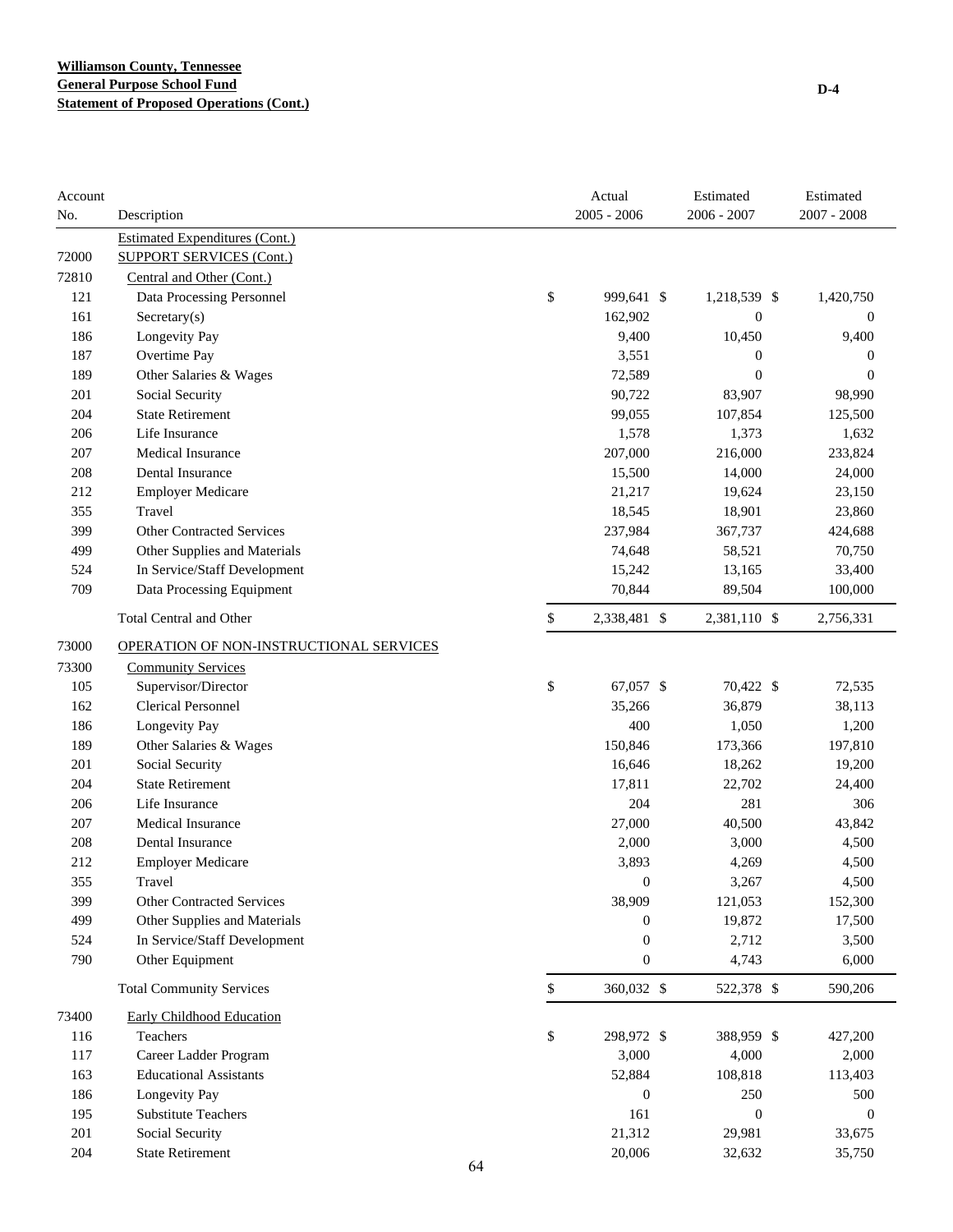**Williamson County, Tennessee**
**General Purpose School Fund**
**Statement of Proposed Operations (Cont.)**

D-4

| Account No. | Description | Actual 2005 - 2006 | Estimated 2006 - 2007 | Estimated 2007 - 2008 |
|---|---|---|---|---|
| | Estimated Expenditures (Cont.) | | | |
| 72000 | SUPPORT SERVICES (Cont.) | | | |
| 72810 | Central and Other (Cont.) | | | |
| 121 | Data Processing Personnel | $ 999,641 | $ 1,218,539 | $ 1,420,750 |
| 161 | Secretary(s) | 162,902 | 0 | 0 |
| 186 | Longevity Pay | 9,400 | 10,450 | 9,400 |
| 187 | Overtime Pay | 3,551 | 0 | 0 |
| 189 | Other Salaries & Wages | 72,589 | 0 | 0 |
| 201 | Social Security | 90,722 | 83,907 | 98,990 |
| 204 | State Retirement | 99,055 | 107,854 | 125,500 |
| 206 | Life Insurance | 1,578 | 1,373 | 1,632 |
| 207 | Medical Insurance | 207,000 | 216,000 | 233,824 |
| 208 | Dental Insurance | 15,500 | 14,000 | 24,000 |
| 212 | Employer Medicare | 21,217 | 19,624 | 23,150 |
| 355 | Travel | 18,545 | 18,901 | 23,860 |
| 399 | Other Contracted Services | 237,984 | 367,737 | 424,688 |
| 499 | Other Supplies and Materials | 74,648 | 58,521 | 70,750 |
| 524 | In Service/Staff Development | 15,242 | 13,165 | 33,400 |
| 709 | Data Processing Equipment | 70,844 | 89,504 | 100,000 |
| | Total Central and Other | $ 2,338,481 | $ 2,381,110 | $ 2,756,331 |
| 73000 | OPERATION OF NON-INSTRUCTIONAL SERVICES | | | |
| 73300 | Community Services | | | |
| 105 | Supervisor/Director | $ 67,057 | $ 70,422 | $ 72,535 |
| 162 | Clerical Personnel | 35,266 | 36,879 | 38,113 |
| 186 | Longevity Pay | 400 | 1,050 | 1,200 |
| 189 | Other Salaries & Wages | 150,846 | 173,366 | 197,810 |
| 201 | Social Security | 16,646 | 18,262 | 19,200 |
| 204 | State Retirement | 17,811 | 22,702 | 24,400 |
| 206 | Life Insurance | 204 | 281 | 306 |
| 207 | Medical Insurance | 27,000 | 40,500 | 43,842 |
| 208 | Dental Insurance | 2,000 | 3,000 | 4,500 |
| 212 | Employer Medicare | 3,893 | 4,269 | 4,500 |
| 355 | Travel | 0 | 3,267 | 4,500 |
| 399 | Other Contracted Services | 38,909 | 121,053 | 152,300 |
| 499 | Other Supplies and Materials | 0 | 19,872 | 17,500 |
| 524 | In Service/Staff Development | 0 | 2,712 | 3,500 |
| 790 | Other Equipment | 0 | 4,743 | 6,000 |
| | Total Community Services | $ 360,032 | $ 522,378 | $ 590,206 |
| 73400 | Early Childhood Education | | | |
| 116 | Teachers | $ 298,972 | $ 388,959 | $ 427,200 |
| 117 | Career Ladder Program | 3,000 | 4,000 | 2,000 |
| 163 | Educational Assistants | 52,884 | 108,818 | 113,403 |
| 186 | Longevity Pay | 0 | 250 | 500 |
| 195 | Substitute Teachers | 161 | 0 | 0 |
| 201 | Social Security | 21,312 | 29,981 | 33,675 |
| 204 | State Retirement | 20,006 | 32,632 | 35,750 |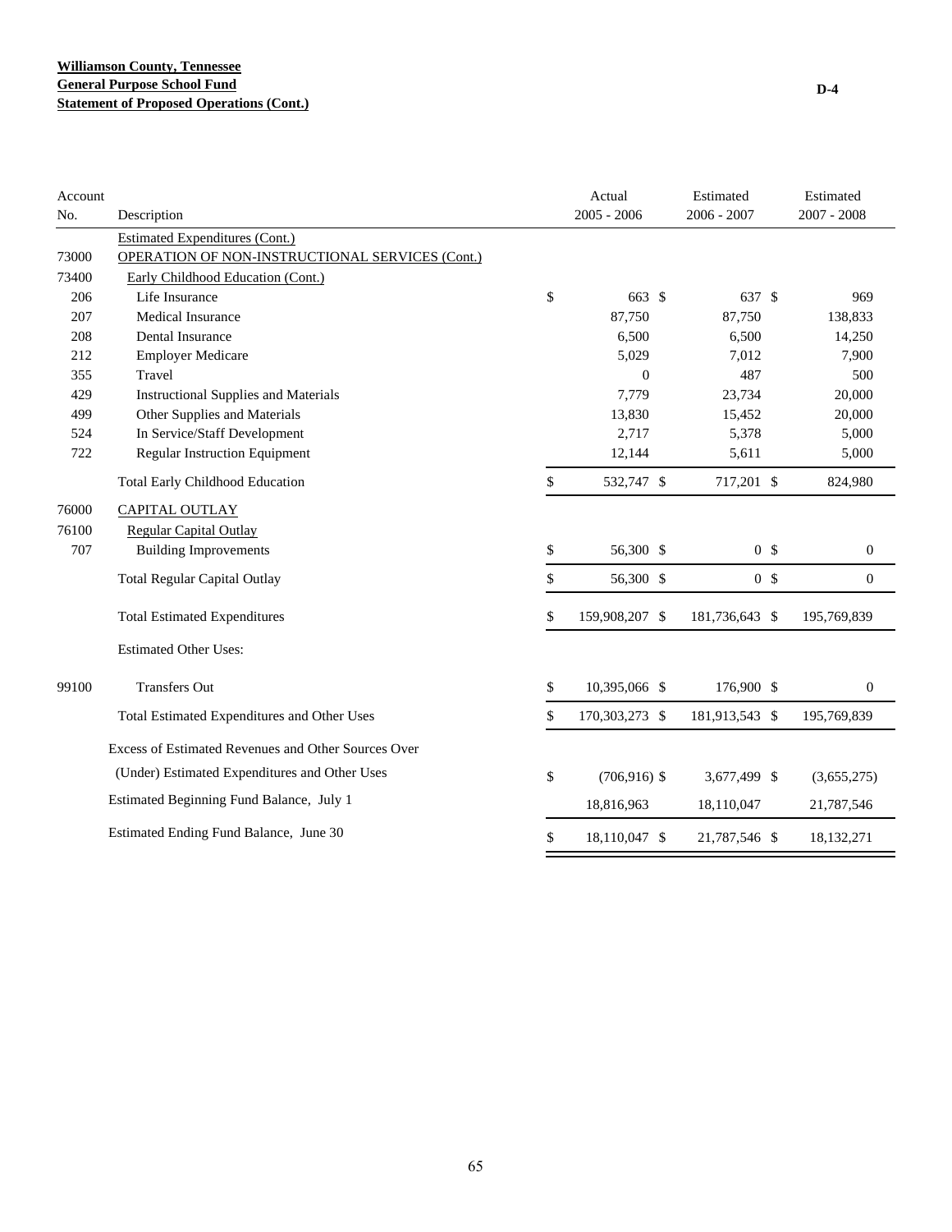**Williamson County, Tennessee**
**General Purpose School Fund**
**Statement of Proposed Operations (Cont.)**

D-4

| Account No. | Description | Actual 2005 - 2006 | Estimated 2006 - 2007 | Estimated 2007 - 2008 |
|---|---|---|---|---|
| | Estimated Expenditures (Cont.) | | | |
| 73000 | OPERATION OF NON-INSTRUCTIONAL SERVICES (Cont.) | | | |
| 73400 | Early Childhood Education (Cont.) | | | |
| 206 | Life Insurance | $ 663 | $ 637 | $ 969 |
| 207 | Medical Insurance | 87,750 | 87,750 | 138,833 |
| 208 | Dental Insurance | 6,500 | 6,500 | 14,250 |
| 212 | Employer Medicare | 5,029 | 7,012 | 7,900 |
| 355 | Travel | 0 | 487 | 500 |
| 429 | Instructional Supplies and Materials | 7,779 | 23,734 | 20,000 |
| 499 | Other Supplies and Materials | 13,830 | 15,452 | 20,000 |
| 524 | In Service/Staff Development | 2,717 | 5,378 | 5,000 |
| 722 | Regular Instruction Equipment | 12,144 | 5,611 | 5,000 |
| | Total Early Childhood Education | $ 532,747 | $ 717,201 | $ 824,980 |
| 76000 | CAPITAL OUTLAY | | | |
| 76100 | Regular Capital Outlay | | | |
| 707 | Building Improvements | $ 56,300 | $ 0 | $ 0 |
| | Total Regular Capital Outlay | $ 56,300 | $ 0 | $ 0 |
| | Total Estimated Expenditures | $ 159,908,207 | $ 181,736,643 | $ 195,769,839 |
| | Estimated Other Uses: | | | |
| 99100 | Transfers Out | $ 10,395,066 | $ 176,900 | $ 0 |
| | Total Estimated Expenditures and Other Uses | $ 170,303,273 | $ 181,913,543 | $ 195,769,839 |
| | Excess of Estimated Revenues and Other Sources Over (Under) Estimated Expenditures and Other Uses | $ (706,916) | $ 3,677,499 | $ (3,655,275) |
| | Estimated Beginning Fund Balance, July 1 | 18,816,963 | 18,110,047 | 21,787,546 |
| | Estimated Ending Fund Balance, June 30 | $ 18,110,047 | $ 21,787,546 | $ 18,132,271 |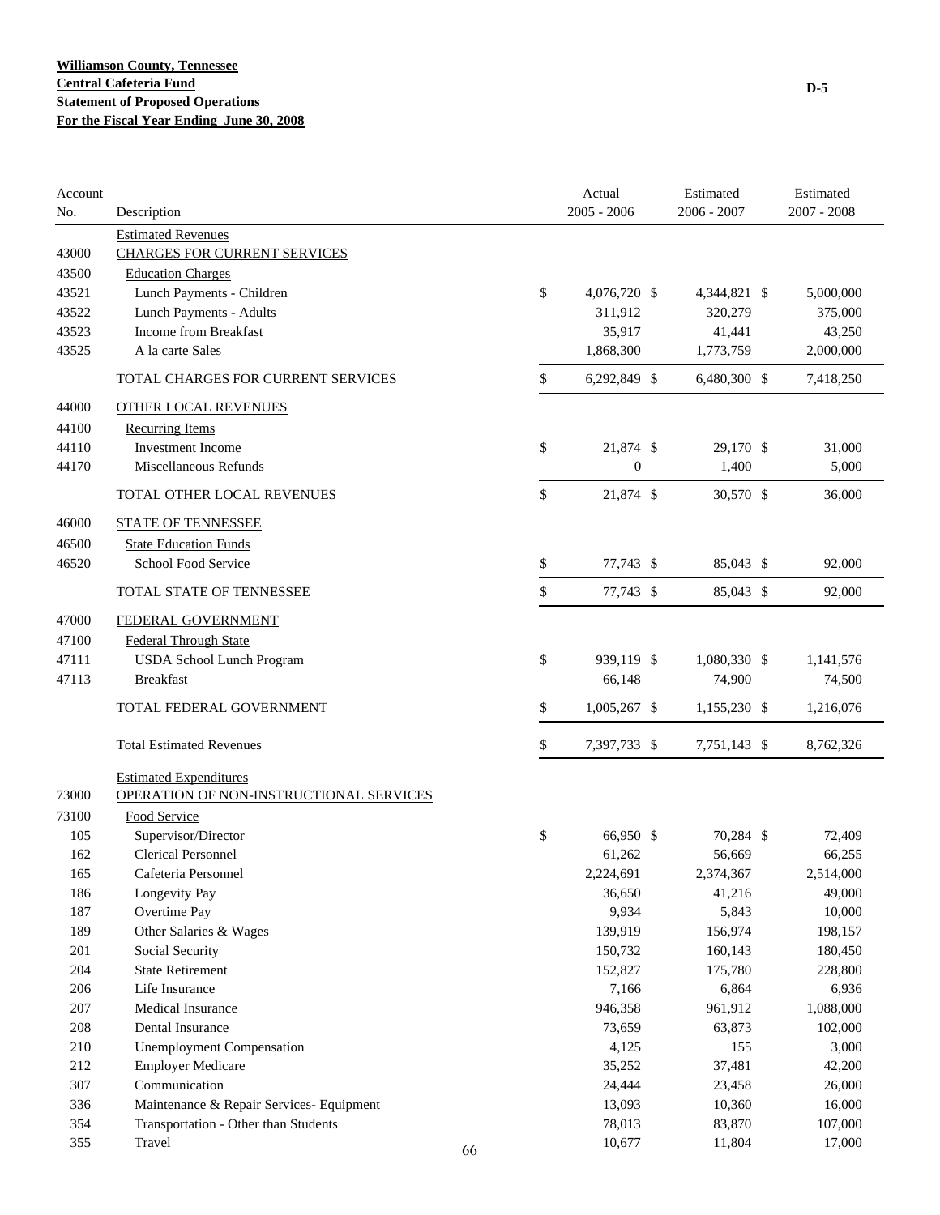**Williamson County, Tennessee**
**Central Cafeteria Fund**
**Statement of Proposed Operations**
**For the Fiscal Year Ending June 30, 2008**

D-5

| Account No. | Description | Actual 2005 - 2006 | Estimated 2006 - 2007 | Estimated 2007 - 2008 |
|---|---|---|---|---|
| | Estimated Revenues | | | |
| 43000 | CHARGES FOR CURRENT SERVICES | | | |
| 43500 | Education Charges | | | |
| 43521 | Lunch Payments - Children | $ 4,076,720 | $ 4,344,821 | $ 5,000,000 |
| 43522 | Lunch Payments - Adults | 311,912 | 320,279 | 375,000 |
| 43523 | Income from Breakfast | 35,917 | 41,441 | 43,250 |
| 43525 | A la carte Sales | 1,868,300 | 1,773,759 | 2,000,000 |
| | TOTAL CHARGES FOR CURRENT SERVICES | $ 6,292,849 | $ 6,480,300 | $ 7,418,250 |
| 44000 | OTHER LOCAL REVENUES | | | |
| 44100 | Recurring Items | | | |
| 44110 | Investment Income | $ 21,874 | $ 29,170 | $ 31,000 |
| 44170 | Miscellaneous Refunds | 0 | 1,400 | 5,000 |
| | TOTAL OTHER LOCAL REVENUES | $ 21,874 | $ 30,570 | $ 36,000 |
| 46000 | STATE OF TENNESSEE | | | |
| 46500 | State Education Funds | | | |
| 46520 | School Food Service | $ 77,743 | $ 85,043 | $ 92,000 |
| | TOTAL STATE OF TENNESSEE | $ 77,743 | $ 85,043 | $ 92,000 |
| 47000 | FEDERAL GOVERNMENT | | | |
| 47100 | Federal Through State | | | |
| 47111 | USDA School Lunch Program | $ 939,119 | $ 1,080,330 | $ 1,141,576 |
| 47113 | Breakfast | 66,148 | 74,900 | 74,500 |
| | TOTAL FEDERAL GOVERNMENT | $ 1,005,267 | $ 1,155,230 | $ 1,216,076 |
| | Total Estimated Revenues | $ 7,397,733 | $ 7,751,143 | $ 8,762,326 |
| | Estimated Expenditures | | | |
| 73000 | OPERATION OF NON-INSTRUCTIONAL SERVICES | | | |
| 73100 | Food Service | | | |
| 105 | Supervisor/Director | $ 66,950 | $ 70,284 | $ 72,409 |
| 162 | Clerical Personnel | 61,262 | 56,669 | 66,255 |
| 165 | Cafeteria Personnel | 2,224,691 | 2,374,367 | 2,514,000 |
| 186 | Longevity Pay | 36,650 | 41,216 | 49,000 |
| 187 | Overtime Pay | 9,934 | 5,843 | 10,000 |
| 189 | Other Salaries & Wages | 139,919 | 156,974 | 198,157 |
| 201 | Social Security | 150,732 | 160,143 | 180,450 |
| 204 | State Retirement | 152,827 | 175,780 | 228,800 |
| 206 | Life Insurance | 7,166 | 6,864 | 6,936 |
| 207 | Medical Insurance | 946,358 | 961,912 | 1,088,000 |
| 208 | Dental Insurance | 73,659 | 63,873 | 102,000 |
| 210 | Unemployment Compensation | 4,125 | 155 | 3,000 |
| 212 | Employer Medicare | 35,252 | 37,481 | 42,200 |
| 307 | Communication | 24,444 | 23,458 | 26,000 |
| 336 | Maintenance & Repair Services- Equipment | 13,093 | 10,360 | 16,000 |
| 354 | Transportation - Other than Students | 78,013 | 83,870 | 107,000 |
| 355 | Travel | 10,677 | 11,804 | 17,000 |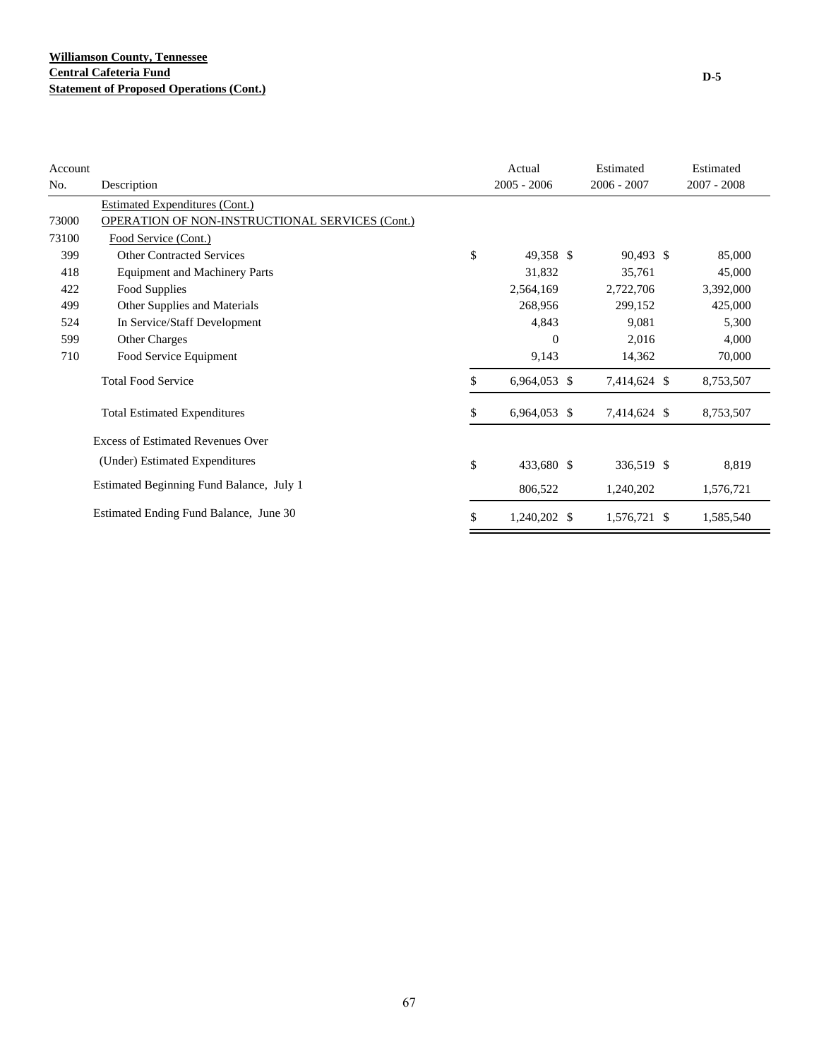**Williamson County, Tennessee**
**Central Cafeteria Fund**
**Statement of Proposed Operations (Cont.)**

D-5

| Account No. | Description | Actual 2005 - 2006 | Estimated 2006 - 2007 | Estimated 2007 - 2008 |
|---|---|---|---|---|
| | Estimated Expenditures (Cont.) | | | |
| 73000 | OPERATION OF NON-INSTRUCTIONAL SERVICES (Cont.) | | | |
| 73100 | Food Service (Cont.) | | | |
| 399 | Other Contracted Services | $ 49,358 | $ 90,493 | $ 85,000 |
| 418 | Equipment and Machinery Parts | 31,832 | 35,761 | 45,000 |
| 422 | Food Supplies | 2,564,169 | 2,722,706 | 3,392,000 |
| 499 | Other Supplies and Materials | 268,956 | 299,152 | 425,000 |
| 524 | In Service/Staff Development | 4,843 | 9,081 | 5,300 |
| 599 | Other Charges | 0 | 2,016 | 4,000 |
| 710 | Food Service Equipment | 9,143 | 14,362 | 70,000 |
| | Total Food Service | $ 6,964,053 | $ 7,414,624 | $ 8,753,507 |
| | Total Estimated Expenditures | $ 6,964,053 | $ 7,414,624 | $ 8,753,507 |
| | Excess of Estimated Revenues Over (Under) Estimated Expenditures | $ 433,680 | $ 336,519 | $ 8,819 |
| | Estimated Beginning Fund Balance, July 1 | 806,522 | 1,240,202 | 1,576,721 |
| | Estimated Ending Fund Balance, June 30 | $ 1,240,202 | $ 1,576,721 | $ 1,585,540 |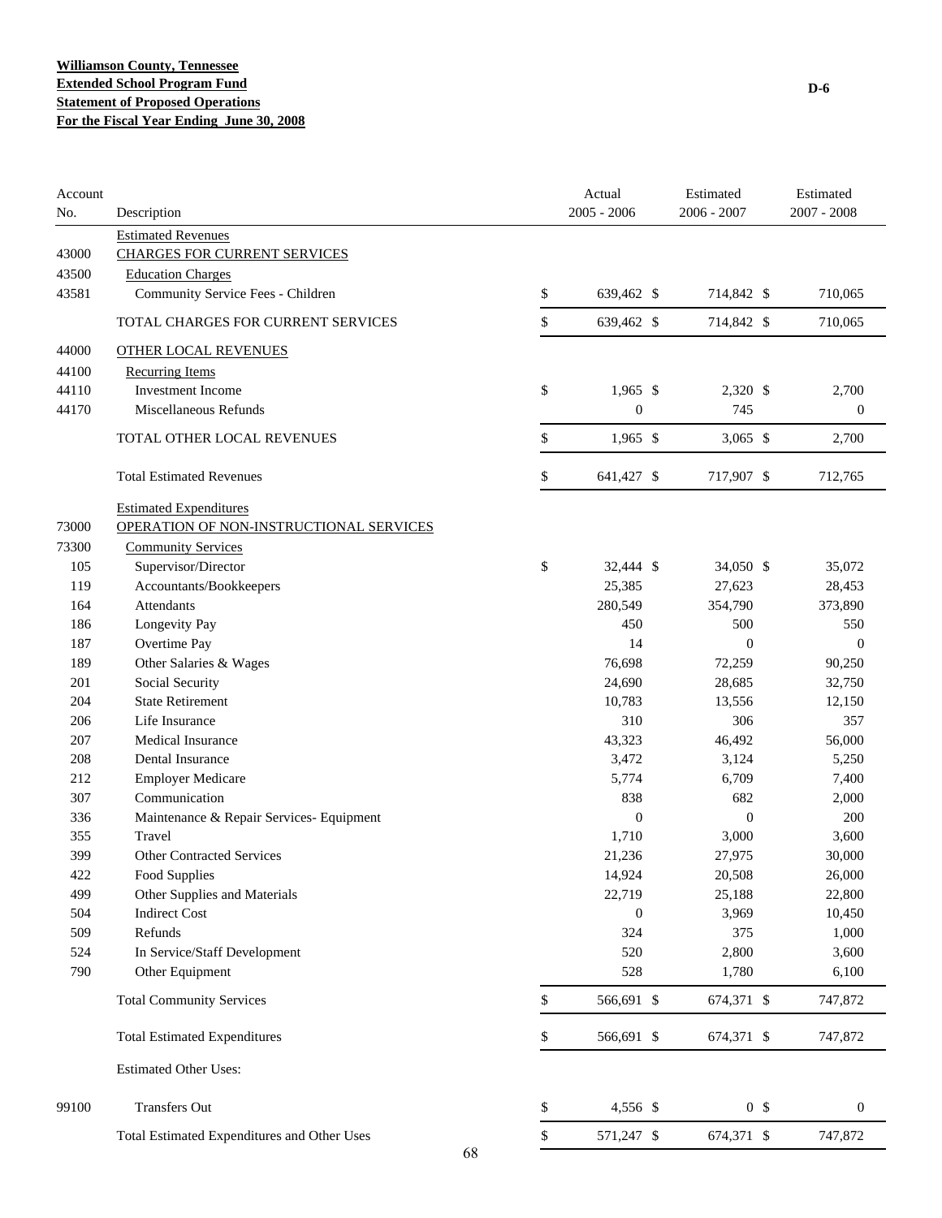**Williamson County, Tennessee**
**Extended School Program Fund**
**Statement of Proposed Operations**
**For the Fiscal Year Ending June 30, 2008**

D-6

| Account No. | Description | Actual 2005 - 2006 | Estimated 2006 - 2007 | Estimated 2007 - 2008 |
|---|---|---|---|---|
| | Estimated Revenues | | | |
| 43000 | CHARGES FOR CURRENT SERVICES | | | |
| 43500 | Education Charges | | | |
| 43581 | Community Service Fees - Children | $ 639,462 | $ 714,842 | $ 710,065 |
| | TOTAL CHARGES FOR CURRENT SERVICES | $ 639,462 | $ 714,842 | $ 710,065 |
| 44000 | OTHER LOCAL REVENUES | | | |
| 44100 | Recurring Items | | | |
| 44110 | Investment Income | $ 1,965 | $ 2,320 | $ 2,700 |
| 44170 | Miscellaneous Refunds | 0 | 745 | 0 |
| | TOTAL OTHER LOCAL REVENUES | $ 1,965 | $ 3,065 | $ 2,700 |
| | Total Estimated Revenues | $ 641,427 | $ 717,907 | $ 712,765 |
| | Estimated Expenditures | | | |
| 73000 | OPERATION OF NON-INSTRUCTIONAL SERVICES | | | |
| 73300 | Community Services | | | |
| 105 | Supervisor/Director | $ 32,444 | $ 34,050 | $ 35,072 |
| 119 | Accountants/Bookkeepers | 25,385 | 27,623 | 28,453 |
| 164 | Attendants | 280,549 | 354,790 | 373,890 |
| 186 | Longevity Pay | 450 | 500 | 550 |
| 187 | Overtime Pay | 14 | 0 | 0 |
| 189 | Other Salaries & Wages | 76,698 | 72,259 | 90,250 |
| 201 | Social Security | 24,690 | 28,685 | 32,750 |
| 204 | State Retirement | 10,783 | 13,556 | 12,150 |
| 206 | Life Insurance | 310 | 306 | 357 |
| 207 | Medical Insurance | 43,323 | 46,492 | 56,000 |
| 208 | Dental Insurance | 3,472 | 3,124 | 5,250 |
| 212 | Employer Medicare | 5,774 | 6,709 | 7,400 |
| 307 | Communication | 838 | 682 | 2,000 |
| 336 | Maintenance & Repair Services- Equipment | 0 | 0 | 200 |
| 355 | Travel | 1,710 | 3,000 | 3,600 |
| 399 | Other Contracted Services | 21,236 | 27,975 | 30,000 |
| 422 | Food Supplies | 14,924 | 20,508 | 26,000 |
| 499 | Other Supplies and Materials | 22,719 | 25,188 | 22,800 |
| 504 | Indirect Cost | 0 | 3,969 | 10,450 |
| 509 | Refunds | 324 | 375 | 1,000 |
| 524 | In Service/Staff Development | 520 | 2,800 | 3,600 |
| 790 | Other Equipment | 528 | 1,780 | 6,100 |
| | Total Community Services | $ 566,691 | $ 674,371 | $ 747,872 |
| | Total Estimated Expenditures | $ 566,691 | $ 674,371 | $ 747,872 |
| | Estimated Other Uses: | | | |
| 99100 | Transfers Out | $ 4,556 | $ 0 | $ 0 |
| | Total Estimated Expenditures and Other Uses | $ 571,247 | $ 674,371 | $ 747,872 |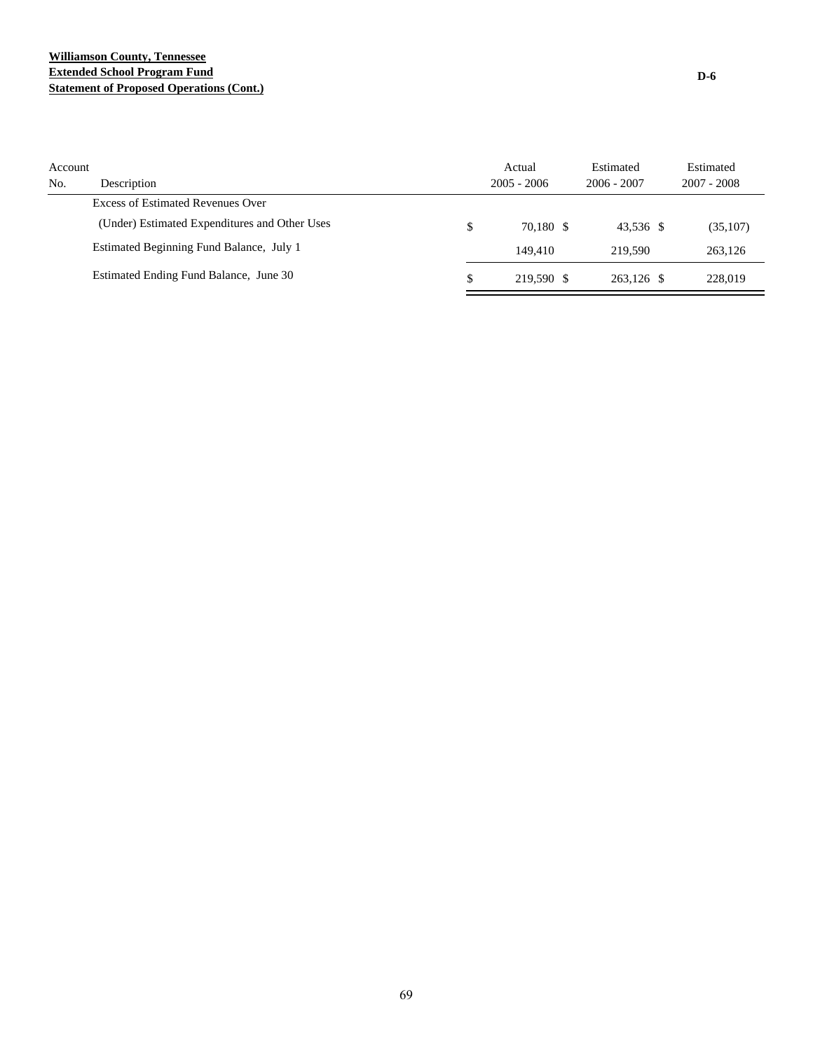**Williamson County, Tennessee**
**Extended School Program Fund**
**Statement of Proposed Operations (Cont.)**

D-6

| Account No. | Description | Actual 2005 - 2006 | Estimated 2006 - 2007 | Estimated 2007 - 2008 |
|---|---|---|---|---|
| | Excess of Estimated Revenues Over (Under) Estimated Expenditures and Other Uses | $ 70,180 | $ 43,536 | $ (35,107) |
| | Estimated Beginning Fund Balance, July 1 | 149,410 | 219,590 | 263,126 |
| | Estimated Ending Fund Balance, June 30 | $ 219,590 | $ 263,126 | $ 228,019 |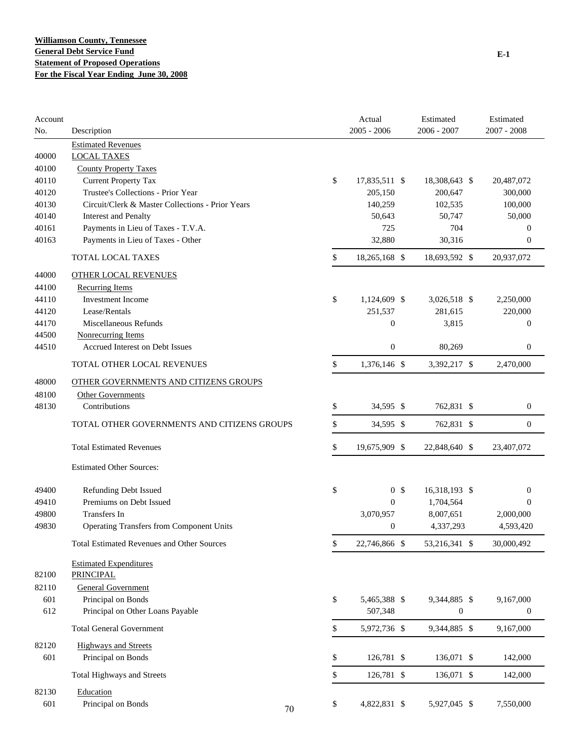**Williamson County, Tennessee**
**General Debt Service Fund**
**Statement of Proposed Operations**
**For the Fiscal Year Ending June 30, 2008**

E-1

| Account No. | Description | Actual 2005 - 2006 | Estimated 2006 - 2007 | Estimated 2007 - 2008 |
|---|---|---|---|---|
| | Estimated Revenues | | | |
| 40000 | LOCAL TAXES | | | |
| 40100 | County Property Taxes | | | |
| 40110 | Current Property Tax | $ 17,835,511 | $ 18,308,643 | $ 20,487,072 |
| 40120 | Trustee's Collections - Prior Year | 205,150 | 200,647 | 300,000 |
| 40130 | Circuit/Clerk & Master Collections - Prior Years | 140,259 | 102,535 | 100,000 |
| 40140 | Interest and Penalty | 50,643 | 50,747 | 50,000 |
| 40161 | Payments in Lieu of Taxes - T.V.A. | 725 | 704 | 0 |
| 40163 | Payments in Lieu of Taxes - Other | 32,880 | 30,316 | 0 |
| | TOTAL LOCAL TAXES | $ 18,265,168 | $ 18,693,592 | $ 20,937,072 |
| 44000 | OTHER LOCAL REVENUES | | | |
| 44100 | Recurring Items | | | |
| 44110 | Investment Income | $ 1,124,609 | $ 3,026,518 | $ 2,250,000 |
| 44120 | Lease/Rentals | 251,537 | 281,615 | 220,000 |
| 44170 | Miscellaneous Refunds | 0 | 3,815 | 0 |
| 44500 | Nonrecurring Items | | | |
| 44510 | Accrued Interest on Debt Issues | 0 | 80,269 | 0 |
| | TOTAL OTHER LOCAL REVENUES | $ 1,376,146 | $ 3,392,217 | $ 2,470,000 |
| 48000 | OTHER GOVERNMENTS AND CITIZENS GROUPS | | | |
| 48100 | Other Governments | | | |
| 48130 | Contributions | $ 34,595 | $ 762,831 | $ 0 |
| | TOTAL OTHER GOVERNMENTS AND CITIZENS GROUPS | $ 34,595 | $ 762,831 | $ 0 |
| | Total Estimated Revenues | $ 19,675,909 | $ 22,848,640 | $ 23,407,072 |
| | Estimated Other Sources: | | | |
| 49400 | Refunding Debt Issued | $ 0 | $ 16,318,193 | $ 0 |
| 49410 | Premiums on Debt Issued | 0 | 1,704,564 | 0 |
| 49800 | Transfers In | 3,070,957 | 8,007,651 | 2,000,000 |
| 49830 | Operating Transfers from Component Units | 0 | 4,337,293 | 4,593,420 |
| | Total Estimated Revenues and Other Sources | $ 22,746,866 | $ 53,216,341 | $ 30,000,492 |
| | Estimated Expenditures | | | |
| 82100 | PRINCIPAL | | | |
| 82110 | General Government | | | |
| 601 | Principal on Bonds | $ 5,465,388 | $ 9,344,885 | $ 9,167,000 |
| 612 | Principal on Other Loans Payable | 507,348 | 0 | 0 |
| | Total General Government | $ 5,972,736 | $ 9,344,885 | $ 9,167,000 |
| 82120 | Highways and Streets | | | |
| 601 | Principal on Bonds | $ 126,781 | $ 136,071 | $ 142,000 |
| | Total Highways and Streets | $ 126,781 | $ 136,071 | $ 142,000 |
| 82130 | Education | | | |
| 601 | Principal on Bonds | $ 4,822,831 | $ 5,927,045 | $ 7,550,000 |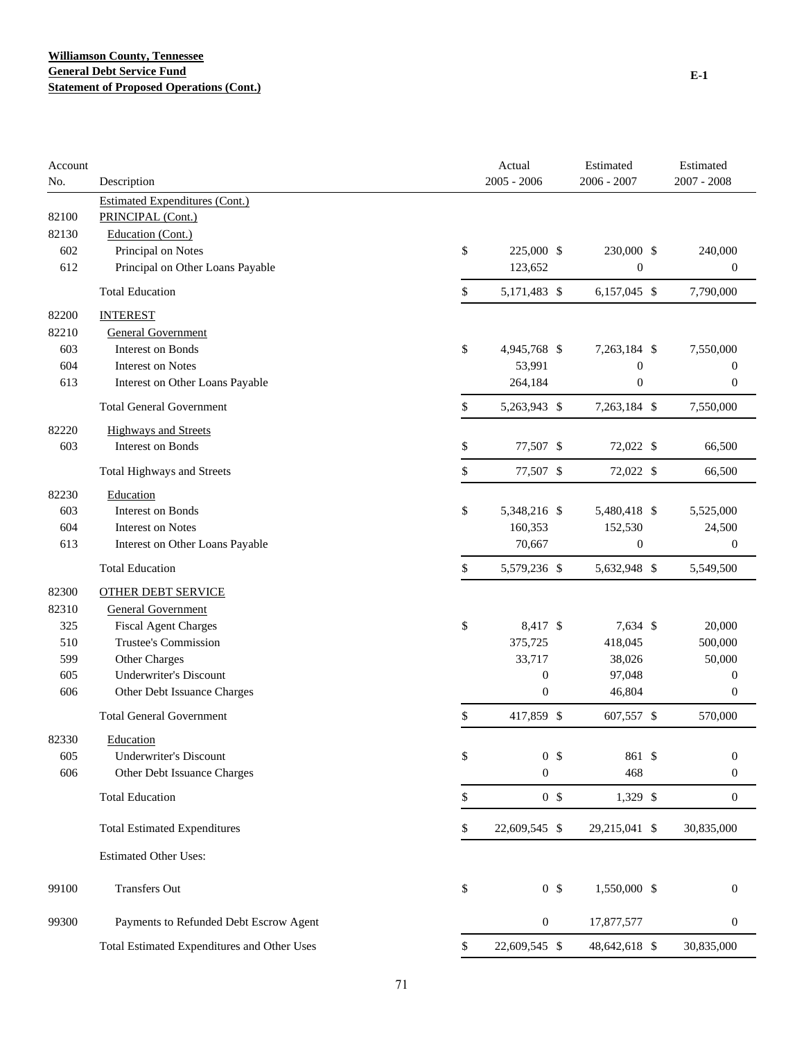**Williamson County, Tennessee**
**General Debt Service Fund**
**Statement of Proposed Operations (Cont.)**

E-1

| Account No. | Description | Actual 2005 - 2006 | Estimated 2006 - 2007 | Estimated 2007 - 2008 |
|---|---|---|---|---|
| | Estimated Expenditures (Cont.) | | | |
| 82100 | PRINCIPAL (Cont.) | | | |
| 82130 | Education (Cont.) | | | |
| 602 | Principal on Notes | $ 225,000 | $ 230,000 | $ 240,000 |
| 612 | Principal on Other Loans Payable | 123,652 | 0 | 0 |
| | Total Education | $ 5,171,483 | $ 6,157,045 | $ 7,790,000 |
| 82200 | INTEREST | | | |
| 82210 | General Government | | | |
| 603 | Interest on Bonds | $ 4,945,768 | $ 7,263,184 | $ 7,550,000 |
| 604 | Interest on Notes | 53,991 | 0 | 0 |
| 613 | Interest on Other Loans Payable | 264,184 | 0 | 0 |
| | Total General Government | $ 5,263,943 | $ 7,263,184 | $ 7,550,000 |
| 82220 | Highways and Streets | | | |
| 603 | Interest on Bonds | $ 77,507 | $ 72,022 | $ 66,500 |
| | Total Highways and Streets | $ 77,507 | $ 72,022 | $ 66,500 |
| 82230 | Education | | | |
| 603 | Interest on Bonds | $ 5,348,216 | $ 5,480,418 | $ 5,525,000 |
| 604 | Interest on Notes | 160,353 | 152,530 | 24,500 |
| 613 | Interest on Other Loans Payable | 70,667 | 0 | 0 |
| | Total Education | $ 5,579,236 | $ 5,632,948 | $ 5,549,500 |
| 82300 | OTHER DEBT SERVICE | | | |
| 82310 | General Government | | | |
| 325 | Fiscal Agent Charges | $ 8,417 | $ 7,634 | $ 20,000 |
| 510 | Trustee's Commission | 375,725 | 418,045 | 500,000 |
| 599 | Other Charges | 33,717 | 38,026 | 50,000 |
| 605 | Underwriter's Discount | 0 | 97,048 | 0 |
| 606 | Other Debt Issuance Charges | 0 | 46,804 | 0 |
| | Total General Government | $ 417,859 | $ 607,557 | $ 570,000 |
| 82330 | Education | | | |
| 605 | Underwriter's Discount | $ 0 | $ 861 | $ 0 |
| 606 | Other Debt Issuance Charges | 0 | 468 | 0 |
| | Total Education | $ 0 | $ 1,329 | $ 0 |
| | Total Estimated Expenditures | $ 22,609,545 | $ 29,215,041 | $ 30,835,000 |
| | Estimated Other Uses: | | | |
| 99100 | Transfers Out | $ 0 | $ 1,550,000 | $ 0 |
| 99300 | Payments to Refunded Debt Escrow Agent | 0 | 17,877,577 | 0 |
| | Total Estimated Expenditures and Other Uses | $ 22,609,545 | $ 48,642,618 | $ 30,835,000 |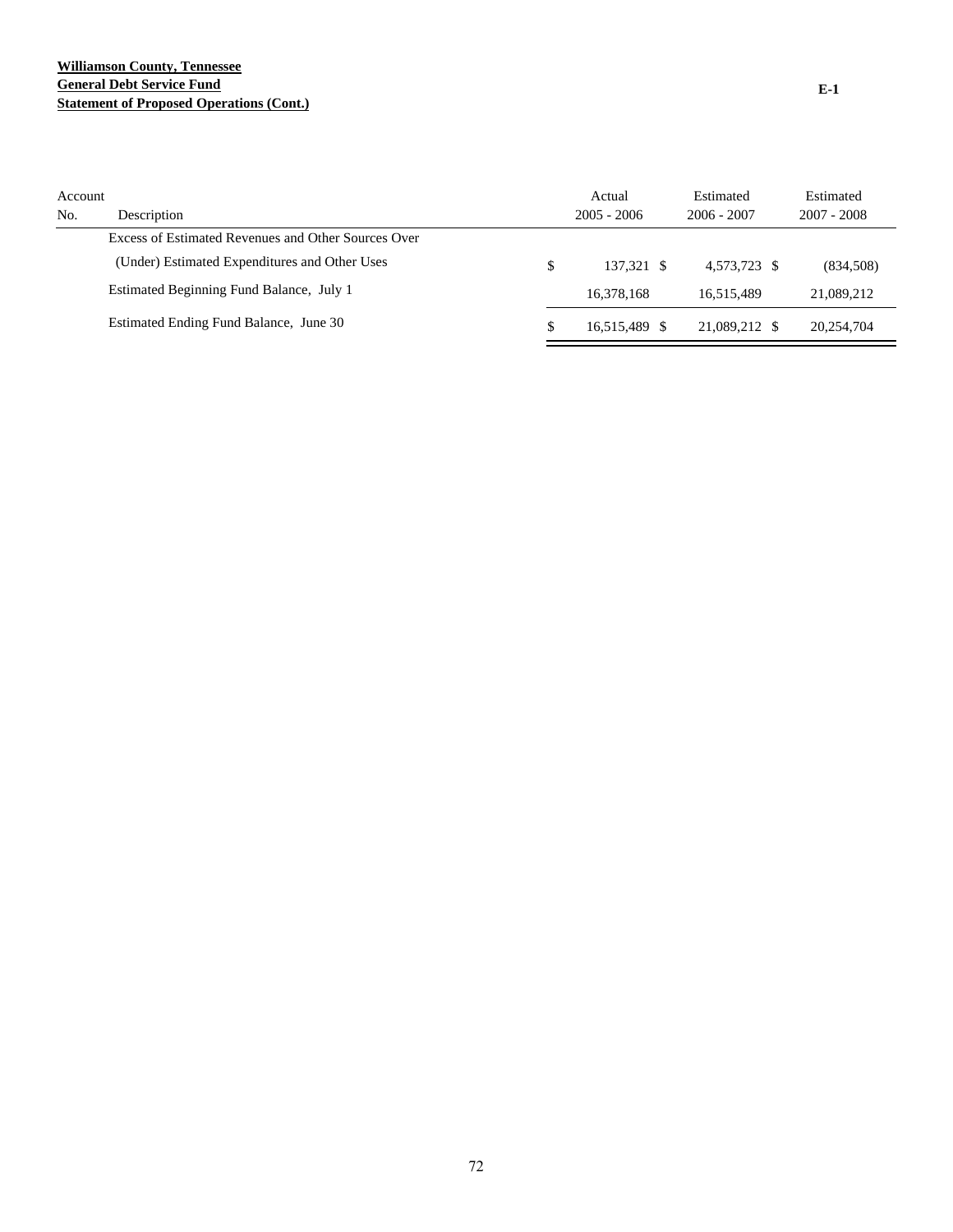**Williamson County, Tennessee**
**General Debt Service Fund**
**Statement of Proposed Operations (Cont.)**

**E-1**

| Account No. | Description | Actual 2005 - 2006 | Estimated 2006 - 2007 | Estimated 2007 - 2008 |
|---|---|---|---|---|
| | Excess of Estimated Revenues and Other Sources Over (Under) Estimated Expenditures and Other Uses | $ 137,321 | $ 4,573,723 | $ (834,508) |
| | Estimated Beginning Fund Balance, July 1 | 16,378,168 | 16,515,489 | 21,089,212 |
| | Estimated Ending Fund Balance, June 30 | $ 16,515,489 | $ 21,089,212 | $ 20,254,704 |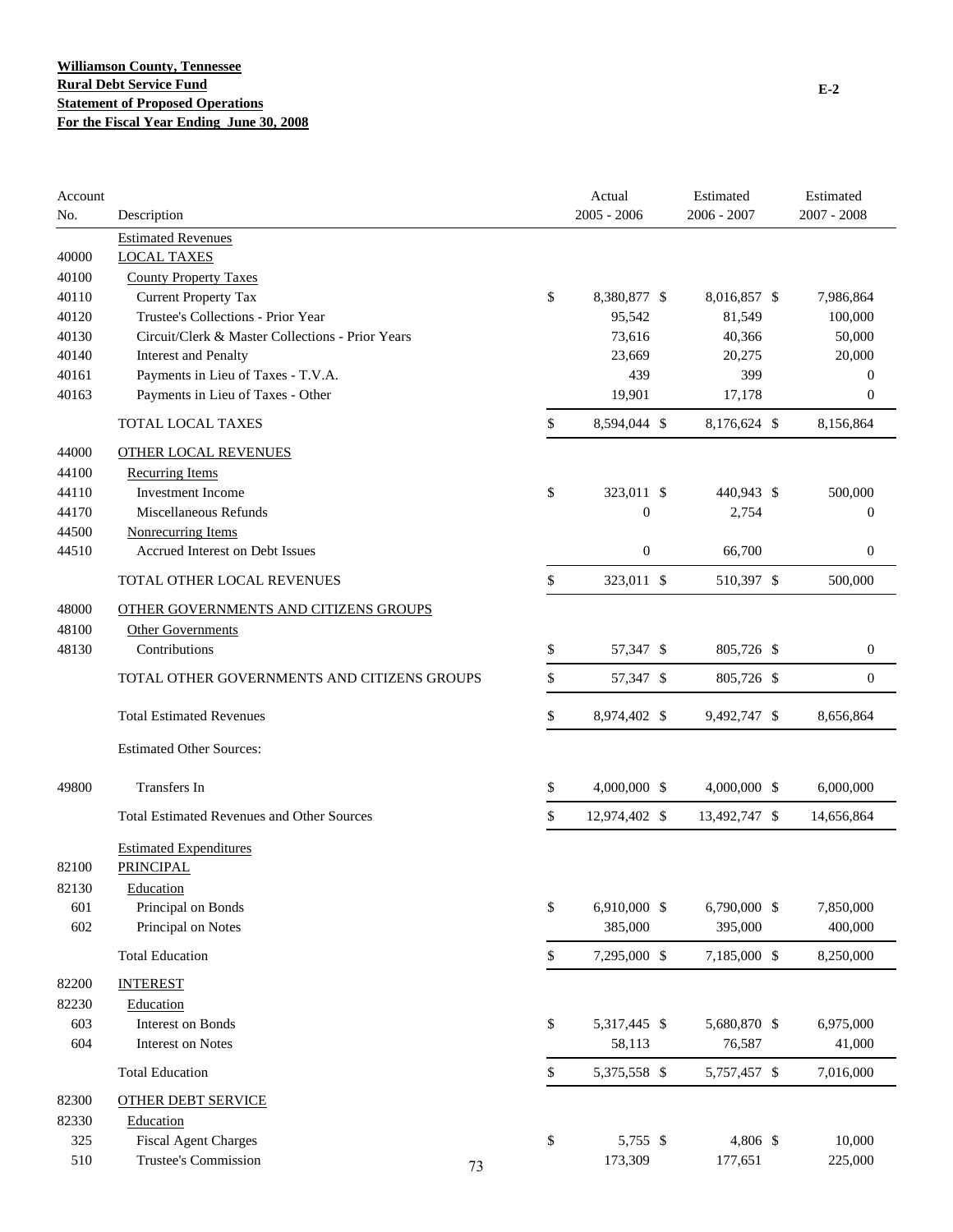**Williamson County, Tennessee**
**Rural Debt Service Fund**
**Statement of Proposed Operations**
**For the Fiscal Year Ending June 30, 2008**

E-2

| Account No. | Description | Actual 2005 - 2006 | Estimated 2006 - 2007 | Estimated 2007 - 2008 |
|---|---|---|---|---|
| | Estimated Revenues | | | |
| 40000 | LOCAL TAXES | | | |
| 40100 | County Property Taxes | | | |
| 40110 | Current Property Tax | $ 8,380,877 | $ 8,016,857 | $ 7,986,864 |
| 40120 | Trustee's Collections - Prior Year | 95,542 | 81,549 | 100,000 |
| 40130 | Circuit/Clerk & Master Collections - Prior Years | 73,616 | 40,366 | 50,000 |
| 40140 | Interest and Penalty | 23,669 | 20,275 | 20,000 |
| 40161 | Payments in Lieu of Taxes - T.V.A. | 439 | 399 | 0 |
| 40163 | Payments in Lieu of Taxes - Other | 19,901 | 17,178 | 0 |
| | TOTAL LOCAL TAXES | $ 8,594,044 | $ 8,176,624 | $ 8,156,864 |
| 44000 | OTHER LOCAL REVENUES | | | |
| 44100 | Recurring Items | | | |
| 44110 | Investment Income | $ 323,011 | $ 440,943 | $ 500,000 |
| 44170 | Miscellaneous Refunds | 0 | 2,754 | 0 |
| 44500 | Nonrecurring Items | | | |
| 44510 | Accrued Interest on Debt Issues | 0 | 66,700 | 0 |
| | TOTAL OTHER LOCAL REVENUES | $ 323,011 | $ 510,397 | $ 500,000 |
| 48000 | OTHER GOVERNMENTS AND CITIZENS GROUPS | | | |
| 48100 | Other Governments | | | |
| 48130 | Contributions | $ 57,347 | $ 805,726 | $ 0 |
| | TOTAL OTHER GOVERNMENTS AND CITIZENS GROUPS | $ 57,347 | $ 805,726 | $ 0 |
| | Total Estimated Revenues | $ 8,974,402 | $ 9,492,747 | $ 8,656,864 |
| | Estimated Other Sources: | | | |
| 49800 | Transfers In | $ 4,000,000 | $ 4,000,000 | $ 6,000,000 |
| | Total Estimated Revenues and Other Sources | $ 12,974,402 | $ 13,492,747 | $ 14,656,864 |
| | Estimated Expenditures | | | |
| 82100 | PRINCIPAL | | | |
| 82130 | Education | | | |
| 601 | Principal on Bonds | $ 6,910,000 | $ 6,790,000 | $ 7,850,000 |
| 602 | Principal on Notes | 385,000 | 395,000 | 400,000 |
| | Total Education | $ 7,295,000 | $ 7,185,000 | $ 8,250,000 |
| 82200 | INTEREST | | | |
| 82230 | Education | | | |
| 603 | Interest on Bonds | $ 5,317,445 | $ 5,680,870 | $ 6,975,000 |
| 604 | Interest on Notes | 58,113 | 76,587 | 41,000 |
| | Total Education | $ 5,375,558 | $ 5,757,457 | $ 7,016,000 |
| 82300 | OTHER DEBT SERVICE | | | |
| 82330 | Education | | | |
| 325 | Fiscal Agent Charges | $ 5,755 | $ 4,806 | $ 10,000 |
| 510 | Trustee's Commission | 173,309 | 177,651 | 225,000 |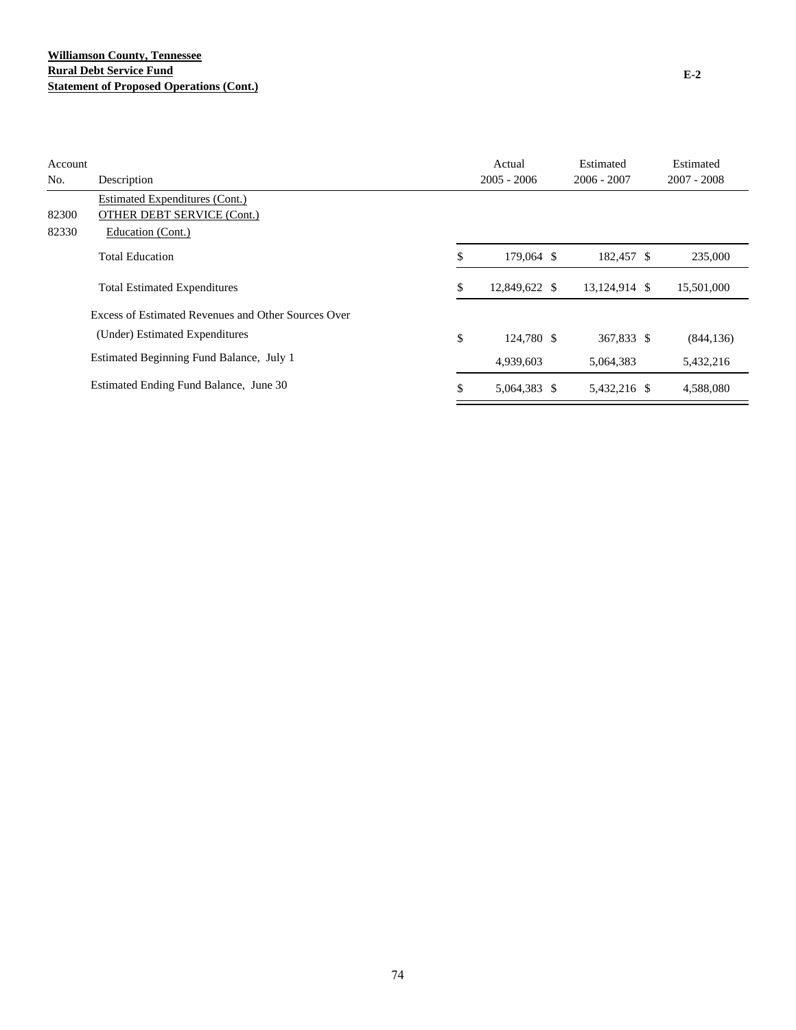**Williamson County, Tennessee**
**Rural Debt Service Fund**
**Statement of Proposed Operations (Cont.)**

E-2

| Account No. | Description | Actual 2005 - 2006 | Estimated 2006 - 2007 | Estimated 2007 - 2008 |
|---|---|---|---|---|
| | Estimated Expenditures (Cont.) | | | |
| 82300 | OTHER DEBT SERVICE (Cont.) | | | |
| 82330 | Education (Cont.) | | | |
| | Total Education | $ 179,064 | $ 182,457 | $ 235,000 |
| | Total Estimated Expenditures | $ 12,849,622 | $ 13,124,914 | $ 15,501,000 |
| | Excess of Estimated Revenues and Other Sources Over (Under) Estimated Expenditures | $ 124,780 | $ 367,833 | $ (844,136) |
| | Estimated Beginning Fund Balance, July 1 | 4,939,603 | 5,064,383 | 5,432,216 |
| | Estimated Ending Fund Balance, June 30 | $ 5,064,383 | $ 5,432,216 | $ 4,588,080 |